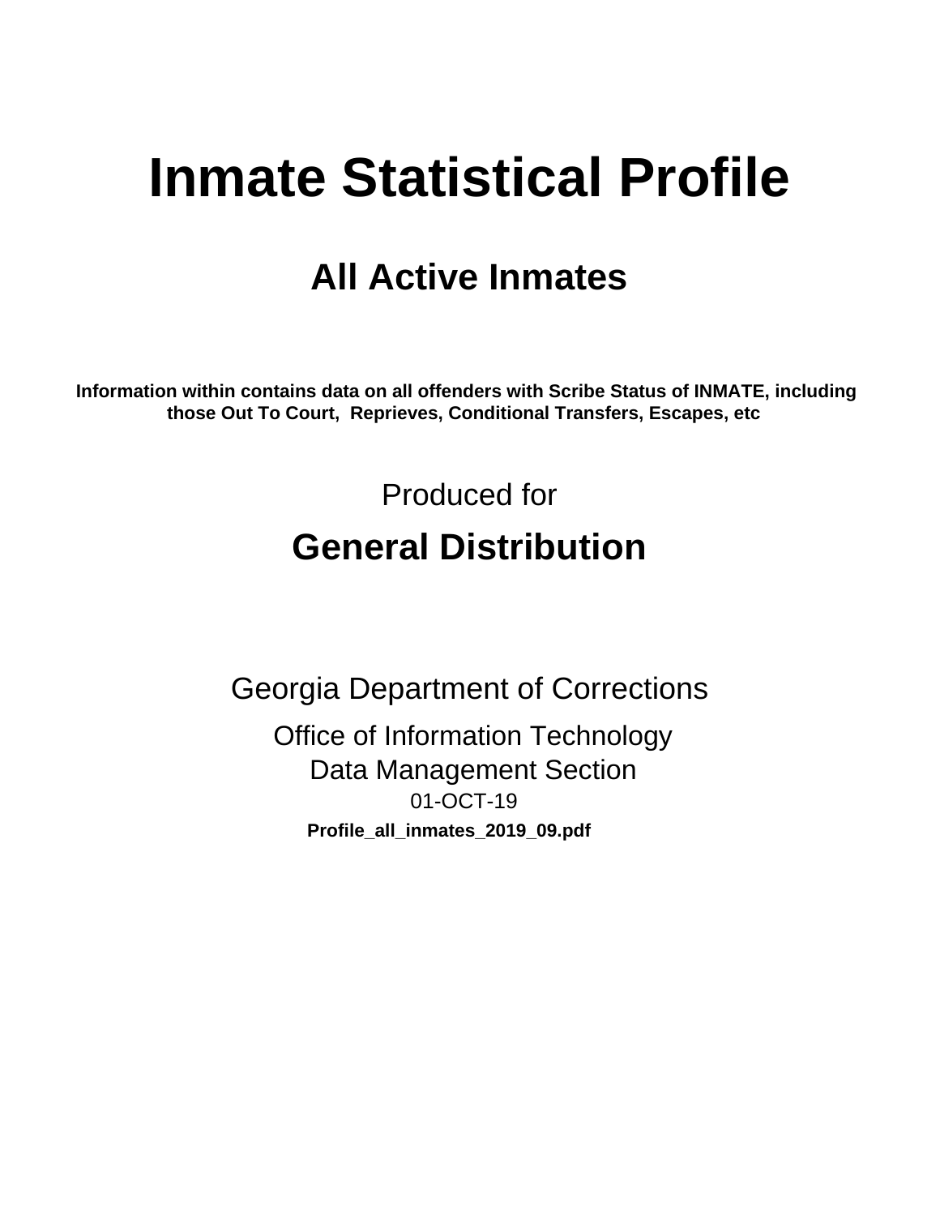# Inmate Statistical Profile

## All Active Inmates

**Information within contains data on all offenders with Scribe Status of INMATE, including those Out To Court, Reprieves, Conditional Transfers, Escapes, etc**

Produced for

## General Distribution

Georgia Department of Corrections

Office of Information Technology
Data Management Section
01-OCT-19
**Profile_all_inmates_2019_09.pdf**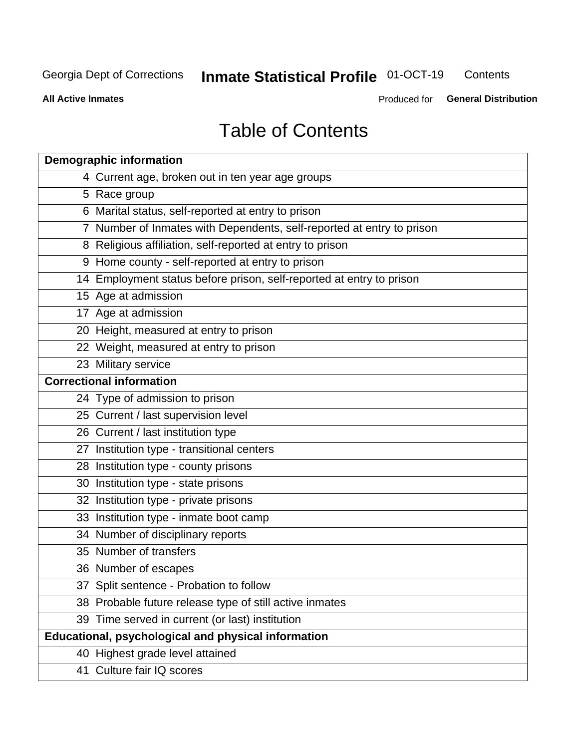# Table of Contents

| Demographic information | |
|---|---|
| 4 | Current age, broken out in ten year age groups |
| 5 | Race group |
| 6 | Marital status, self-reported at entry to prison |
| 7 | Number of Inmates with Dependents, self-reported at entry to prison |
| 8 | Religious affiliation, self-reported at entry to prison |
| 9 | Home county - self-reported at entry to prison |
| 14 | Employment status before prison, self-reported at entry to prison |
| 15 | Age at admission |
| 17 | Age at admission |
| 20 | Height, measured at entry to prison |
| 22 | Weight, measured at entry to prison |
| 23 | Military service |
| **Correctional information** | |
| 24 | Type of admission to prison |
| 25 | Current / last supervision level |
| 26 | Current / last institution type |
| 27 | Institution type - transitional centers |
| 28 | Institution type - county prisons |
| 30 | Institution type - state prisons |
| 32 | Institution type - private prisons |
| 33 | Institution type - inmate boot camp |
| 34 | Number of disciplinary reports |
| 35 | Number of transfers |
| 36 | Number of escapes |
| 37 | Split sentence - Probation to follow |
| 38 | Probable future release type of still active inmates |
| 39 | Time served in current (or last) institution |
| **Educational, psychological and physical information** | |
| 40 | Highest grade level attained |
| 41 | Culture fair IQ scores |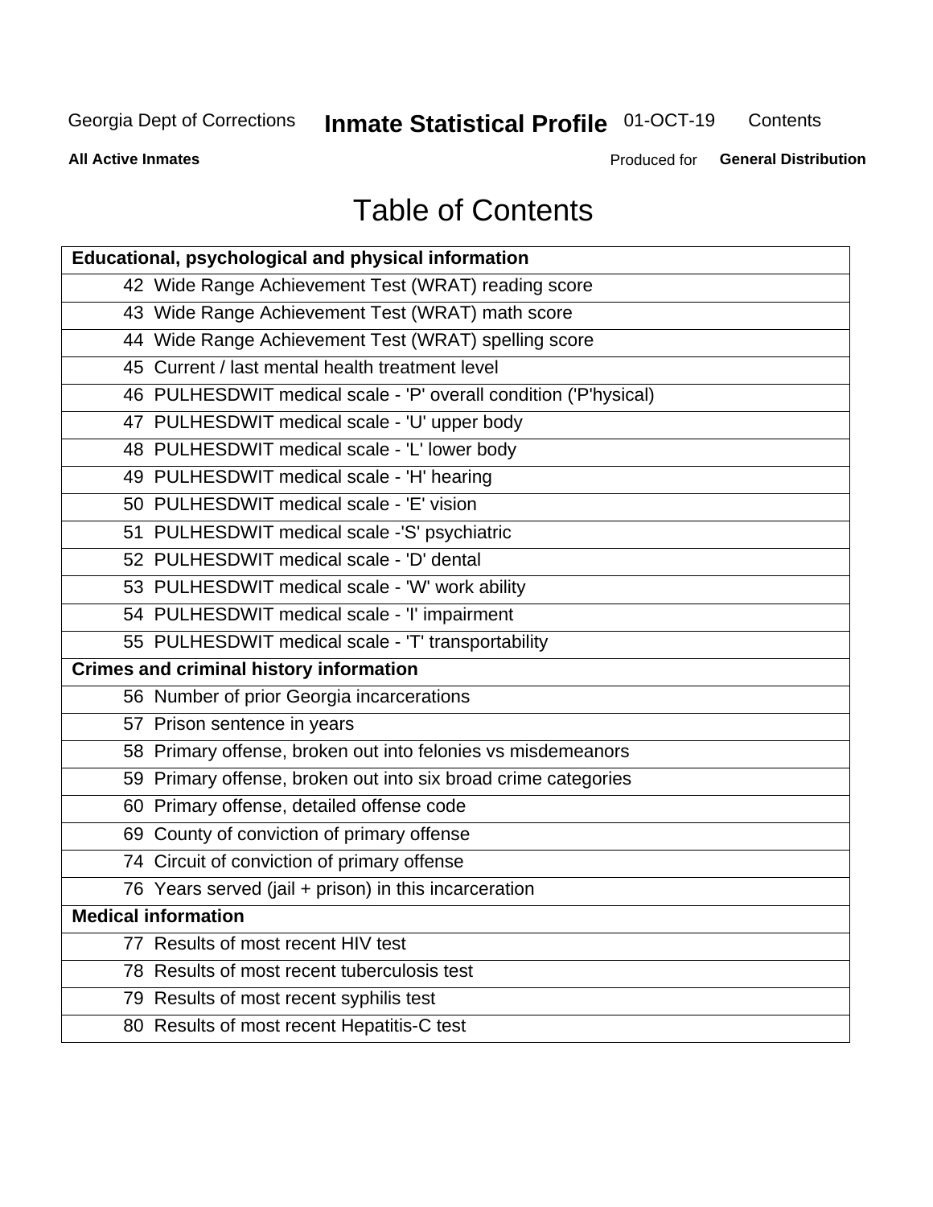# Table of Contents

| Educational, psychological and physical information |
|---|
| 42 Wide Range Achievement Test (WRAT) reading score |
| 43 Wide Range Achievement Test (WRAT) math score |
| 44 Wide Range Achievement Test (WRAT) spelling score |
| 45 Current / last mental health treatment level |
| 46 PULHESDWIT medical scale - 'P' overall condition ('P'hysical) |
| 47 PULHESDWIT medical scale - 'U' upper body |
| 48 PULHESDWIT medical scale - 'L' lower body |
| 49 PULHESDWIT medical scale - 'H' hearing |
| 50 PULHESDWIT medical scale - 'E' vision |
| 51 PULHESDWIT medical scale -'S' psychiatric |
| 52 PULHESDWIT medical scale - 'D' dental |
| 53 PULHESDWIT medical scale - 'W' work ability |
| 54 PULHESDWIT medical scale - 'I' impairment |
| 55 PULHESDWIT medical scale - 'T' transportability |
| **Crimes and criminal history information** |
| 56 Number of prior Georgia incarcerations |
| 57 Prison sentence in years |
| 58 Primary offense, broken out into felonies vs misdemeanors |
| 59 Primary offense, broken out into six broad crime categories |
| 60 Primary offense, detailed offense code |
| 69 County of conviction of primary offense |
| 74 Circuit of conviction of primary offense |
| 76 Years served (jail + prison) in this incarceration |
| **Medical information** |
| 77 Results of most recent HIV test |
| 78 Results of most recent tuberculosis test |
| 79 Results of most recent syphilis test |
| 80 Results of most recent Hepatitis-C test |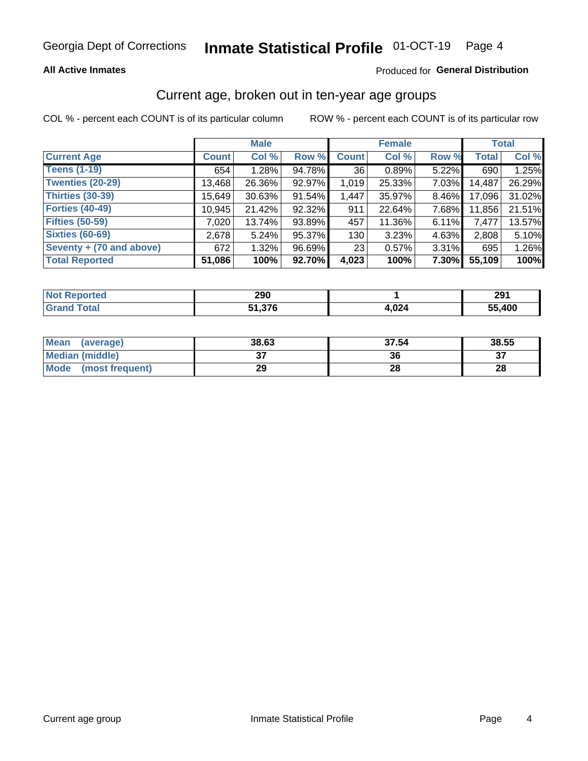# Georgia Dept of Corrections — Inmate Statistical Profile 01-OCT-19

**All Active Inmates** — Produced for **General Distribution**

## Current age, broken out in ten-year age groups

COL % - percent each COUNT is of its particular column    ROW % - percent each COUNT is of its particular row

| Current Age | Male | | | Female | | | Total | |
|---|---|---|---|---|---|---|---|---|
| | Count | Col % | Row % | Count | Col % | Row % | Total | Col % |
| Teens (1-19) | 654 | 1.28% | 94.78% | 36 | 0.89% | 5.22% | 690 | 1.25% |
| Twenties (20-29) | 13,468 | 26.36% | 92.97% | 1,019 | 25.33% | 7.03% | 14,487 | 26.29% |
| Thirties (30-39) | 15,649 | 30.63% | 91.54% | 1,447 | 35.97% | 8.46% | 17,096 | 31.02% |
| Forties (40-49) | 10,945 | 21.42% | 92.32% | 911 | 22.64% | 7.68% | 11,856 | 21.51% |
| Fifties (50-59) | 7,020 | 13.74% | 93.89% | 457 | 11.36% | 6.11% | 7,477 | 13.57% |
| Sixties (60-69) | 2,678 | 5.24% | 95.37% | 130 | 3.23% | 4.63% | 2,808 | 5.10% |
| Seventy + (70 and above) | 672 | 1.32% | 96.69% | 23 | 0.57% | 3.31% | 695 | 1.26% |
| **Total Reported** | **51,086** | **100%** | **92.70%** | **4,023** | **100%** | **7.30%** | **55,109** | **100%** |

| | Male | Female | Total |
|---|---|---|---|
| Not Reported | 290 | 1 | 291 |
| Grand Total | 51,376 | 4,024 | 55,400 |

| | Male | Female | Total |
|---|---|---|---|
| Mean (average) | 38.63 | 37.54 | 38.55 |
| Median (middle) | 37 | 36 | 37 |
| Mode (most frequent) | 29 | 28 | 28 |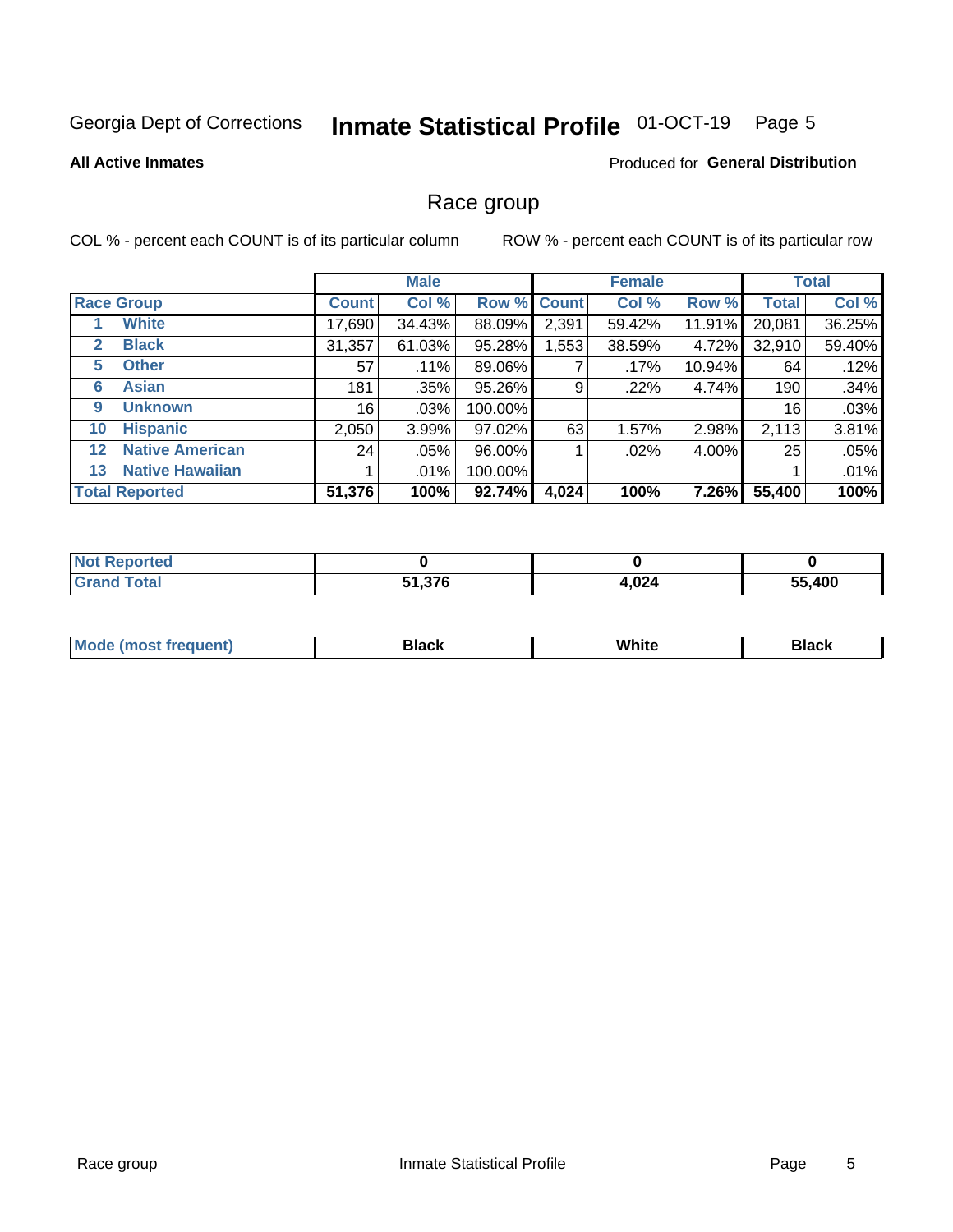Georgia Dept of Corrections **Inmate Statistical Profile** 01-OCT-19 Page 5

**All Active Inmates**

Produced for **General Distribution**

## Race group

COL % - percent each COUNT is of its particular column ROW % - percent each COUNT is of its particular row

| | | Male | | | Female | | | Total | |
|---|---|---|---|---|---|---|---|---|---|
| **Race Group** | | **Count** | **Col %** | **Row %** | **Count** | **Col %** | **Row %** | **Total** | **Col %** |
| 1 | White | 17,690 | 34.43% | 88.09% | 2,391 | 59.42% | 11.91% | 20,081 | 36.25% |
| 2 | Black | 31,357 | 61.03% | 95.28% | 1,553 | 38.59% | 4.72% | 32,910 | 59.40% |
| 5 | Other | 57 | .11% | 89.06% | 7 | .17% | 10.94% | 64 | .12% |
| 6 | Asian | 181 | .35% | 95.26% | 9 | .22% | 4.74% | 190 | .34% |
| 9 | Unknown | 16 | .03% | 100.00% | | | | 16 | .03% |
| 10 | Hispanic | 2,050 | 3.99% | 97.02% | 63 | 1.57% | 2.98% | 2,113 | 3.81% |
| 12 | Native American | 24 | .05% | 96.00% | 1 | .02% | 4.00% | 25 | .05% |
| 13 | Native Hawaiian | 1 | .01% | 100.00% | | | | 1 | .01% |
| **Total Reported** | | **51,376** | **100%** | **92.74%** | **4,024** | **100%** | **7.26%** | **55,400** | **100%** |

| | Male | Female | Total |
|---|---|---|---|
| Not Reported | **0** | **0** | **0** |
| Grand Total | **51,376** | **4,024** | **55,400** |

| | Male | Female | Total |
|---|---|---|---|
| Mode (most frequent) | **Black** | **White** | **Black** |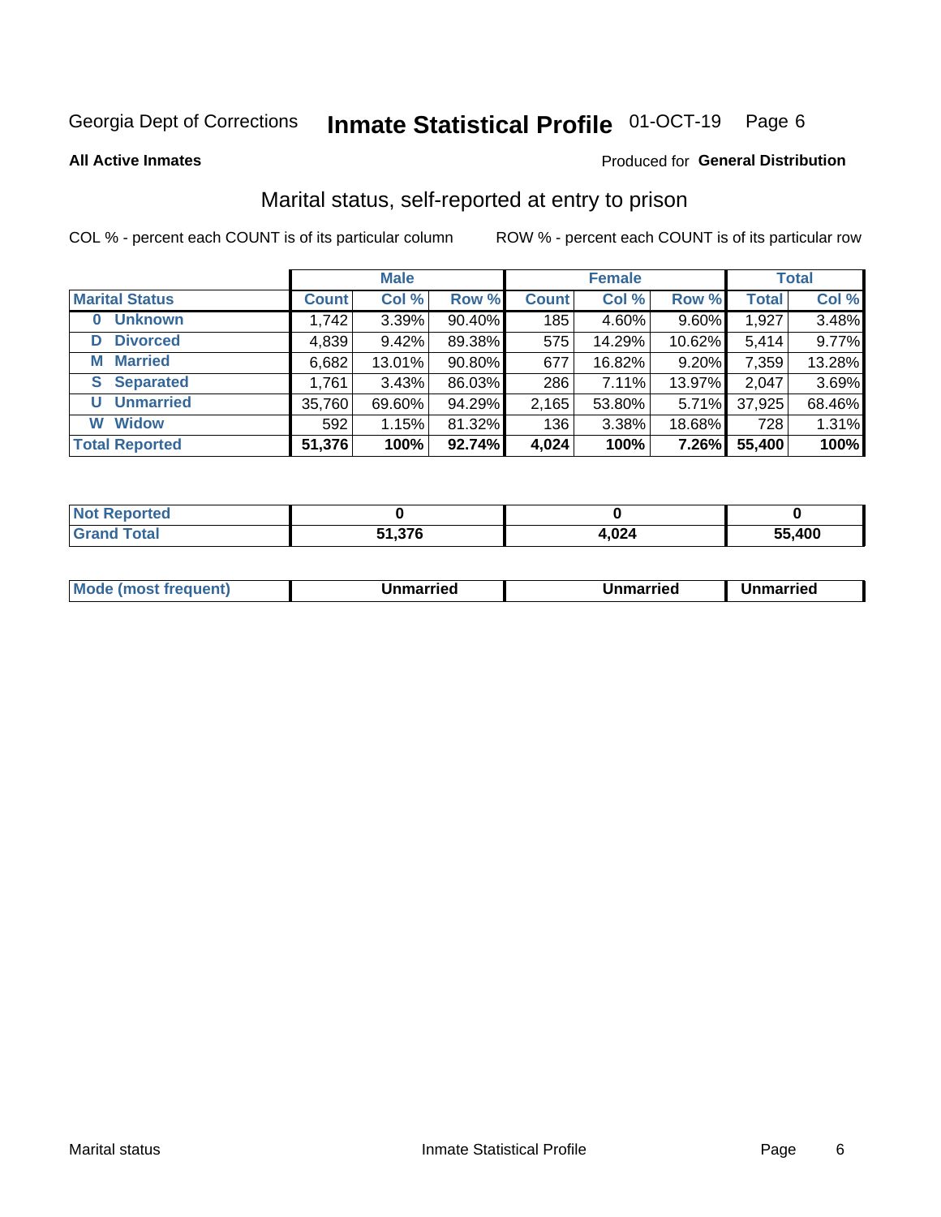Georgia Dept of Corrections **Inmate Statistical Profile** 01-OCT-19

**All Active Inmates**

Produced for **General Distribution**

## Marital status, self-reported at entry to prison

COL % - percent each COUNT is of its particular column

ROW % - percent each COUNT is of its particular row

| | Male | | | Female | | | Total | |
|---|---|---|---|---|---|---|---|---|
| **Marital Status** | **Count** | **Col %** | **Row %** | **Count** | **Col %** | **Row %** | **Total** | **Col %** |
| **0 Unknown** | 1,742 | 3.39% | 90.40% | 185 | 4.60% | 9.60% | 1,927 | 3.48% |
| **D Divorced** | 4,839 | 9.42% | 89.38% | 575 | 14.29% | 10.62% | 5,414 | 9.77% |
| **M Married** | 6,682 | 13.01% | 90.80% | 677 | 16.82% | 9.20% | 7,359 | 13.28% |
| **S Separated** | 1,761 | 3.43% | 86.03% | 286 | 7.11% | 13.97% | 2,047 | 3.69% |
| **U Unmarried** | 35,760 | 69.60% | 94.29% | 2,165 | 53.80% | 5.71% | 37,925 | 68.46% |
| **W Widow** | 592 | 1.15% | 81.32% | 136 | 3.38% | 18.68% | 728 | 1.31% |
| **Total Reported** | **51,376** | **100%** | **92.74%** | **4,024** | **100%** | **7.26%** | **55,400** | **100%** |

| | Male | Female | Total |
|---|---|---|---|
| **Not Reported** | **0** | **0** | **0** |
| **Grand Total** | **51,376** | **4,024** | **55,400** |

| | Male | Female | Total |
|---|---|---|---|
| **Mode (most frequent)** | **Unmarried** | **Unmarried** | **Unmarried** |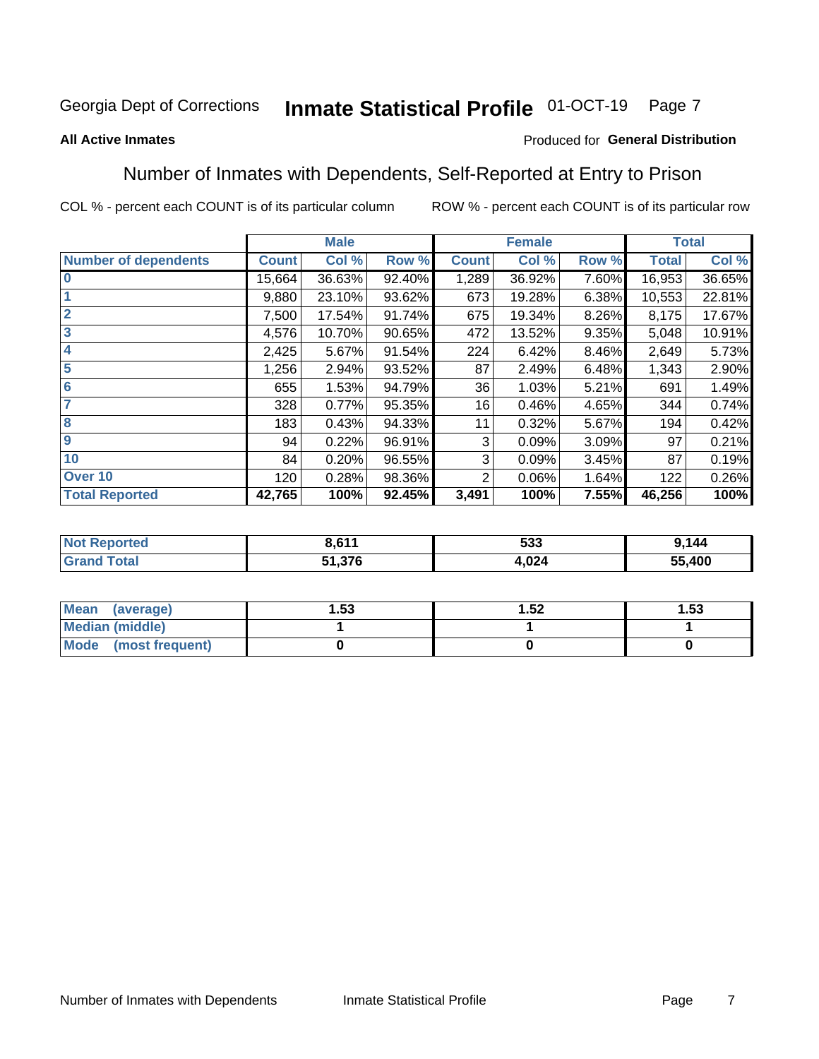Georgia Dept of Corrections **Inmate Statistical Profile** 01-OCT-19 Page 7

**All Active Inmates**

Produced for **General Distribution**

## Number of Inmates with Dependents, Self-Reported at Entry to Prison

COL % - percent each COUNT is of its particular column

ROW % - percent each COUNT is of its particular row

| Number of dependents | Male | | | Female | | | Total | |
|---|---|---|---|---|---|---|---|---|
| | Count | Col % | Row % | Count | Col % | Row % | Total | Col % |
| 0 | 15,664 | 36.63% | 92.40% | 1,289 | 36.92% | 7.60% | 16,953 | 36.65% |
| 1 | 9,880 | 23.10% | 93.62% | 673 | 19.28% | 6.38% | 10,553 | 22.81% |
| 2 | 7,500 | 17.54% | 91.74% | 675 | 19.34% | 8.26% | 8,175 | 17.67% |
| 3 | 4,576 | 10.70% | 90.65% | 472 | 13.52% | 9.35% | 5,048 | 10.91% |
| 4 | 2,425 | 5.67% | 91.54% | 224 | 6.42% | 8.46% | 2,649 | 5.73% |
| 5 | 1,256 | 2.94% | 93.52% | 87 | 2.49% | 6.48% | 1,343 | 2.90% |
| 6 | 655 | 1.53% | 94.79% | 36 | 1.03% | 5.21% | 691 | 1.49% |
| 7 | 328 | 0.77% | 95.35% | 16 | 0.46% | 4.65% | 344 | 0.74% |
| 8 | 183 | 0.43% | 94.33% | 11 | 0.32% | 5.67% | 194 | 0.42% |
| 9 | 94 | 0.22% | 96.91% | 3 | 0.09% | 3.09% | 97 | 0.21% |
| 10 | 84 | 0.20% | 96.55% | 3 | 0.09% | 3.45% | 87 | 0.19% |
| Over 10 | 120 | 0.28% | 98.36% | 2 | 0.06% | 1.64% | 122 | 0.26% |
| **Total Reported** | **42,765** | **100%** | **92.45%** | **3,491** | **100%** | **7.55%** | **46,256** | **100%** |

| | Male | Female | Total |
|---|---|---|---|
| Not Reported | **8,611** | **533** | **9,144** |
| Grand Total | **51,376** | **4,024** | **55,400** |

| | Male | Female | Total |
|---|---|---|---|
| Mean (average) | **1.53** | **1.52** | **1.53** |
| Median (middle) | **1** | **1** | **1** |
| Mode (most frequent) | **0** | **0** | **0** |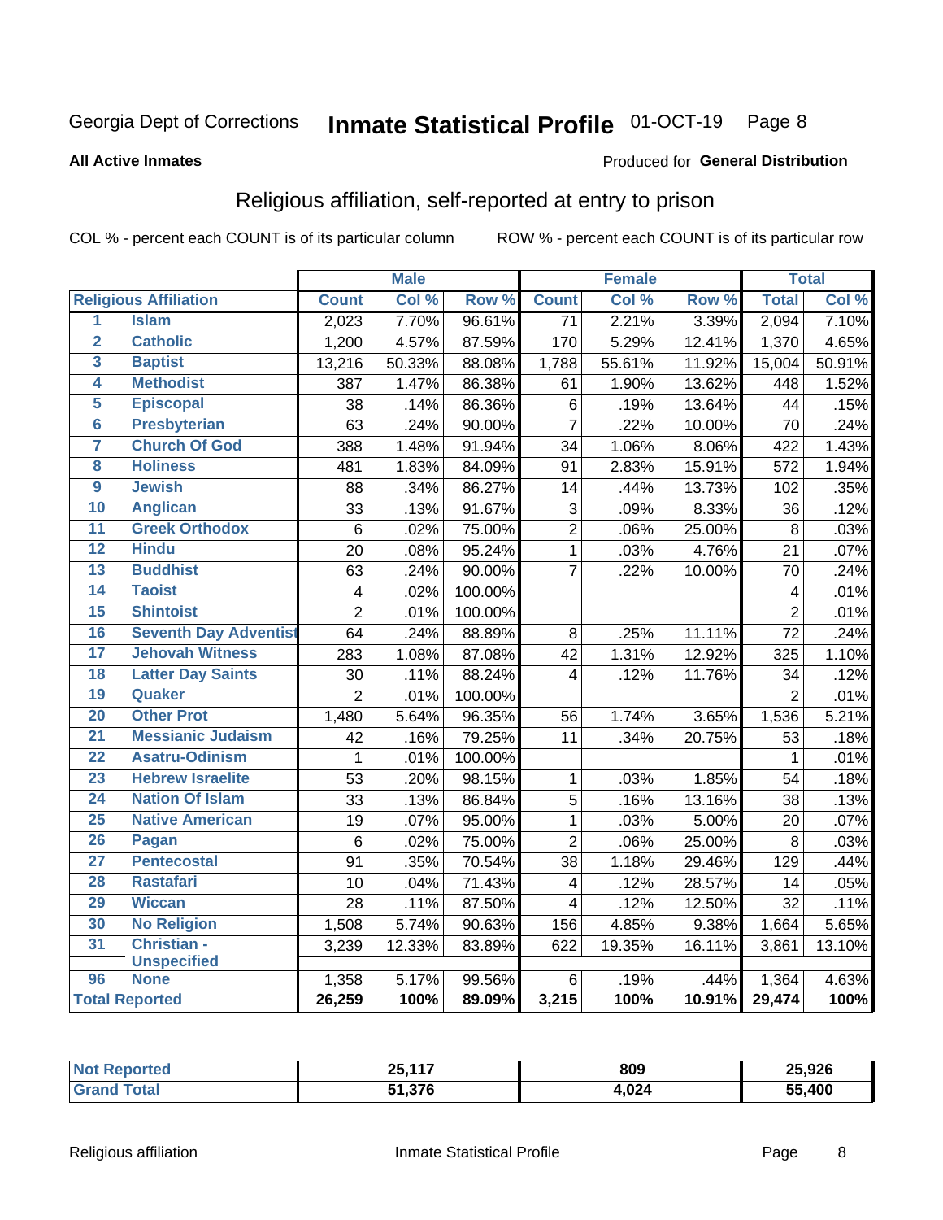Georgia Dept of Corrections **Inmate Statistical Profile** 01-OCT-19

**All Active Inmates**

Produced for **General Distribution**

## Religious affiliation, self-reported at entry to prison

COL % - percent each COUNT is of its particular column ROW % - percent each COUNT is of its particular row

| | | Male | | | Female | | | Total | |
|---|---|---|---|---|---|---|---|---|---|
| **Religious Affiliation** | | **Count** | **Col %** | **Row %** | **Count** | **Col %** | **Row %** | **Total** | **Col %** |
| 1 | Islam | 2,023 | 7.70% | 96.61% | 71 | 2.21% | 3.39% | 2,094 | 7.10% |
| 2 | Catholic | 1,200 | 4.57% | 87.59% | 170 | 5.29% | 12.41% | 1,370 | 4.65% |
| 3 | Baptist | 13,216 | 50.33% | 88.08% | 1,788 | 55.61% | 11.92% | 15,004 | 50.91% |
| 4 | Methodist | 387 | 1.47% | 86.38% | 61 | 1.90% | 13.62% | 448 | 1.52% |
| 5 | Episcopal | 38 | .14% | 86.36% | 6 | .19% | 13.64% | 44 | .15% |
| 6 | Presbyterian | 63 | .24% | 90.00% | 7 | .22% | 10.00% | 70 | .24% |
| 7 | Church Of God | 388 | 1.48% | 91.94% | 34 | 1.06% | 8.06% | 422 | 1.43% |
| 8 | Holiness | 481 | 1.83% | 84.09% | 91 | 2.83% | 15.91% | 572 | 1.94% |
| 9 | Jewish | 88 | .34% | 86.27% | 14 | .44% | 13.73% | 102 | .35% |
| 10 | Anglican | 33 | .13% | 91.67% | 3 | .09% | 8.33% | 36 | .12% |
| 11 | Greek Orthodox | 6 | .02% | 75.00% | 2 | .06% | 25.00% | 8 | .03% |
| 12 | Hindu | 20 | .08% | 95.24% | 1 | .03% | 4.76% | 21 | .07% |
| 13 | Buddhist | 63 | .24% | 90.00% | 7 | .22% | 10.00% | 70 | .24% |
| 14 | Taoist | 4 | .02% | 100.00% | | | | 4 | .01% |
| 15 | Shintoist | 2 | .01% | 100.00% | | | | 2 | .01% |
| 16 | Seventh Day Adventist | 64 | .24% | 88.89% | 8 | .25% | 11.11% | 72 | .24% |
| 17 | Jehovah Witness | 283 | 1.08% | 87.08% | 42 | 1.31% | 12.92% | 325 | 1.10% |
| 18 | Latter Day Saints | 30 | .11% | 88.24% | 4 | .12% | 11.76% | 34 | .12% |
| 19 | Quaker | 2 | .01% | 100.00% | | | | 2 | .01% |
| 20 | Other Prot | 1,480 | 5.64% | 96.35% | 56 | 1.74% | 3.65% | 1,536 | 5.21% |
| 21 | Messianic Judaism | 42 | .16% | 79.25% | 11 | .34% | 20.75% | 53 | .18% |
| 22 | Asatru-Odinism | 1 | .01% | 100.00% | | | | 1 | .01% |
| 23 | Hebrew Israelite | 53 | .20% | 98.15% | 1 | .03% | 1.85% | 54 | .18% |
| 24 | Nation Of Islam | 33 | .13% | 86.84% | 5 | .16% | 13.16% | 38 | .13% |
| 25 | Native American | 19 | .07% | 95.00% | 1 | .03% | 5.00% | 20 | .07% |
| 26 | Pagan | 6 | .02% | 75.00% | 2 | .06% | 25.00% | 8 | .03% |
| 27 | Pentecostal | 91 | .35% | 70.54% | 38 | 1.18% | 29.46% | 129 | .44% |
| 28 | Rastafari | 10 | .04% | 71.43% | 4 | .12% | 28.57% | 14 | .05% |
| 29 | Wiccan | 28 | .11% | 87.50% | 4 | .12% | 12.50% | 32 | .11% |
| 30 | No Religion | 1,508 | 5.74% | 90.63% | 156 | 4.85% | 9.38% | 1,664 | 5.65% |
| 31 | Christian - Unspecified | 3,239 | 12.33% | 83.89% | 622 | 19.35% | 16.11% | 3,861 | 13.10% |
| 96 | None | 1,358 | 5.17% | 99.56% | 6 | .19% | .44% | 1,364 | 4.63% |
| **Total Reported** | | **26,259** | **100%** | **89.09%** | **3,215** | **100%** | **10.91%** | **29,474** | **100%** |

| | Male | Female | Total |
|---|---|---|---|
| **Not Reported** | **25,117** | **809** | **25,926** |
| **Grand Total** | **51,376** | **4,024** | **55,400** |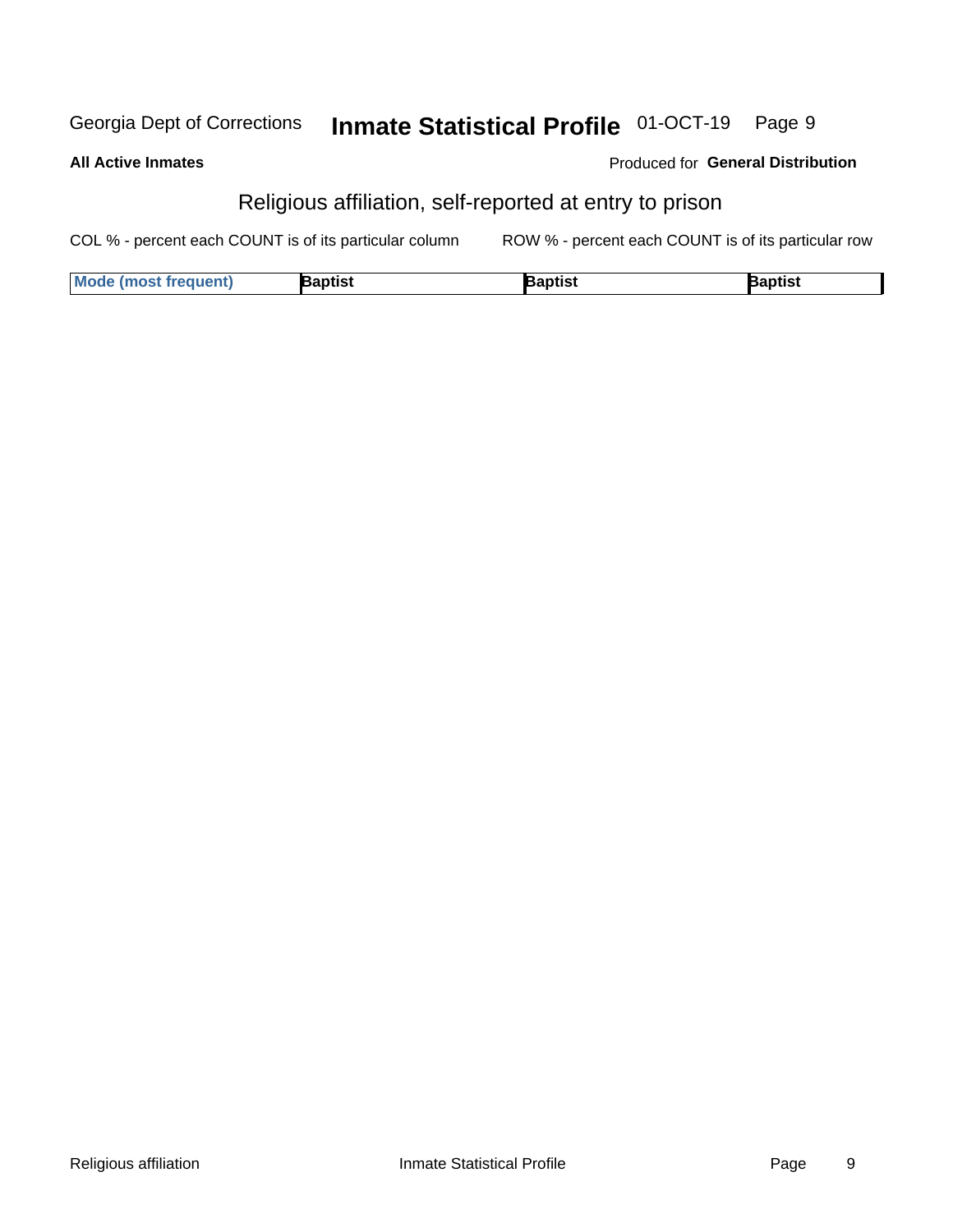## Religious affiliation, self-reported at entry to prison

COL % - percent each COUNT is of its particular column

ROW % - percent each COUNT is of its particular row

| Mode (most frequent) | Baptist | Baptist | Baptist |
|---|---|---|---|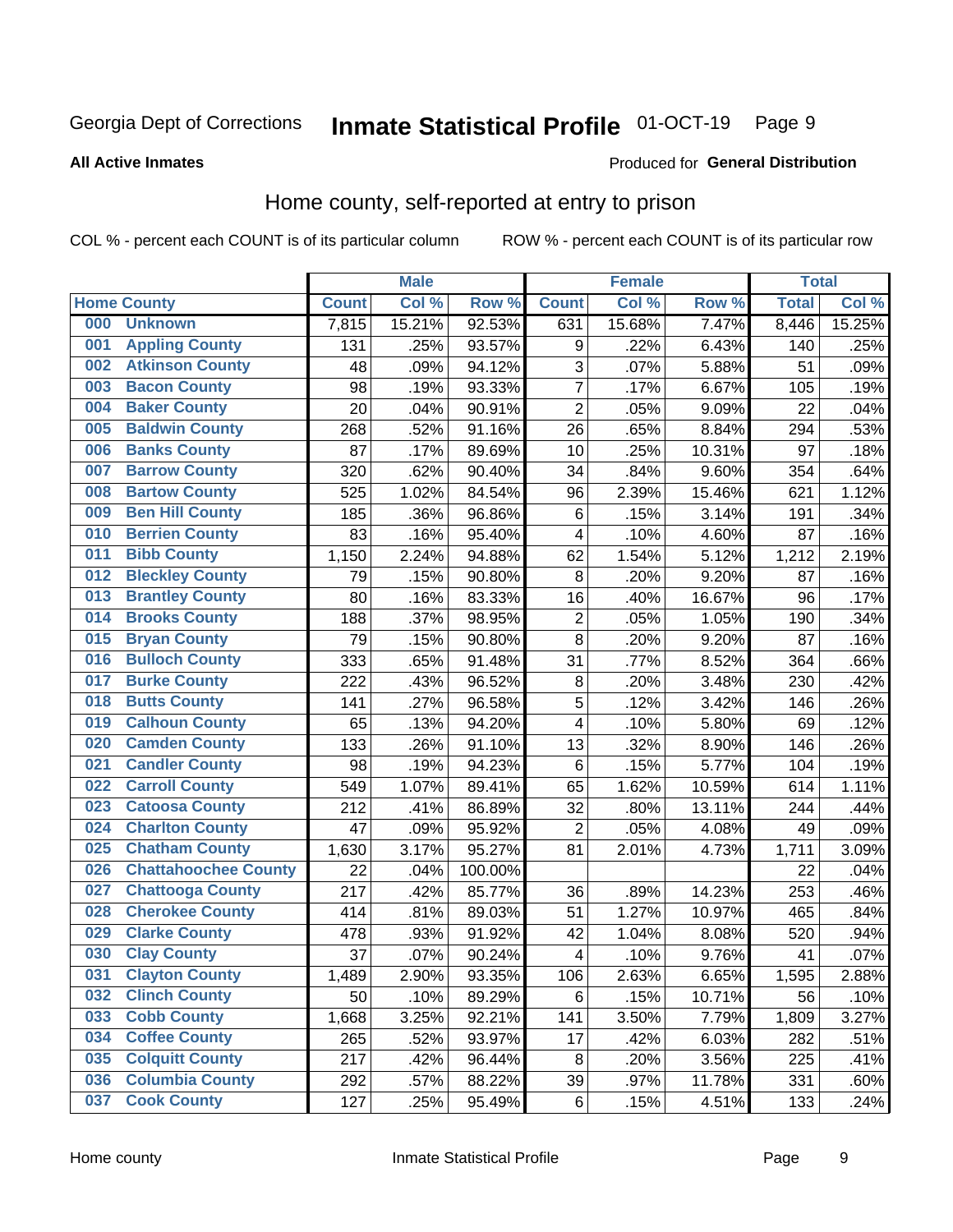Georgia Dept of Corrections **Inmate Statistical Profile** 01-OCT-19

**All Active Inmates**

Produced for **General Distribution**

## Home county, self-reported at entry to prison

COL % - percent each COUNT is of its particular column ROW % - percent each COUNT is of its particular row

| Home County | | Male | | | Female | | | Total | |
|---|---|---|---|---|---|---|---|---|---|
| | | Count | Col % | Row % | Count | Col % | Row % | Total | Col % |
| 000 | Unknown | 7,815 | 15.21% | 92.53% | 631 | 15.68% | 7.47% | 8,446 | 15.25% |
| 001 | Appling County | 131 | .25% | 93.57% | 9 | .22% | 6.43% | 140 | .25% |
| 002 | Atkinson County | 48 | .09% | 94.12% | 3 | .07% | 5.88% | 51 | .09% |
| 003 | Bacon County | 98 | .19% | 93.33% | 7 | .17% | 6.67% | 105 | .19% |
| 004 | Baker County | 20 | .04% | 90.91% | 2 | .05% | 9.09% | 22 | .04% |
| 005 | Baldwin County | 268 | .52% | 91.16% | 26 | .65% | 8.84% | 294 | .53% |
| 006 | Banks County | 87 | .17% | 89.69% | 10 | .25% | 10.31% | 97 | .18% |
| 007 | Barrow County | 320 | .62% | 90.40% | 34 | .84% | 9.60% | 354 | .64% |
| 008 | Bartow County | 525 | 1.02% | 84.54% | 96 | 2.39% | 15.46% | 621 | 1.12% |
| 009 | Ben Hill County | 185 | .36% | 96.86% | 6 | .15% | 3.14% | 191 | .34% |
| 010 | Berrien County | 83 | .16% | 95.40% | 4 | .10% | 4.60% | 87 | .16% |
| 011 | Bibb County | 1,150 | 2.24% | 94.88% | 62 | 1.54% | 5.12% | 1,212 | 2.19% |
| 012 | Bleckley County | 79 | .15% | 90.80% | 8 | .20% | 9.20% | 87 | .16% |
| 013 | Brantley County | 80 | .16% | 83.33% | 16 | .40% | 16.67% | 96 | .17% |
| 014 | Brooks County | 188 | .37% | 98.95% | 2 | .05% | 1.05% | 190 | .34% |
| 015 | Bryan County | 79 | .15% | 90.80% | 8 | .20% | 9.20% | 87 | .16% |
| 016 | Bulloch County | 333 | .65% | 91.48% | 31 | .77% | 8.52% | 364 | .66% |
| 017 | Burke County | 222 | .43% | 96.52% | 8 | .20% | 3.48% | 230 | .42% |
| 018 | Butts County | 141 | .27% | 96.58% | 5 | .12% | 3.42% | 146 | .26% |
| 019 | Calhoun County | 65 | .13% | 94.20% | 4 | .10% | 5.80% | 69 | .12% |
| 020 | Camden County | 133 | .26% | 91.10% | 13 | .32% | 8.90% | 146 | .26% |
| 021 | Candler County | 98 | .19% | 94.23% | 6 | .15% | 5.77% | 104 | .19% |
| 022 | Carroll County | 549 | 1.07% | 89.41% | 65 | 1.62% | 10.59% | 614 | 1.11% |
| 023 | Catoosa County | 212 | .41% | 86.89% | 32 | .80% | 13.11% | 244 | .44% |
| 024 | Charlton County | 47 | .09% | 95.92% | 2 | .05% | 4.08% | 49 | .09% |
| 025 | Chatham County | 1,630 | 3.17% | 95.27% | 81 | 2.01% | 4.73% | 1,711 | 3.09% |
| 026 | Chattahoochee County | 22 | .04% | 100.00% | | | | 22 | .04% |
| 027 | Chattooga County | 217 | .42% | 85.77% | 36 | .89% | 14.23% | 253 | .46% |
| 028 | Cherokee County | 414 | .81% | 89.03% | 51 | 1.27% | 10.97% | 465 | .84% |
| 029 | Clarke County | 478 | .93% | 91.92% | 42 | 1.04% | 8.08% | 520 | .94% |
| 030 | Clay County | 37 | .07% | 90.24% | 4 | .10% | 9.76% | 41 | .07% |
| 031 | Clayton County | 1,489 | 2.90% | 93.35% | 106 | 2.63% | 6.65% | 1,595 | 2.88% |
| 032 | Clinch County | 50 | .10% | 89.29% | 6 | .15% | 10.71% | 56 | .10% |
| 033 | Cobb County | 1,668 | 3.25% | 92.21% | 141 | 3.50% | 7.79% | 1,809 | 3.27% |
| 034 | Coffee County | 265 | .52% | 93.97% | 17 | .42% | 6.03% | 282 | .51% |
| 035 | Colquitt County | 217 | .42% | 96.44% | 8 | .20% | 3.56% | 225 | .41% |
| 036 | Columbia County | 292 | .57% | 88.22% | 39 | .97% | 11.78% | 331 | .60% |
| 037 | Cook County | 127 | .25% | 95.49% | 6 | .15% | 4.51% | 133 | .24% |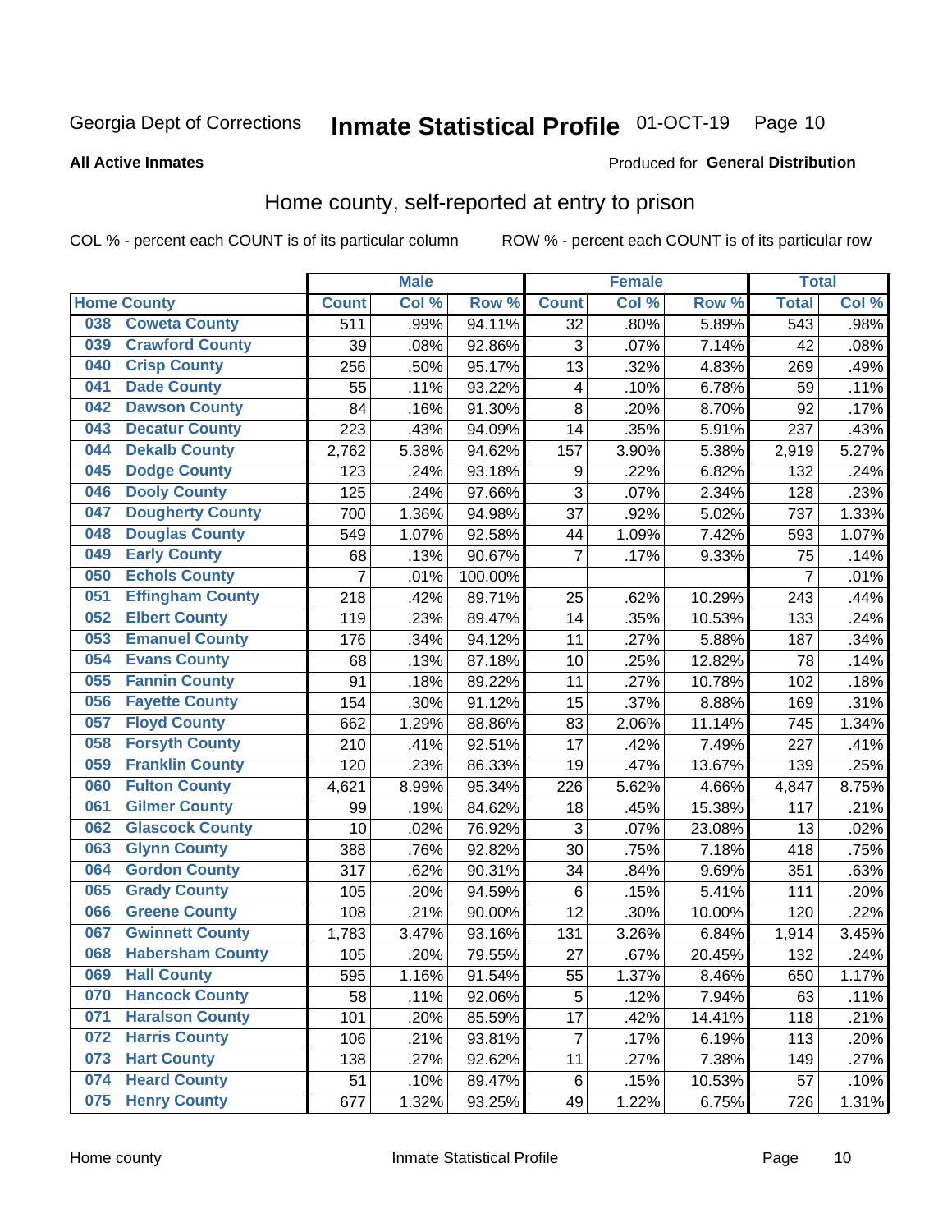Georgia Dept of Corrections **Inmate Statistical Profile** 01-OCT-19 Page 10

**All Active Inmates**

Produced for **General Distribution**

## Home county, self-reported at entry to prison

COL % - percent each COUNT is of its particular column ROW % - percent each COUNT is of its particular row

| Home County | | Male | | | Female | | | Total | |
|---|---|---|---|---|---|---|---|---|---|
| | | Count | Col % | Row % | Count | Col % | Row % | Total | Col % |
| 038 | Coweta County | 511 | .99% | 94.11% | 32 | .80% | 5.89% | 543 | .98% |
| 039 | Crawford County | 39 | .08% | 92.86% | 3 | .07% | 7.14% | 42 | .08% |
| 040 | Crisp County | 256 | .50% | 95.17% | 13 | .32% | 4.83% | 269 | .49% |
| 041 | Dade County | 55 | .11% | 93.22% | 4 | .10% | 6.78% | 59 | .11% |
| 042 | Dawson County | 84 | .16% | 91.30% | 8 | .20% | 8.70% | 92 | .17% |
| 043 | Decatur County | 223 | .43% | 94.09% | 14 | .35% | 5.91% | 237 | .43% |
| 044 | Dekalb County | 2,762 | 5.38% | 94.62% | 157 | 3.90% | 5.38% | 2,919 | 5.27% |
| 045 | Dodge County | 123 | .24% | 93.18% | 9 | .22% | 6.82% | 132 | .24% |
| 046 | Dooly County | 125 | .24% | 97.66% | 3 | .07% | 2.34% | 128 | .23% |
| 047 | Dougherty County | 700 | 1.36% | 94.98% | 37 | .92% | 5.02% | 737 | 1.33% |
| 048 | Douglas County | 549 | 1.07% | 92.58% | 44 | 1.09% | 7.42% | 593 | 1.07% |
| 049 | Early County | 68 | .13% | 90.67% | 7 | .17% | 9.33% | 75 | .14% |
| 050 | Echols County | 7 | .01% | 100.00% | | | | 7 | .01% |
| 051 | Effingham County | 218 | .42% | 89.71% | 25 | .62% | 10.29% | 243 | .44% |
| 052 | Elbert County | 119 | .23% | 89.47% | 14 | .35% | 10.53% | 133 | .24% |
| 053 | Emanuel County | 176 | .34% | 94.12% | 11 | .27% | 5.88% | 187 | .34% |
| 054 | Evans County | 68 | .13% | 87.18% | 10 | .25% | 12.82% | 78 | .14% |
| 055 | Fannin County | 91 | .18% | 89.22% | 11 | .27% | 10.78% | 102 | .18% |
| 056 | Fayette County | 154 | .30% | 91.12% | 15 | .37% | 8.88% | 169 | .31% |
| 057 | Floyd County | 662 | 1.29% | 88.86% | 83 | 2.06% | 11.14% | 745 | 1.34% |
| 058 | Forsyth County | 210 | .41% | 92.51% | 17 | .42% | 7.49% | 227 | .41% |
| 059 | Franklin County | 120 | .23% | 86.33% | 19 | .47% | 13.67% | 139 | .25% |
| 060 | Fulton County | 4,621 | 8.99% | 95.34% | 226 | 5.62% | 4.66% | 4,847 | 8.75% |
| 061 | Gilmer County | 99 | .19% | 84.62% | 18 | .45% | 15.38% | 117 | .21% |
| 062 | Glascock County | 10 | .02% | 76.92% | 3 | .07% | 23.08% | 13 | .02% |
| 063 | Glynn County | 388 | .76% | 92.82% | 30 | .75% | 7.18% | 418 | .75% |
| 064 | Gordon County | 317 | .62% | 90.31% | 34 | .84% | 9.69% | 351 | .63% |
| 065 | Grady County | 105 | .20% | 94.59% | 6 | .15% | 5.41% | 111 | .20% |
| 066 | Greene County | 108 | .21% | 90.00% | 12 | .30% | 10.00% | 120 | .22% |
| 067 | Gwinnett County | 1,783 | 3.47% | 93.16% | 131 | 3.26% | 6.84% | 1,914 | 3.45% |
| 068 | Habersham County | 105 | .20% | 79.55% | 27 | .67% | 20.45% | 132 | .24% |
| 069 | Hall County | 595 | 1.16% | 91.54% | 55 | 1.37% | 8.46% | 650 | 1.17% |
| 070 | Hancock County | 58 | .11% | 92.06% | 5 | .12% | 7.94% | 63 | .11% |
| 071 | Haralson County | 101 | .20% | 85.59% | 17 | .42% | 14.41% | 118 | .21% |
| 072 | Harris County | 106 | .21% | 93.81% | 7 | .17% | 6.19% | 113 | .20% |
| 073 | Hart County | 138 | .27% | 92.62% | 11 | .27% | 7.38% | 149 | .27% |
| 074 | Heard County | 51 | .10% | 89.47% | 6 | .15% | 10.53% | 57 | .10% |
| 075 | Henry County | 677 | 1.32% | 93.25% | 49 | 1.22% | 6.75% | 726 | 1.31% |

Home county Inmate Statistical Profile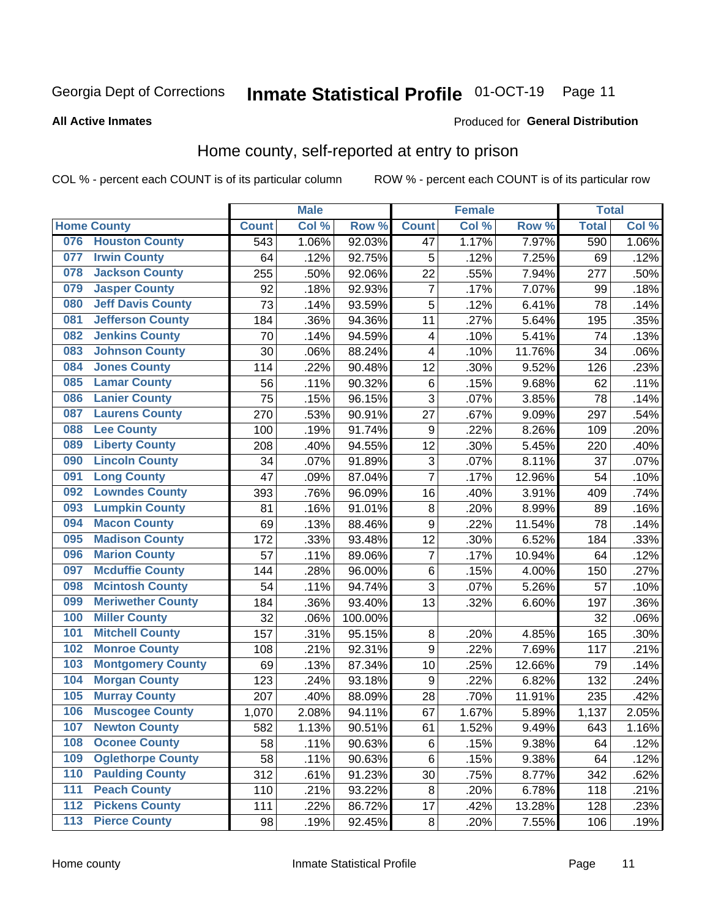Georgia Dept of Corrections **Inmate Statistical Profile** 01-OCT-19

**All Active Inmates**

Produced for **General Distribution**

## Home county, self-reported at entry to prison

COL % - percent each COUNT is of its particular column ROW % - percent each COUNT is of its particular row

| Home County | | Male | | | Female | | | Total | |
|---|---|---|---|---|---|---|---|---|---|
| | | Count | Col % | Row % | Count | Col % | Row % | Total | Col % |
| 076 | Houston County | 543 | 1.06% | 92.03% | 47 | 1.17% | 7.97% | 590 | 1.06% |
| 077 | Irwin County | 64 | .12% | 92.75% | 5 | .12% | 7.25% | 69 | .12% |
| 078 | Jackson County | 255 | .50% | 92.06% | 22 | .55% | 7.94% | 277 | .50% |
| 079 | Jasper County | 92 | .18% | 92.93% | 7 | .17% | 7.07% | 99 | .18% |
| 080 | Jeff Davis County | 73 | .14% | 93.59% | 5 | .12% | 6.41% | 78 | .14% |
| 081 | Jefferson County | 184 | .36% | 94.36% | 11 | .27% | 5.64% | 195 | .35% |
| 082 | Jenkins County | 70 | .14% | 94.59% | 4 | .10% | 5.41% | 74 | .13% |
| 083 | Johnson County | 30 | .06% | 88.24% | 4 | .10% | 11.76% | 34 | .06% |
| 084 | Jones County | 114 | .22% | 90.48% | 12 | .30% | 9.52% | 126 | .23% |
| 085 | Lamar County | 56 | .11% | 90.32% | 6 | .15% | 9.68% | 62 | .11% |
| 086 | Lanier County | 75 | .15% | 96.15% | 3 | .07% | 3.85% | 78 | .14% |
| 087 | Laurens County | 270 | .53% | 90.91% | 27 | .67% | 9.09% | 297 | .54% |
| 088 | Lee County | 100 | .19% | 91.74% | 9 | .22% | 8.26% | 109 | .20% |
| 089 | Liberty County | 208 | .40% | 94.55% | 12 | .30% | 5.45% | 220 | .40% |
| 090 | Lincoln County | 34 | .07% | 91.89% | 3 | .07% | 8.11% | 37 | .07% |
| 091 | Long County | 47 | .09% | 87.04% | 7 | .17% | 12.96% | 54 | .10% |
| 092 | Lowndes County | 393 | .76% | 96.09% | 16 | .40% | 3.91% | 409 | .74% |
| 093 | Lumpkin County | 81 | .16% | 91.01% | 8 | .20% | 8.99% | 89 | .16% |
| 094 | Macon County | 69 | .13% | 88.46% | 9 | .22% | 11.54% | 78 | .14% |
| 095 | Madison County | 172 | .33% | 93.48% | 12 | .30% | 6.52% | 184 | .33% |
| 096 | Marion County | 57 | .11% | 89.06% | 7 | .17% | 10.94% | 64 | .12% |
| 097 | Mcduffie County | 144 | .28% | 96.00% | 6 | .15% | 4.00% | 150 | .27% |
| 098 | Mcintosh County | 54 | .11% | 94.74% | 3 | .07% | 5.26% | 57 | .10% |
| 099 | Meriwether County | 184 | .36% | 93.40% | 13 | .32% | 6.60% | 197 | .36% |
| 100 | Miller County | 32 | .06% | 100.00% | | | | 32 | .06% |
| 101 | Mitchell County | 157 | .31% | 95.15% | 8 | .20% | 4.85% | 165 | .30% |
| 102 | Monroe County | 108 | .21% | 92.31% | 9 | .22% | 7.69% | 117 | .21% |
| 103 | Montgomery County | 69 | .13% | 87.34% | 10 | .25% | 12.66% | 79 | .14% |
| 104 | Morgan County | 123 | .24% | 93.18% | 9 | .22% | 6.82% | 132 | .24% |
| 105 | Murray County | 207 | .40% | 88.09% | 28 | .70% | 11.91% | 235 | .42% |
| 106 | Muscogee County | 1,070 | 2.08% | 94.11% | 67 | 1.67% | 5.89% | 1,137 | 2.05% |
| 107 | Newton County | 582 | 1.13% | 90.51% | 61 | 1.52% | 9.49% | 643 | 1.16% |
| 108 | Oconee County | 58 | .11% | 90.63% | 6 | .15% | 9.38% | 64 | .12% |
| 109 | Oglethorpe County | 58 | .11% | 90.63% | 6 | .15% | 9.38% | 64 | .12% |
| 110 | Paulding County | 312 | .61% | 91.23% | 30 | .75% | 8.77% | 342 | .62% |
| 111 | Peach County | 110 | .21% | 93.22% | 8 | .20% | 6.78% | 118 | .21% |
| 112 | Pickens County | 111 | .22% | 86.72% | 17 | .42% | 13.28% | 128 | .23% |
| 113 | Pierce County | 98 | .19% | 92.45% | 8 | .20% | 7.55% | 106 | .19% |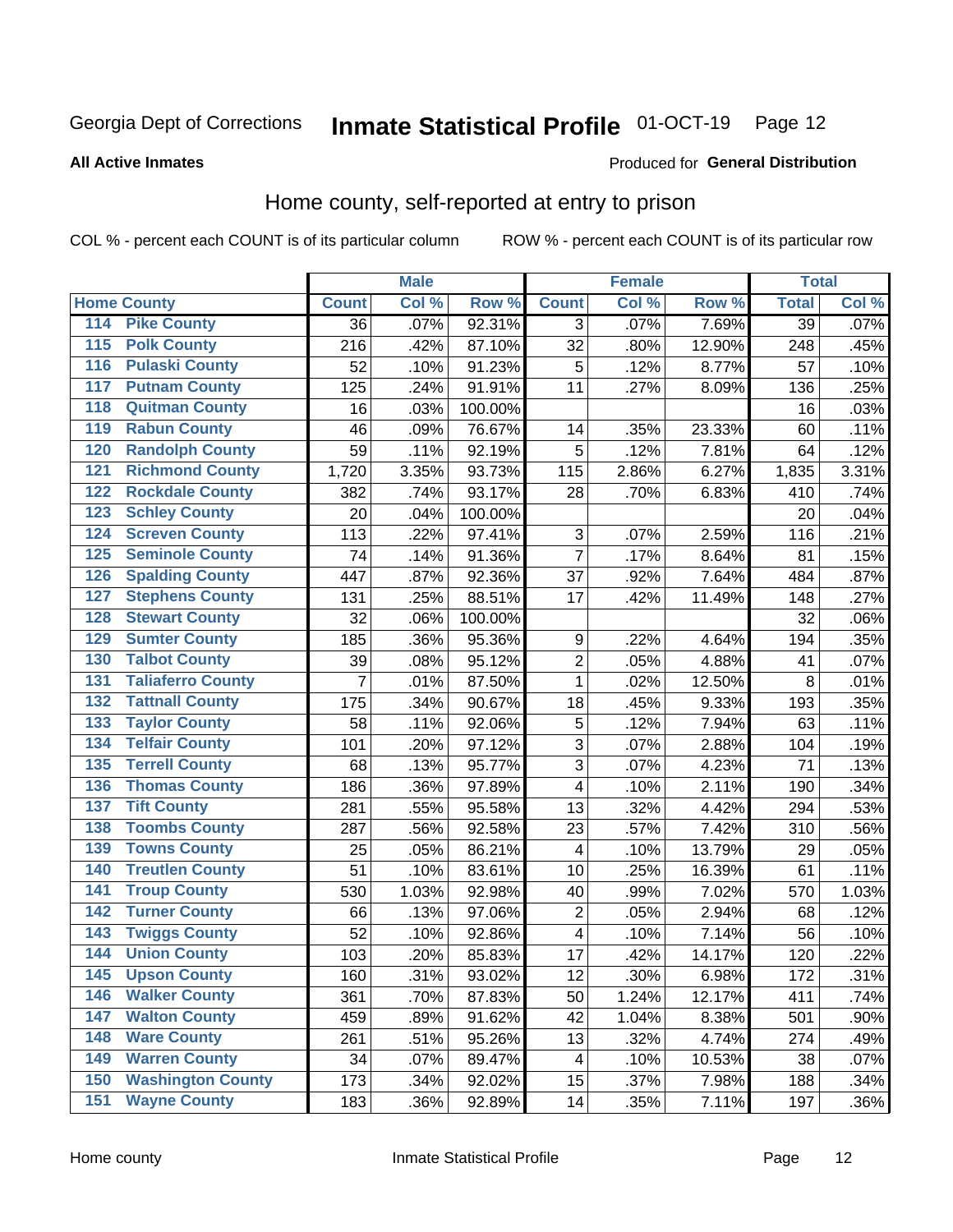Georgia Dept of Corrections **Inmate Statistical Profile** 01-OCT-19

**All Active Inmates**

Produced for **General Distribution**

## Home county, self-reported at entry to prison

COL % - percent each COUNT is of its particular column ROW % - percent each COUNT is of its particular row

| Home County | | Male | | | Female | | | Total | |
|---|---|---|---|---|---|---|---|---|---|
| | | Count | Col % | Row % | Count | Col % | Row % | Total | Col % |
| 114 | Pike County | 36 | .07% | 92.31% | 3 | .07% | 7.69% | 39 | .07% |
| 115 | Polk County | 216 | .42% | 87.10% | 32 | .80% | 12.90% | 248 | .45% |
| 116 | Pulaski County | 52 | .10% | 91.23% | 5 | .12% | 8.77% | 57 | .10% |
| 117 | Putnam County | 125 | .24% | 91.91% | 11 | .27% | 8.09% | 136 | .25% |
| 118 | Quitman County | 16 | .03% | 100.00% | | | | 16 | .03% |
| 119 | Rabun County | 46 | .09% | 76.67% | 14 | .35% | 23.33% | 60 | .11% |
| 120 | Randolph County | 59 | .11% | 92.19% | 5 | .12% | 7.81% | 64 | .12% |
| 121 | Richmond County | 1,720 | 3.35% | 93.73% | 115 | 2.86% | 6.27% | 1,835 | 3.31% |
| 122 | Rockdale County | 382 | .74% | 93.17% | 28 | .70% | 6.83% | 410 | .74% |
| 123 | Schley County | 20 | .04% | 100.00% | | | | 20 | .04% |
| 124 | Screven County | 113 | .22% | 97.41% | 3 | .07% | 2.59% | 116 | .21% |
| 125 | Seminole County | 74 | .14% | 91.36% | 7 | .17% | 8.64% | 81 | .15% |
| 126 | Spalding County | 447 | .87% | 92.36% | 37 | .92% | 7.64% | 484 | .87% |
| 127 | Stephens County | 131 | .25% | 88.51% | 17 | .42% | 11.49% | 148 | .27% |
| 128 | Stewart County | 32 | .06% | 100.00% | | | | 32 | .06% |
| 129 | Sumter County | 185 | .36% | 95.36% | 9 | .22% | 4.64% | 194 | .35% |
| 130 | Talbot County | 39 | .08% | 95.12% | 2 | .05% | 4.88% | 41 | .07% |
| 131 | Taliaferro County | 7 | .01% | 87.50% | 1 | .02% | 12.50% | 8 | .01% |
| 132 | Tattnall County | 175 | .34% | 90.67% | 18 | .45% | 9.33% | 193 | .35% |
| 133 | Taylor County | 58 | .11% | 92.06% | 5 | .12% | 7.94% | 63 | .11% |
| 134 | Telfair County | 101 | .20% | 97.12% | 3 | .07% | 2.88% | 104 | .19% |
| 135 | Terrell County | 68 | .13% | 95.77% | 3 | .07% | 4.23% | 71 | .13% |
| 136 | Thomas County | 186 | .36% | 97.89% | 4 | .10% | 2.11% | 190 | .34% |
| 137 | Tift County | 281 | .55% | 95.58% | 13 | .32% | 4.42% | 294 | .53% |
| 138 | Toombs County | 287 | .56% | 92.58% | 23 | .57% | 7.42% | 310 | .56% |
| 139 | Towns County | 25 | .05% | 86.21% | 4 | .10% | 13.79% | 29 | .05% |
| 140 | Treutlen County | 51 | .10% | 83.61% | 10 | .25% | 16.39% | 61 | .11% |
| 141 | Troup County | 530 | 1.03% | 92.98% | 40 | .99% | 7.02% | 570 | 1.03% |
| 142 | Turner County | 66 | .13% | 97.06% | 2 | .05% | 2.94% | 68 | .12% |
| 143 | Twiggs County | 52 | .10% | 92.86% | 4 | .10% | 7.14% | 56 | .10% |
| 144 | Union County | 103 | .20% | 85.83% | 17 | .42% | 14.17% | 120 | .22% |
| 145 | Upson County | 160 | .31% | 93.02% | 12 | .30% | 6.98% | 172 | .31% |
| 146 | Walker County | 361 | .70% | 87.83% | 50 | 1.24% | 12.17% | 411 | .74% |
| 147 | Walton County | 459 | .89% | 91.62% | 42 | 1.04% | 8.38% | 501 | .90% |
| 148 | Ware County | 261 | .51% | 95.26% | 13 | .32% | 4.74% | 274 | .49% |
| 149 | Warren County | 34 | .07% | 89.47% | 4 | .10% | 10.53% | 38 | .07% |
| 150 | Washington County | 173 | .34% | 92.02% | 15 | .37% | 7.98% | 188 | .34% |
| 151 | Wayne County | 183 | .36% | 92.89% | 14 | .35% | 7.11% | 197 | .36% |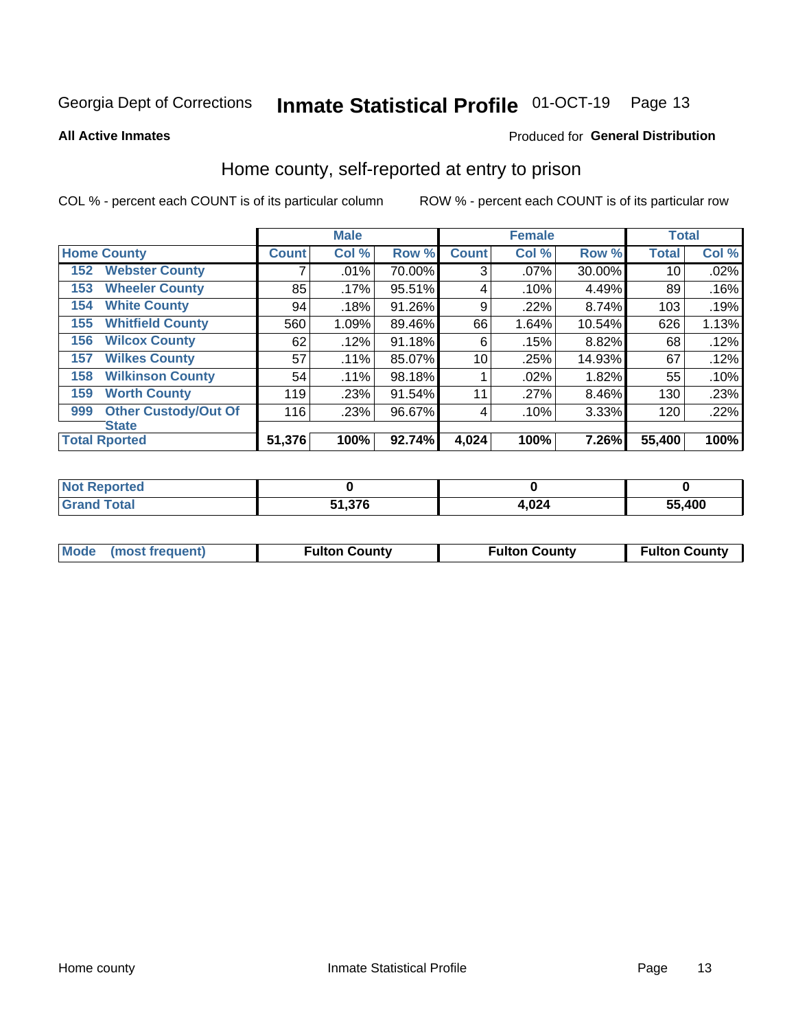Georgia Dept of Corrections **Inmate Statistical Profile** 01-OCT-19

**All Active Inmates**

Produced for **General Distribution**

## Home county, self-reported at entry to prison

COL % - percent each COUNT is of its particular column    ROW % - percent each COUNT is of its particular row

| Home County | | Male | | | Female | | | Total | |
|---|---|---|---|---|---|---|---|---|---|
| | | Count | Col % | Row % | Count | Col % | Row % | Total | Col % |
| 152 | Webster County | 7 | .01% | 70.00% | 3 | .07% | 30.00% | 10 | .02% |
| 153 | Wheeler County | 85 | .17% | 95.51% | 4 | .10% | 4.49% | 89 | .16% |
| 154 | White County | 94 | .18% | 91.26% | 9 | .22% | 8.74% | 103 | .19% |
| 155 | Whitfield County | 560 | 1.09% | 89.46% | 66 | 1.64% | 10.54% | 626 | 1.13% |
| 156 | Wilcox County | 62 | .12% | 91.18% | 6 | .15% | 8.82% | 68 | .12% |
| 157 | Wilkes County | 57 | .11% | 85.07% | 10 | .25% | 14.93% | 67 | .12% |
| 158 | Wilkinson County | 54 | .11% | 98.18% | 1 | .02% | 1.82% | 55 | .10% |
| 159 | Worth County | 119 | .23% | 91.54% | 11 | .27% | 8.46% | 130 | .23% |
| 999 | Other Custody/Out Of State | 116 | .23% | 96.67% | 4 | .10% | 3.33% | 120 | .22% |
| **Total Rported** | | **51,376** | **100%** | **92.74%** | **4,024** | **100%** | **7.26%** | **55,400** | **100%** |

| | Male | Female | Total |
|---|---|---|---|
| Not Reported | 0 | 0 | 0 |
| Grand Total | 51,376 | 4,024 | 55,400 |

| | Male | Female | Total |
|---|---|---|---|
| Mode (most frequent) | Fulton County | Fulton County | Fulton County |

Home county    Inmate Statistical Profile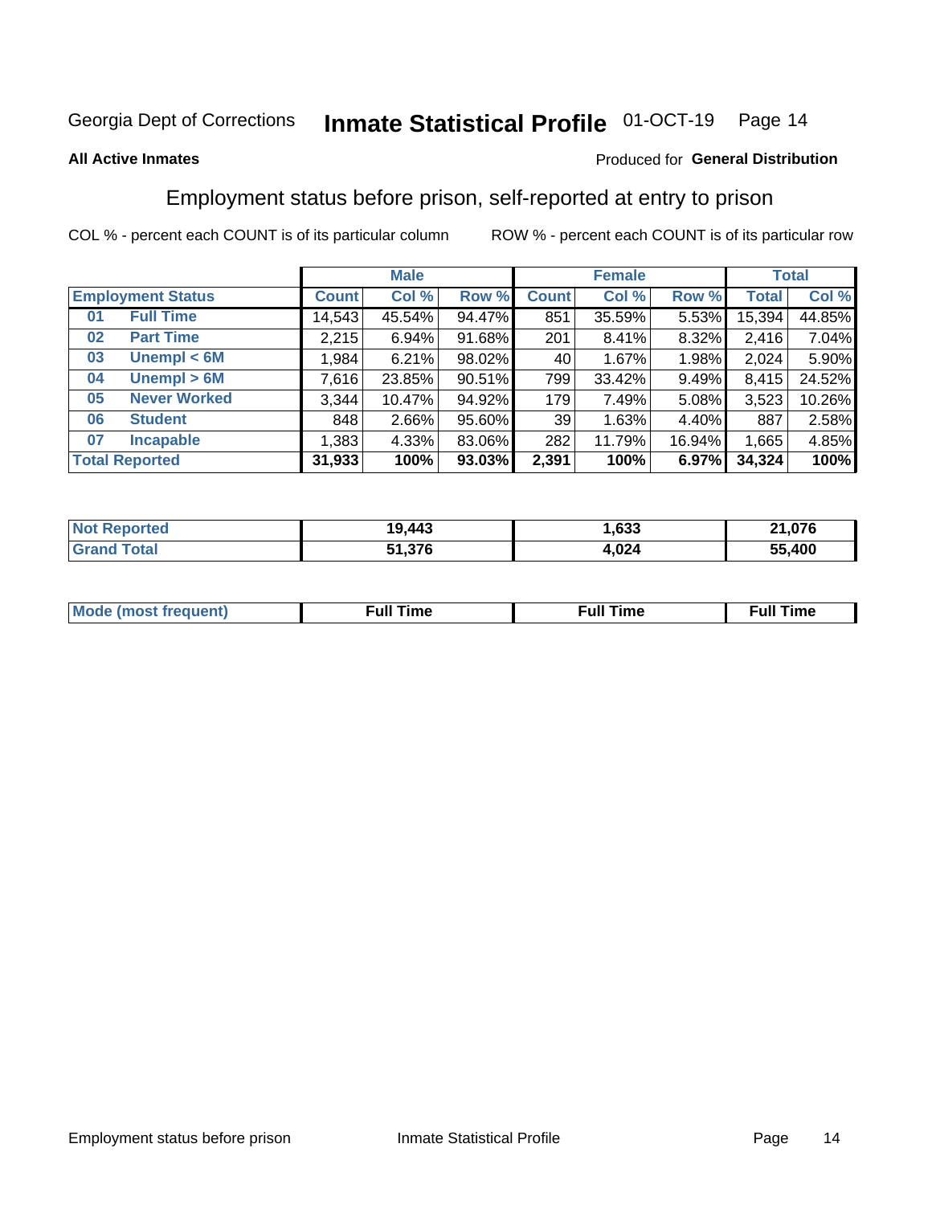Georgia Dept of Corrections **Inmate Statistical Profile** 01-OCT-19 Page 14

**All Active Inmates**

Produced for **General Distribution**

## Employment status before prison, self-reported at entry to prison

COL % - percent each COUNT is of its particular column ROW % - percent each COUNT is of its particular row

| Employment Status | | Male | | | Female | | | Total | |
|---|---|---|---|---|---|---|---|---|---|
| | | Count | Col % | Row % | Count | Col % | Row % | Total | Col % |
| 01 | Full Time | 14,543 | 45.54% | 94.47% | 851 | 35.59% | 5.53% | 15,394 | 44.85% |
| 02 | Part Time | 2,215 | 6.94% | 91.68% | 201 | 8.41% | 8.32% | 2,416 | 7.04% |
| 03 | Unempl < 6M | 1,984 | 6.21% | 98.02% | 40 | 1.67% | 1.98% | 2,024 | 5.90% |
| 04 | Unempl > 6M | 7,616 | 23.85% | 90.51% | 799 | 33.42% | 9.49% | 8,415 | 24.52% |
| 05 | Never Worked | 3,344 | 10.47% | 94.92% | 179 | 7.49% | 5.08% | 3,523 | 10.26% |
| 06 | Student | 848 | 2.66% | 95.60% | 39 | 1.63% | 4.40% | 887 | 2.58% |
| 07 | Incapable | 1,383 | 4.33% | 83.06% | 282 | 11.79% | 16.94% | 1,665 | 4.85% |
| **Total Reported** | | **31,933** | **100%** | **93.03%** | **2,391** | **100%** | **6.97%** | **34,324** | **100%** |

| | Male | Female | Total |
|---|---|---|---|
| Not Reported | 19,443 | 1,633 | 21,076 |
| Grand Total | 51,376 | 4,024 | 55,400 |

| | Male | Female | Total |
|---|---|---|---|
| Mode (most frequent) | Full Time | Full Time | Full Time |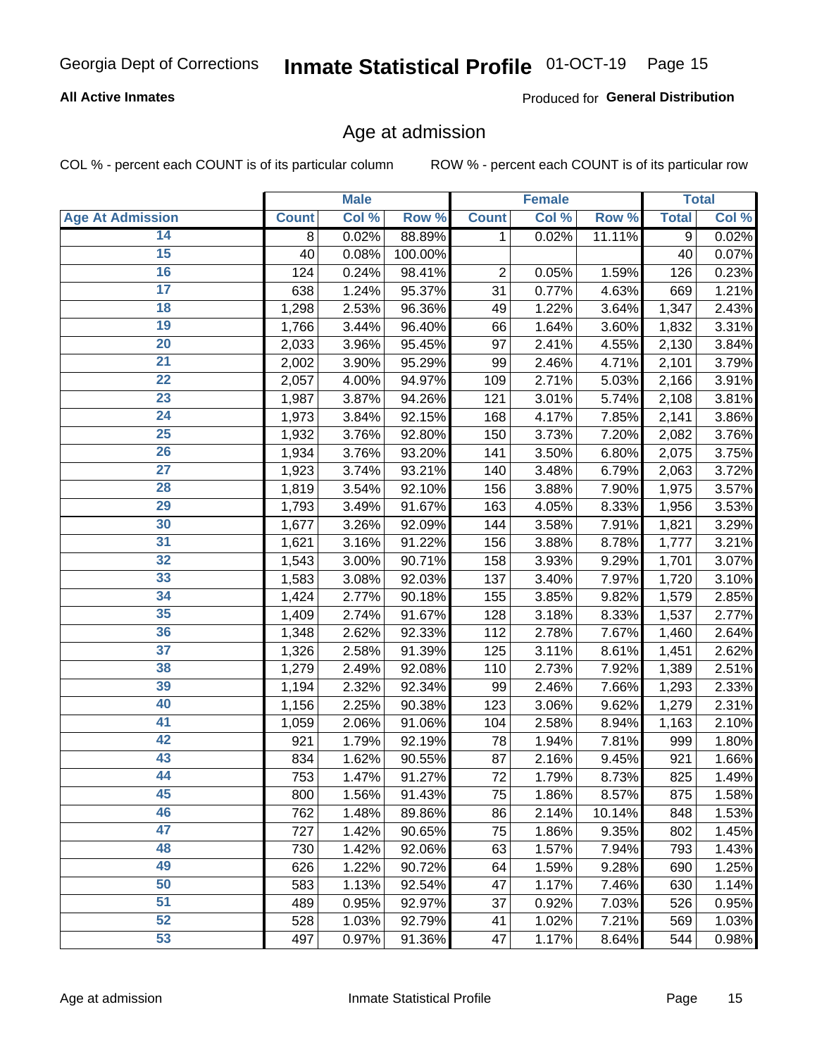**All Active Inmates**

Produced for **General Distribution**

## Age at admission

COL % - percent each COUNT is of its particular column

ROW % - percent each COUNT is of its particular row

| | Male | | | Female | | | Total | |
|---|---|---|---|---|---|---|---|---|
| Age At Admission | Count | Col % | Row % | Count | Col % | Row % | Total | Col % |
| 14 | 8 | 0.02% | 88.89% | 1 | 0.02% | 11.11% | 9 | 0.02% |
| 15 | 40 | 0.08% | 100.00% | | | | 40 | 0.07% |
| 16 | 124 | 0.24% | 98.41% | 2 | 0.05% | 1.59% | 126 | 0.23% |
| 17 | 638 | 1.24% | 95.37% | 31 | 0.77% | 4.63% | 669 | 1.21% |
| 18 | 1,298 | 2.53% | 96.36% | 49 | 1.22% | 3.64% | 1,347 | 2.43% |
| 19 | 1,766 | 3.44% | 96.40% | 66 | 1.64% | 3.60% | 1,832 | 3.31% |
| 20 | 2,033 | 3.96% | 95.45% | 97 | 2.41% | 4.55% | 2,130 | 3.84% |
| 21 | 2,002 | 3.90% | 95.29% | 99 | 2.46% | 4.71% | 2,101 | 3.79% |
| 22 | 2,057 | 4.00% | 94.97% | 109 | 2.71% | 5.03% | 2,166 | 3.91% |
| 23 | 1,987 | 3.87% | 94.26% | 121 | 3.01% | 5.74% | 2,108 | 3.81% |
| 24 | 1,973 | 3.84% | 92.15% | 168 | 4.17% | 7.85% | 2,141 | 3.86% |
| 25 | 1,932 | 3.76% | 92.80% | 150 | 3.73% | 7.20% | 2,082 | 3.76% |
| 26 | 1,934 | 3.76% | 93.20% | 141 | 3.50% | 6.80% | 2,075 | 3.75% |
| 27 | 1,923 | 3.74% | 93.21% | 140 | 3.48% | 6.79% | 2,063 | 3.72% |
| 28 | 1,819 | 3.54% | 92.10% | 156 | 3.88% | 7.90% | 1,975 | 3.57% |
| 29 | 1,793 | 3.49% | 91.67% | 163 | 4.05% | 8.33% | 1,956 | 3.53% |
| 30 | 1,677 | 3.26% | 92.09% | 144 | 3.58% | 7.91% | 1,821 | 3.29% |
| 31 | 1,621 | 3.16% | 91.22% | 156 | 3.88% | 8.78% | 1,777 | 3.21% |
| 32 | 1,543 | 3.00% | 90.71% | 158 | 3.93% | 9.29% | 1,701 | 3.07% |
| 33 | 1,583 | 3.08% | 92.03% | 137 | 3.40% | 7.97% | 1,720 | 3.10% |
| 34 | 1,424 | 2.77% | 90.18% | 155 | 3.85% | 9.82% | 1,579 | 2.85% |
| 35 | 1,409 | 2.74% | 91.67% | 128 | 3.18% | 8.33% | 1,537 | 2.77% |
| 36 | 1,348 | 2.62% | 92.33% | 112 | 2.78% | 7.67% | 1,460 | 2.64% |
| 37 | 1,326 | 2.58% | 91.39% | 125 | 3.11% | 8.61% | 1,451 | 2.62% |
| 38 | 1,279 | 2.49% | 92.08% | 110 | 2.73% | 7.92% | 1,389 | 2.51% |
| 39 | 1,194 | 2.32% | 92.34% | 99 | 2.46% | 7.66% | 1,293 | 2.33% |
| 40 | 1,156 | 2.25% | 90.38% | 123 | 3.06% | 9.62% | 1,279 | 2.31% |
| 41 | 1,059 | 2.06% | 91.06% | 104 | 2.58% | 8.94% | 1,163 | 2.10% |
| 42 | 921 | 1.79% | 92.19% | 78 | 1.94% | 7.81% | 999 | 1.80% |
| 43 | 834 | 1.62% | 90.55% | 87 | 2.16% | 9.45% | 921 | 1.66% |
| 44 | 753 | 1.47% | 91.27% | 72 | 1.79% | 8.73% | 825 | 1.49% |
| 45 | 800 | 1.56% | 91.43% | 75 | 1.86% | 8.57% | 875 | 1.58% |
| 46 | 762 | 1.48% | 89.86% | 86 | 2.14% | 10.14% | 848 | 1.53% |
| 47 | 727 | 1.42% | 90.65% | 75 | 1.86% | 9.35% | 802 | 1.45% |
| 48 | 730 | 1.42% | 92.06% | 63 | 1.57% | 7.94% | 793 | 1.43% |
| 49 | 626 | 1.22% | 90.72% | 64 | 1.59% | 9.28% | 690 | 1.25% |
| 50 | 583 | 1.13% | 92.54% | 47 | 1.17% | 7.46% | 630 | 1.14% |
| 51 | 489 | 0.95% | 92.97% | 37 | 0.92% | 7.03% | 526 | 0.95% |
| 52 | 528 | 1.03% | 92.79% | 41 | 1.02% | 7.21% | 569 | 1.03% |
| 53 | 497 | 0.97% | 91.36% | 47 | 1.17% | 8.64% | 544 | 0.98% |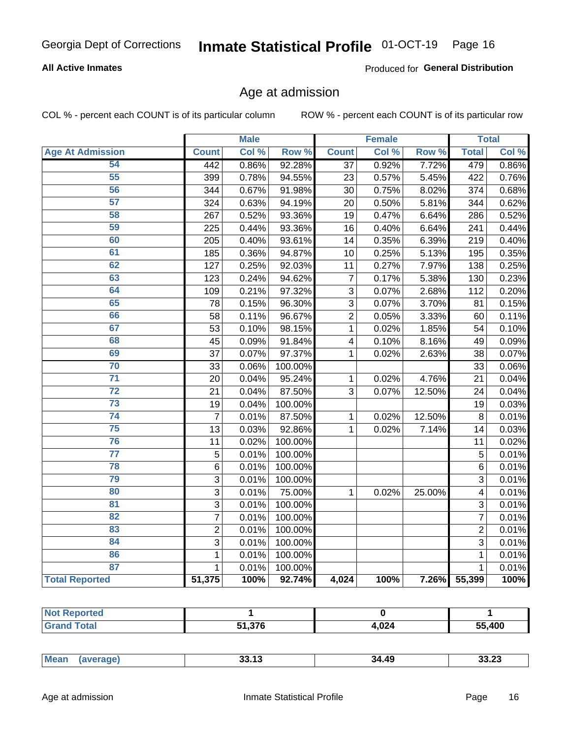## Age at admission

COL % - percent each COUNT is of its particular column

ROW % - percent each COUNT is of its particular row

| | Male | | | Female | | | Total | |
|---|---|---|---|---|---|---|---|---|
| **Age At Admission** | **Count** | **Col %** | **Row %** | **Count** | **Col %** | **Row %** | **Total** | **Col %** |
| 54 | 442 | 0.86% | 92.28% | 37 | 0.92% | 7.72% | 479 | 0.86% |
| 55 | 399 | 0.78% | 94.55% | 23 | 0.57% | 5.45% | 422 | 0.76% |
| 56 | 344 | 0.67% | 91.98% | 30 | 0.75% | 8.02% | 374 | 0.68% |
| 57 | 324 | 0.63% | 94.19% | 20 | 0.50% | 5.81% | 344 | 0.62% |
| 58 | 267 | 0.52% | 93.36% | 19 | 0.47% | 6.64% | 286 | 0.52% |
| 59 | 225 | 0.44% | 93.36% | 16 | 0.40% | 6.64% | 241 | 0.44% |
| 60 | 205 | 0.40% | 93.61% | 14 | 0.35% | 6.39% | 219 | 0.40% |
| 61 | 185 | 0.36% | 94.87% | 10 | 0.25% | 5.13% | 195 | 0.35% |
| 62 | 127 | 0.25% | 92.03% | 11 | 0.27% | 7.97% | 138 | 0.25% |
| 63 | 123 | 0.24% | 94.62% | 7 | 0.17% | 5.38% | 130 | 0.23% |
| 64 | 109 | 0.21% | 97.32% | 3 | 0.07% | 2.68% | 112 | 0.20% |
| 65 | 78 | 0.15% | 96.30% | 3 | 0.07% | 3.70% | 81 | 0.15% |
| 66 | 58 | 0.11% | 96.67% | 2 | 0.05% | 3.33% | 60 | 0.11% |
| 67 | 53 | 0.10% | 98.15% | 1 | 0.02% | 1.85% | 54 | 0.10% |
| 68 | 45 | 0.09% | 91.84% | 4 | 0.10% | 8.16% | 49 | 0.09% |
| 69 | 37 | 0.07% | 97.37% | 1 | 0.02% | 2.63% | 38 | 0.07% |
| 70 | 33 | 0.06% | 100.00% | | | | 33 | 0.06% |
| 71 | 20 | 0.04% | 95.24% | 1 | 0.02% | 4.76% | 21 | 0.04% |
| 72 | 21 | 0.04% | 87.50% | 3 | 0.07% | 12.50% | 24 | 0.04% |
| 73 | 19 | 0.04% | 100.00% | | | | 19 | 0.03% |
| 74 | 7 | 0.01% | 87.50% | 1 | 0.02% | 12.50% | 8 | 0.01% |
| 75 | 13 | 0.03% | 92.86% | 1 | 0.02% | 7.14% | 14 | 0.03% |
| 76 | 11 | 0.02% | 100.00% | | | | 11 | 0.02% |
| 77 | 5 | 0.01% | 100.00% | | | | 5 | 0.01% |
| 78 | 6 | 0.01% | 100.00% | | | | 6 | 0.01% |
| 79 | 3 | 0.01% | 100.00% | | | | 3 | 0.01% |
| 80 | 3 | 0.01% | 75.00% | 1 | 0.02% | 25.00% | 4 | 0.01% |
| 81 | 3 | 0.01% | 100.00% | | | | 3 | 0.01% |
| 82 | 7 | 0.01% | 100.00% | | | | 7 | 0.01% |
| 83 | 2 | 0.01% | 100.00% | | | | 2 | 0.01% |
| 84 | 3 | 0.01% | 100.00% | | | | 3 | 0.01% |
| 86 | 1 | 0.01% | 100.00% | | | | 1 | 0.01% |
| 87 | 1 | 0.01% | 100.00% | | | | 1 | 0.01% |
| **Total Reported** | **51,375** | **100%** | **92.74%** | **4,024** | **100%** | **7.26%** | **55,399** | **100%** |

| | Male | Female | Total |
|---|---|---|---|
| **Not Reported** | **1** | **0** | **1** |
| **Grand Total** | **51,376** | **4,024** | **55,400** |

| | Male | Female | Total |
|---|---|---|---|
| **Mean (average)** | **33.13** | **34.49** | **33.23** |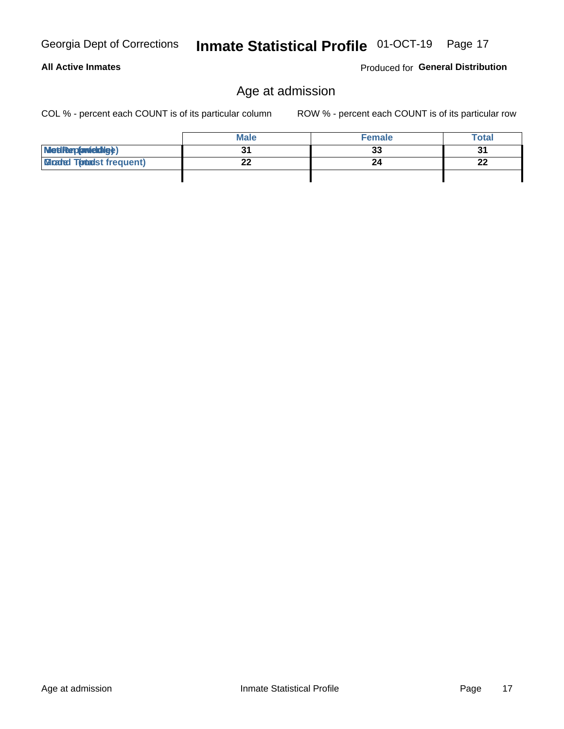## Age at admission

COL % - percent each COUNT is of its particular column

ROW % - percent each COUNT is of its particular row

| | Male | Female | Total |
|---|---|---|---|
| Median (middle) | 31 | 33 | 31 |
| Mode (most frequent) | 22 | 24 | 22 |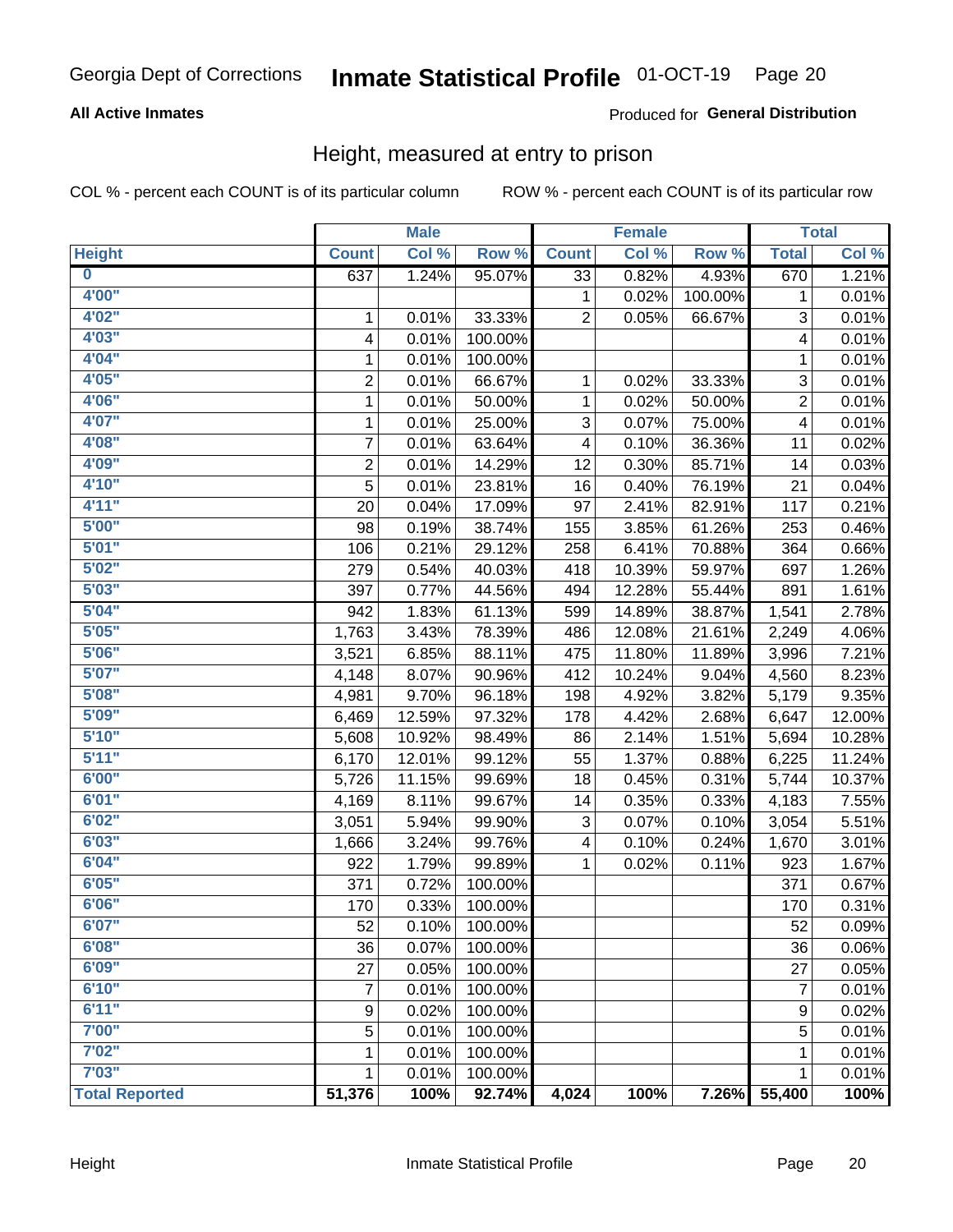Georgia Dept of Corrections **Inmate Statistical Profile** 01-OCT-19

**All Active Inmates**

Produced for **General Distribution**

## Height, measured at entry to prison

COL % - percent each COUNT is of its particular column    ROW % - percent each COUNT is of its particular row

| | Male | | | Female | | | Total | |
|---|---|---|---|---|---|---|---|---|
| **Height** | **Count** | **Col %** | **Row %** | **Count** | **Col %** | **Row %** | **Total** | **Col %** |
| **0** | 637 | 1.24% | 95.07% | 33 | 0.82% | 4.93% | 670 | 1.21% |
| **4'00"** | | | | 1 | 0.02% | 100.00% | 1 | 0.01% |
| **4'02"** | 1 | 0.01% | 33.33% | 2 | 0.05% | 66.67% | 3 | 0.01% |
| **4'03"** | 4 | 0.01% | 100.00% | | | | 4 | 0.01% |
| **4'04"** | 1 | 0.01% | 100.00% | | | | 1 | 0.01% |
| **4'05"** | 2 | 0.01% | 66.67% | 1 | 0.02% | 33.33% | 3 | 0.01% |
| **4'06"** | 1 | 0.01% | 50.00% | 1 | 0.02% | 50.00% | 2 | 0.01% |
| **4'07"** | 1 | 0.01% | 25.00% | 3 | 0.07% | 75.00% | 4 | 0.01% |
| **4'08"** | 7 | 0.01% | 63.64% | 4 | 0.10% | 36.36% | 11 | 0.02% |
| **4'09"** | 2 | 0.01% | 14.29% | 12 | 0.30% | 85.71% | 14 | 0.03% |
| **4'10"** | 5 | 0.01% | 23.81% | 16 | 0.40% | 76.19% | 21 | 0.04% |
| **4'11"** | 20 | 0.04% | 17.09% | 97 | 2.41% | 82.91% | 117 | 0.21% |
| **5'00"** | 98 | 0.19% | 38.74% | 155 | 3.85% | 61.26% | 253 | 0.46% |
| **5'01"** | 106 | 0.21% | 29.12% | 258 | 6.41% | 70.88% | 364 | 0.66% |
| **5'02"** | 279 | 0.54% | 40.03% | 418 | 10.39% | 59.97% | 697 | 1.26% |
| **5'03"** | 397 | 0.77% | 44.56% | 494 | 12.28% | 55.44% | 891 | 1.61% |
| **5'04"** | 942 | 1.83% | 61.13% | 599 | 14.89% | 38.87% | 1,541 | 2.78% |
| **5'05"** | 1,763 | 3.43% | 78.39% | 486 | 12.08% | 21.61% | 2,249 | 4.06% |
| **5'06"** | 3,521 | 6.85% | 88.11% | 475 | 11.80% | 11.89% | 3,996 | 7.21% |
| **5'07"** | 4,148 | 8.07% | 90.96% | 412 | 10.24% | 9.04% | 4,560 | 8.23% |
| **5'08"** | 4,981 | 9.70% | 96.18% | 198 | 4.92% | 3.82% | 5,179 | 9.35% |
| **5'09"** | 6,469 | 12.59% | 97.32% | 178 | 4.42% | 2.68% | 6,647 | 12.00% |
| **5'10"** | 5,608 | 10.92% | 98.49% | 86 | 2.14% | 1.51% | 5,694 | 10.28% |
| **5'11"** | 6,170 | 12.01% | 99.12% | 55 | 1.37% | 0.88% | 6,225 | 11.24% |
| **6'00"** | 5,726 | 11.15% | 99.69% | 18 | 0.45% | 0.31% | 5,744 | 10.37% |
| **6'01"** | 4,169 | 8.11% | 99.67% | 14 | 0.35% | 0.33% | 4,183 | 7.55% |
| **6'02"** | 3,051 | 5.94% | 99.90% | 3 | 0.07% | 0.10% | 3,054 | 5.51% |
| **6'03"** | 1,666 | 3.24% | 99.76% | 4 | 0.10% | 0.24% | 1,670 | 3.01% |
| **6'04"** | 922 | 1.79% | 99.89% | 1 | 0.02% | 0.11% | 923 | 1.67% |
| **6'05"** | 371 | 0.72% | 100.00% | | | | 371 | 0.67% |
| **6'06"** | 170 | 0.33% | 100.00% | | | | 170 | 0.31% |
| **6'07"** | 52 | 0.10% | 100.00% | | | | 52 | 0.09% |
| **6'08"** | 36 | 0.07% | 100.00% | | | | 36 | 0.06% |
| **6'09"** | 27 | 0.05% | 100.00% | | | | 27 | 0.05% |
| **6'10"** | 7 | 0.01% | 100.00% | | | | 7 | 0.01% |
| **6'11"** | 9 | 0.02% | 100.00% | | | | 9 | 0.02% |
| **7'00"** | 5 | 0.01% | 100.00% | | | | 5 | 0.01% |
| **7'02"** | 1 | 0.01% | 100.00% | | | | 1 | 0.01% |
| **7'03"** | 1 | 0.01% | 100.00% | | | | 1 | 0.01% |
| **Total Reported** | **51,376** | **100%** | **92.74%** | **4,024** | **100%** | **7.26%** | **55,400** | **100%** |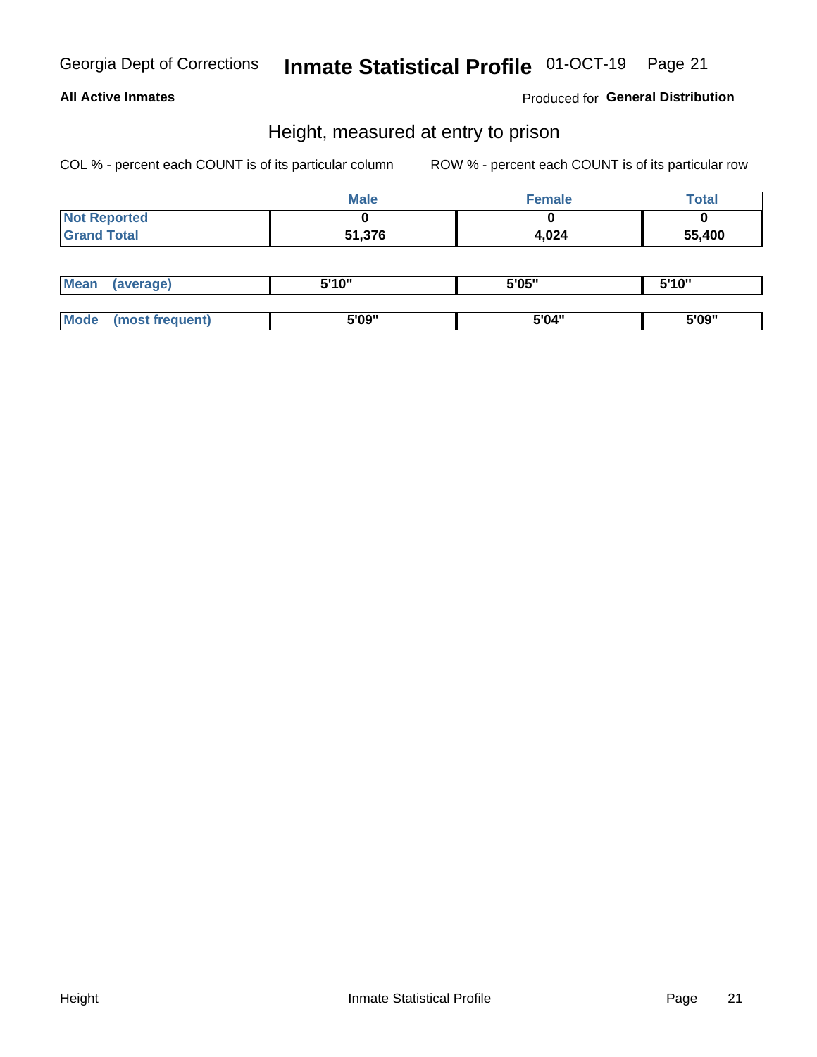Georgia Dept of Corrections **Inmate Statistical Profile** 01-OCT-19

**All Active Inmates** Produced for **General Distribution**

## Height, measured at entry to prison

COL % - percent each COUNT is of its particular column ROW % - percent each COUNT is of its particular row

| | Male | Female | Total |
|---|---|---|---|
| Not Reported | 0 | 0 | 0 |
| Grand Total | 51,376 | 4,024 | 55,400 |

| | Male | Female | Total |
|---|---|---|---|
| Mean (average) | 5'10" | 5'05" | 5'10" |
| Mode (most frequent) | 5'09" | 5'04" | 5'09" |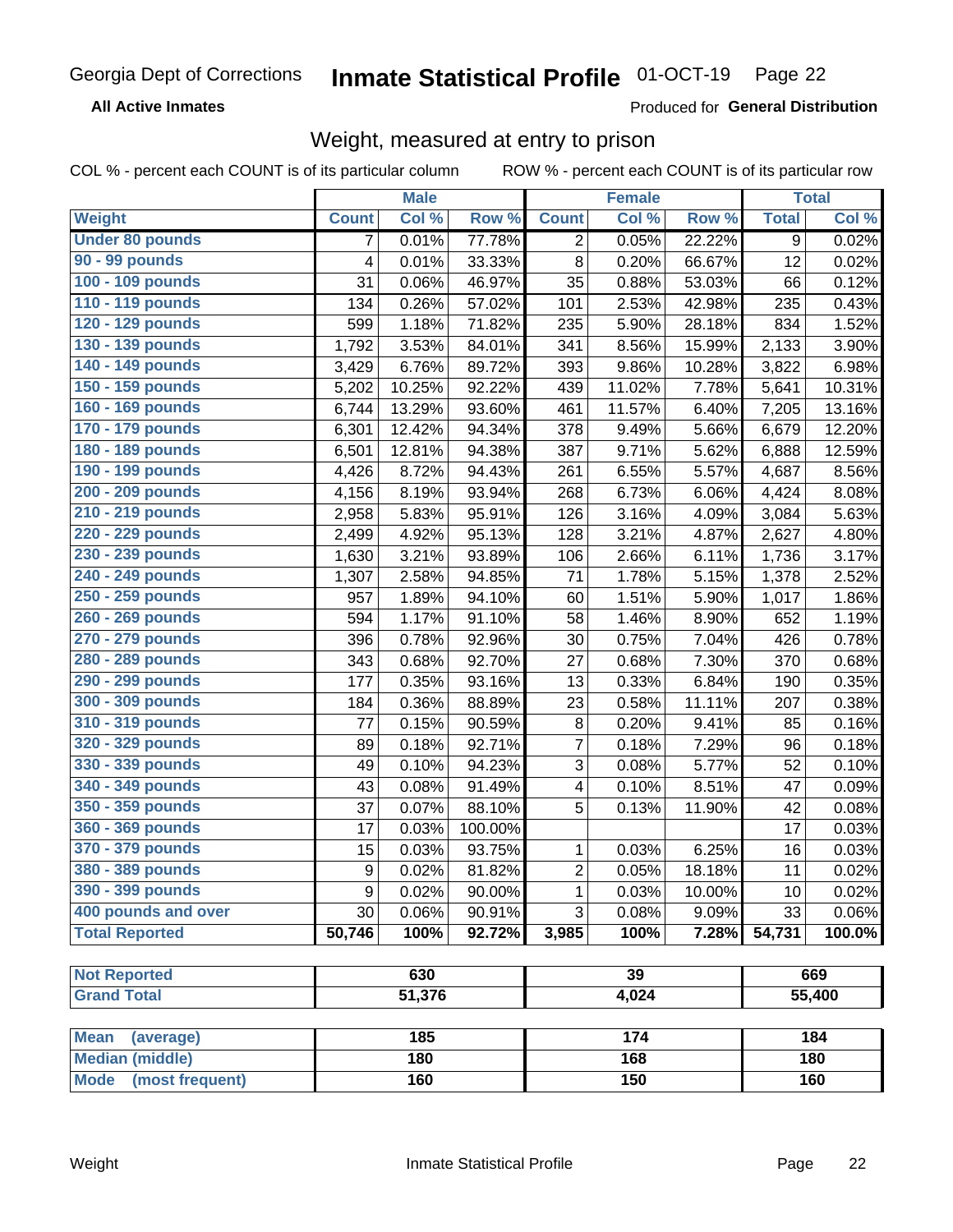Georgia Dept of Corrections **Inmate Statistical Profile** 01-OCT-19

**All Active Inmates**

Produced for **General Distribution**

## Weight, measured at entry to prison

COL % - percent each COUNT is of its particular column ROW % - percent each COUNT is of its particular row

| | Male | | | Female | | | Total | |
|---|---|---|---|---|---|---|---|---|
| **Weight** | **Count** | **Col %** | **Row %** | **Count** | **Col %** | **Row %** | **Total** | **Col %** |
| Under 80 pounds | 7 | 0.01% | 77.78% | 2 | 0.05% | 22.22% | 9 | 0.02% |
| 90 - 99 pounds | 4 | 0.01% | 33.33% | 8 | 0.20% | 66.67% | 12 | 0.02% |
| 100 - 109 pounds | 31 | 0.06% | 46.97% | 35 | 0.88% | 53.03% | 66 | 0.12% |
| 110 - 119 pounds | 134 | 0.26% | 57.02% | 101 | 2.53% | 42.98% | 235 | 0.43% |
| 120 - 129 pounds | 599 | 1.18% | 71.82% | 235 | 5.90% | 28.18% | 834 | 1.52% |
| 130 - 139 pounds | 1,792 | 3.53% | 84.01% | 341 | 8.56% | 15.99% | 2,133 | 3.90% |
| 140 - 149 pounds | 3,429 | 6.76% | 89.72% | 393 | 9.86% | 10.28% | 3,822 | 6.98% |
| 150 - 159 pounds | 5,202 | 10.25% | 92.22% | 439 | 11.02% | 7.78% | 5,641 | 10.31% |
| 160 - 169 pounds | 6,744 | 13.29% | 93.60% | 461 | 11.57% | 6.40% | 7,205 | 13.16% |
| 170 - 179 pounds | 6,301 | 12.42% | 94.34% | 378 | 9.49% | 5.66% | 6,679 | 12.20% |
| 180 - 189 pounds | 6,501 | 12.81% | 94.38% | 387 | 9.71% | 5.62% | 6,888 | 12.59% |
| 190 - 199 pounds | 4,426 | 8.72% | 94.43% | 261 | 6.55% | 5.57% | 4,687 | 8.56% |
| 200 - 209 pounds | 4,156 | 8.19% | 93.94% | 268 | 6.73% | 6.06% | 4,424 | 8.08% |
| 210 - 219 pounds | 2,958 | 5.83% | 95.91% | 126 | 3.16% | 4.09% | 3,084 | 5.63% |
| 220 - 229 pounds | 2,499 | 4.92% | 95.13% | 128 | 3.21% | 4.87% | 2,627 | 4.80% |
| 230 - 239 pounds | 1,630 | 3.21% | 93.89% | 106 | 2.66% | 6.11% | 1,736 | 3.17% |
| 240 - 249 pounds | 1,307 | 2.58% | 94.85% | 71 | 1.78% | 5.15% | 1,378 | 2.52% |
| 250 - 259 pounds | 957 | 1.89% | 94.10% | 60 | 1.51% | 5.90% | 1,017 | 1.86% |
| 260 - 269 pounds | 594 | 1.17% | 91.10% | 58 | 1.46% | 8.90% | 652 | 1.19% |
| 270 - 279 pounds | 396 | 0.78% | 92.96% | 30 | 0.75% | 7.04% | 426 | 0.78% |
| 280 - 289 pounds | 343 | 0.68% | 92.70% | 27 | 0.68% | 7.30% | 370 | 0.68% |
| 290 - 299 pounds | 177 | 0.35% | 93.16% | 13 | 0.33% | 6.84% | 190 | 0.35% |
| 300 - 309 pounds | 184 | 0.36% | 88.89% | 23 | 0.58% | 11.11% | 207 | 0.38% |
| 310 - 319 pounds | 77 | 0.15% | 90.59% | 8 | 0.20% | 9.41% | 85 | 0.16% |
| 320 - 329 pounds | 89 | 0.18% | 92.71% | 7 | 0.18% | 7.29% | 96 | 0.18% |
| 330 - 339 pounds | 49 | 0.10% | 94.23% | 3 | 0.08% | 5.77% | 52 | 0.10% |
| 340 - 349 pounds | 43 | 0.08% | 91.49% | 4 | 0.10% | 8.51% | 47 | 0.09% |
| 350 - 359 pounds | 37 | 0.07% | 88.10% | 5 | 0.13% | 11.90% | 42 | 0.08% |
| 360 - 369 pounds | 17 | 0.03% | 100.00% | | | | 17 | 0.03% |
| 370 - 379 pounds | 15 | 0.03% | 93.75% | 1 | 0.03% | 6.25% | 16 | 0.03% |
| 380 - 389 pounds | 9 | 0.02% | 81.82% | 2 | 0.05% | 18.18% | 11 | 0.02% |
| 390 - 399 pounds | 9 | 0.02% | 90.00% | 1 | 0.03% | 10.00% | 10 | 0.02% |
| 400 pounds and over | 30 | 0.06% | 90.91% | 3 | 0.08% | 9.09% | 33 | 0.06% |
| **Total Reported** | **50,746** | **100%** | **92.72%** | **3,985** | **100%** | **7.28%** | **54,731** | **100.0%** |

| | Male | Female | Total |
|---|---|---|---|
| Not Reported | 630 | 39 | 669 |
| Grand Total | 51,376 | 4,024 | 55,400 |

| | Male | Female | Total |
|---|---|---|---|
| Mean (average) | 185 | 174 | 184 |
| Median (middle) | 180 | 168 | 180 |
| Mode (most frequent) | 160 | 150 | 160 |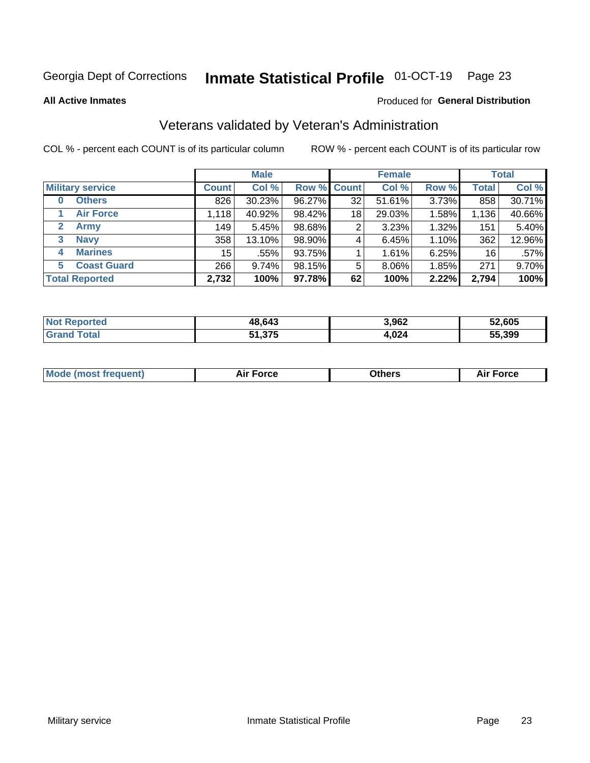Georgia Dept of Corrections **Inmate Statistical Profile** 01-OCT-19 Page 23

**All Active Inmates**

Produced for **General Distribution**

## Veterans validated by Veteran's Administration

COL % - percent each COUNT is of its particular column

ROW % - percent each COUNT is of its particular row

| Military service | Male | | | Female | | | Total | |
|---|---|---|---|---|---|---|---|---|
| | Count | Col % | Row % | Count | Col % | Row % | Total | Col % |
| 0 Others | 826 | 30.23% | 96.27% | 32 | 51.61% | 3.73% | 858 | 30.71% |
| 1 Air Force | 1,118 | 40.92% | 98.42% | 18 | 29.03% | 1.58% | 1,136 | 40.66% |
| 2 Army | 149 | 5.45% | 98.68% | 2 | 3.23% | 1.32% | 151 | 5.40% |
| 3 Navy | 358 | 13.10% | 98.90% | 4 | 6.45% | 1.10% | 362 | 12.96% |
| 4 Marines | 15 | .55% | 93.75% | 1 | 1.61% | 6.25% | 16 | .57% |
| 5 Coast Guard | 266 | 9.74% | 98.15% | 5 | 8.06% | 1.85% | 271 | 9.70% |
| **Total Reported** | **2,732** | **100%** | **97.78%** | **62** | **100%** | **2.22%** | **2,794** | **100%** |

| | Male | Female | Total |
|---|---|---|---|
| Not Reported | 48,643 | 3,962 | 52,605 |
| Grand Total | 51,375 | 4,024 | 55,399 |

| | Male | Female | Total |
|---|---|---|---|
| Mode (most frequent) | Air Force | Others | Air Force |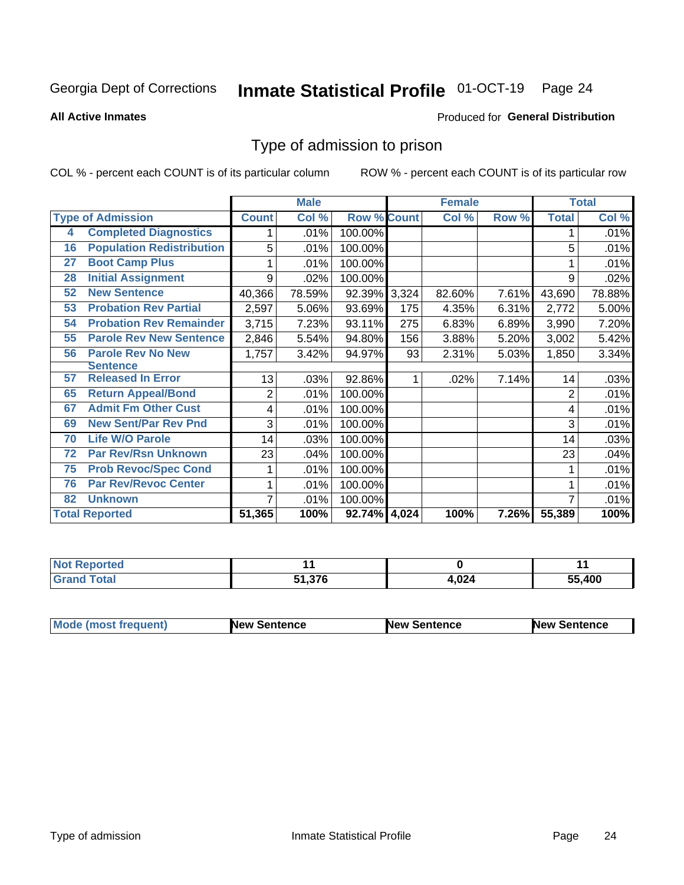Georgia Dept of Corrections **Inmate Statistical Profile** 01-OCT-19

**All Active Inmates**

Produced for **General Distribution**

# Type of admission to prison

COL % - percent each COUNT is of its particular column

ROW % - percent each COUNT is of its particular row

| Type of Admission | | Male | | | Female | | | Total | |
|---|---|---|---|---|---|---|---|---|---|
| | | Count | Col % | Row % | Count | Col % | Row % | Total | Col % |
| 4 | Completed Diagnostics | 1 | .01% | 100.00% | | | | 1 | .01% |
| 16 | Population Redistribution | 5 | .01% | 100.00% | | | | 5 | .01% |
| 27 | Boot Camp Plus | 1 | .01% | 100.00% | | | | 1 | .01% |
| 28 | Initial Assignment | 9 | .02% | 100.00% | | | | 9 | .02% |
| 52 | New Sentence | 40,366 | 78.59% | 92.39% | 3,324 | 82.60% | 7.61% | 43,690 | 78.88% |
| 53 | Probation Rev Partial | 2,597 | 5.06% | 93.69% | 175 | 4.35% | 6.31% | 2,772 | 5.00% |
| 54 | Probation Rev Remainder | 3,715 | 7.23% | 93.11% | 275 | 6.83% | 6.89% | 3,990 | 7.20% |
| 55 | Parole Rev New Sentence | 2,846 | 5.54% | 94.80% | 156 | 3.88% | 5.20% | 3,002 | 5.42% |
| 56 | Parole Rev No New Sentence | 1,757 | 3.42% | 94.97% | 93 | 2.31% | 5.03% | 1,850 | 3.34% |
| 57 | Released In Error | 13 | .03% | 92.86% | 1 | .02% | 7.14% | 14 | .03% |
| 65 | Return Appeal/Bond | 2 | .01% | 100.00% | | | | 2 | .01% |
| 67 | Admit Fm Other Cust | 4 | .01% | 100.00% | | | | 4 | .01% |
| 69 | New Sent/Par Rev Pnd | 3 | .01% | 100.00% | | | | 3 | .01% |
| 70 | Life W/O Parole | 14 | .03% | 100.00% | | | | 14 | .03% |
| 72 | Par Rev/Rsn Unknown | 23 | .04% | 100.00% | | | | 23 | .04% |
| 75 | Prob Revoc/Spec Cond | 1 | .01% | 100.00% | | | | 1 | .01% |
| 76 | Par Rev/Revoc Center | 1 | .01% | 100.00% | | | | 1 | .01% |
| 82 | Unknown | 7 | .01% | 100.00% | | | | 7 | .01% |
| **Total Reported** | | **51,365** | **100%** | **92.74%** | **4,024** | **100%** | **7.26%** | **55,389** | **100%** |

| | Male | Female | Total |
|---|---|---|---|
| Not Reported | 11 | 0 | 11 |
| Grand Total | 51,376 | 4,024 | 55,400 |

| | Male | Female | Total |
|---|---|---|---|
| Mode (most frequent) | New Sentence | New Sentence | New Sentence |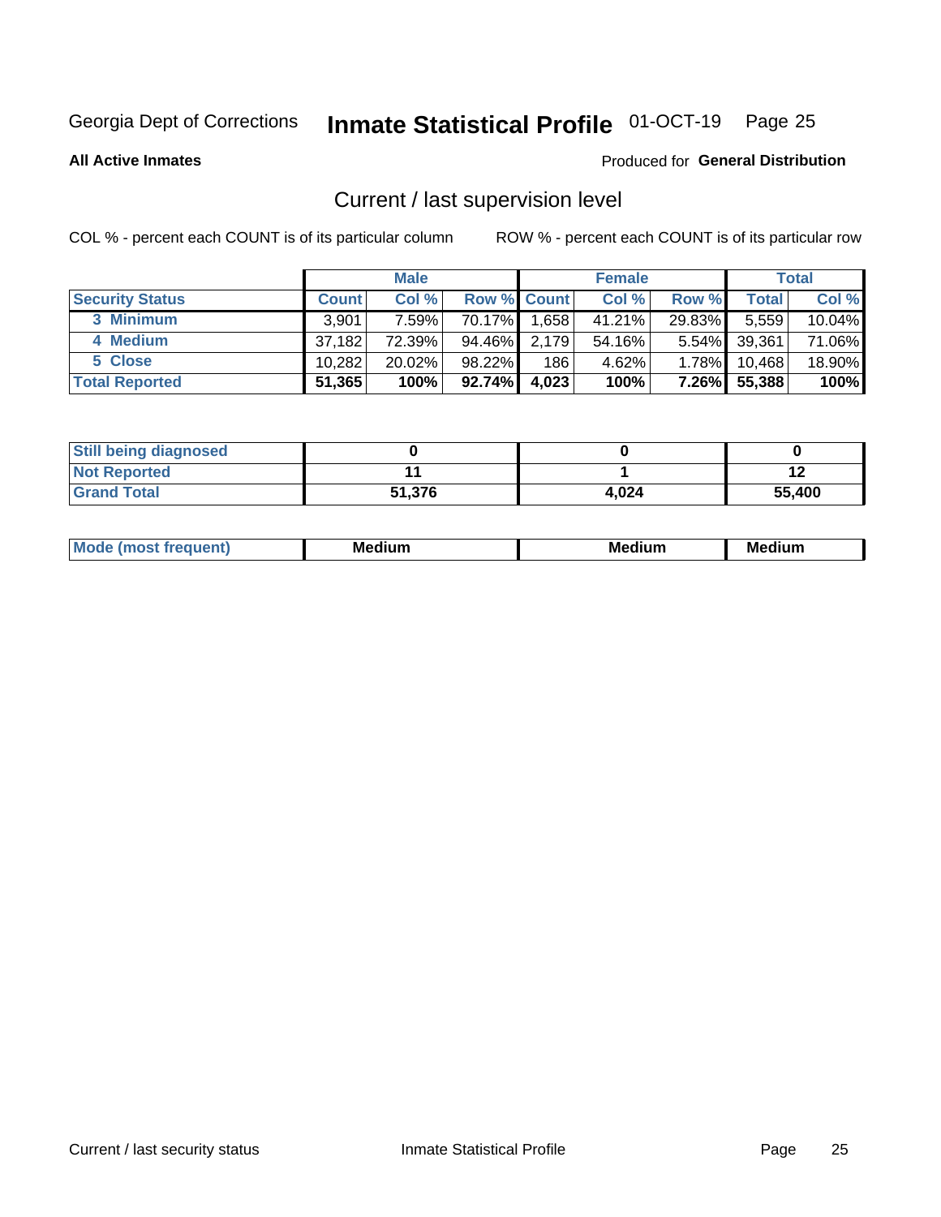Georgia Dept of Corrections **Inmate Statistical Profile** 01-OCT-19

**All Active Inmates**

Produced for **General Distribution**

## Current / last supervision level

COL % - percent each COUNT is of its particular column

ROW % - percent each COUNT is of its particular row

| | Male | | | Female | | | Total | |
|---|---|---|---|---|---|---|---|---|
| **Security Status** | **Count** | **Col %** | **Row %** | **Count** | **Col %** | **Row %** | **Total** | **Col %** |
| 3 Minimum | 3,901 | 7.59% | 70.17% | 1,658 | 41.21% | 29.83% | 5,559 | 10.04% |
| 4 Medium | 37,182 | 72.39% | 94.46% | 2,179 | 54.16% | 5.54% | 39,361 | 71.06% |
| 5 Close | 10,282 | 20.02% | 98.22% | 186 | 4.62% | 1.78% | 10,468 | 18.90% |
| **Total Reported** | **51,365** | **100%** | **92.74%** | **4,023** | **100%** | **7.26%** | **55,388** | **100%** |

| | Male | Female | Total |
|---|---|---|---|
| **Still being diagnosed** | **0** | **0** | **0** |
| **Not Reported** | **11** | **1** | **12** |
| **Grand Total** | **51,376** | **4,024** | **55,400** |

| | Male | Female | Total |
|---|---|---|---|
| **Mode (most frequent)** | **Medium** | **Medium** | **Medium** |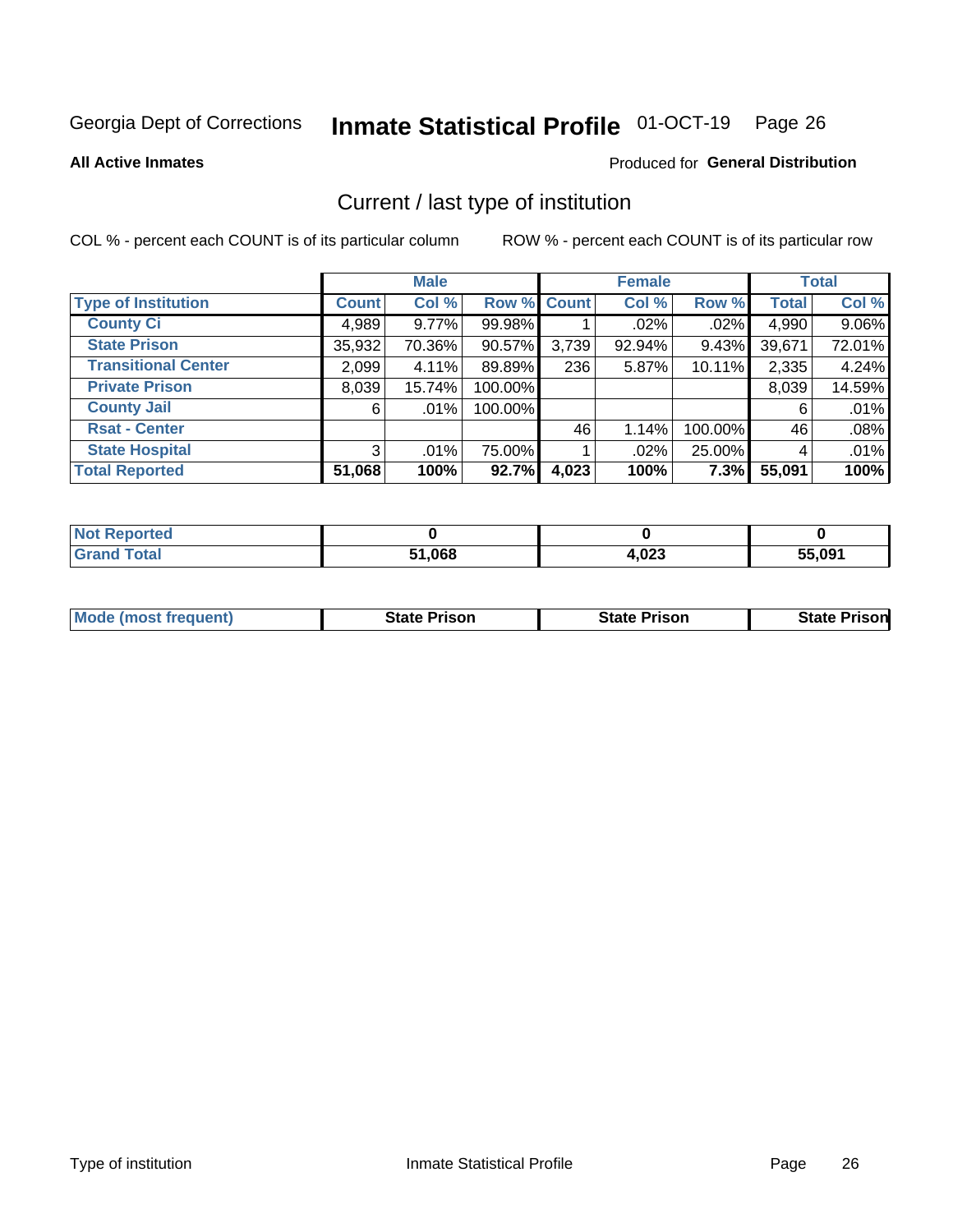Georgia Dept of Corrections **Inmate Statistical Profile** 01-OCT-19 Page 26

**All Active Inmates**

Produced for **General Distribution**

## Current / last type of institution

COL % - percent each COUNT is of its particular column

ROW % - percent each COUNT is of its particular row

| | Male | | | Female | | | Total | |
|---|---|---|---|---|---|---|---|---|
| **Type of Institution** | **Count** | **Col %** | **Row %** | **Count** | **Col %** | **Row %** | **Total** | **Col %** |
| **County Ci** | 4,989 | 9.77% | 99.98% | 1 | .02% | .02% | 4,990 | 9.06% |
| **State Prison** | 35,932 | 70.36% | 90.57% | 3,739 | 92.94% | 9.43% | 39,671 | 72.01% |
| **Transitional Center** | 2,099 | 4.11% | 89.89% | 236 | 5.87% | 10.11% | 2,335 | 4.24% |
| **Private Prison** | 8,039 | 15.74% | 100.00% | | | | 8,039 | 14.59% |
| **County Jail** | 6 | .01% | 100.00% | | | | 6 | .01% |
| **Rsat - Center** | | | | 46 | 1.14% | 100.00% | 46 | .08% |
| **State Hospital** | 3 | .01% | 75.00% | 1 | .02% | 25.00% | 4 | .01% |
| **Total Reported** | **51,068** | **100%** | **92.7%** | **4,023** | **100%** | **7.3%** | **55,091** | **100%** |

| | Male | Female | Total |
|---|---|---|---|
| **Not Reported** | **0** | **0** | **0** |
| **Grand Total** | **51,068** | **4,023** | **55,091** |

| | Male | Female | Total |
|---|---|---|---|
| **Mode (most frequent)** | **State Prison** | **State Prison** | **State Prison** |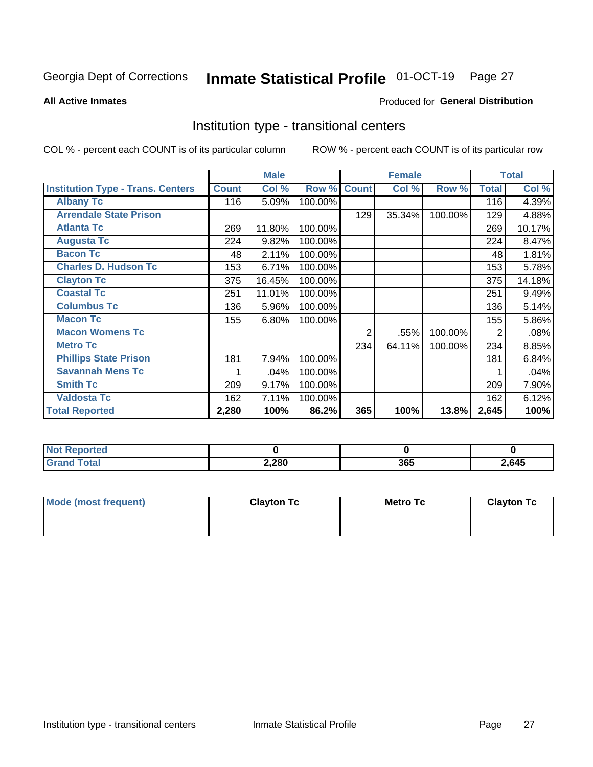Georgia Dept of Corrections **Inmate Statistical Profile** 01-OCT-19

**All Active Inmates**

Produced for **General Distribution**

## Institution type - transitional centers

COL % - percent each COUNT is of its particular column

ROW % - percent each COUNT is of its particular row

| | Male | | | Female | | | Total | |
|---|---|---|---|---|---|---|---|---|
| **Institution Type - Trans. Centers** | **Count** | **Col %** | **Row %** | **Count** | **Col %** | **Row %** | **Total** | **Col %** |
| **Albany Tc** | 116 | 5.09% | 100.00% | | | | 116 | 4.39% |
| **Arrendale State Prison** | | | | 129 | 35.34% | 100.00% | 129 | 4.88% |
| **Atlanta Tc** | 269 | 11.80% | 100.00% | | | | 269 | 10.17% |
| **Augusta Tc** | 224 | 9.82% | 100.00% | | | | 224 | 8.47% |
| **Bacon Tc** | 48 | 2.11% | 100.00% | | | | 48 | 1.81% |
| **Charles D. Hudson Tc** | 153 | 6.71% | 100.00% | | | | 153 | 5.78% |
| **Clayton Tc** | 375 | 16.45% | 100.00% | | | | 375 | 14.18% |
| **Coastal Tc** | 251 | 11.01% | 100.00% | | | | 251 | 9.49% |
| **Columbus Tc** | 136 | 5.96% | 100.00% | | | | 136 | 5.14% |
| **Macon Tc** | 155 | 6.80% | 100.00% | | | | 155 | 5.86% |
| **Macon Womens Tc** | | | | 2 | .55% | 100.00% | 2 | .08% |
| **Metro Tc** | | | | 234 | 64.11% | 100.00% | 234 | 8.85% |
| **Phillips State Prison** | 181 | 7.94% | 100.00% | | | | 181 | 6.84% |
| **Savannah Mens Tc** | 1 | .04% | 100.00% | | | | 1 | .04% |
| **Smith Tc** | 209 | 9.17% | 100.00% | | | | 209 | 7.90% |
| **Valdosta Tc** | 162 | 7.11% | 100.00% | | | | 162 | 6.12% |
| **Total Reported** | **2,280** | **100%** | **86.2%** | **365** | **100%** | **13.8%** | **2,645** | **100%** |

| | Male | Female | Total |
|---|---|---|---|
| **Not Reported** | **0** | **0** | **0** |
| **Grand Total** | **2,280** | **365** | **2,645** |

| | Male | Female | Total |
|---|---|---|---|
| **Mode (most frequent)** | **Clayton Tc** | **Metro Tc** | **Clayton Tc** |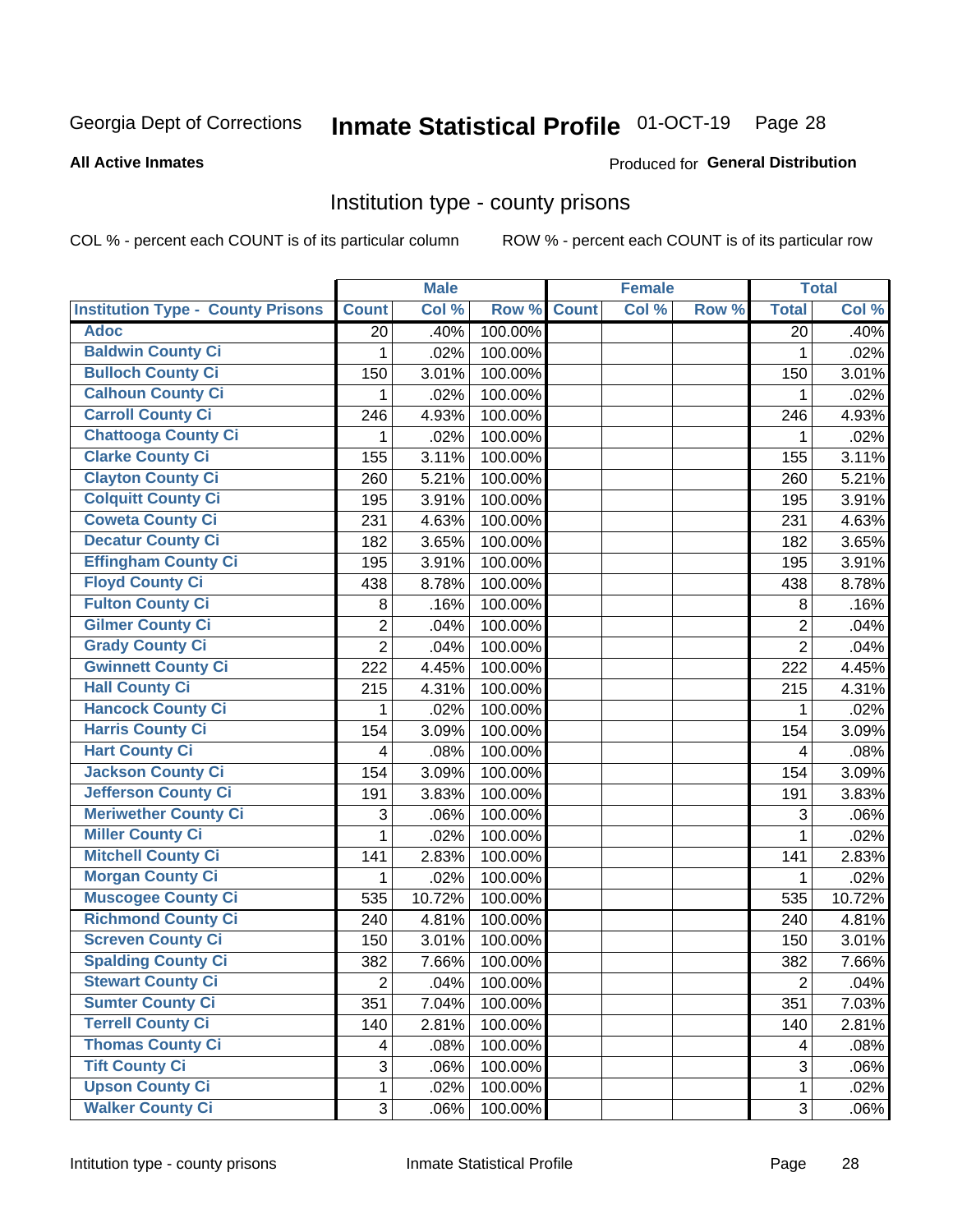Georgia Dept of Corrections **Inmate Statistical Profile** 01-OCT-19

**All Active Inmates**

Produced for **General Distribution**

## Institution type - county prisons

COL % - percent each COUNT is of its particular column ROW % - percent each COUNT is of its particular row

| | Male | | | Female | | | Total | |
|---|---|---|---|---|---|---|---|---|
| Institution Type - County Prisons | Count | Col % | Row % | Count | Col % | Row % | Total | Col % |
| Adoc | 20 | .40% | 100.00% | | | | 20 | .40% |
| Baldwin County Ci | 1 | .02% | 100.00% | | | | 1 | .02% |
| Bulloch County Ci | 150 | 3.01% | 100.00% | | | | 150 | 3.01% |
| Calhoun County Ci | 1 | .02% | 100.00% | | | | 1 | .02% |
| Carroll County Ci | 246 | 4.93% | 100.00% | | | | 246 | 4.93% |
| Chattooga County Ci | 1 | .02% | 100.00% | | | | 1 | .02% |
| Clarke County Ci | 155 | 3.11% | 100.00% | | | | 155 | 3.11% |
| Clayton County Ci | 260 | 5.21% | 100.00% | | | | 260 | 5.21% |
| Colquitt County Ci | 195 | 3.91% | 100.00% | | | | 195 | 3.91% |
| Coweta County Ci | 231 | 4.63% | 100.00% | | | | 231 | 4.63% |
| Decatur County Ci | 182 | 3.65% | 100.00% | | | | 182 | 3.65% |
| Effingham County Ci | 195 | 3.91% | 100.00% | | | | 195 | 3.91% |
| Floyd County Ci | 438 | 8.78% | 100.00% | | | | 438 | 8.78% |
| Fulton County Ci | 8 | .16% | 100.00% | | | | 8 | .16% |
| Gilmer County Ci | 2 | .04% | 100.00% | | | | 2 | .04% |
| Grady County Ci | 2 | .04% | 100.00% | | | | 2 | .04% |
| Gwinnett County Ci | 222 | 4.45% | 100.00% | | | | 222 | 4.45% |
| Hall County Ci | 215 | 4.31% | 100.00% | | | | 215 | 4.31% |
| Hancock County Ci | 1 | .02% | 100.00% | | | | 1 | .02% |
| Harris County Ci | 154 | 3.09% | 100.00% | | | | 154 | 3.09% |
| Hart County Ci | 4 | .08% | 100.00% | | | | 4 | .08% |
| Jackson County Ci | 154 | 3.09% | 100.00% | | | | 154 | 3.09% |
| Jefferson County Ci | 191 | 3.83% | 100.00% | | | | 191 | 3.83% |
| Meriwether County Ci | 3 | .06% | 100.00% | | | | 3 | .06% |
| Miller County Ci | 1 | .02% | 100.00% | | | | 1 | .02% |
| Mitchell County Ci | 141 | 2.83% | 100.00% | | | | 141 | 2.83% |
| Morgan County Ci | 1 | .02% | 100.00% | | | | 1 | .02% |
| Muscogee County Ci | 535 | 10.72% | 100.00% | | | | 535 | 10.72% |
| Richmond County Ci | 240 | 4.81% | 100.00% | | | | 240 | 4.81% |
| Screven County Ci | 150 | 3.01% | 100.00% | | | | 150 | 3.01% |
| Spalding County Ci | 382 | 7.66% | 100.00% | | | | 382 | 7.66% |
| Stewart County Ci | 2 | .04% | 100.00% | | | | 2 | .04% |
| Sumter County Ci | 351 | 7.04% | 100.00% | | | | 351 | 7.03% |
| Terrell County Ci | 140 | 2.81% | 100.00% | | | | 140 | 2.81% |
| Thomas County Ci | 4 | .08% | 100.00% | | | | 4 | .08% |
| Tift County Ci | 3 | .06% | 100.00% | | | | 3 | .06% |
| Upson County Ci | 1 | .02% | 100.00% | | | | 1 | .02% |
| Walker County Ci | 3 | .06% | 100.00% | | | | 3 | .06% |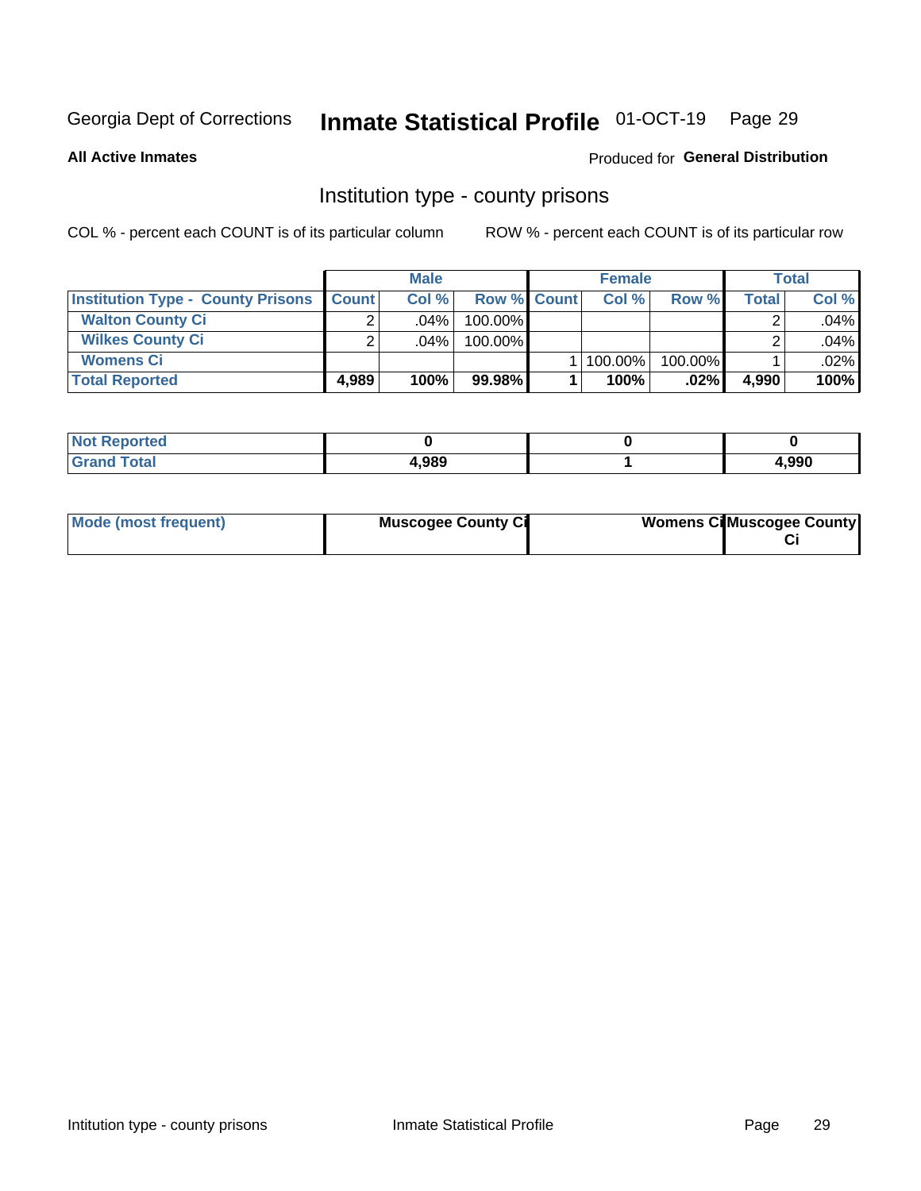Georgia Dept of Corrections **Inmate Statistical Profile** 01-OCT-19

**All Active Inmates**

Produced for **General Distribution**

## Institution type - county prisons

COL % - percent each COUNT is of its particular column

ROW % - percent each COUNT is of its particular row

| | Male | | | Female | | | Total | |
|---|---|---|---|---|---|---|---|---|
| **Institution Type - County Prisons** | **Count** | **Col %** | **Row %** | **Count** | **Col %** | **Row %** | **Total** | **Col %** |
| **Walton County Ci** | 2 | .04% | 100.00% | | | | 2 | .04% |
| **Wilkes County Ci** | 2 | .04% | 100.00% | | | | 2 | .04% |
| **Womens Ci** | | | | 1 | 100.00% | 100.00% | 1 | .02% |
| **Total Reported** | **4,989** | **100%** | **99.98%** | **1** | **100%** | **.02%** | **4,990** | **100%** |

| | Male | Female | Total |
|---|---|---|---|
| **Not Reported** | **0** | **0** | **0** |
| **Grand Total** | **4,989** | **1** | **4,990** |

| | Male | Female | Total |
|---|---|---|---|
| **Mode (most frequent)** | **Muscogee County Ci** | **Womens Ci** | **Muscogee County Ci** |

Intitution type - county prisons | Inmate Statistical Profile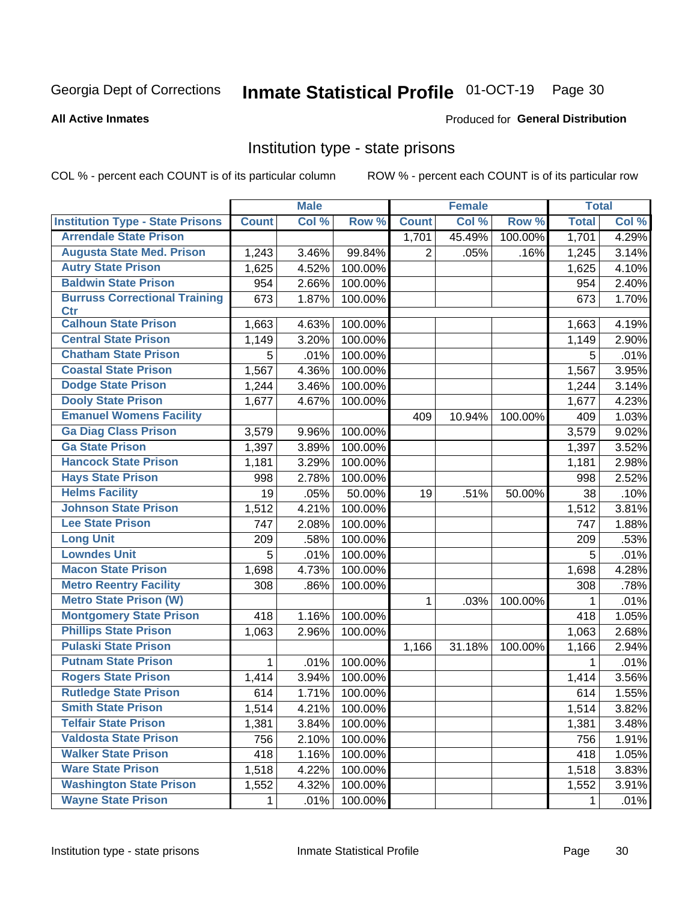Georgia Dept of Corrections **Inmate Statistical Profile** 01-OCT-19

**All Active Inmates**

Produced for **General Distribution**

## Institution type - state prisons

COL % - percent each COUNT is of its particular column

ROW % - percent each COUNT is of its particular row

| | Male | | | Female | | | Total | |
|---|---|---|---|---|---|---|---|---|
| **Institution Type - State Prisons** | **Count** | **Col %** | **Row %** | **Count** | **Col %** | **Row %** | **Total** | **Col %** |
| Arrendale State Prison | | | | 1,701 | 45.49% | 100.00% | 1,701 | 4.29% |
| Augusta State Med. Prison | 1,243 | 3.46% | 99.84% | 2 | .05% | .16% | 1,245 | 3.14% |
| Autry State Prison | 1,625 | 4.52% | 100.00% | | | | 1,625 | 4.10% |
| Baldwin State Prison | 954 | 2.66% | 100.00% | | | | 954 | 2.40% |
| Burruss Correctional Training Ctr | 673 | 1.87% | 100.00% | | | | 673 | 1.70% |
| Calhoun State Prison | 1,663 | 4.63% | 100.00% | | | | 1,663 | 4.19% |
| Central State Prison | 1,149 | 3.20% | 100.00% | | | | 1,149 | 2.90% |
| Chatham State Prison | 5 | .01% | 100.00% | | | | 5 | .01% |
| Coastal State Prison | 1,567 | 4.36% | 100.00% | | | | 1,567 | 3.95% |
| Dodge State Prison | 1,244 | 3.46% | 100.00% | | | | 1,244 | 3.14% |
| Dooly State Prison | 1,677 | 4.67% | 100.00% | | | | 1,677 | 4.23% |
| Emanuel Womens Facility | | | | 409 | 10.94% | 100.00% | 409 | 1.03% |
| Ga Diag Class Prison | 3,579 | 9.96% | 100.00% | | | | 3,579 | 9.02% |
| Ga State Prison | 1,397 | 3.89% | 100.00% | | | | 1,397 | 3.52% |
| Hancock State Prison | 1,181 | 3.29% | 100.00% | | | | 1,181 | 2.98% |
| Hays State Prison | 998 | 2.78% | 100.00% | | | | 998 | 2.52% |
| Helms Facility | 19 | .05% | 50.00% | 19 | .51% | 50.00% | 38 | .10% |
| Johnson State Prison | 1,512 | 4.21% | 100.00% | | | | 1,512 | 3.81% |
| Lee State Prison | 747 | 2.08% | 100.00% | | | | 747 | 1.88% |
| Long Unit | 209 | .58% | 100.00% | | | | 209 | .53% |
| Lowndes Unit | 5 | .01% | 100.00% | | | | 5 | .01% |
| Macon State Prison | 1,698 | 4.73% | 100.00% | | | | 1,698 | 4.28% |
| Metro Reentry Facility | 308 | .86% | 100.00% | | | | 308 | .78% |
| Metro State Prison (W) | | | | 1 | .03% | 100.00% | 1 | .01% |
| Montgomery State Prison | 418 | 1.16% | 100.00% | | | | 418 | 1.05% |
| Phillips State Prison | 1,063 | 2.96% | 100.00% | | | | 1,063 | 2.68% |
| Pulaski State Prison | | | | 1,166 | 31.18% | 100.00% | 1,166 | 2.94% |
| Putnam State Prison | 1 | .01% | 100.00% | | | | 1 | .01% |
| Rogers State Prison | 1,414 | 3.94% | 100.00% | | | | 1,414 | 3.56% |
| Rutledge State Prison | 614 | 1.71% | 100.00% | | | | 614 | 1.55% |
| Smith State Prison | 1,514 | 4.21% | 100.00% | | | | 1,514 | 3.82% |
| Telfair State Prison | 1,381 | 3.84% | 100.00% | | | | 1,381 | 3.48% |
| Valdosta State Prison | 756 | 2.10% | 100.00% | | | | 756 | 1.91% |
| Walker State Prison | 418 | 1.16% | 100.00% | | | | 418 | 1.05% |
| Ware State Prison | 1,518 | 4.22% | 100.00% | | | | 1,518 | 3.83% |
| Washington State Prison | 1,552 | 4.32% | 100.00% | | | | 1,552 | 3.91% |
| Wayne State Prison | 1 | .01% | 100.00% | | | | 1 | .01% |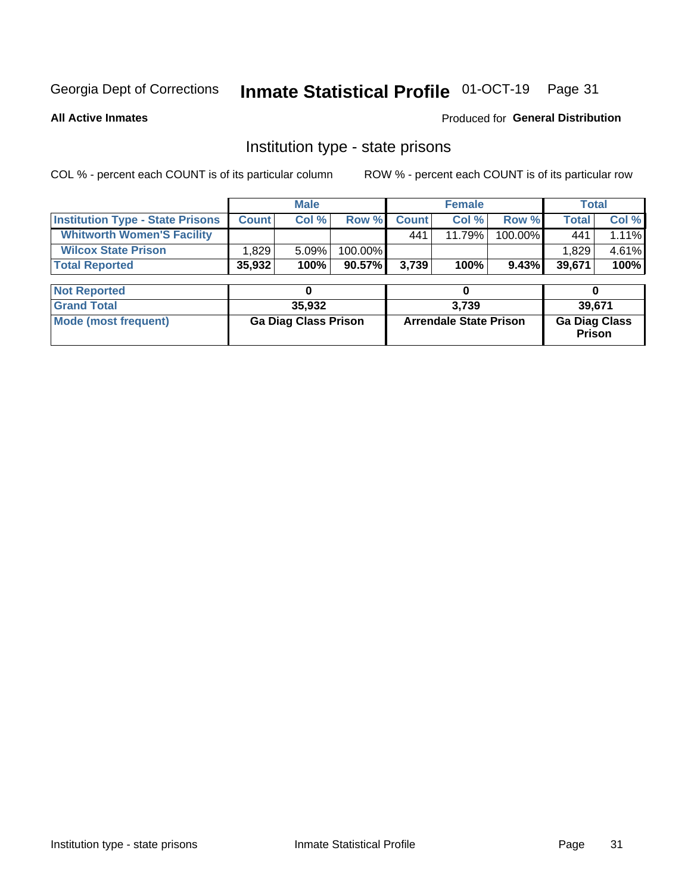Georgia Dept of Corrections **Inmate Statistical Profile** 01-OCT-19

**All Active Inmates**

Produced for **General Distribution**

## Institution type - state prisons

COL % - percent each COUNT is of its particular column

ROW % - percent each COUNT is of its particular row

| | Male | | | Female | | | Total | |
|---|---|---|---|---|---|---|---|---|
| **Institution Type - State Prisons** | **Count** | **Col %** | **Row %** | **Count** | **Col %** | **Row %** | **Total** | **Col %** |
| **Whitworth Women'S Facility** | | | | 441 | 11.79% | 100.00% | 441 | 1.11% |
| **Wilcox State Prison** | 1,829 | 5.09% | 100.00% | | | | 1,829 | 4.61% |
| **Total Reported** | **35,932** | **100%** | **90.57%** | **3,739** | **100%** | **9.43%** | **39,671** | **100%** |

| | Male | Female | Total |
|---|---|---|---|
| **Not Reported** | **0** | **0** | **0** |
| **Grand Total** | **35,932** | **3,739** | **39,671** |
| **Mode (most frequent)** | **Ga Diag Class Prison** | **Arrendale State Prison** | **Ga Diag Class Prison** |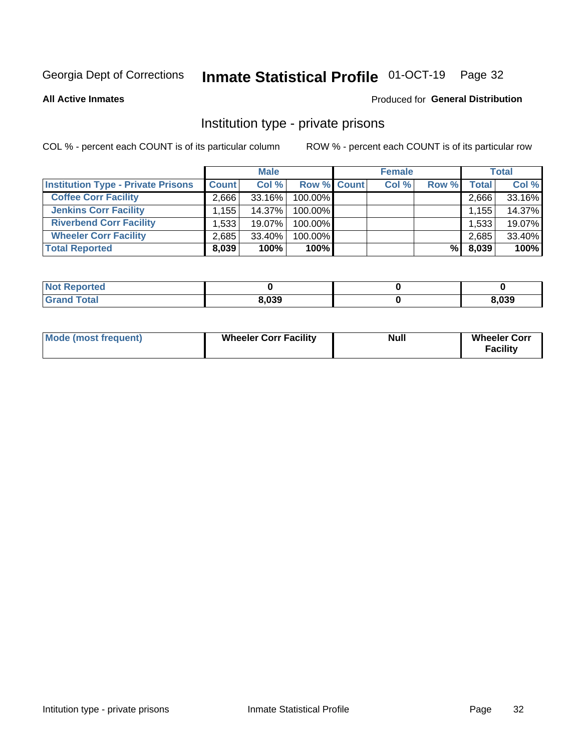Georgia Dept of Corrections **Inmate Statistical Profile** 01-OCT-19

**All Active Inmates** Produced for **General Distribution**

## Institution type - private prisons

COL % - percent each COUNT is of its particular column ROW % - percent each COUNT is of its particular row

| | Male | | | Female | | | Total | |
|---|---|---|---|---|---|---|---|---|
| **Institution Type - Private Prisons** | **Count** | **Col %** | **Row %** | **Count** | **Col %** | **Row %** | **Total** | **Col %** |
| **Coffee Corr Facility** | 2,666 | 33.16% | 100.00% | | | | 2,666 | 33.16% |
| **Jenkins Corr Facility** | 1,155 | 14.37% | 100.00% | | | | 1,155 | 14.37% |
| **Riverbend Corr Facility** | 1,533 | 19.07% | 100.00% | | | | 1,533 | 19.07% |
| **Wheeler Corr Facility** | 2,685 | 33.40% | 100.00% | | | | 2,685 | 33.40% |
| **Total Reported** | **8,039** | **100%** | **100%** | | | **%** | **8,039** | **100%** |

| | Male | Female | Total |
|---|---|---|---|
| **Not Reported** | **0** | **0** | **0** |
| **Grand Total** | **8,039** | **0** | **8,039** |

| | Male | Female | Total |
|---|---|---|---|
| **Mode (most frequent)** | **Wheeler Corr Facility** | **Null** | **Wheeler Corr Facility** |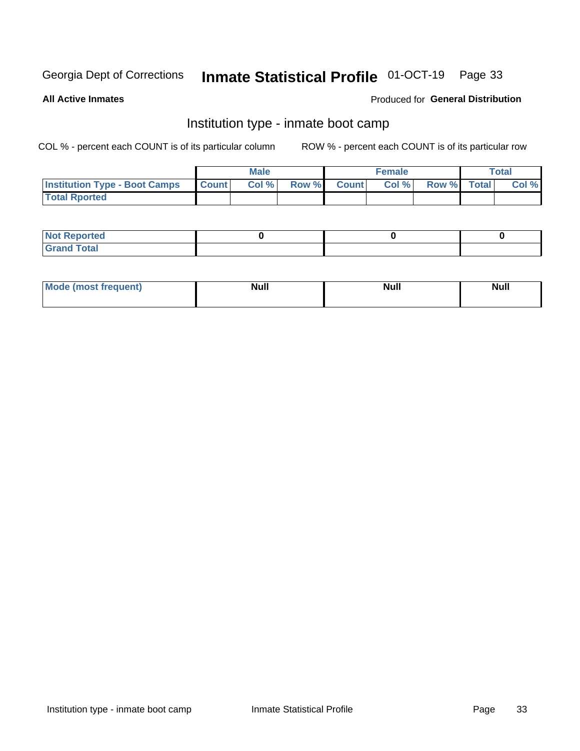Georgia Dept of Corrections **Inmate Statistical Profile** 01-OCT-19

**All Active Inmates**

Produced for **General Distribution**

## Institution type - inmate boot camp

COL % - percent each COUNT is of its particular column

ROW % - percent each COUNT is of its particular row

| | Male | | | Female | | | Total | |
|---|---|---|---|---|---|---|---|---|
| **Institution Type - Boot Camps** | **Count** | **Col %** | **Row %** | **Count** | **Col %** | **Row %** | **Total** | **Col %** |
| **Total Rported** | | | | | | | | |

| | Male | Female | Total |
|---|---|---|---|
| **Not Reported** | 0 | 0 | 0 |
| **Grand Total** | | | |

| | Male | Female | Total |
|---|---|---|---|
| **Mode (most frequent)** | **Null** | **Null** | **Null** |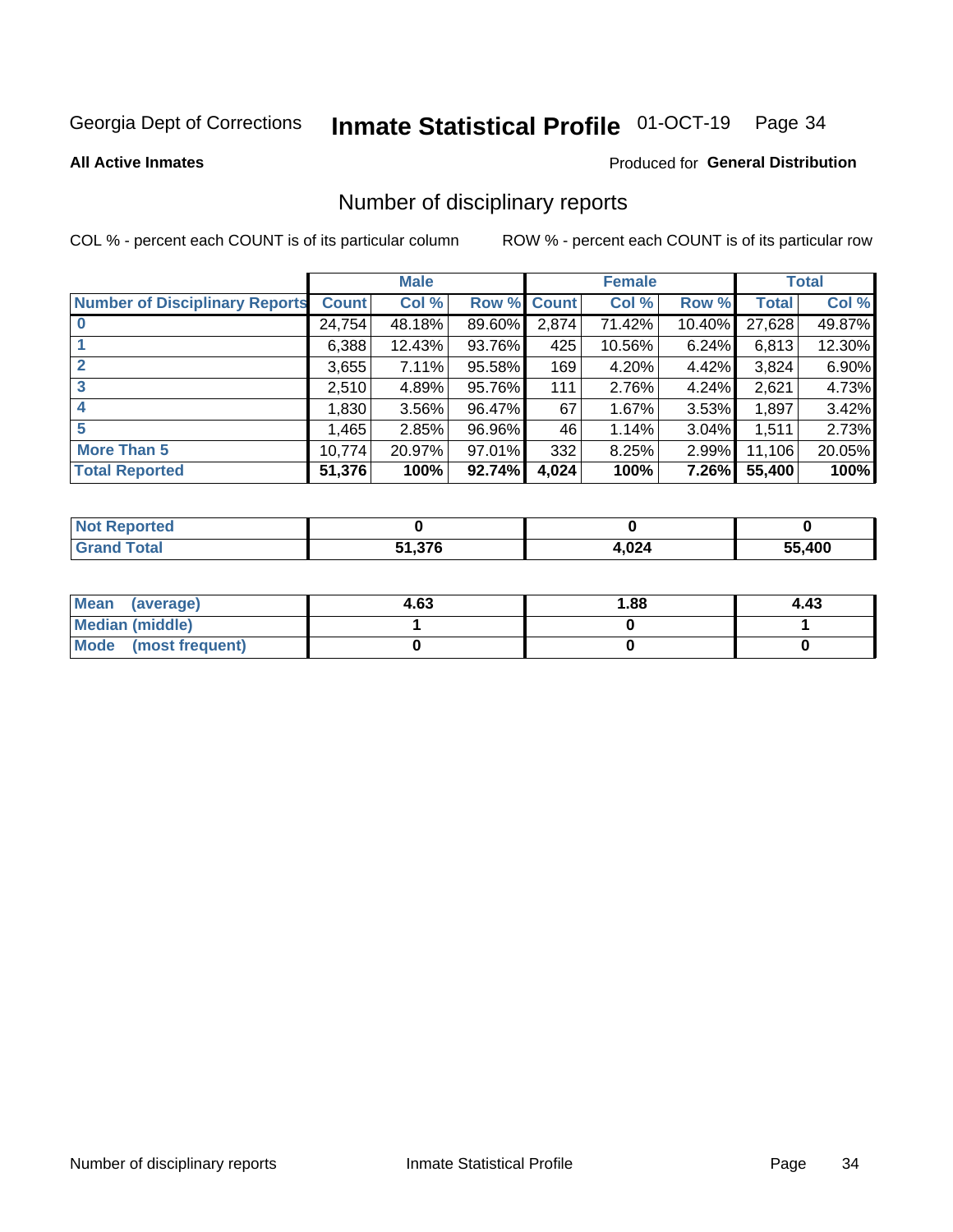Georgia Dept of Corrections **Inmate Statistical Profile** 01-OCT-19

**All Active Inmates**

Produced for **General Distribution**

## Number of disciplinary reports

COL % - percent each COUNT is of its particular column

ROW % - percent each COUNT is of its particular row

| | Male | | | Female | | | Total | |
|---|---|---|---|---|---|---|---|---|
| **Number of Disciplinary Reports** | **Count** | **Col %** | **Row %** | **Count** | **Col %** | **Row %** | **Total** | **Col %** |
| **0** | 24,754 | 48.18% | 89.60% | 2,874 | 71.42% | 10.40% | 27,628 | 49.87% |
| **1** | 6,388 | 12.43% | 93.76% | 425 | 10.56% | 6.24% | 6,813 | 12.30% |
| **2** | 3,655 | 7.11% | 95.58% | 169 | 4.20% | 4.42% | 3,824 | 6.90% |
| **3** | 2,510 | 4.89% | 95.76% | 111 | 2.76% | 4.24% | 2,621 | 4.73% |
| **4** | 1,830 | 3.56% | 96.47% | 67 | 1.67% | 3.53% | 1,897 | 3.42% |
| **5** | 1,465 | 2.85% | 96.96% | 46 | 1.14% | 3.04% | 1,511 | 2.73% |
| **More Than 5** | 10,774 | 20.97% | 97.01% | 332 | 8.25% | 2.99% | 11,106 | 20.05% |
| **Total Reported** | **51,376** | **100%** | **92.74%** | **4,024** | **100%** | **7.26%** | **55,400** | **100%** |

| | Male | Female | Total |
|---|---|---|---|
| **Not Reported** | **0** | **0** | **0** |
| **Grand Total** | **51,376** | **4,024** | **55,400** |

| | Male | Female | Total |
|---|---|---|---|
| **Mean (average)** | **4.63** | **1.88** | **4.43** |
| **Median (middle)** | **1** | **0** | **1** |
| **Mode (most frequent)** | **0** | **0** | **0** |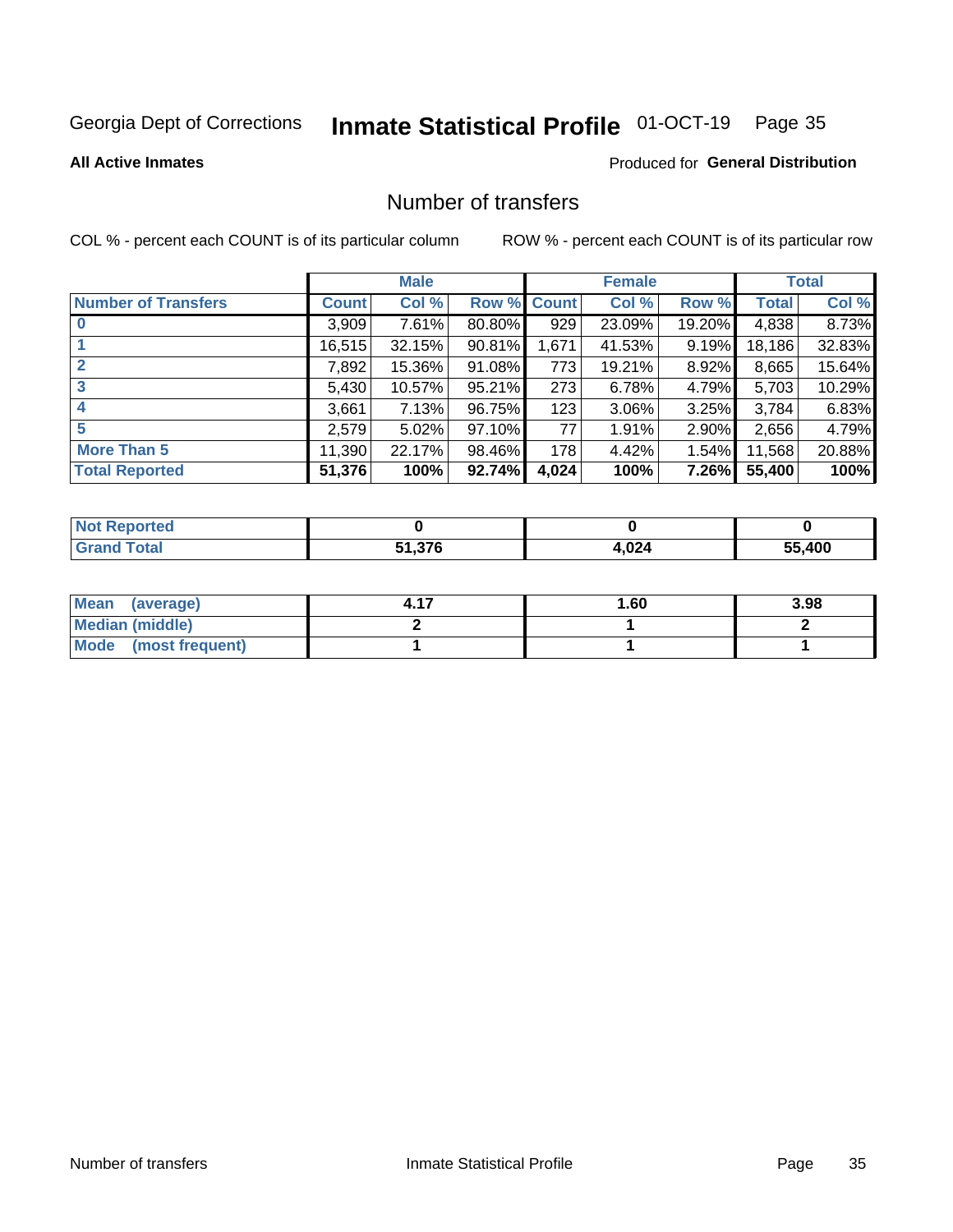Georgia Dept of Corrections **Inmate Statistical Profile** 01-OCT-19

**All Active Inmates**

Produced for **General Distribution**

## Number of transfers

COL % - percent each COUNT is of its particular column ROW % - percent each COUNT is of its particular row

| | Male | | | Female | | | Total | |
|---|---|---|---|---|---|---|---|---|
| **Number of Transfers** | **Count** | **Col %** | **Row %** | **Count** | **Col %** | **Row %** | **Total** | **Col %** |
| **0** | 3,909 | 7.61% | 80.80% | 929 | 23.09% | 19.20% | 4,838 | 8.73% |
| **1** | 16,515 | 32.15% | 90.81% | 1,671 | 41.53% | 9.19% | 18,186 | 32.83% |
| **2** | 7,892 | 15.36% | 91.08% | 773 | 19.21% | 8.92% | 8,665 | 15.64% |
| **3** | 5,430 | 10.57% | 95.21% | 273 | 6.78% | 4.79% | 5,703 | 10.29% |
| **4** | 3,661 | 7.13% | 96.75% | 123 | 3.06% | 3.25% | 3,784 | 6.83% |
| **5** | 2,579 | 5.02% | 97.10% | 77 | 1.91% | 2.90% | 2,656 | 4.79% |
| **More Than 5** | 11,390 | 22.17% | 98.46% | 178 | 4.42% | 1.54% | 11,568 | 20.88% |
| **Total Reported** | **51,376** | **100%** | **92.74%** | **4,024** | **100%** | **7.26%** | **55,400** | **100%** |

| | Male | Female | Total |
|---|---|---|---|
| **Not Reported** | **0** | **0** | **0** |
| **Grand Total** | **51,376** | **4,024** | **55,400** |

| | Male | Female | Total |
|---|---|---|---|
| **Mean (average)** | **4.17** | **1.60** | **3.98** |
| **Median (middle)** | **2** | **1** | **2** |
| **Mode (most frequent)** | **1** | **1** | **1** |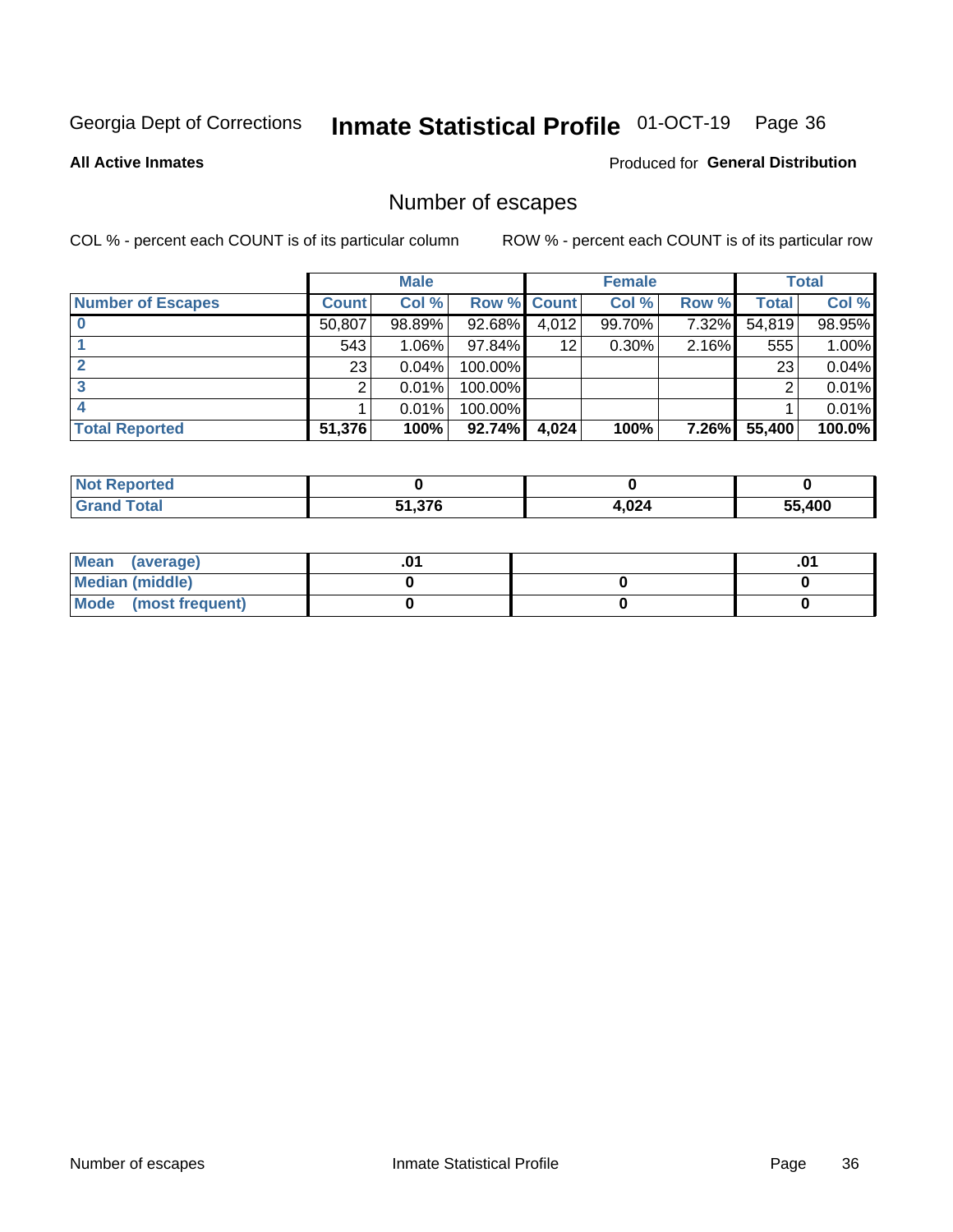Georgia Dept of Corrections **Inmate Statistical Profile** 01-OCT-19 Page 36

**All Active Inmates**

Produced for **General Distribution**

## Number of escapes

COL % - percent each COUNT is of its particular column

ROW % - percent each COUNT is of its particular row

| | Male | | | Female | | | Total | |
|---|---|---|---|---|---|---|---|---|
| **Number of Escapes** | **Count** | **Col %** | **Row %** | **Count** | **Col %** | **Row %** | **Total** | **Col %** |
| **0** | 50,807 | 98.89% | 92.68% | 4,012 | 99.70% | 7.32% | 54,819 | 98.95% |
| **1** | 543 | 1.06% | 97.84% | 12 | 0.30% | 2.16% | 555 | 1.00% |
| **2** | 23 | 0.04% | 100.00% | | | | 23 | 0.04% |
| **3** | 2 | 0.01% | 100.00% | | | | 2 | 0.01% |
| **4** | 1 | 0.01% | 100.00% | | | | 1 | 0.01% |
| **Total Reported** | **51,376** | **100%** | **92.74%** | **4,024** | **100%** | **7.26%** | **55,400** | **100.0%** |

| | Male | Female | Total |
|---|---|---|---|
| **Not Reported** | **0** | **0** | **0** |
| **Grand Total** | **51,376** | **4,024** | **55,400** |

| | Male | Female | Total |
|---|---|---|---|
| **Mean (average)** | **.01** | | **.01** |
| **Median (middle)** | **0** | **0** | **0** |
| **Mode (most frequent)** | **0** | **0** | **0** |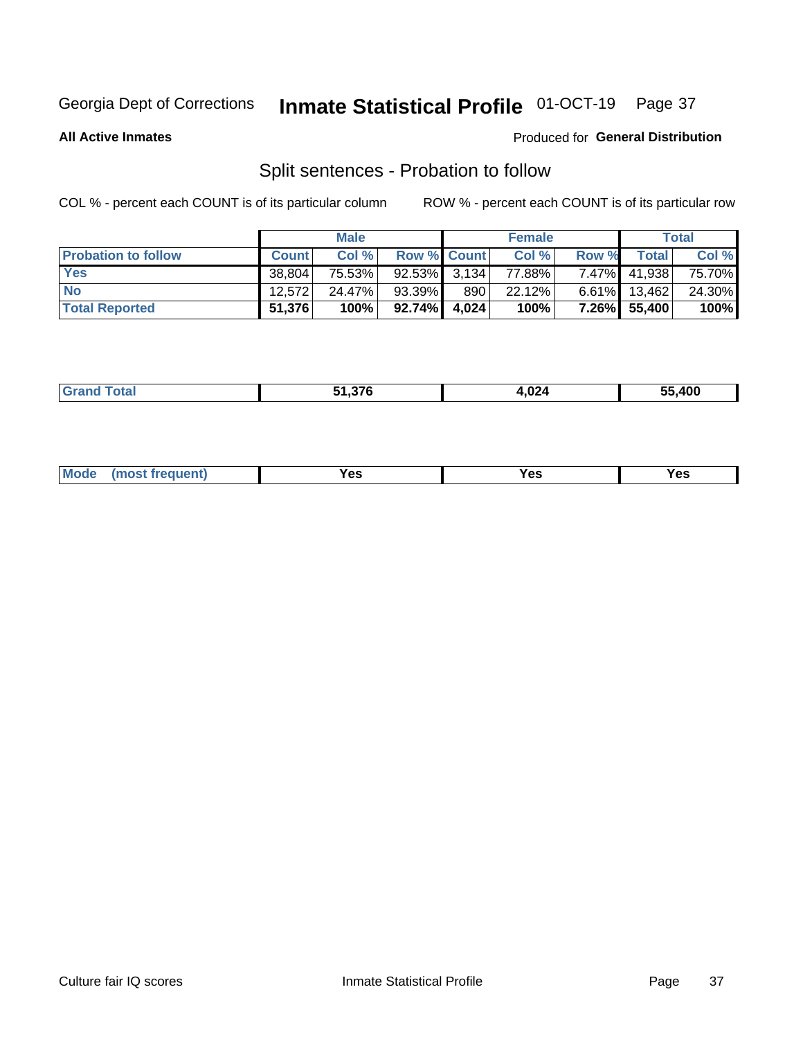Georgia Dept of Corrections **Inmate Statistical Profile** 01-OCT-19

**All Active Inmates**

Produced for **General Distribution**

## Split sentences - Probation to follow

COL % - percent each COUNT is of its particular column

ROW % - percent each COUNT is of its particular row

| | Male | | | Female | | | Total | |
|---|---|---|---|---|---|---|---|---|
| **Probation to follow** | **Count** | **Col %** | **Row %** | **Count** | **Col %** | **Row %** | **Total** | **Col %** |
| **Yes** | 38,804 | 75.53% | 92.53% | 3,134 | 77.88% | 7.47% | 41,938 | 75.70% |
| **No** | 12,572 | 24.47% | 93.39% | 890 | 22.12% | 6.61% | 13,462 | 24.30% |
| **Total Reported** | **51,376** | **100%** | **92.74%** | **4,024** | **100%** | **7.26%** | **55,400** | **100%** |

| | | | |
|---|---|---|---|
| **Grand Total** | **51,376** | **4,024** | **55,400** |

| | | | |
|---|---|---|---|
| **Mode (most frequent)** | **Yes** | **Yes** | **Yes** |

Culture fair IQ scores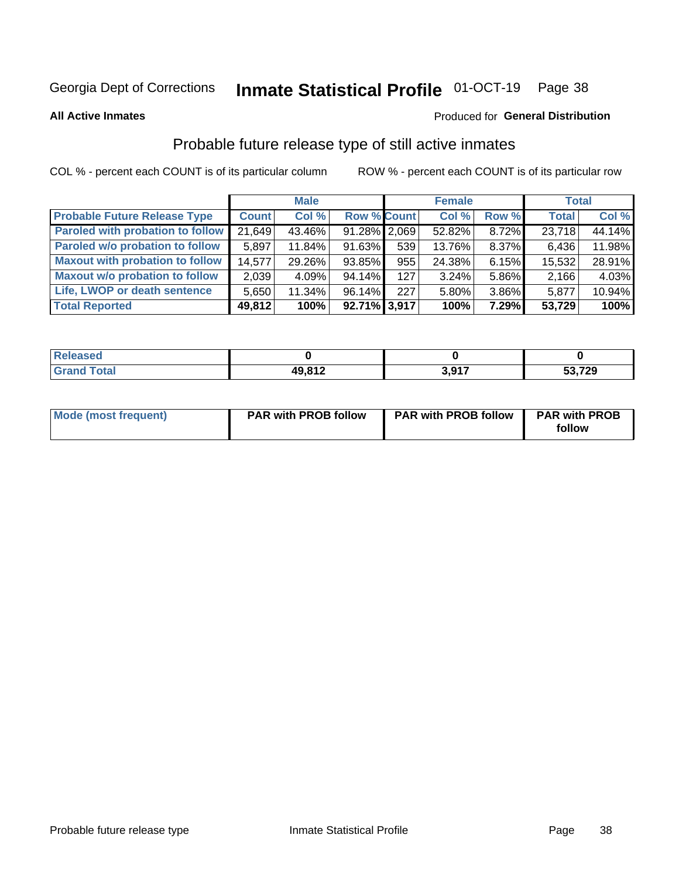Georgia Dept of Corrections **Inmate Statistical Profile** 01-OCT-19

**All Active Inmates**

Produced for **General Distribution**

## Probable future release type of still active inmates

COL % - percent each COUNT is of its particular column

ROW % - percent each COUNT is of its particular row

| | Male | | | Female | | | Total | |
|---|---|---|---|---|---|---|---|---|
| **Probable Future Release Type** | **Count** | **Col %** | **Row %** | **Count** | **Col %** | **Row %** | **Total** | **Col %** |
| **Paroled with probation to follow** | 21,649 | 43.46% | 91.28% | 2,069 | 52.82% | 8.72% | 23,718 | 44.14% |
| **Paroled w/o probation to follow** | 5,897 | 11.84% | 91.63% | 539 | 13.76% | 8.37% | 6,436 | 11.98% |
| **Maxout with probation to follow** | 14,577 | 29.26% | 93.85% | 955 | 24.38% | 6.15% | 15,532 | 28.91% |
| **Maxout w/o probation to follow** | 2,039 | 4.09% | 94.14% | 127 | 3.24% | 5.86% | 2,166 | 4.03% |
| **Life, LWOP or death sentence** | 5,650 | 11.34% | 96.14% | 227 | 5.80% | 3.86% | 5,877 | 10.94% |
| **Total Reported** | **49,812** | **100%** | **92.71%** | **3,917** | **100%** | **7.29%** | **53,729** | **100%** |

| | Male | Female | Total |
|---|---|---|---|
| **Released** | **0** | **0** | **0** |
| **Grand Total** | **49,812** | **3,917** | **53,729** |

| | Male | Female | Total |
|---|---|---|---|
| **Mode (most frequent)** | **PAR with PROB follow** | **PAR with PROB follow** | **PAR with PROB follow** |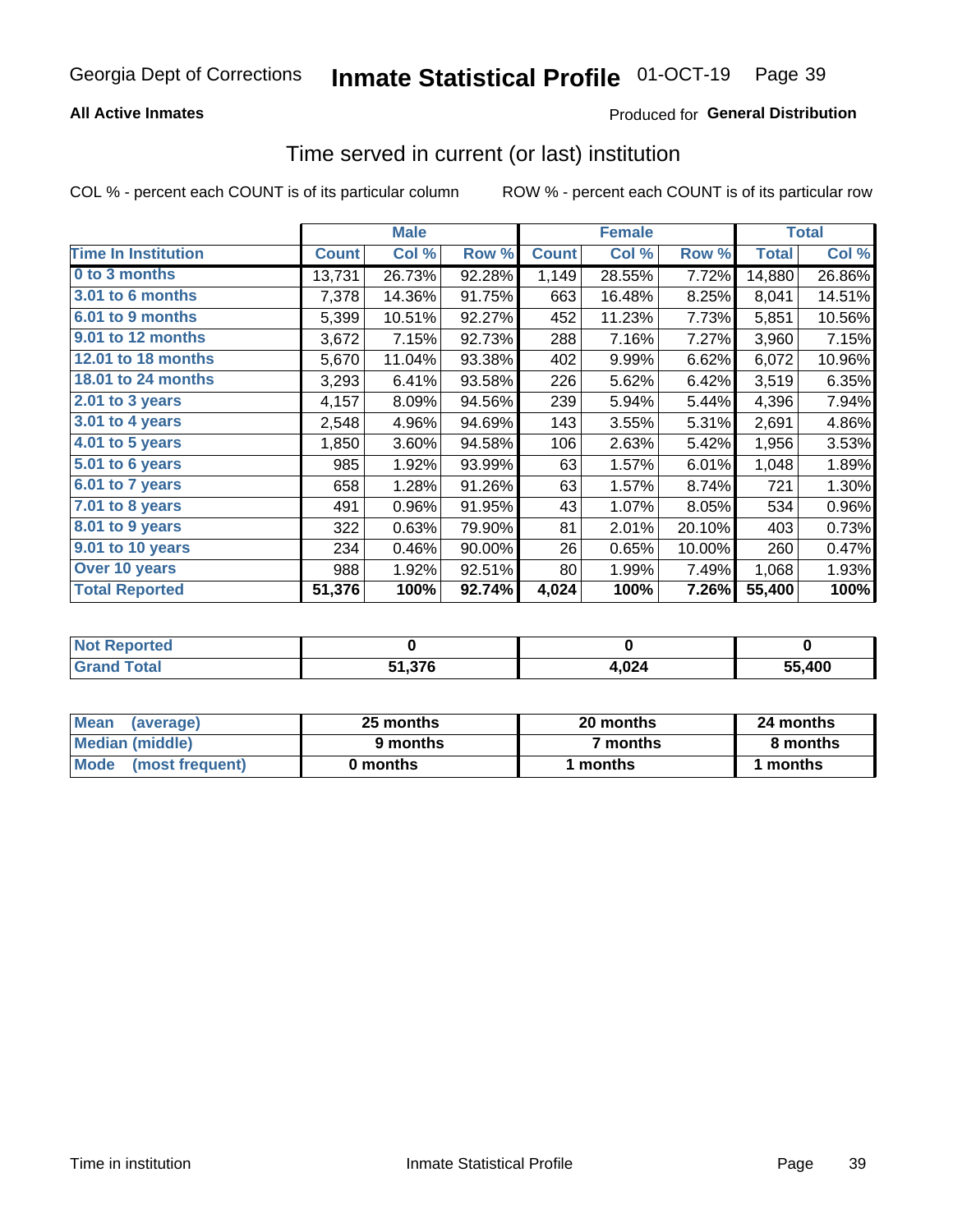Georgia Dept of Corrections **Inmate Statistical Profile** 01-OCT-19

**All Active Inmates**

Produced for **General Distribution**

## Time served in current (or last) institution

COL % - percent each COUNT is of its particular column

ROW % - percent each COUNT is of its particular row

| | Male | | | Female | | | Total | |
|---|---|---|---|---|---|---|---|---|
| **Time In Institution** | **Count** | **Col %** | **Row %** | **Count** | **Col %** | **Row %** | **Total** | **Col %** |
| 0 to 3 months | 13,731 | 26.73% | 92.28% | 1,149 | 28.55% | 7.72% | 14,880 | 26.86% |
| 3.01 to 6 months | 7,378 | 14.36% | 91.75% | 663 | 16.48% | 8.25% | 8,041 | 14.51% |
| 6.01 to 9 months | 5,399 | 10.51% | 92.27% | 452 | 11.23% | 7.73% | 5,851 | 10.56% |
| 9.01 to 12 months | 3,672 | 7.15% | 92.73% | 288 | 7.16% | 7.27% | 3,960 | 7.15% |
| 12.01 to 18 months | 5,670 | 11.04% | 93.38% | 402 | 9.99% | 6.62% | 6,072 | 10.96% |
| 18.01 to 24 months | 3,293 | 6.41% | 93.58% | 226 | 5.62% | 6.42% | 3,519 | 6.35% |
| 2.01 to 3 years | 4,157 | 8.09% | 94.56% | 239 | 5.94% | 5.44% | 4,396 | 7.94% |
| 3.01 to 4 years | 2,548 | 4.96% | 94.69% | 143 | 3.55% | 5.31% | 2,691 | 4.86% |
| 4.01 to 5 years | 1,850 | 3.60% | 94.58% | 106 | 2.63% | 5.42% | 1,956 | 3.53% |
| 5.01 to 6 years | 985 | 1.92% | 93.99% | 63 | 1.57% | 6.01% | 1,048 | 1.89% |
| 6.01 to 7 years | 658 | 1.28% | 91.26% | 63 | 1.57% | 8.74% | 721 | 1.30% |
| 7.01 to 8 years | 491 | 0.96% | 91.95% | 43 | 1.07% | 8.05% | 534 | 0.96% |
| 8.01 to 9 years | 322 | 0.63% | 79.90% | 81 | 2.01% | 20.10% | 403 | 0.73% |
| 9.01 to 10 years | 234 | 0.46% | 90.00% | 26 | 0.65% | 10.00% | 260 | 0.47% |
| Over 10 years | 988 | 1.92% | 92.51% | 80 | 1.99% | 7.49% | 1,068 | 1.93% |
| **Total Reported** | **51,376** | **100%** | **92.74%** | **4,024** | **100%** | **7.26%** | **55,400** | **100%** |

| | Male | Female | Total |
|---|---|---|---|
| Not Reported | 0 | 0 | 0 |
| Grand Total | 51,376 | 4,024 | 55,400 |

| | Male | Female | Total |
|---|---|---|---|
| Mean (average) | 25 months | 20 months | 24 months |
| Median (middle) | 9 months | 7 months | 8 months |
| Mode (most frequent) | 0 months | 1 months | 1 months |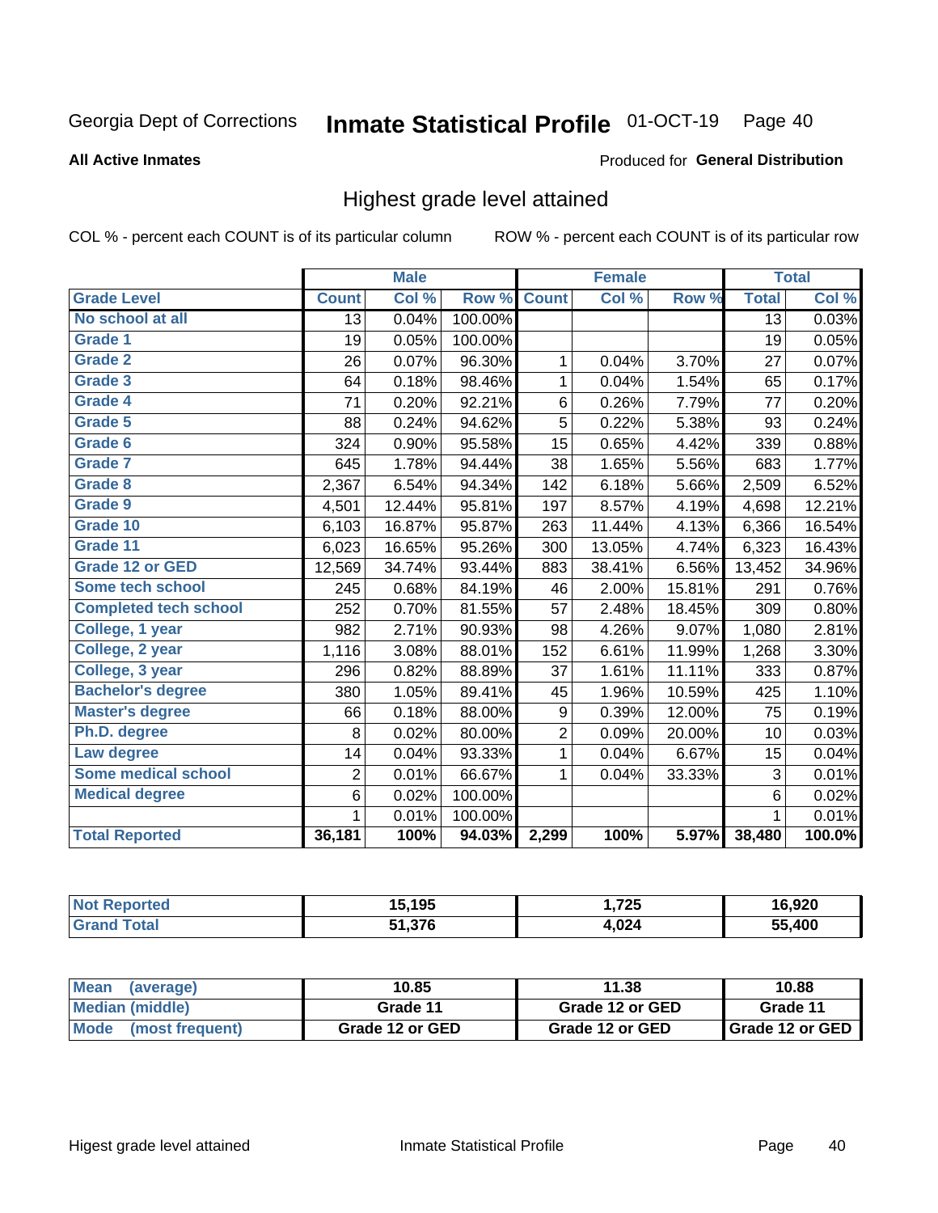Georgia Dept of Corrections **Inmate Statistical Profile** 01-OCT-19

**All Active Inmates** Produced for **General Distribution**

## Highest grade level attained

COL % - percent each COUNT is of its particular column ROW % - percent each COUNT is of its particular row

| | Male | | | Female | | | Total | |
|---|---|---|---|---|---|---|---|---|
| Grade Level | Count | Col % | Row % | Count | Col % | Row % | Total | Col % |
| No school at all | 13 | 0.04% | 100.00% | | | | 13 | 0.03% |
| Grade 1 | 19 | 0.05% | 100.00% | | | | 19 | 0.05% |
| Grade 2 | 26 | 0.07% | 96.30% | 1 | 0.04% | 3.70% | 27 | 0.07% |
| Grade 3 | 64 | 0.18% | 98.46% | 1 | 0.04% | 1.54% | 65 | 0.17% |
| Grade 4 | 71 | 0.20% | 92.21% | 6 | 0.26% | 7.79% | 77 | 0.20% |
| Grade 5 | 88 | 0.24% | 94.62% | 5 | 0.22% | 5.38% | 93 | 0.24% |
| Grade 6 | 324 | 0.90% | 95.58% | 15 | 0.65% | 4.42% | 339 | 0.88% |
| Grade 7 | 645 | 1.78% | 94.44% | 38 | 1.65% | 5.56% | 683 | 1.77% |
| Grade 8 | 2,367 | 6.54% | 94.34% | 142 | 6.18% | 5.66% | 2,509 | 6.52% |
| Grade 9 | 4,501 | 12.44% | 95.81% | 197 | 8.57% | 4.19% | 4,698 | 12.21% |
| Grade 10 | 6,103 | 16.87% | 95.87% | 263 | 11.44% | 4.13% | 6,366 | 16.54% |
| Grade 11 | 6,023 | 16.65% | 95.26% | 300 | 13.05% | 4.74% | 6,323 | 16.43% |
| Grade 12 or GED | 12,569 | 34.74% | 93.44% | 883 | 38.41% | 6.56% | 13,452 | 34.96% |
| Some tech school | 245 | 0.68% | 84.19% | 46 | 2.00% | 15.81% | 291 | 0.76% |
| Completed tech school | 252 | 0.70% | 81.55% | 57 | 2.48% | 18.45% | 309 | 0.80% |
| College, 1 year | 982 | 2.71% | 90.93% | 98 | 4.26% | 9.07% | 1,080 | 2.81% |
| College, 2 year | 1,116 | 3.08% | 88.01% | 152 | 6.61% | 11.99% | 1,268 | 3.30% |
| College, 3 year | 296 | 0.82% | 88.89% | 37 | 1.61% | 11.11% | 333 | 0.87% |
| Bachelor's degree | 380 | 1.05% | 89.41% | 45 | 1.96% | 10.59% | 425 | 1.10% |
| Master's degree | 66 | 0.18% | 88.00% | 9 | 0.39% | 12.00% | 75 | 0.19% |
| Ph.D. degree | 8 | 0.02% | 80.00% | 2 | 0.09% | 20.00% | 10 | 0.03% |
| Law degree | 14 | 0.04% | 93.33% | 1 | 0.04% | 6.67% | 15 | 0.04% |
| Some medical school | 2 | 0.01% | 66.67% | 1 | 0.04% | 33.33% | 3 | 0.01% |
| Medical degree | 6 | 0.02% | 100.00% | | | | 6 | 0.02% |
| | 1 | 0.01% | 100.00% | | | | 1 | 0.01% |
| **Total Reported** | **36,181** | **100%** | **94.03%** | **2,299** | **100%** | **5.97%** | **38,480** | **100.0%** |

| | Male | Female | Total |
|---|---|---|---|
| Not Reported | 15,195 | 1,725 | 16,920 |
| Grand Total | 51,376 | 4,024 | 55,400 |

| | Male | Female | Total |
|---|---|---|---|
| Mean (average) | 10.85 | 11.38 | 10.88 |
| Median (middle) | Grade 11 | Grade 12 or GED | Grade 11 |
| Mode (most frequent) | Grade 12 or GED | Grade 12 or GED | Grade 12 or GED |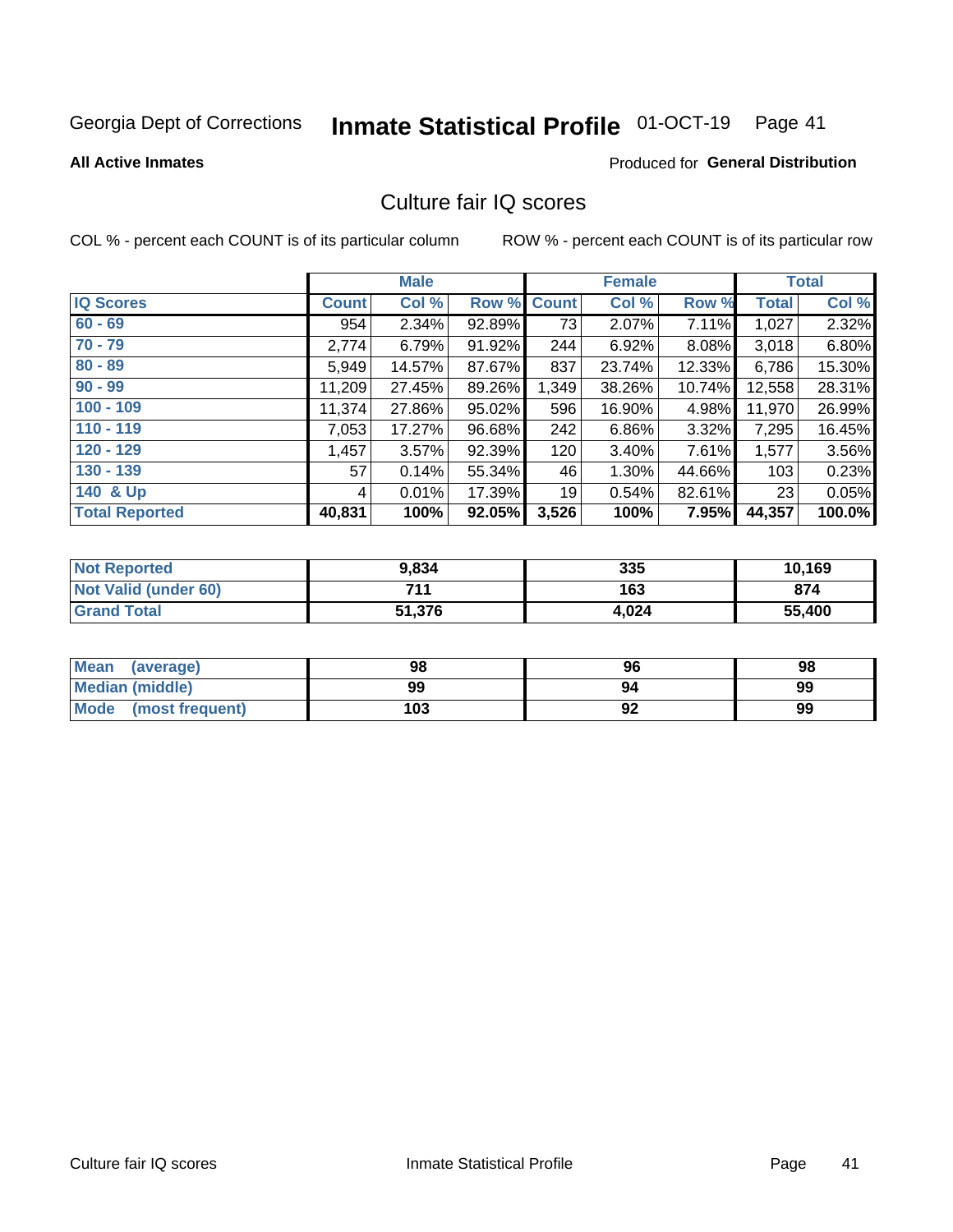Georgia Dept of Corrections **Inmate Statistical Profile** 01-OCT-19

**All Active Inmates**

Produced for **General Distribution**

## Culture fair IQ scores

COL % - percent each COUNT is of its particular column

ROW % - percent each COUNT is of its particular row

| | Male | | | Female | | | Total | |
|---|---|---|---|---|---|---|---|---|
| **IQ Scores** | **Count** | **Col %** | **Row %** | **Count** | **Col %** | **Row %** | **Total** | **Col %** |
| 60 - 69 | 954 | 2.34% | 92.89% | 73 | 2.07% | 7.11% | 1,027 | 2.32% |
| 70 - 79 | 2,774 | 6.79% | 91.92% | 244 | 6.92% | 8.08% | 3,018 | 6.80% |
| 80 - 89 | 5,949 | 14.57% | 87.67% | 837 | 23.74% | 12.33% | 6,786 | 15.30% |
| 90 - 99 | 11,209 | 27.45% | 89.26% | 1,349 | 38.26% | 10.74% | 12,558 | 28.31% |
| 100 - 109 | 11,374 | 27.86% | 95.02% | 596 | 16.90% | 4.98% | 11,970 | 26.99% |
| 110 - 119 | 7,053 | 17.27% | 96.68% | 242 | 6.86% | 3.32% | 7,295 | 16.45% |
| 120 - 129 | 1,457 | 3.57% | 92.39% | 120 | 3.40% | 7.61% | 1,577 | 3.56% |
| 130 - 139 | 57 | 0.14% | 55.34% | 46 | 1.30% | 44.66% | 103 | 0.23% |
| 140 & Up | 4 | 0.01% | 17.39% | 19 | 0.54% | 82.61% | 23 | 0.05% |
| **Total Reported** | **40,831** | **100%** | **92.05%** | **3,526** | **100%** | **7.95%** | **44,357** | **100.0%** |

| | Male | Female | Total |
|---|---|---|---|
| Not Reported | 9,834 | 335 | 10,169 |
| Not Valid (under 60) | 711 | 163 | 874 |
| Grand Total | 51,376 | 4,024 | 55,400 |

| | Male | Female | Total |
|---|---|---|---|
| Mean (average) | 98 | 96 | 98 |
| Median (middle) | 99 | 94 | 99 |
| Mode (most frequent) | 103 | 92 | 99 |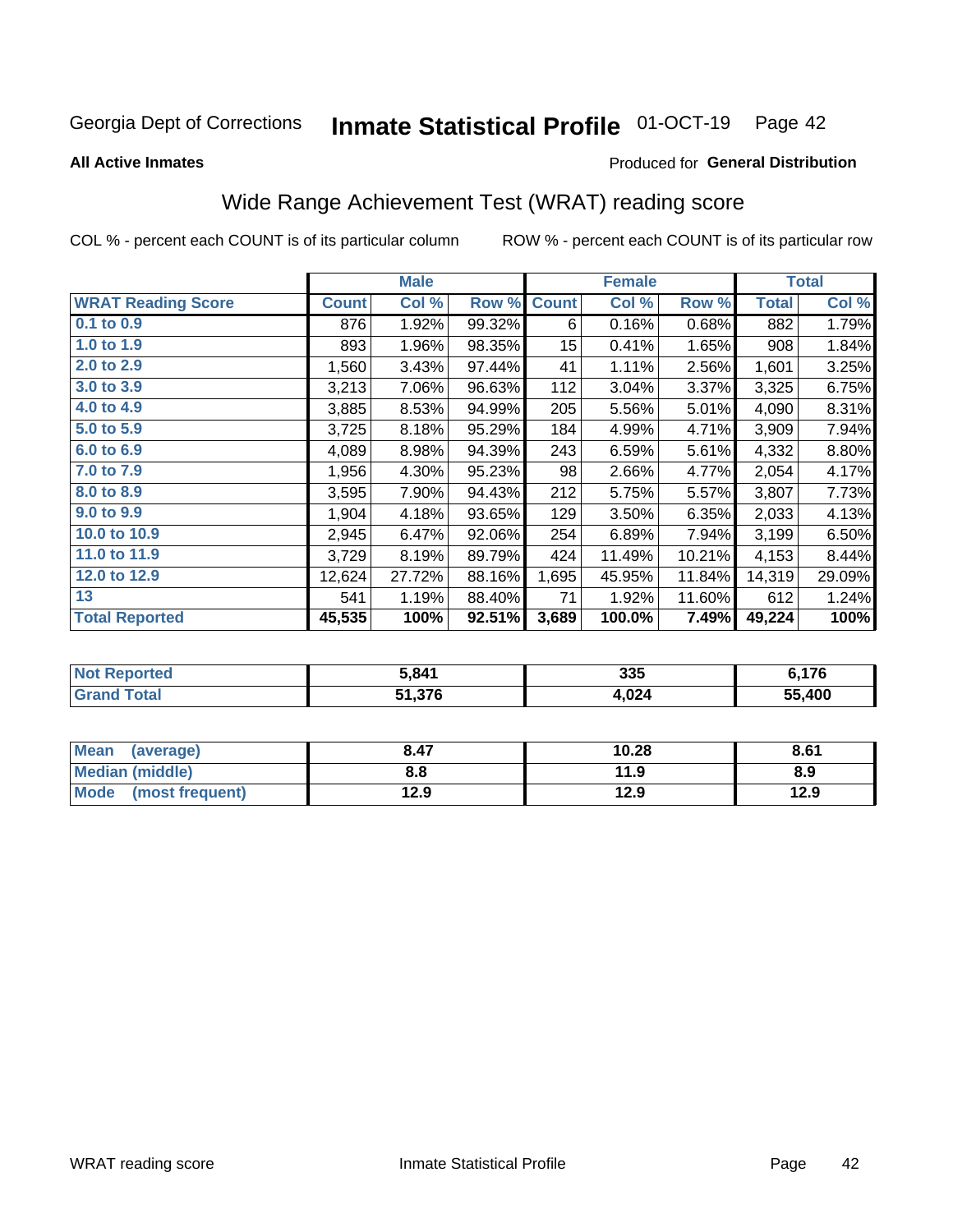Georgia Dept of Corrections **Inmate Statistical Profile** 01-OCT-19

**All Active Inmates**

Produced for **General Distribution**

## Wide Range Achievement Test (WRAT) reading score

COL % - percent each COUNT is of its particular column ROW % - percent each COUNT is of its particular row

| | Male | | | Female | | | Total | |
|---|---|---|---|---|---|---|---|---|
| **WRAT Reading Score** | **Count** | **Col %** | **Row %** | **Count** | **Col %** | **Row %** | **Total** | **Col %** |
| **0.1 to 0.9** | 876 | 1.92% | 99.32% | 6 | 0.16% | 0.68% | 882 | 1.79% |
| **1.0 to 1.9** | 893 | 1.96% | 98.35% | 15 | 0.41% | 1.65% | 908 | 1.84% |
| **2.0 to 2.9** | 1,560 | 3.43% | 97.44% | 41 | 1.11% | 2.56% | 1,601 | 3.25% |
| **3.0 to 3.9** | 3,213 | 7.06% | 96.63% | 112 | 3.04% | 3.37% | 3,325 | 6.75% |
| **4.0 to 4.9** | 3,885 | 8.53% | 94.99% | 205 | 5.56% | 5.01% | 4,090 | 8.31% |
| **5.0 to 5.9** | 3,725 | 8.18% | 95.29% | 184 | 4.99% | 4.71% | 3,909 | 7.94% |
| **6.0 to 6.9** | 4,089 | 8.98% | 94.39% | 243 | 6.59% | 5.61% | 4,332 | 8.80% |
| **7.0 to 7.9** | 1,956 | 4.30% | 95.23% | 98 | 2.66% | 4.77% | 2,054 | 4.17% |
| **8.0 to 8.9** | 3,595 | 7.90% | 94.43% | 212 | 5.75% | 5.57% | 3,807 | 7.73% |
| **9.0 to 9.9** | 1,904 | 4.18% | 93.65% | 129 | 3.50% | 6.35% | 2,033 | 4.13% |
| **10.0 to 10.9** | 2,945 | 6.47% | 92.06% | 254 | 6.89% | 7.94% | 3,199 | 6.50% |
| **11.0 to 11.9** | 3,729 | 8.19% | 89.79% | 424 | 11.49% | 10.21% | 4,153 | 8.44% |
| **12.0 to 12.9** | 12,624 | 27.72% | 88.16% | 1,695 | 45.95% | 11.84% | 14,319 | 29.09% |
| **13** | 541 | 1.19% | 88.40% | 71 | 1.92% | 11.60% | 612 | 1.24% |
| **Total Reported** | **45,535** | **100%** | **92.51%** | **3,689** | **100.0%** | **7.49%** | **49,224** | **100%** |

| | Male | Female | Total |
|---|---|---|---|
| **Not Reported** | **5,841** | **335** | **6,176** |
| **Grand Total** | **51,376** | **4,024** | **55,400** |

| | Male | Female | Total |
|---|---|---|---|
| **Mean (average)** | **8.47** | **10.28** | **8.61** |
| **Median (middle)** | **8.8** | **11.9** | **8.9** |
| **Mode (most frequent)** | **12.9** | **12.9** | **12.9** |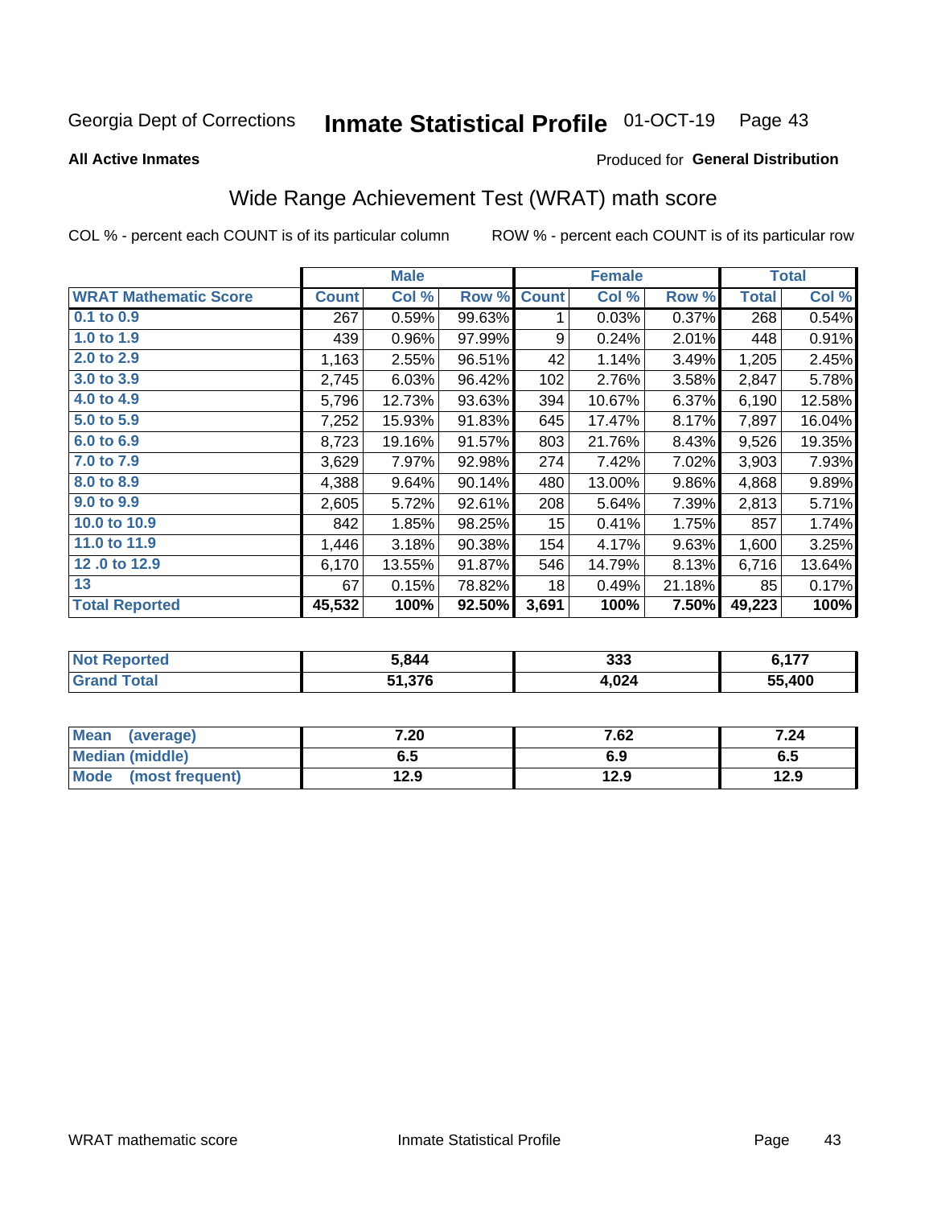Georgia Dept of Corrections **Inmate Statistical Profile** 01-OCT-19

**All Active Inmates**

Produced for **General Distribution**

## Wide Range Achievement Test (WRAT) math score

COL % - percent each COUNT is of its particular column ROW % - percent each COUNT is of its particular row

| | Male | | | Female | | | Total | |
|---|---|---|---|---|---|---|---|---|
| **WRAT Mathematic Score** | **Count** | **Col %** | **Row %** | **Count** | **Col %** | **Row %** | **Total** | **Col %** |
| **0.1 to 0.9** | 267 | 0.59% | 99.63% | 1 | 0.03% | 0.37% | 268 | 0.54% |
| **1.0 to 1.9** | 439 | 0.96% | 97.99% | 9 | 0.24% | 2.01% | 448 | 0.91% |
| **2.0 to 2.9** | 1,163 | 2.55% | 96.51% | 42 | 1.14% | 3.49% | 1,205 | 2.45% |
| **3.0 to 3.9** | 2,745 | 6.03% | 96.42% | 102 | 2.76% | 3.58% | 2,847 | 5.78% |
| **4.0 to 4.9** | 5,796 | 12.73% | 93.63% | 394 | 10.67% | 6.37% | 6,190 | 12.58% |
| **5.0 to 5.9** | 7,252 | 15.93% | 91.83% | 645 | 17.47% | 8.17% | 7,897 | 16.04% |
| **6.0 to 6.9** | 8,723 | 19.16% | 91.57% | 803 | 21.76% | 8.43% | 9,526 | 19.35% |
| **7.0 to 7.9** | 3,629 | 7.97% | 92.98% | 274 | 7.42% | 7.02% | 3,903 | 7.93% |
| **8.0 to 8.9** | 4,388 | 9.64% | 90.14% | 480 | 13.00% | 9.86% | 4,868 | 9.89% |
| **9.0 to 9.9** | 2,605 | 5.72% | 92.61% | 208 | 5.64% | 7.39% | 2,813 | 5.71% |
| **10.0 to 10.9** | 842 | 1.85% | 98.25% | 15 | 0.41% | 1.75% | 857 | 1.74% |
| **11.0 to 11.9** | 1,446 | 3.18% | 90.38% | 154 | 4.17% | 9.63% | 1,600 | 3.25% |
| **12 .0 to 12.9** | 6,170 | 13.55% | 91.87% | 546 | 14.79% | 8.13% | 6,716 | 13.64% |
| **13** | 67 | 0.15% | 78.82% | 18 | 0.49% | 21.18% | 85 | 0.17% |
| **Total Reported** | **45,532** | **100%** | **92.50%** | **3,691** | **100%** | **7.50%** | **49,223** | **100%** |

| | Male | Female | Total |
|---|---|---|---|
| **Not Reported** | **5,844** | **333** | **6,177** |
| **Grand Total** | **51,376** | **4,024** | **55,400** |

| | Male | Female | Total |
|---|---|---|---|
| **Mean (average)** | **7.20** | **7.62** | **7.24** |
| **Median (middle)** | **6.5** | **6.9** | **6.5** |
| **Mode (most frequent)** | **12.9** | **12.9** | **12.9** |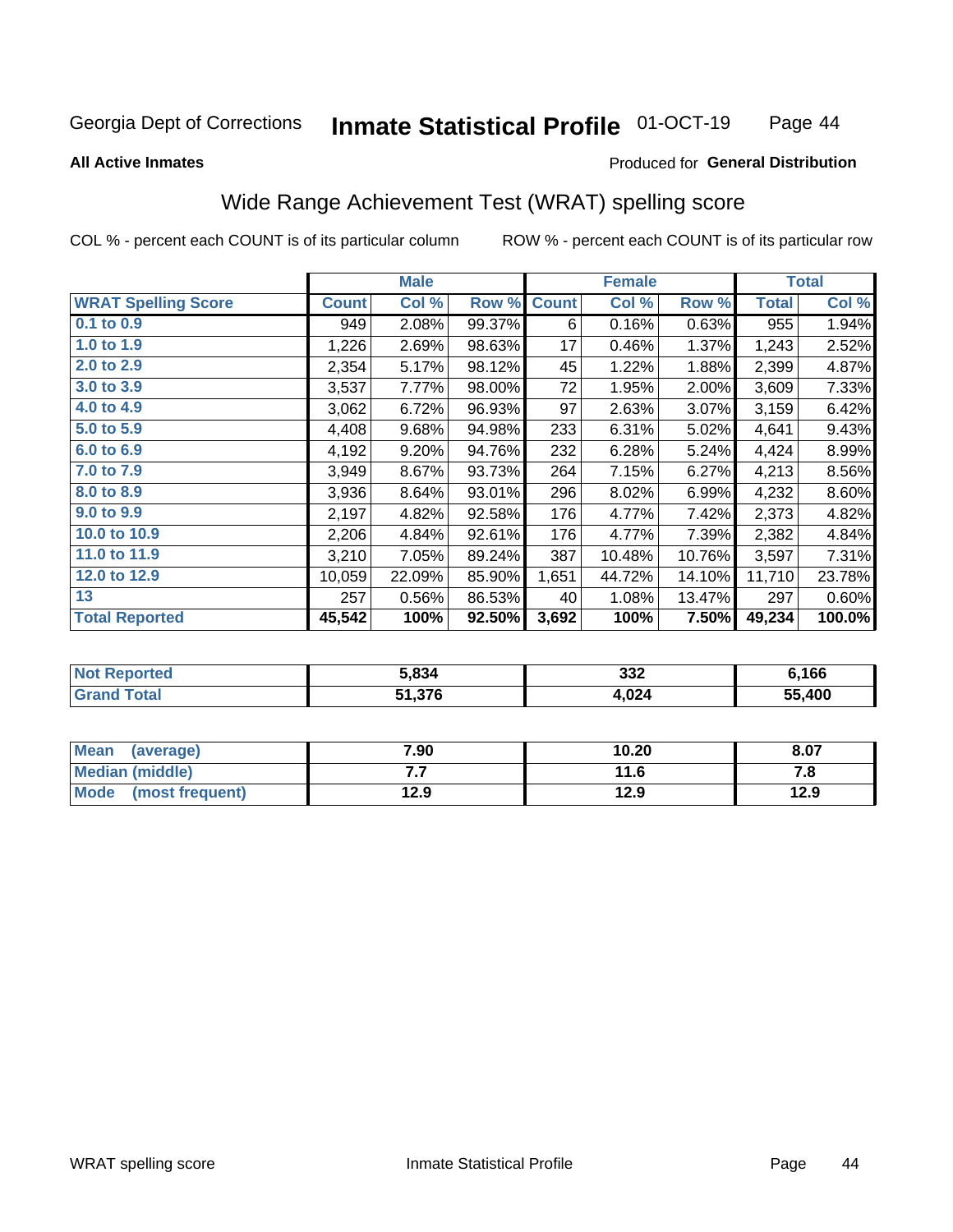Georgia Dept of Corrections **Inmate Statistical Profile** 01-OCT-19

**All Active Inmates**

Produced for **General Distribution**

## Wide Range Achievement Test (WRAT) spelling score

COL % - percent each COUNT is of its particular column ROW % - percent each COUNT is of its particular row

| | Male | | | Female | | | Total | |
|---|---|---|---|---|---|---|---|---|
| **WRAT Spelling Score** | **Count** | **Col %** | **Row %** | **Count** | **Col %** | **Row %** | **Total** | **Col %** |
| **0.1 to 0.9** | 949 | 2.08% | 99.37% | 6 | 0.16% | 0.63% | 955 | 1.94% |
| **1.0 to 1.9** | 1,226 | 2.69% | 98.63% | 17 | 0.46% | 1.37% | 1,243 | 2.52% |
| **2.0 to 2.9** | 2,354 | 5.17% | 98.12% | 45 | 1.22% | 1.88% | 2,399 | 4.87% |
| **3.0 to 3.9** | 3,537 | 7.77% | 98.00% | 72 | 1.95% | 2.00% | 3,609 | 7.33% |
| **4.0 to 4.9** | 3,062 | 6.72% | 96.93% | 97 | 2.63% | 3.07% | 3,159 | 6.42% |
| **5.0 to 5.9** | 4,408 | 9.68% | 94.98% | 233 | 6.31% | 5.02% | 4,641 | 9.43% |
| **6.0 to 6.9** | 4,192 | 9.20% | 94.76% | 232 | 6.28% | 5.24% | 4,424 | 8.99% |
| **7.0 to 7.9** | 3,949 | 8.67% | 93.73% | 264 | 7.15% | 6.27% | 4,213 | 8.56% |
| **8.0 to 8.9** | 3,936 | 8.64% | 93.01% | 296 | 8.02% | 6.99% | 4,232 | 8.60% |
| **9.0 to 9.9** | 2,197 | 4.82% | 92.58% | 176 | 4.77% | 7.42% | 2,373 | 4.82% |
| **10.0 to 10.9** | 2,206 | 4.84% | 92.61% | 176 | 4.77% | 7.39% | 2,382 | 4.84% |
| **11.0 to 11.9** | 3,210 | 7.05% | 89.24% | 387 | 10.48% | 10.76% | 3,597 | 7.31% |
| **12.0 to 12.9** | 10,059 | 22.09% | 85.90% | 1,651 | 44.72% | 14.10% | 11,710 | 23.78% |
| **13** | 257 | 0.56% | 86.53% | 40 | 1.08% | 13.47% | 297 | 0.60% |
| **Total Reported** | **45,542** | **100%** | **92.50%** | **3,692** | **100%** | **7.50%** | **49,234** | **100.0%** |

| | Male | Female | Total |
|---|---|---|---|
| **Not Reported** | **5,834** | **332** | **6,166** |
| **Grand Total** | **51,376** | **4,024** | **55,400** |

| | Male | Female | Total |
|---|---|---|---|
| **Mean (average)** | **7.90** | **10.20** | **8.07** |
| **Median (middle)** | **7.7** | **11.6** | **7.8** |
| **Mode (most frequent)** | **12.9** | **12.9** | **12.9** |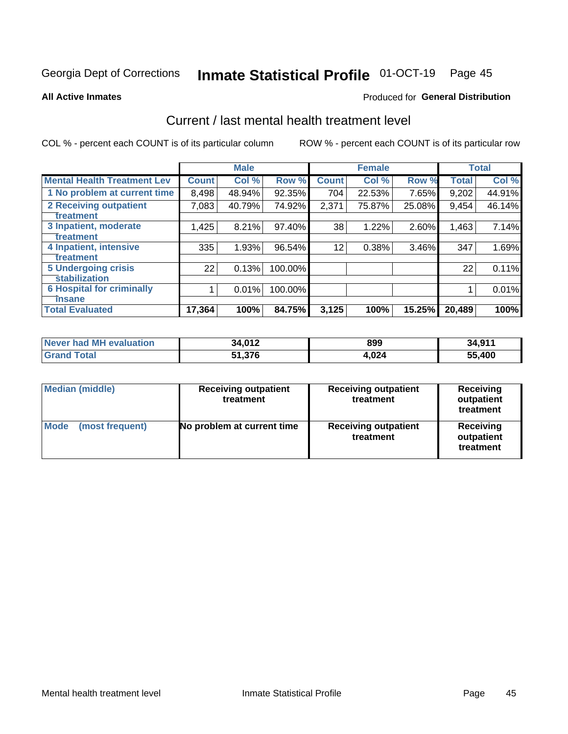Georgia Dept of Corrections **Inmate Statistical Profile** 01-OCT-19

**All Active Inmates**

Produced for **General Distribution**

## Current / last mental health treatment level

COL % - percent each COUNT is of its particular column

ROW % - percent each COUNT is of its particular row

| | Male | | | Female | | | Total | |
|---|---|---|---|---|---|---|---|---|
| **Mental Health Treatment Lev** | **Count** | **Col %** | **Row %** | **Count** | **Col %** | **Row %** | **Total** | **Col %** |
| 1 No problem at current time | 8,498 | 48.94% | 92.35% | 704 | 22.53% | 7.65% | 9,202 | 44.91% |
| 2 Receiving outpatient treatment | 7,083 | 40.79% | 74.92% | 2,371 | 75.87% | 25.08% | 9,454 | 46.14% |
| 3 Inpatient, moderate treatment | 1,425 | 8.21% | 97.40% | 38 | 1.22% | 2.60% | 1,463 | 7.14% |
| 4 Inpatient, intensive treatment | 335 | 1.93% | 96.54% | 12 | 0.38% | 3.46% | 347 | 1.69% |
| 5 Undergoing crisis stabilization | 22 | 0.13% | 100.00% | | | | 22 | 0.11% |
| 6 Hospital for criminally insane | 1 | 0.01% | 100.00% | | | | 1 | 0.01% |
| **Total Evaluated** | **17,364** | **100%** | **84.75%** | **3,125** | **100%** | **15.25%** | **20,489** | **100%** |

| | Male | Female | Total |
|---|---|---|---|
| **Never had MH evaluation** | **34,012** | **899** | **34,911** |
| **Grand Total** | **51,376** | **4,024** | **55,400** |

| | Male | Female | Total |
|---|---|---|---|
| **Median (middle)** | **Receiving outpatient treatment** | **Receiving outpatient treatment** | **Receiving outpatient treatment** |
| **Mode (most frequent)** | **No problem at current time** | **Receiving outpatient treatment** | **Receiving outpatient treatment** |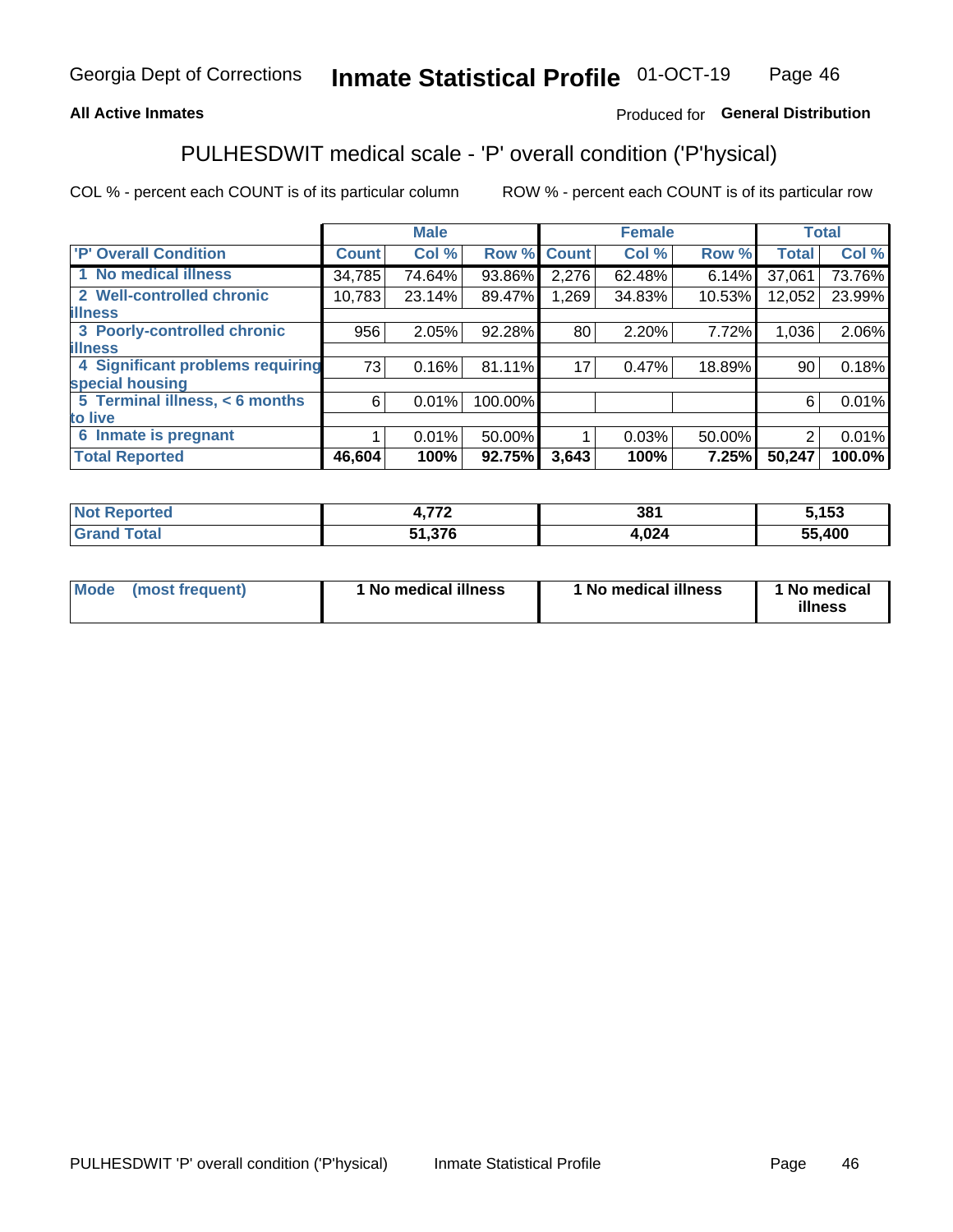**All Active Inmates** Produced for **General Distribution**

## PULHESDWIT medical scale - 'P' overall condition ('P'hysical)

COL % - percent each COUNT is of its particular column ROW % - percent each COUNT is of its particular row

| | Male | | | Female | | | Total | |
|---|---|---|---|---|---|---|---|---|
| 'P' Overall Condition | Count | Col % | Row % | Count | Col % | Row % | Total | Col % |
| 1 No medical illness | 34,785 | 74.64% | 93.86% | 2,276 | 62.48% | 6.14% | 37,061 | 73.76% |
| 2 Well-controlled chronic illness | 10,783 | 23.14% | 89.47% | 1,269 | 34.83% | 10.53% | 12,052 | 23.99% |
| 3 Poorly-controlled chronic illness | 956 | 2.05% | 92.28% | 80 | 2.20% | 7.72% | 1,036 | 2.06% |
| 4 Significant problems requiring special housing | 73 | 0.16% | 81.11% | 17 | 0.47% | 18.89% | 90 | 0.18% |
| 5 Terminal illness, < 6 months to live | 6 | 0.01% | 100.00% | | | | 6 | 0.01% |
| 6 Inmate is pregnant | 1 | 0.01% | 50.00% | 1 | 0.03% | 50.00% | 2 | 0.01% |
| **Total Reported** | **46,604** | **100%** | **92.75%** | **3,643** | **100%** | **7.25%** | **50,247** | **100.0%** |

| | Male | Female | Total |
|---|---|---|---|
| Not Reported | 4,772 | 381 | 5,153 |
| Grand Total | 51,376 | 4,024 | 55,400 |

| | Male | Female | Total |
|---|---|---|---|
| Mode (most frequent) | 1 No medical illness | 1 No medical illness | 1 No medical illness |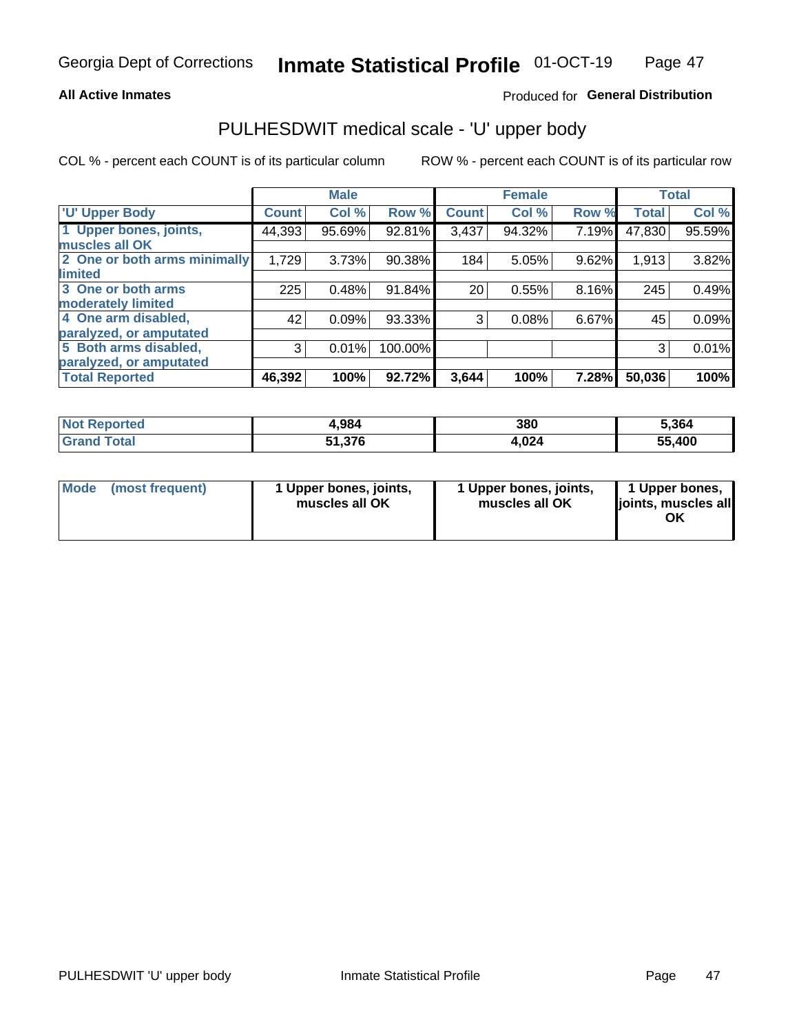Georgia Dept of Corrections **Inmate Statistical Profile** 01-OCT-19

**All Active Inmates**

Produced for **General Distribution**

## PULHESDWIT medical scale - 'U' upper body

COL % - percent each COUNT is of its particular column

ROW % - percent each COUNT is of its particular row

| | Male | | | Female | | | Total | |
|---|---|---|---|---|---|---|---|---|
| 'U' Upper Body | Count | Col % | Row % | Count | Col % | Row % | Total | Col % |
| 1 Upper bones, joints, muscles all OK | 44,393 | 95.69% | 92.81% | 3,437 | 94.32% | 7.19% | 47,830 | 95.59% |
| 2 One or both arms minimally limited | 1,729 | 3.73% | 90.38% | 184 | 5.05% | 9.62% | 1,913 | 3.82% |
| 3 One or both arms moderately limited | 225 | 0.48% | 91.84% | 20 | 0.55% | 8.16% | 245 | 0.49% |
| 4 One arm disabled, paralyzed, or amputated | 42 | 0.09% | 93.33% | 3 | 0.08% | 6.67% | 45 | 0.09% |
| 5 Both arms disabled, paralyzed, or amputated | 3 | 0.01% | 100.00% | | | | 3 | 0.01% |
| **Total Reported** | **46,392** | **100%** | **92.72%** | **3,644** | **100%** | **7.28%** | **50,036** | **100%** |

| | Male | Female | Total |
|---|---|---|---|
| Not Reported | 4,984 | 380 | 5,364 |
| Grand Total | 51,376 | 4,024 | 55,400 |

| | Male | Female | Total |
|---|---|---|---|
| Mode (most frequent) | 1 Upper bones, joints, muscles all OK | 1 Upper bones, joints, muscles all OK | 1 Upper bones, joints, muscles all OK |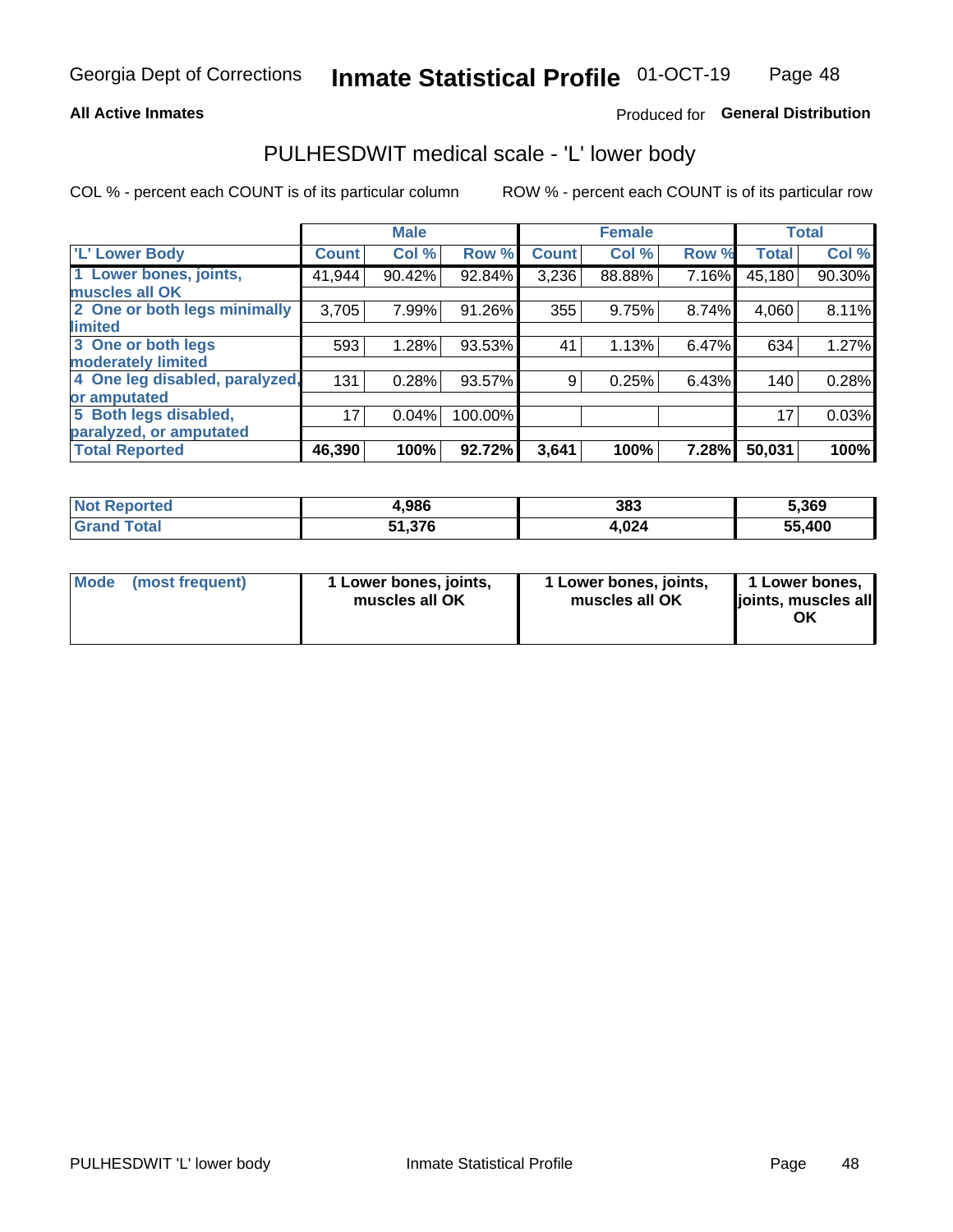Georgia Dept of Corrections **Inmate Statistical Profile** 01-OCT-19

**All Active Inmates**

Produced for **General Distribution**

## PULHESDWIT medical scale - 'L' lower body

COL % - percent each COUNT is of its particular column

ROW % - percent each COUNT is of its particular row

| | Male | | | Female | | | Total | |
|---|---|---|---|---|---|---|---|---|
| 'L' Lower Body | Count | Col % | Row % | Count | Col % | Row % | Total | Col % |
| 1 Lower bones, joints, muscles all OK | 41,944 | 90.42% | 92.84% | 3,236 | 88.88% | 7.16% | 45,180 | 90.30% |
| 2 One or both legs minimally limited | 3,705 | 7.99% | 91.26% | 355 | 9.75% | 8.74% | 4,060 | 8.11% |
| 3 One or both legs moderately limited | 593 | 1.28% | 93.53% | 41 | 1.13% | 6.47% | 634 | 1.27% |
| 4 One leg disabled, paralyzed, or amputated | 131 | 0.28% | 93.57% | 9 | 0.25% | 6.43% | 140 | 0.28% |
| 5 Both legs disabled, paralyzed, or amputated | 17 | 0.04% | 100.00% | | | | 17 | 0.03% |
| **Total Reported** | **46,390** | **100%** | **92.72%** | **3,641** | **100%** | **7.28%** | **50,031** | **100%** |

| | Male | Female | Total |
|---|---|---|---|
| Not Reported | 4,986 | 383 | 5,369 |
| Grand Total | 51,376 | 4,024 | 55,400 |

| Mode (most frequent) | 1 Lower bones, joints, muscles all OK | 1 Lower bones, joints, muscles all OK | 1 Lower bones, joints, muscles all OK |
|---|---|---|---|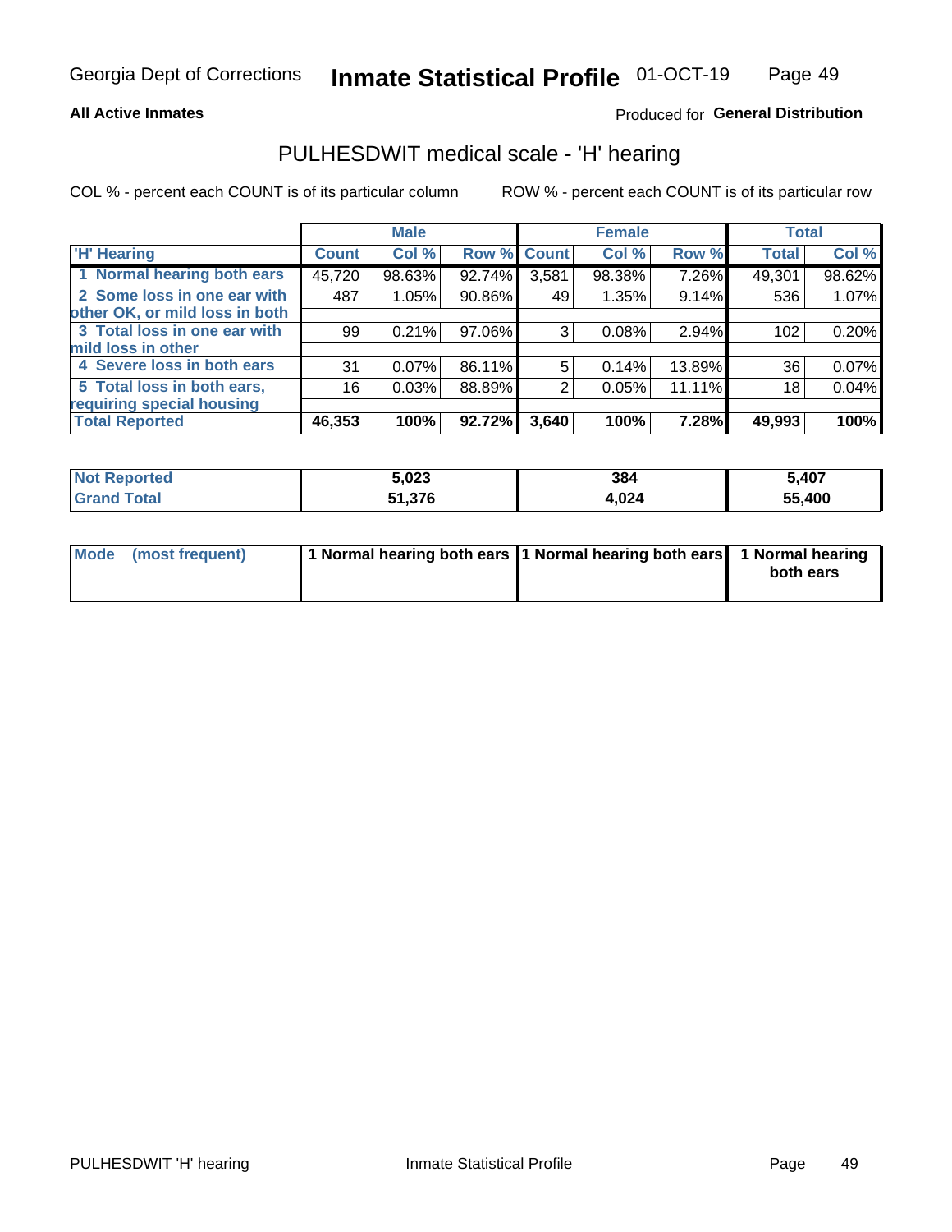**All Active Inmates**

Produced for **General Distribution**

## PULHESDWIT medical scale - 'H' hearing

COL % - percent each COUNT is of its particular column

ROW % - percent each COUNT is of its particular row

| | Male | | | Female | | | Total | |
|---|---|---|---|---|---|---|---|---|
| 'H' Hearing | Count | Col % | Row % | Count | Col % | Row % | Total | Col % |
| 1 Normal hearing both ears | 45,720 | 98.63% | 92.74% | 3,581 | 98.38% | 7.26% | 49,301 | 98.62% |
| 2 Some loss in one ear with other OK, or mild loss in both | 487 | 1.05% | 90.86% | 49 | 1.35% | 9.14% | 536 | 1.07% |
| 3 Total loss in one ear with mild loss in other | 99 | 0.21% | 97.06% | 3 | 0.08% | 2.94% | 102 | 0.20% |
| 4 Severe loss in both ears | 31 | 0.07% | 86.11% | 5 | 0.14% | 13.89% | 36 | 0.07% |
| 5 Total loss in both ears, requiring special housing | 16 | 0.03% | 88.89% | 2 | 0.05% | 11.11% | 18 | 0.04% |
| **Total Reported** | **46,353** | **100%** | **92.72%** | **3,640** | **100%** | **7.28%** | **49,993** | **100%** |

| | Male | Female | Total |
|---|---|---|---|
| Not Reported | 5,023 | 384 | 5,407 |
| Grand Total | 51,376 | 4,024 | 55,400 |

| | Male | Female | Total |
|---|---|---|---|
| Mode (most frequent) | 1 Normal hearing both ears | 1 Normal hearing both ears | 1 Normal hearing both ears |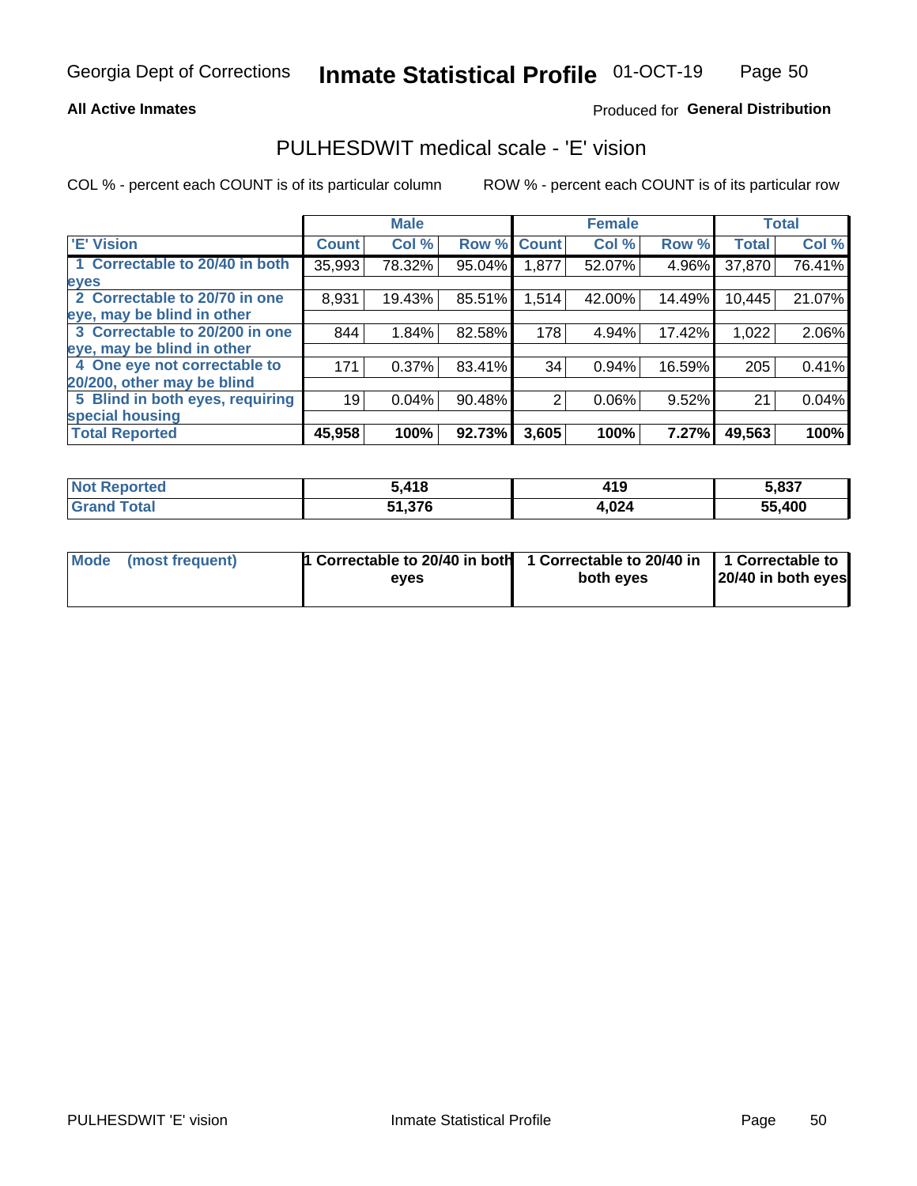Georgia Dept of Corrections **Inmate Statistical Profile** 01-OCT-19

**All Active Inmates**

Produced for **General Distribution**

## PULHESDWIT medical scale - 'E' vision

COL % - percent each COUNT is of its particular column        ROW % - percent each COUNT is of its particular row

| | Male | | | Female | | | Total | |
|---|---|---|---|---|---|---|---|---|
| **'E' Vision** | **Count** | **Col %** | **Row %** | **Count** | **Col %** | **Row %** | **Total** | **Col %** |
| **1 Correctable to 20/40 in both eyes** | 35,993 | 78.32% | 95.04% | 1,877 | 52.07% | 4.96% | 37,870 | 76.41% |
| **2 Correctable to 20/70 in one eye, may be blind in other** | 8,931 | 19.43% | 85.51% | 1,514 | 42.00% | 14.49% | 10,445 | 21.07% |
| **3 Correctable to 20/200 in one eye, may be blind in other** | 844 | 1.84% | 82.58% | 178 | 4.94% | 17.42% | 1,022 | 2.06% |
| **4 One eye not correctable to 20/200, other may be blind** | 171 | 0.37% | 83.41% | 34 | 0.94% | 16.59% | 205 | 0.41% |
| **5 Blind in both eyes, requiring special housing** | 19 | 0.04% | 90.48% | 2 | 0.06% | 9.52% | 21 | 0.04% |
| **Total Reported** | **45,958** | **100%** | **92.73%** | **3,605** | **100%** | **7.27%** | **49,563** | **100%** |

| | Male | Female | Total |
|---|---|---|---|
| **Not Reported** | **5,418** | **419** | **5,837** |
| **Grand Total** | **51,376** | **4,024** | **55,400** |

| | Male | Female | Total |
|---|---|---|---|
| **Mode (most frequent)** | **1 Correctable to 20/40 in both eyes** | **1 Correctable to 20/40 in both eyes** | **1 Correctable to 20/40 in both eyes** |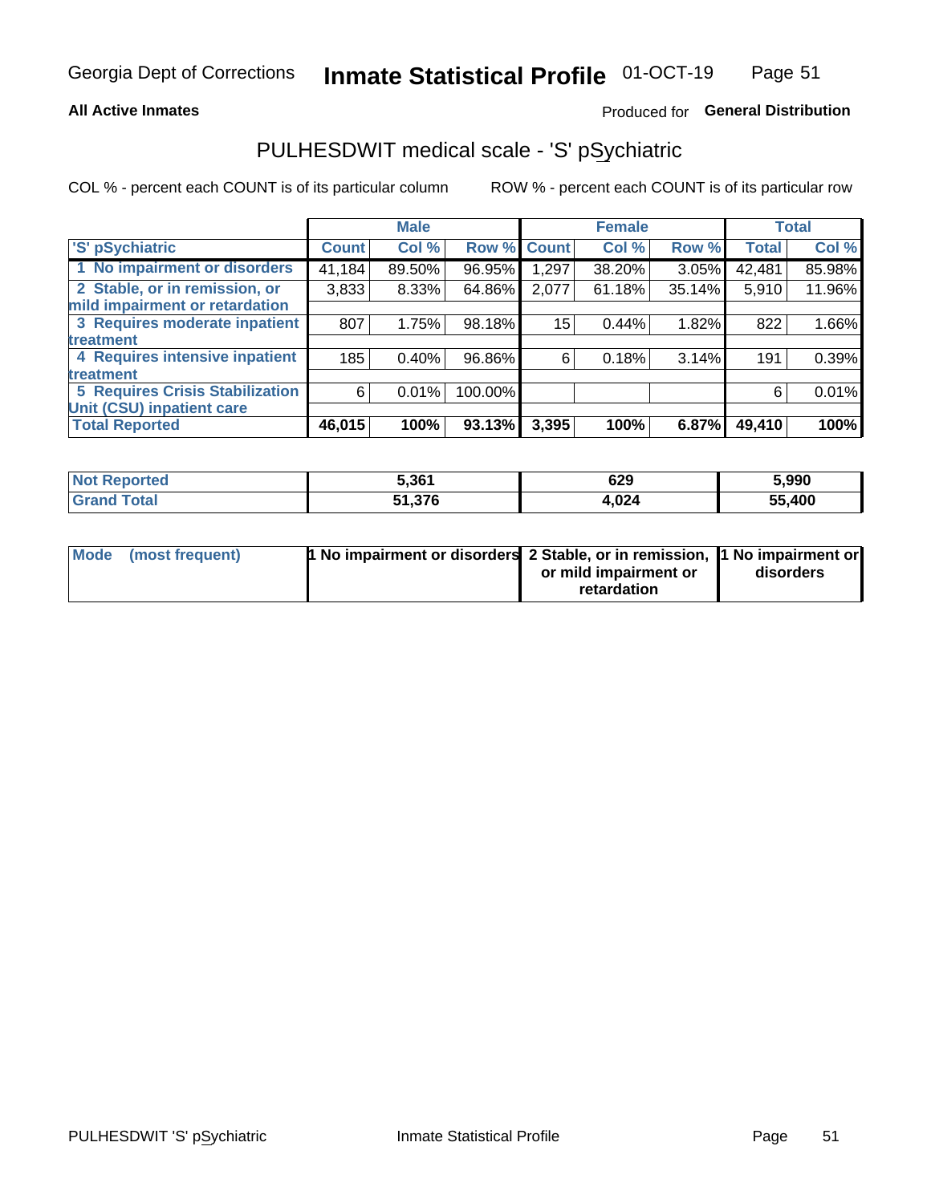Georgia Dept of Corrections **Inmate Statistical Profile** 01-OCT-19

**All Active Inmates**

Produced for **General Distribution**

## PULHESDWIT medical scale - 'S' pSychiatric

COL % - percent each COUNT is of its particular column

ROW % - percent each COUNT is of its particular row

| | Male | | | Female | | | Total | |
|---|---|---|---|---|---|---|---|---|
| 'S' pSychiatric | Count | Col % | Row % | Count | Col % | Row % | Total | Col % |
| 1 No impairment or disorders | 41,184 | 89.50% | 96.95% | 1,297 | 38.20% | 3.05% | 42,481 | 85.98% |
| 2 Stable, or in remission, or mild impairment or retardation | 3,833 | 8.33% | 64.86% | 2,077 | 61.18% | 35.14% | 5,910 | 11.96% |
| 3 Requires moderate inpatient treatment | 807 | 1.75% | 98.18% | 15 | 0.44% | 1.82% | 822 | 1.66% |
| 4 Requires intensive inpatient treatment | 185 | 0.40% | 96.86% | 6 | 0.18% | 3.14% | 191 | 0.39% |
| 5 Requires Crisis Stabilization Unit (CSU) inpatient care | 6 | 0.01% | 100.00% | | | | 6 | 0.01% |
| **Total Reported** | **46,015** | **100%** | **93.13%** | **3,395** | **100%** | **6.87%** | **49,410** | **100%** |

| | Male | Female | Total |
|---|---|---|---|
| Not Reported | 5,361 | 629 | 5,990 |
| Grand Total | 51,376 | 4,024 | 55,400 |

| | Male | Female | Total |
|---|---|---|---|
| Mode (most frequent) | 1 No impairment or disorders | 2 Stable, or in remission, or mild impairment or retardation | 1 No impairment or disorders |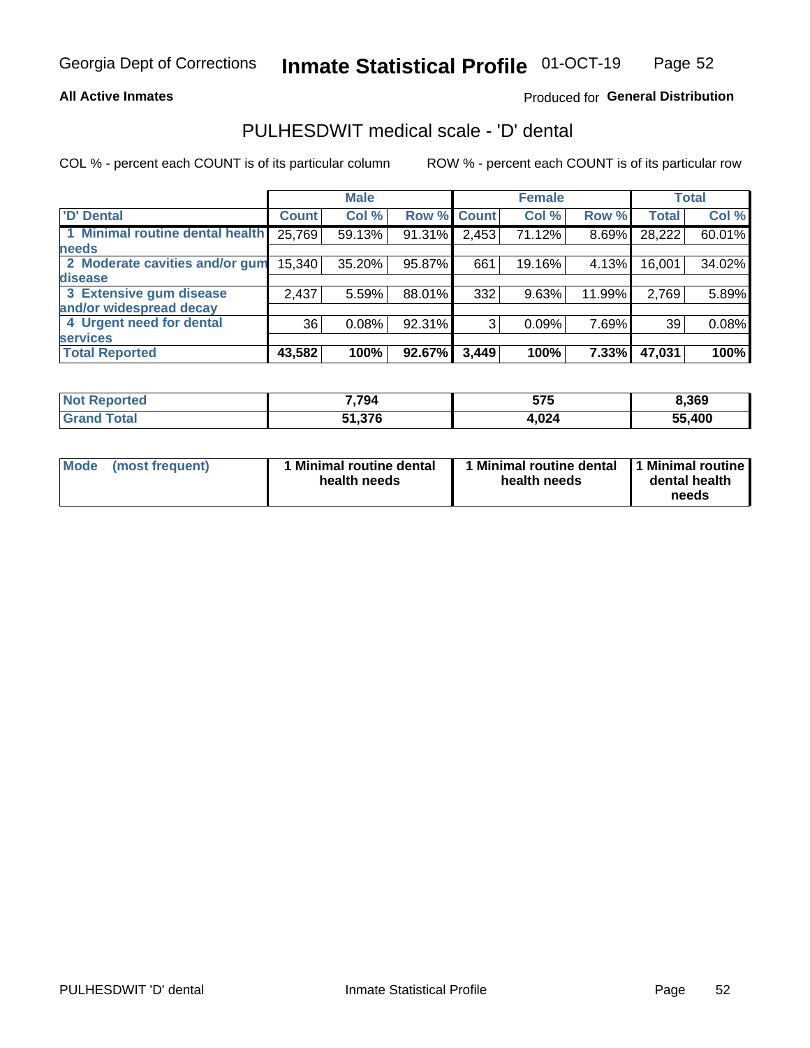Georgia Dept of Corrections **Inmate Statistical Profile** 01-OCT-19

**All Active Inmates**

Produced for **General Distribution**

## PULHESDWIT medical scale - 'D' dental

COL % - percent each COUNT is of its particular column

ROW % - percent each COUNT is of its particular row

| | Male | | | Female | | | Total | |
|---|---|---|---|---|---|---|---|---|
| 'D' Dental | Count | Col % | Row % | Count | Col % | Row % | Total | Col % |
| 1 Minimal routine dental health needs | 25,769 | 59.13% | 91.31% | 2,453 | 71.12% | 8.69% | 28,222 | 60.01% |
| 2 Moderate cavities and/or gum disease | 15,340 | 35.20% | 95.87% | 661 | 19.16% | 4.13% | 16,001 | 34.02% |
| 3 Extensive gum disease and/or widespread decay | 2,437 | 5.59% | 88.01% | 332 | 9.63% | 11.99% | 2,769 | 5.89% |
| 4 Urgent need for dental services | 36 | 0.08% | 92.31% | 3 | 0.09% | 7.69% | 39 | 0.08% |
| **Total Reported** | **43,582** | **100%** | **92.67%** | **3,449** | **100%** | **7.33%** | **47,031** | **100%** |

| | Male | Female | Total |
|---|---|---|---|
| Not Reported | 7,794 | 575 | 8,369 |
| Grand Total | 51,376 | 4,024 | 55,400 |

| | Male | Female | Total |
|---|---|---|---|
| Mode (most frequent) | 1 Minimal routine dental health needs | 1 Minimal routine dental health needs | 1 Minimal routine dental health needs |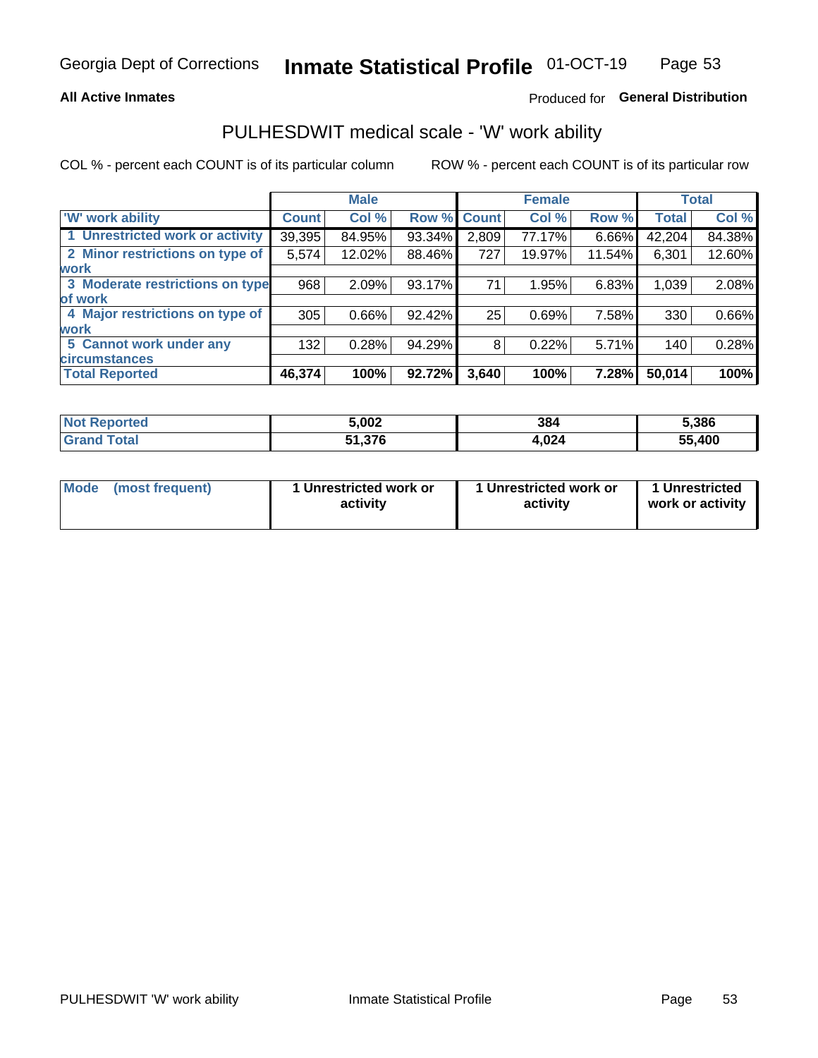**All Active Inmates**

Produced for **General Distribution**

## PULHESDWIT medical scale - 'W' work ability

COL % - percent each COUNT is of its particular column

ROW % - percent each COUNT is of its particular row

| | Male | | | Female | | | Total | |
|---|---|---|---|---|---|---|---|---|
| 'W' work ability | Count | Col % | Row % | Count | Col % | Row % | Total | Col % |
| 1 Unrestricted work or activity | 39,395 | 84.95% | 93.34% | 2,809 | 77.17% | 6.66% | 42,204 | 84.38% |
| 2 Minor restrictions on type of work | 5,574 | 12.02% | 88.46% | 727 | 19.97% | 11.54% | 6,301 | 12.60% |
| 3 Moderate restrictions on type of work | 968 | 2.09% | 93.17% | 71 | 1.95% | 6.83% | 1,039 | 2.08% |
| 4 Major restrictions on type of work | 305 | 0.66% | 92.42% | 25 | 0.69% | 7.58% | 330 | 0.66% |
| 5 Cannot work under any circumstances | 132 | 0.28% | 94.29% | 8 | 0.22% | 5.71% | 140 | 0.28% |
| **Total Reported** | **46,374** | **100%** | **92.72%** | **3,640** | **100%** | **7.28%** | **50,014** | **100%** |

| | Male | Female | Total |
|---|---|---|---|
| Not Reported | 5,002 | 384 | 5,386 |
| Grand Total | 51,376 | 4,024 | 55,400 |

| | Male | Female | Total |
|---|---|---|---|
| Mode (most frequent) | 1 Unrestricted work or activity | 1 Unrestricted work or activity | 1 Unrestricted work or activity |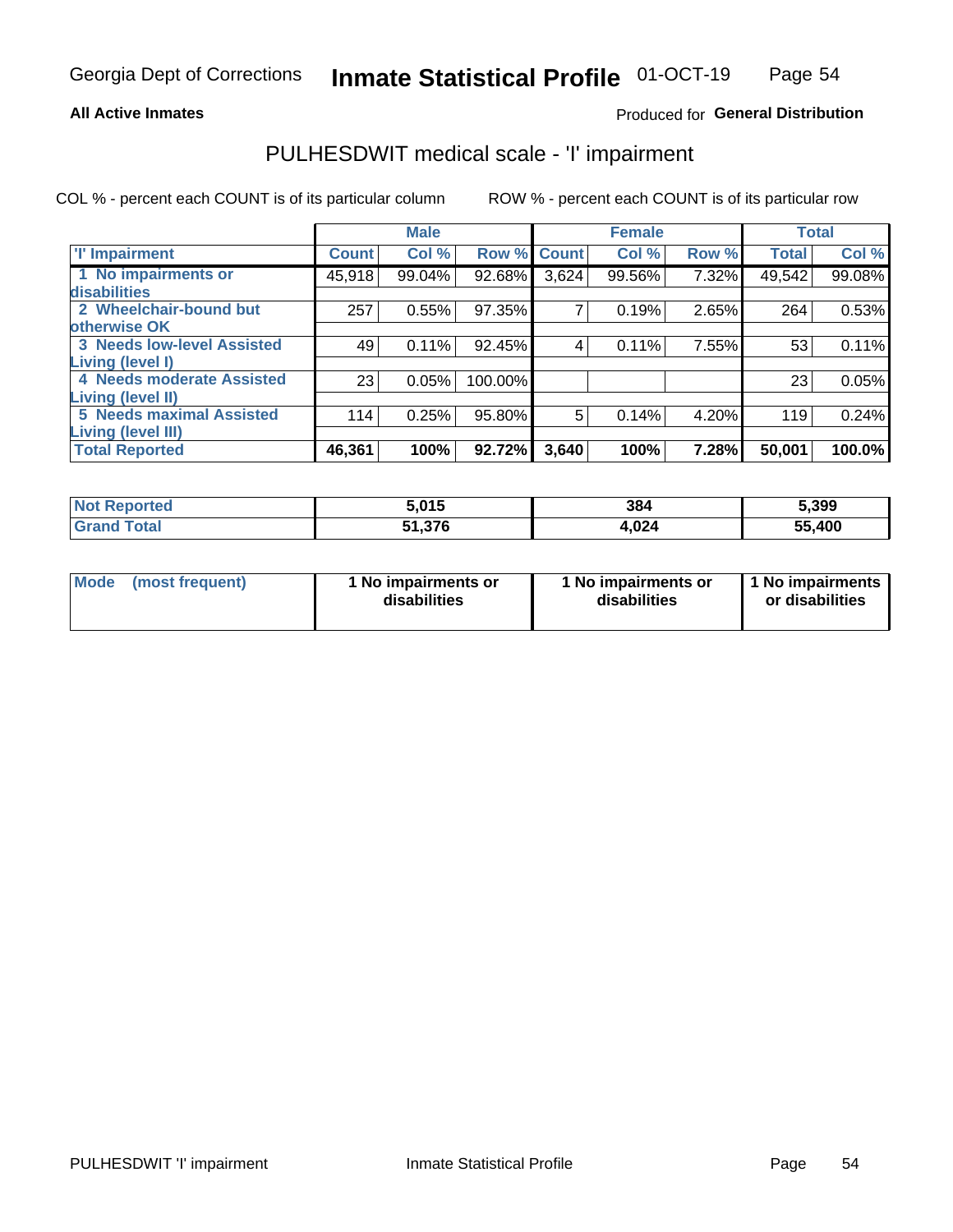Georgia Dept of Corrections **Inmate Statistical Profile** 01-OCT-19

**All Active Inmates**

Produced for **General Distribution**

## PULHESDWIT medical scale - 'I' impairment

COL % - percent each COUNT is of its particular column ROW % - percent each COUNT is of its particular row

| | Male | | | Female | | | Total | |
|---|---|---|---|---|---|---|---|---|
| 'I' Impairment | Count | Col % | Row % | Count | Col % | Row % | Total | Col % |
| 1 No impairments or disabilities | 45,918 | 99.04% | 92.68% | 3,624 | 99.56% | 7.32% | 49,542 | 99.08% |
| 2 Wheelchair-bound but otherwise OK | 257 | 0.55% | 97.35% | 7 | 0.19% | 2.65% | 264 | 0.53% |
| 3 Needs low-level Assisted Living (level I) | 49 | 0.11% | 92.45% | 4 | 0.11% | 7.55% | 53 | 0.11% |
| 4 Needs moderate Assisted Living (level II) | 23 | 0.05% | 100.00% | | | | 23 | 0.05% |
| 5 Needs maximal Assisted Living (level III) | 114 | 0.25% | 95.80% | 5 | 0.14% | 4.20% | 119 | 0.24% |
| **Total Reported** | **46,361** | **100%** | **92.72%** | **3,640** | **100%** | **7.28%** | **50,001** | **100.0%** |

| | Male | Female | Total |
|---|---|---|---|
| Not Reported | 5,015 | 384 | 5,399 |
| Grand Total | 51,376 | 4,024 | 55,400 |

| | Male | Female | Total |
|---|---|---|---|
| Mode (most frequent) | 1 No impairments or disabilities | 1 No impairments or disabilities | 1 No impairments or disabilities |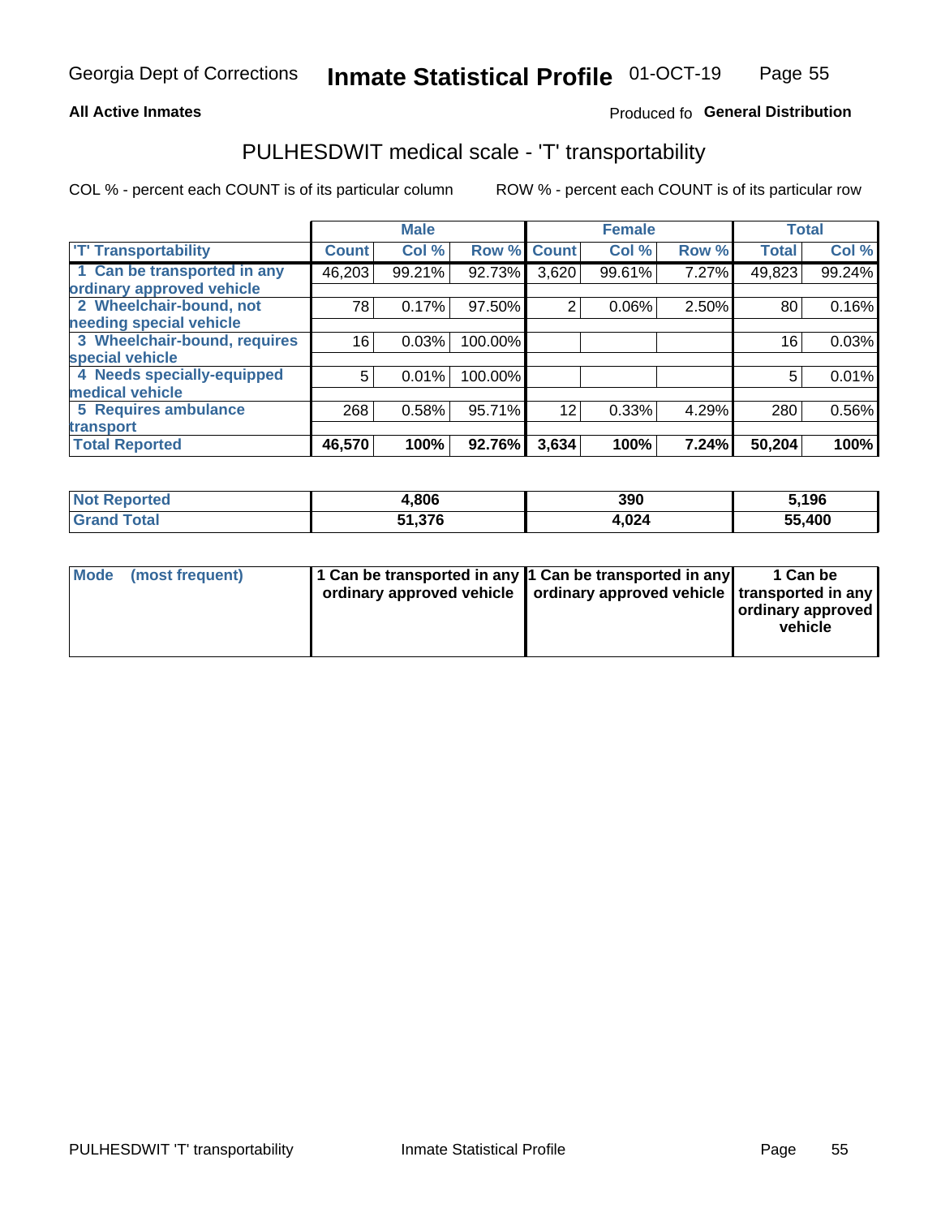Georgia Dept of Corrections **Inmate Statistical Profile** 01-OCT-19

**All Active Inmates** Produced fo **General Distribution**

## PULHESDWIT medical scale - 'T' transportability

COL % - percent each COUNT is of its particular column ROW % - percent each COUNT is of its particular row

| | Male | | | Female | | | Total | |
|---|---|---|---|---|---|---|---|---|
| 'T' Transportability | Count | Col % | Row % | Count | Col % | Row % | Total | Col % |
| 1 Can be transported in any ordinary approved vehicle | 46,203 | 99.21% | 92.73% | 3,620 | 99.61% | 7.27% | 49,823 | 99.24% |
| 2 Wheelchair-bound, not needing special vehicle | 78 | 0.17% | 97.50% | 2 | 0.06% | 2.50% | 80 | 0.16% |
| 3 Wheelchair-bound, requires special vehicle | 16 | 0.03% | 100.00% | | | | 16 | 0.03% |
| 4 Needs specially-equipped medical vehicle | 5 | 0.01% | 100.00% | | | | 5 | 0.01% |
| 5 Requires ambulance transport | 268 | 0.58% | 95.71% | 12 | 0.33% | 4.29% | 280 | 0.56% |
| **Total Reported** | **46,570** | **100%** | **92.76%** | **3,634** | **100%** | **7.24%** | **50,204** | **100%** |

| | Male | Female | Total |
|---|---|---|---|
| **Not Reported** | **4,806** | **390** | **5,196** |
| **Grand Total** | **51,376** | **4,024** | **55,400** |

| | Male | Female | Total |
|---|---|---|---|
| **Mode (most frequent)** | **1 Can be transported in any ordinary approved vehicle** | **1 Can be transported in any ordinary approved vehicle** | **1 Can be transported in any ordinary approved vehicle** |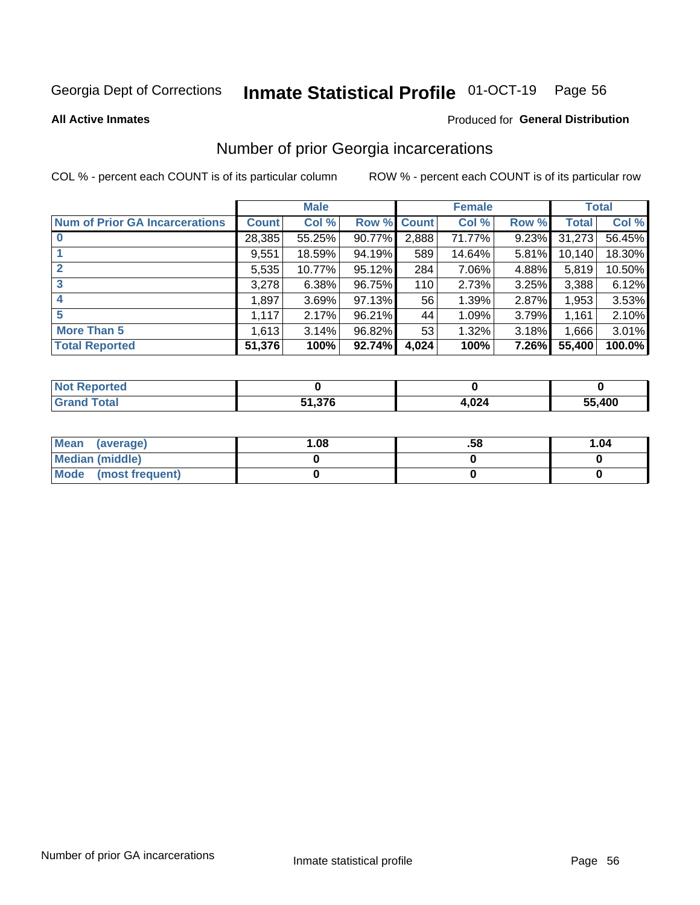Georgia Dept of Corrections **Inmate Statistical Profile** 01-OCT-19

**All Active Inmates**

Produced for **General Distribution**

## Number of prior Georgia incarcerations

COL % - percent each COUNT is of its particular column ROW % - percent each COUNT is of its particular row

| | Male | | | Female | | | Total | |
|---|---|---|---|---|---|---|---|---|
| **Num of Prior GA Incarcerations** | **Count** | **Col %** | **Row %** | **Count** | **Col %** | **Row %** | **Total** | **Col %** |
| **0** | 28,385 | 55.25% | 90.77% | 2,888 | 71.77% | 9.23% | 31,273 | 56.45% |
| **1** | 9,551 | 18.59% | 94.19% | 589 | 14.64% | 5.81% | 10,140 | 18.30% |
| **2** | 5,535 | 10.77% | 95.12% | 284 | 7.06% | 4.88% | 5,819 | 10.50% |
| **3** | 3,278 | 6.38% | 96.75% | 110 | 2.73% | 3.25% | 3,388 | 6.12% |
| **4** | 1,897 | 3.69% | 97.13% | 56 | 1.39% | 2.87% | 1,953 | 3.53% |
| **5** | 1,117 | 2.17% | 96.21% | 44 | 1.09% | 3.79% | 1,161 | 2.10% |
| **More Than 5** | 1,613 | 3.14% | 96.82% | 53 | 1.32% | 3.18% | 1,666 | 3.01% |
| **Total Reported** | **51,376** | **100%** | **92.74%** | **4,024** | **100%** | **7.26%** | **55,400** | **100.0%** |

| | Male | Female | Total |
|---|---|---|---|
| **Not Reported** | **0** | **0** | **0** |
| **Grand Total** | **51,376** | **4,024** | **55,400** |

| | Male | Female | Total |
|---|---|---|---|
| **Mean (average)** | **1.08** | **.58** | **1.04** |
| **Median (middle)** | **0** | **0** | **0** |
| **Mode (most frequent)** | **0** | **0** | **0** |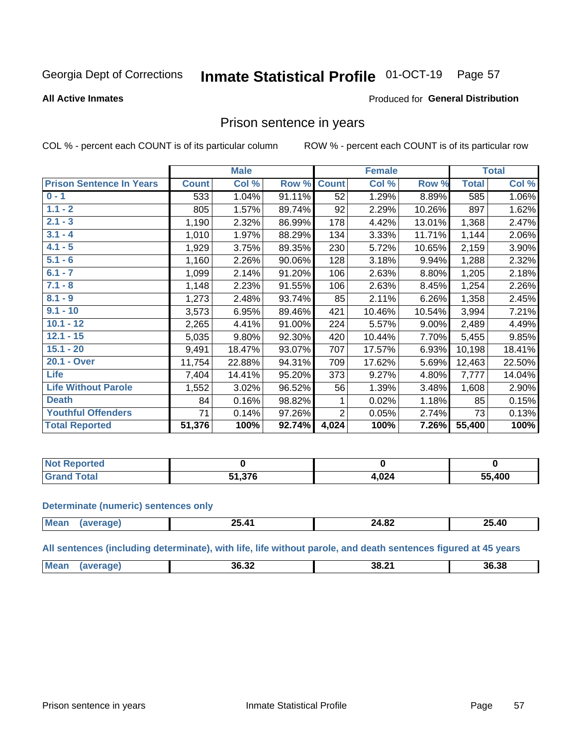Georgia Dept of Corrections **Inmate Statistical Profile** 01-OCT-19

**All Active Inmates**

Produced for **General Distribution**

## Prison sentence in years

COL % - percent each COUNT is of its particular column     ROW % - percent each COUNT is of its particular row

| | Male | | | Female | | | Total | |
|---|---|---|---|---|---|---|---|---|
| **Prison Sentence In Years** | **Count** | **Col %** | **Row %** | **Count** | **Col %** | **Row %** | **Total** | **Col %** |
| 0 - 1 | 533 | 1.04% | 91.11% | 52 | 1.29% | 8.89% | 585 | 1.06% |
| 1.1 - 2 | 805 | 1.57% | 89.74% | 92 | 2.29% | 10.26% | 897 | 1.62% |
| 2.1 - 3 | 1,190 | 2.32% | 86.99% | 178 | 4.42% | 13.01% | 1,368 | 2.47% |
| 3.1 - 4 | 1,010 | 1.97% | 88.29% | 134 | 3.33% | 11.71% | 1,144 | 2.06% |
| 4.1 - 5 | 1,929 | 3.75% | 89.35% | 230 | 5.72% | 10.65% | 2,159 | 3.90% |
| 5.1 - 6 | 1,160 | 2.26% | 90.06% | 128 | 3.18% | 9.94% | 1,288 | 2.32% |
| 6.1 - 7 | 1,099 | 2.14% | 91.20% | 106 | 2.63% | 8.80% | 1,205 | 2.18% |
| 7.1 - 8 | 1,148 | 2.23% | 91.55% | 106 | 2.63% | 8.45% | 1,254 | 2.26% |
| 8.1 - 9 | 1,273 | 2.48% | 93.74% | 85 | 2.11% | 6.26% | 1,358 | 2.45% |
| 9.1 - 10 | 3,573 | 6.95% | 89.46% | 421 | 10.46% | 10.54% | 3,994 | 7.21% |
| 10.1 - 12 | 2,265 | 4.41% | 91.00% | 224 | 5.57% | 9.00% | 2,489 | 4.49% |
| 12.1 - 15 | 5,035 | 9.80% | 92.30% | 420 | 10.44% | 7.70% | 5,455 | 9.85% |
| 15.1 - 20 | 9,491 | 18.47% | 93.07% | 707 | 17.57% | 6.93% | 10,198 | 18.41% |
| 20.1 - Over | 11,754 | 22.88% | 94.31% | 709 | 17.62% | 5.69% | 12,463 | 22.50% |
| Life | 7,404 | 14.41% | 95.20% | 373 | 9.27% | 4.80% | 7,777 | 14.04% |
| Life Without Parole | 1,552 | 3.02% | 96.52% | 56 | 1.39% | 3.48% | 1,608 | 2.90% |
| Death | 84 | 0.16% | 98.82% | 1 | 0.02% | 1.18% | 85 | 0.15% |
| Youthful Offenders | 71 | 0.14% | 97.26% | 2 | 0.05% | 2.74% | 73 | 0.13% |
| **Total Reported** | **51,376** | **100%** | **92.74%** | **4,024** | **100%** | **7.26%** | **55,400** | **100%** |

| | Male | Female | Total |
|---|---|---|---|
| Not Reported | 0 | 0 | 0 |
| Grand Total | 51,376 | 4,024 | 55,400 |

**Determinate (numeric) sentences only**

| | Male | Female | Total |
|---|---|---|---|
| Mean (average) | 25.41 | 24.82 | 25.40 |

**All sentences (including determinate), with life, life without parole, and death sentences figured at 45 years**

| | Male | Female | Total |
|---|---|---|---|
| Mean (average) | 36.32 | 38.21 | 36.38 |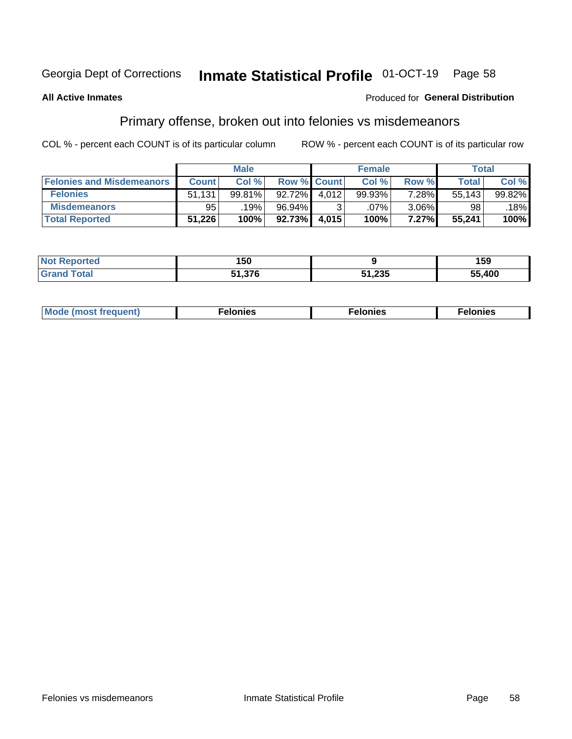Georgia Dept of Corrections **Inmate Statistical Profile** 01-OCT-19

**All Active Inmates**

Produced for **General Distribution**

## Primary offense, broken out into felonies vs misdemeanors

COL % - percent each COUNT is of its particular column

ROW % - percent each COUNT is of its particular row

| | Male | | | Female | | | Total | |
|---|---|---|---|---|---|---|---|---|
| **Felonies and Misdemeanors** | **Count** | **Col %** | **Row %** | **Count** | **Col %** | **Row %** | **Total** | **Col %** |
| **Felonies** | 51,131 | 99.81% | 92.72% | 4,012 | 99.93% | 7.28% | 55,143 | 99.82% |
| **Misdemeanors** | 95 | .19% | 96.94% | 3 | .07% | 3.06% | 98 | .18% |
| **Total Reported** | **51,226** | **100%** | **92.73%** | **4,015** | **100%** | **7.27%** | **55,241** | **100%** |

| | Male | Female | Total |
|---|---|---|---|
| **Not Reported** | **150** | **9** | **159** |
| **Grand Total** | **51,376** | **51,235** | **55,400** |

| | Male | Female | Total |
|---|---|---|---|
| **Mode (most frequent)** | **Felonies** | **Felonies** | **Felonies** |

Felonies vs misdemeanors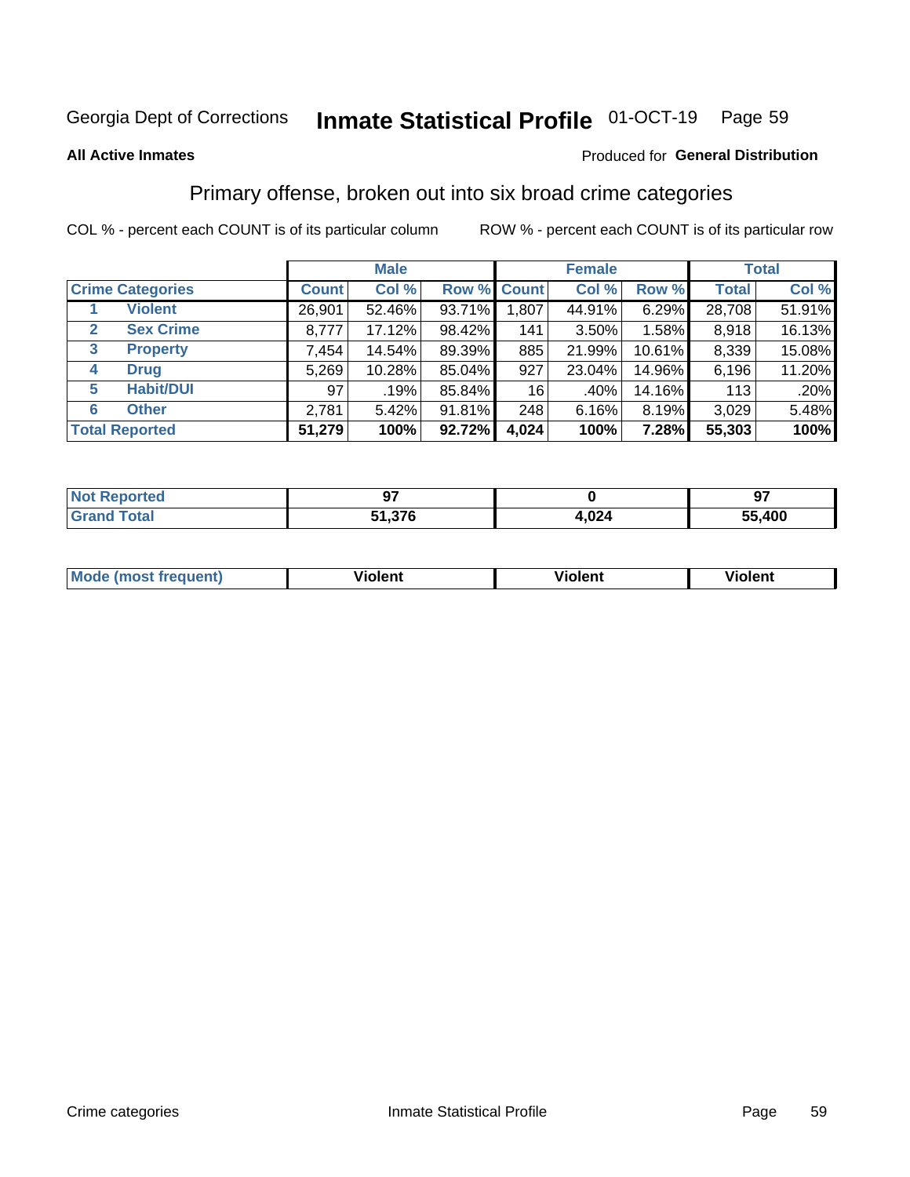# Georgia Dept of Corrections — Inmate Statistical Profile — 01-OCT-19

**All Active Inmates**

Produced for **General Distribution**

## Primary offense, broken out into six broad crime categories

COL % - percent each COUNT is of its particular column

ROW % - percent each COUNT is of its particular row

| Crime Categories | Male | | | Female | | | Total | |
|---|---|---|---|---|---|---|---|---|
| | Count | Col % | Row % | Count | Col % | Row % | Total | Col % |
| 1 Violent | 26,901 | 52.46% | 93.71% | 1,807 | 44.91% | 6.29% | 28,708 | 51.91% |
| 2 Sex Crime | 8,777 | 17.12% | 98.42% | 141 | 3.50% | 1.58% | 8,918 | 16.13% |
| 3 Property | 7,454 | 14.54% | 89.39% | 885 | 21.99% | 10.61% | 8,339 | 15.08% |
| 4 Drug | 5,269 | 10.28% | 85.04% | 927 | 23.04% | 14.96% | 6,196 | 11.20% |
| 5 Habit/DUI | 97 | .19% | 85.84% | 16 | .40% | 14.16% | 113 | .20% |
| 6 Other | 2,781 | 5.42% | 91.81% | 248 | 6.16% | 8.19% | 3,029 | 5.48% |
| **Total Reported** | **51,279** | **100%** | **92.72%** | **4,024** | **100%** | **7.28%** | **55,303** | **100%** |

| | Male | Female | Total |
|---|---|---|---|
| Not Reported | 97 | 0 | 97 |
| Grand Total | 51,376 | 4,024 | 55,400 |

| | Male | Female | Total |
|---|---|---|---|
| Mode (most frequent) | Violent | Violent | Violent |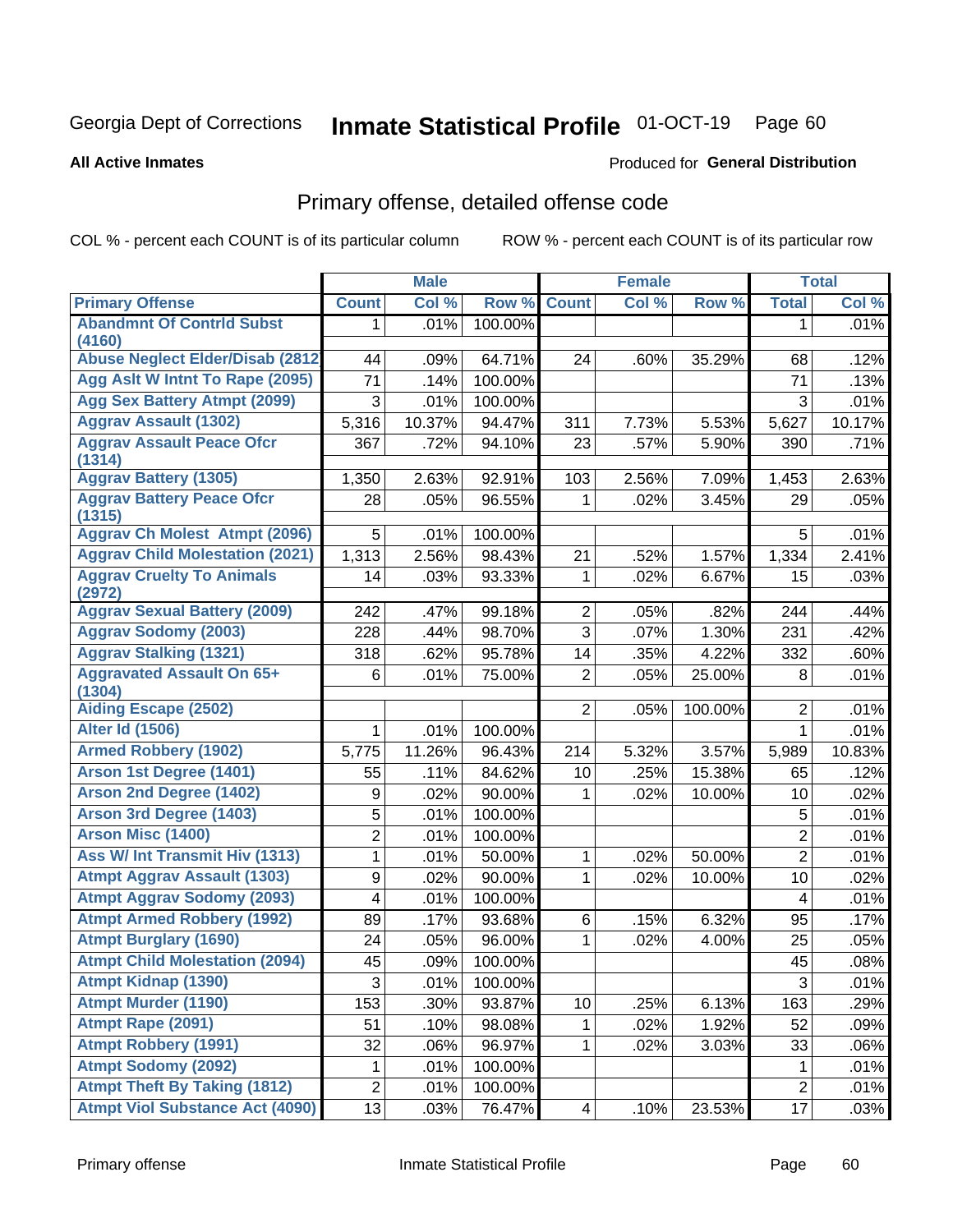Georgia Dept of Corrections **Inmate Statistical Profile** 01-OCT-19

**All Active Inmates**

Produced for **General Distribution**

## Primary offense, detailed offense code

COL % - percent each COUNT is of its particular column

ROW % - percent each COUNT is of its particular row

| | Male | | | Female | | | Total | |
|---|---|---|---|---|---|---|---|---|
| **Primary Offense** | **Count** | **Col %** | **Row %** | **Count** | **Col %** | **Row %** | **Total** | **Col %** |
| Abandmnt Of Contrld Subst (4160) | 1 | .01% | 100.00% | | | | 1 | .01% |
| Abuse Neglect Elder/Disab (2812 | 44 | .09% | 64.71% | 24 | .60% | 35.29% | 68 | .12% |
| Agg Aslt W Intnt To Rape (2095) | 71 | .14% | 100.00% | | | | 71 | .13% |
| Agg Sex Battery Atmpt (2099) | 3 | .01% | 100.00% | | | | 3 | .01% |
| Aggrav Assault (1302) | 5,316 | 10.37% | 94.47% | 311 | 7.73% | 5.53% | 5,627 | 10.17% |
| Aggrav Assault Peace Ofcr (1314) | 367 | .72% | 94.10% | 23 | .57% | 5.90% | 390 | .71% |
| Aggrav Battery (1305) | 1,350 | 2.63% | 92.91% | 103 | 2.56% | 7.09% | 1,453 | 2.63% |
| Aggrav Battery Peace Ofcr (1315) | 28 | .05% | 96.55% | 1 | .02% | 3.45% | 29 | .05% |
| Aggrav Ch Molest Atmpt (2096) | 5 | .01% | 100.00% | | | | 5 | .01% |
| Aggrav Child Molestation (2021) | 1,313 | 2.56% | 98.43% | 21 | .52% | 1.57% | 1,334 | 2.41% |
| Aggrav Cruelty To Animals (2972) | 14 | .03% | 93.33% | 1 | .02% | 6.67% | 15 | .03% |
| Aggrav Sexual Battery (2009) | 242 | .47% | 99.18% | 2 | .05% | .82% | 244 | .44% |
| Aggrav Sodomy (2003) | 228 | .44% | 98.70% | 3 | .07% | 1.30% | 231 | .42% |
| Aggrav Stalking (1321) | 318 | .62% | 95.78% | 14 | .35% | 4.22% | 332 | .60% |
| Aggravated Assault On 65+ (1304) | 6 | .01% | 75.00% | 2 | .05% | 25.00% | 8 | .01% |
| Aiding Escape (2502) | | | | 2 | .05% | 100.00% | 2 | .01% |
| Alter Id (1506) | 1 | .01% | 100.00% | | | | 1 | .01% |
| Armed Robbery (1902) | 5,775 | 11.26% | 96.43% | 214 | 5.32% | 3.57% | 5,989 | 10.83% |
| Arson 1st Degree (1401) | 55 | .11% | 84.62% | 10 | .25% | 15.38% | 65 | .12% |
| Arson 2nd Degree (1402) | 9 | .02% | 90.00% | 1 | .02% | 10.00% | 10 | .02% |
| Arson 3rd Degree (1403) | 5 | .01% | 100.00% | | | | 5 | .01% |
| Arson Misc (1400) | 2 | .01% | 100.00% | | | | 2 | .01% |
| Ass W/ Int Transmit Hiv (1313) | 1 | .01% | 50.00% | 1 | .02% | 50.00% | 2 | .01% |
| Atmpt Aggrav Assault (1303) | 9 | .02% | 90.00% | 1 | .02% | 10.00% | 10 | .02% |
| Atmpt Aggrav Sodomy (2093) | 4 | .01% | 100.00% | | | | 4 | .01% |
| Atmpt Armed Robbery (1992) | 89 | .17% | 93.68% | 6 | .15% | 6.32% | 95 | .17% |
| Atmpt Burglary (1690) | 24 | .05% | 96.00% | 1 | .02% | 4.00% | 25 | .05% |
| Atmpt Child Molestation (2094) | 45 | .09% | 100.00% | | | | 45 | .08% |
| Atmpt Kidnap (1390) | 3 | .01% | 100.00% | | | | 3 | .01% |
| Atmpt Murder (1190) | 153 | .30% | 93.87% | 10 | .25% | 6.13% | 163 | .29% |
| Atmpt Rape (2091) | 51 | .10% | 98.08% | 1 | .02% | 1.92% | 52 | .09% |
| Atmpt Robbery (1991) | 32 | .06% | 96.97% | 1 | .02% | 3.03% | 33 | .06% |
| Atmpt Sodomy (2092) | 1 | .01% | 100.00% | | | | 1 | .01% |
| Atmpt Theft By Taking (1812) | 2 | .01% | 100.00% | | | | 2 | .01% |
| Atmpt Viol Substance Act (4090) | 13 | .03% | 76.47% | 4 | .10% | 23.53% | 17 | .03% |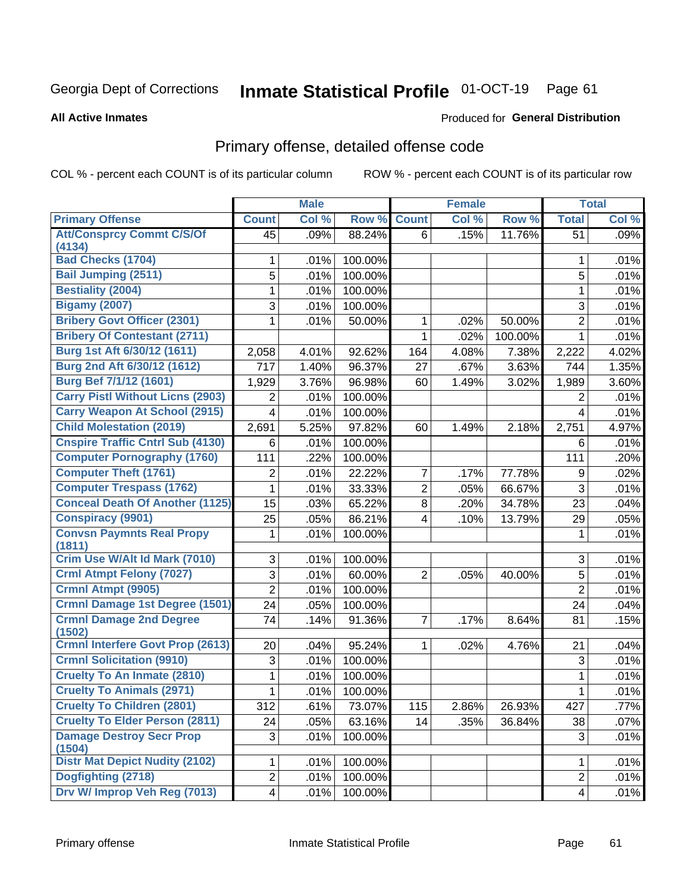# Inmate Statistical Profile

Georgia Dept of Corrections — 01-OCT-19

**All Active Inmates** — Produced for **General Distribution**

## Primary offense, detailed offense code

COL % - percent each COUNT is of its particular column — ROW % - percent each COUNT is of its particular row

| | Male | | | Female | | | Total | |
|---|---|---|---|---|---|---|---|---|
| **Primary Offense** | **Count** | **Col %** | **Row %** | **Count** | **Col %** | **Row %** | **Total** | **Col %** |
| Att/Consprcy Commt C/S/Of (4134) | 45 | .09% | 88.24% | 6 | .15% | 11.76% | 51 | .09% |
| Bad Checks (1704) | 1 | .01% | 100.00% | | | | 1 | .01% |
| Bail Jumping (2511) | 5 | .01% | 100.00% | | | | 5 | .01% |
| Bestiality (2004) | 1 | .01% | 100.00% | | | | 1 | .01% |
| Bigamy (2007) | 3 | .01% | 100.00% | | | | 3 | .01% |
| Bribery Govt Officer (2301) | 1 | .01% | 50.00% | 1 | .02% | 50.00% | 2 | .01% |
| Bribery Of Contestant (2711) | | | | 1 | .02% | 100.00% | 1 | .01% |
| Burg 1st Aft 6/30/12 (1611) | 2,058 | 4.01% | 92.62% | 164 | 4.08% | 7.38% | 2,222 | 4.02% |
| Burg 2nd Aft 6/30/12 (1612) | 717 | 1.40% | 96.37% | 27 | .67% | 3.63% | 744 | 1.35% |
| Burg Bef 7/1/12 (1601) | 1,929 | 3.76% | 96.98% | 60 | 1.49% | 3.02% | 1,989 | 3.60% |
| Carry Pistl Without Licns (2903) | 2 | .01% | 100.00% | | | | 2 | .01% |
| Carry Weapon At School (2915) | 4 | .01% | 100.00% | | | | 4 | .01% |
| Child Molestation (2019) | 2,691 | 5.25% | 97.82% | 60 | 1.49% | 2.18% | 2,751 | 4.97% |
| Cnspire Traffic Cntrl Sub (4130) | 6 | .01% | 100.00% | | | | 6 | .01% |
| Computer Pornography (1760) | 111 | .22% | 100.00% | | | | 111 | .20% |
| Computer Theft (1761) | 2 | .01% | 22.22% | 7 | .17% | 77.78% | 9 | .02% |
| Computer Trespass (1762) | 1 | .01% | 33.33% | 2 | .05% | 66.67% | 3 | .01% |
| Conceal Death Of Another (1125) | 15 | .03% | 65.22% | 8 | .20% | 34.78% | 23 | .04% |
| Conspiracy (9901) | 25 | .05% | 86.21% | 4 | .10% | 13.79% | 29 | .05% |
| Convsn Paymnts Real Propy (1811) | 1 | .01% | 100.00% | | | | 1 | .01% |
| Crim Use W/Alt Id Mark (7010) | 3 | .01% | 100.00% | | | | 3 | .01% |
| Crml Atmpt Felony (7027) | 3 | .01% | 60.00% | 2 | .05% | 40.00% | 5 | .01% |
| Crmnl Atmpt (9905) | 2 | .01% | 100.00% | | | | 2 | .01% |
| Crmnl Damage 1st Degree (1501) | 24 | .05% | 100.00% | | | | 24 | .04% |
| Crmnl Damage 2nd Degree (1502) | 74 | .14% | 91.36% | 7 | .17% | 8.64% | 81 | .15% |
| Crmnl Interfere Govt Prop (2613) | 20 | .04% | 95.24% | 1 | .02% | 4.76% | 21 | .04% |
| Crmnl Solicitation (9910) | 3 | .01% | 100.00% | | | | 3 | .01% |
| Cruelty To An Inmate (2810) | 1 | .01% | 100.00% | | | | 1 | .01% |
| Cruelty To Animals (2971) | 1 | .01% | 100.00% | | | | 1 | .01% |
| Cruelty To Children (2801) | 312 | .61% | 73.07% | 115 | 2.86% | 26.93% | 427 | .77% |
| Cruelty To Elder Person (2811) | 24 | .05% | 63.16% | 14 | .35% | 36.84% | 38 | .07% |
| Damage Destroy Secr Prop (1504) | 3 | .01% | 100.00% | | | | 3 | .01% |
| Distr Mat Depict Nudity (2102) | 1 | .01% | 100.00% | | | | 1 | .01% |
| Dogfighting (2718) | 2 | .01% | 100.00% | | | | 2 | .01% |
| Drv W/ Improp Veh Reg (7013) | 4 | .01% | 100.00% | | | | 4 | .01% |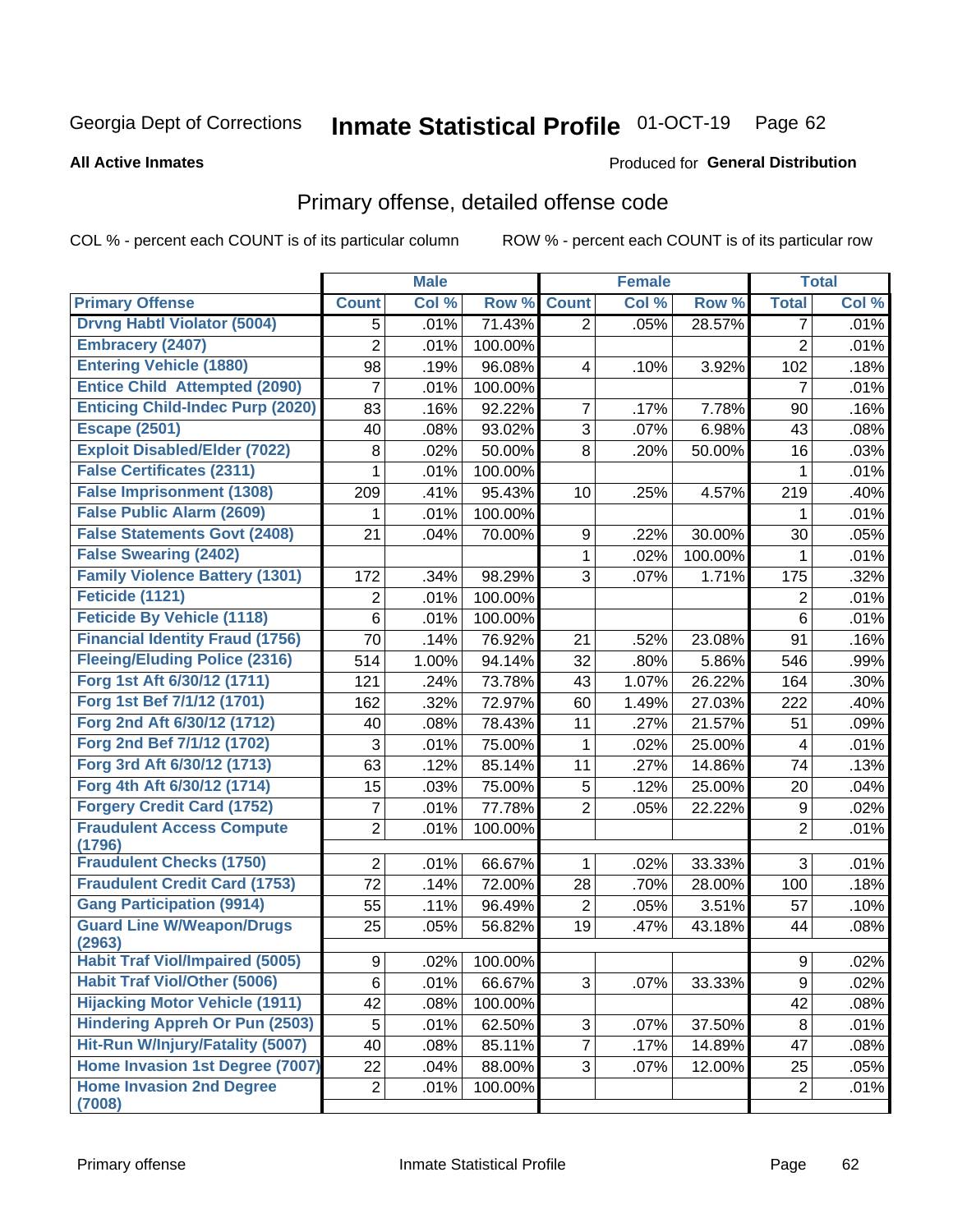Georgia Dept of Corrections **Inmate Statistical Profile** 01-OCT-19

**All Active Inmates**

Produced for **General Distribution**

## Primary offense, detailed offense code

COL % - percent each COUNT is of its particular column ROW % - percent each COUNT is of its particular row

| | Male | | | Female | | | Total | |
|---|---|---|---|---|---|---|---|---|
| **Primary Offense** | **Count** | **Col %** | **Row %** | **Count** | **Col %** | **Row %** | **Total** | **Col %** |
| Drvng Habtl Violator (5004) | 5 | .01% | 71.43% | 2 | .05% | 28.57% | 7 | .01% |
| Embracery (2407) | 2 | .01% | 100.00% | | | | 2 | .01% |
| Entering Vehicle (1880) | 98 | .19% | 96.08% | 4 | .10% | 3.92% | 102 | .18% |
| Entice Child Attempted (2090) | 7 | .01% | 100.00% | | | | 7 | .01% |
| Enticing Child-Indec Purp (2020) | 83 | .16% | 92.22% | 7 | .17% | 7.78% | 90 | .16% |
| Escape (2501) | 40 | .08% | 93.02% | 3 | .07% | 6.98% | 43 | .08% |
| Exploit Disabled/Elder (7022) | 8 | .02% | 50.00% | 8 | .20% | 50.00% | 16 | .03% |
| False Certificates (2311) | 1 | .01% | 100.00% | | | | 1 | .01% |
| False Imprisonment (1308) | 209 | .41% | 95.43% | 10 | .25% | 4.57% | 219 | .40% |
| False Public Alarm (2609) | 1 | .01% | 100.00% | | | | 1 | .01% |
| False Statements Govt (2408) | 21 | .04% | 70.00% | 9 | .22% | 30.00% | 30 | .05% |
| False Swearing (2402) | | | | 1 | .02% | 100.00% | 1 | .01% |
| Family Violence Battery (1301) | 172 | .34% | 98.29% | 3 | .07% | 1.71% | 175 | .32% |
| Feticide (1121) | 2 | .01% | 100.00% | | | | 2 | .01% |
| Feticide By Vehicle (1118) | 6 | .01% | 100.00% | | | | 6 | .01% |
| Financial Identity Fraud (1756) | 70 | .14% | 76.92% | 21 | .52% | 23.08% | 91 | .16% |
| Fleeing/Eluding Police (2316) | 514 | 1.00% | 94.14% | 32 | .80% | 5.86% | 546 | .99% |
| Forg 1st Aft 6/30/12 (1711) | 121 | .24% | 73.78% | 43 | 1.07% | 26.22% | 164 | .30% |
| Forg 1st Bef 7/1/12 (1701) | 162 | .32% | 72.97% | 60 | 1.49% | 27.03% | 222 | .40% |
| Forg 2nd Aft 6/30/12 (1712) | 40 | .08% | 78.43% | 11 | .27% | 21.57% | 51 | .09% |
| Forg 2nd Bef 7/1/12 (1702) | 3 | .01% | 75.00% | 1 | .02% | 25.00% | 4 | .01% |
| Forg 3rd Aft 6/30/12 (1713) | 63 | .12% | 85.14% | 11 | .27% | 14.86% | 74 | .13% |
| Forg 4th Aft 6/30/12 (1714) | 15 | .03% | 75.00% | 5 | .12% | 25.00% | 20 | .04% |
| Forgery Credit Card (1752) | 7 | .01% | 77.78% | 2 | .05% | 22.22% | 9 | .02% |
| Fraudulent Access Compute (1796) | 2 | .01% | 100.00% | | | | 2 | .01% |
| Fraudulent Checks (1750) | 2 | .01% | 66.67% | 1 | .02% | 33.33% | 3 | .01% |
| Fraudulent Credit Card (1753) | 72 | .14% | 72.00% | 28 | .70% | 28.00% | 100 | .18% |
| Gang Participation (9914) | 55 | .11% | 96.49% | 2 | .05% | 3.51% | 57 | .10% |
| Guard Line W/Weapon/Drugs (2963) | 25 | .05% | 56.82% | 19 | .47% | 43.18% | 44 | .08% |
| Habit Traf Viol/Impaired (5005) | 9 | .02% | 100.00% | | | | 9 | .02% |
| Habit Traf Viol/Other (5006) | 6 | .01% | 66.67% | 3 | .07% | 33.33% | 9 | .02% |
| Hijacking Motor Vehicle (1911) | 42 | .08% | 100.00% | | | | 42 | .08% |
| Hindering Appreh Or Pun (2503) | 5 | .01% | 62.50% | 3 | .07% | 37.50% | 8 | .01% |
| Hit-Run W/Injury/Fatality (5007) | 40 | .08% | 85.11% | 7 | .17% | 14.89% | 47 | .08% |
| Home Invasion 1st Degree (7007) | 22 | .04% | 88.00% | 3 | .07% | 12.00% | 25 | .05% |
| Home Invasion 2nd Degree (7008) | 2 | .01% | 100.00% | | | | 2 | .01% |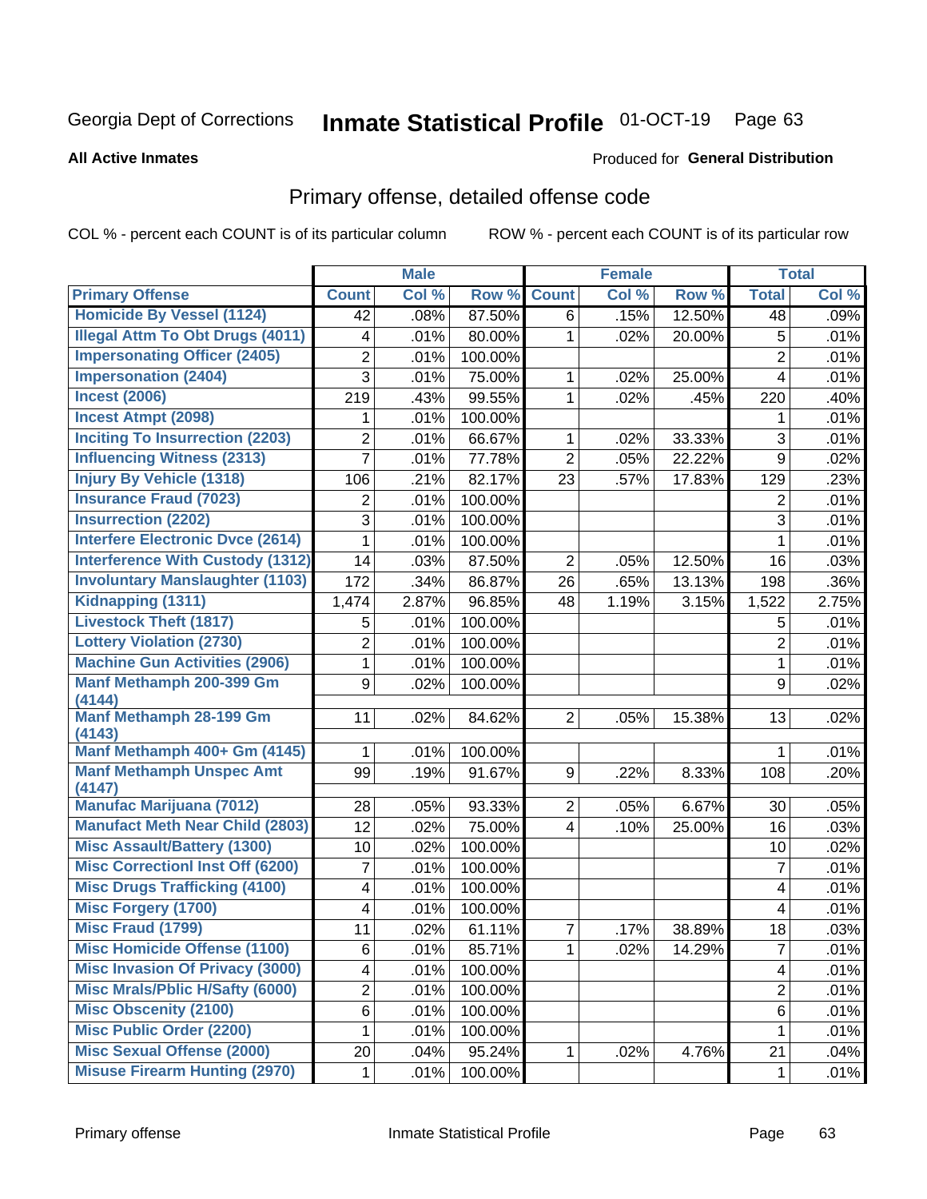Georgia Dept of Corrections **Inmate Statistical Profile** 01-OCT-19

**All Active Inmates**

Produced for **General Distribution**

## Primary offense, detailed offense code

COL % - percent each COUNT is of its particular column ROW % - percent each COUNT is of its particular row

| | Male | | | Female | | | Total | |
|---|---|---|---|---|---|---|---|---|
| **Primary Offense** | **Count** | **Col %** | **Row %** | **Count** | **Col %** | **Row %** | **Total** | **Col %** |
| Homicide By Vessel (1124) | 42 | .08% | 87.50% | 6 | .15% | 12.50% | 48 | .09% |
| Illegal Attm To Obt Drugs (4011) | 4 | .01% | 80.00% | 1 | .02% | 20.00% | 5 | .01% |
| Impersonating Officer (2405) | 2 | .01% | 100.00% | | | | 2 | .01% |
| Impersonation (2404) | 3 | .01% | 75.00% | 1 | .02% | 25.00% | 4 | .01% |
| Incest (2006) | 219 | .43% | 99.55% | 1 | .02% | .45% | 220 | .40% |
| Incest Atmpt (2098) | 1 | .01% | 100.00% | | | | 1 | .01% |
| Inciting To Insurrection (2203) | 2 | .01% | 66.67% | 1 | .02% | 33.33% | 3 | .01% |
| Influencing Witness (2313) | 7 | .01% | 77.78% | 2 | .05% | 22.22% | 9 | .02% |
| Injury By Vehicle (1318) | 106 | .21% | 82.17% | 23 | .57% | 17.83% | 129 | .23% |
| Insurance Fraud (7023) | 2 | .01% | 100.00% | | | | 2 | .01% |
| Insurrection (2202) | 3 | .01% | 100.00% | | | | 3 | .01% |
| Interfere Electronic Dvce (2614) | 1 | .01% | 100.00% | | | | 1 | .01% |
| Interference With Custody (1312) | 14 | .03% | 87.50% | 2 | .05% | 12.50% | 16 | .03% |
| Involuntary Manslaughter (1103) | 172 | .34% | 86.87% | 26 | .65% | 13.13% | 198 | .36% |
| Kidnapping (1311) | 1,474 | 2.87% | 96.85% | 48 | 1.19% | 3.15% | 1,522 | 2.75% |
| Livestock Theft (1817) | 5 | .01% | 100.00% | | | | 5 | .01% |
| Lottery Violation (2730) | 2 | .01% | 100.00% | | | | 2 | .01% |
| Machine Gun Activities (2906) | 1 | .01% | 100.00% | | | | 1 | .01% |
| Manf Methamph 200-399 Gm (4144) | 9 | .02% | 100.00% | | | | 9 | .02% |
| Manf Methamph 28-199 Gm (4143) | 11 | .02% | 84.62% | 2 | .05% | 15.38% | 13 | .02% |
| Manf Methamph 400+ Gm (4145) | 1 | .01% | 100.00% | | | | 1 | .01% |
| Manf Methamph Unspec Amt (4147) | 99 | .19% | 91.67% | 9 | .22% | 8.33% | 108 | .20% |
| Manufac Marijuana (7012) | 28 | .05% | 93.33% | 2 | .05% | 6.67% | 30 | .05% |
| Manufact Meth Near Child (2803) | 12 | .02% | 75.00% | 4 | .10% | 25.00% | 16 | .03% |
| Misc Assault/Battery (1300) | 10 | .02% | 100.00% | | | | 10 | .02% |
| Misc Correctionl Inst Off (6200) | 7 | .01% | 100.00% | | | | 7 | .01% |
| Misc Drugs Trafficking (4100) | 4 | .01% | 100.00% | | | | 4 | .01% |
| Misc Forgery (1700) | 4 | .01% | 100.00% | | | | 4 | .01% |
| Misc Fraud (1799) | 11 | .02% | 61.11% | 7 | .17% | 38.89% | 18 | .03% |
| Misc Homicide Offense (1100) | 6 | .01% | 85.71% | 1 | .02% | 14.29% | 7 | .01% |
| Misc Invasion Of Privacy (3000) | 4 | .01% | 100.00% | | | | 4 | .01% |
| Misc Mrals/Pblic H/Safty (6000) | 2 | .01% | 100.00% | | | | 2 | .01% |
| Misc Obscenity (2100) | 6 | .01% | 100.00% | | | | 6 | .01% |
| Misc Public Order (2200) | 1 | .01% | 100.00% | | | | 1 | .01% |
| Misc Sexual Offense (2000) | 20 | .04% | 95.24% | 1 | .02% | 4.76% | 21 | .04% |
| Misuse Firearm Hunting (2970) | 1 | .01% | 100.00% | | | | 1 | .01% |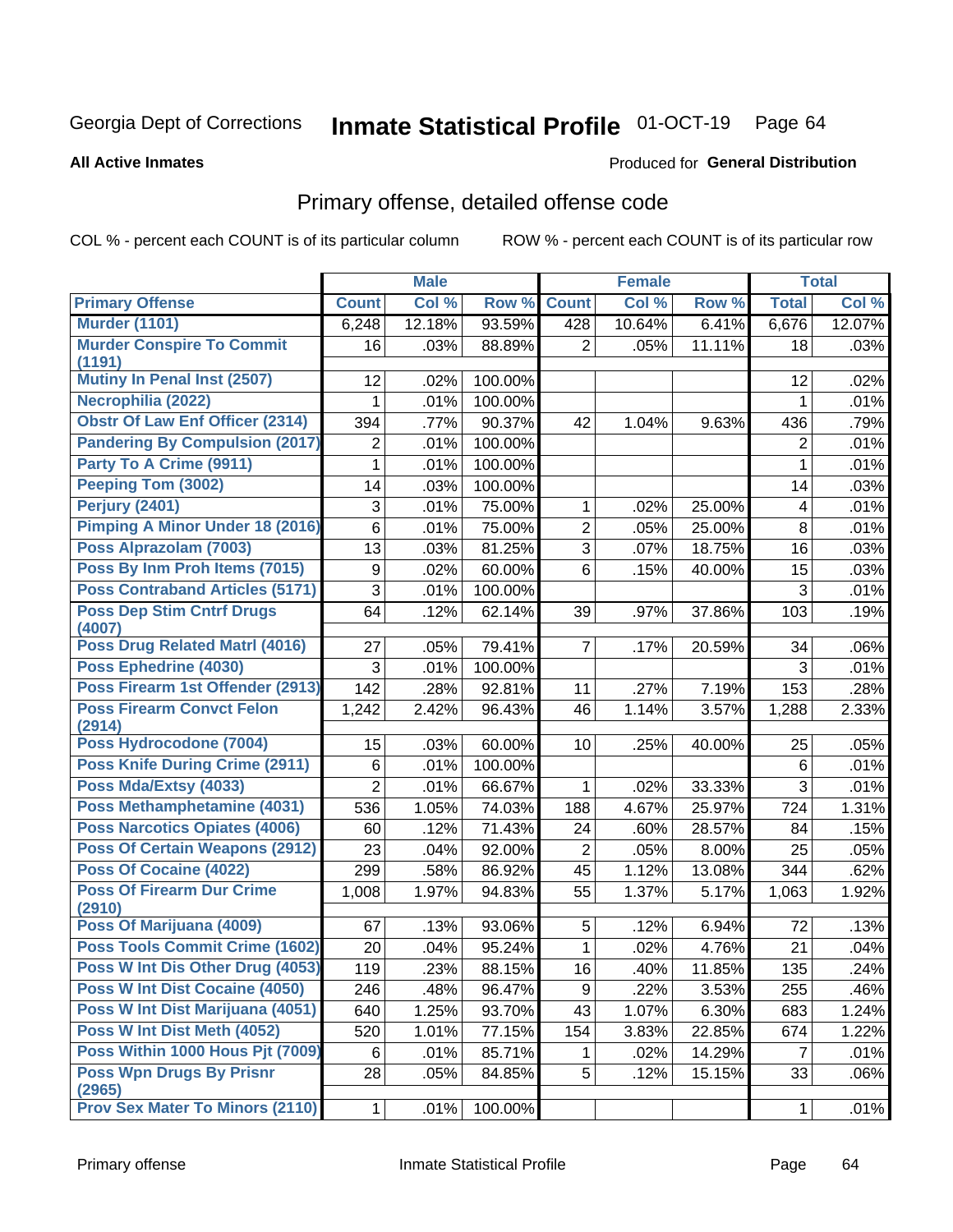Georgia Dept of Corrections **Inmate Statistical Profile** 01-OCT-19

**All Active Inmates**

Produced for **General Distribution**

## Primary offense, detailed offense code

COL % - percent each COUNT is of its particular column ROW % - percent each COUNT is of its particular row

| | Male | | | Female | | | Total | |
|---|---|---|---|---|---|---|---|---|
| **Primary Offense** | **Count** | **Col %** | **Row %** | **Count** | **Col %** | **Row %** | **Total** | **Col %** |
| **Murder (1101)** | 6,248 | 12.18% | 93.59% | 428 | 10.64% | 6.41% | 6,676 | 12.07% |
| **Murder Conspire To Commit (1191)** | 16 | .03% | 88.89% | 2 | .05% | 11.11% | 18 | .03% |
| **Mutiny In Penal Inst (2507)** | 12 | .02% | 100.00% | | | | 12 | .02% |
| **Necrophilia (2022)** | 1 | .01% | 100.00% | | | | 1 | .01% |
| **Obstr Of Law Enf Officer (2314)** | 394 | .77% | 90.37% | 42 | 1.04% | 9.63% | 436 | .79% |
| **Pandering By Compulsion (2017)** | 2 | .01% | 100.00% | | | | 2 | .01% |
| **Party To A Crime (9911)** | 1 | .01% | 100.00% | | | | 1 | .01% |
| **Peeping Tom (3002)** | 14 | .03% | 100.00% | | | | 14 | .03% |
| **Perjury (2401)** | 3 | .01% | 75.00% | 1 | .02% | 25.00% | 4 | .01% |
| **Pimping A Minor Under 18 (2016)** | 6 | .01% | 75.00% | 2 | .05% | 25.00% | 8 | .01% |
| **Poss Alprazolam (7003)** | 13 | .03% | 81.25% | 3 | .07% | 18.75% | 16 | .03% |
| **Poss By Inm Proh Items (7015)** | 9 | .02% | 60.00% | 6 | .15% | 40.00% | 15 | .03% |
| **Poss Contraband Articles (5171)** | 3 | .01% | 100.00% | | | | 3 | .01% |
| **Poss Dep Stim Cntrf Drugs (4007)** | 64 | .12% | 62.14% | 39 | .97% | 37.86% | 103 | .19% |
| **Poss Drug Related Matrl (4016)** | 27 | .05% | 79.41% | 7 | .17% | 20.59% | 34 | .06% |
| **Poss Ephedrine (4030)** | 3 | .01% | 100.00% | | | | 3 | .01% |
| **Poss Firearm 1st Offender (2913)** | 142 | .28% | 92.81% | 11 | .27% | 7.19% | 153 | .28% |
| **Poss Firearm Convct Felon (2914)** | 1,242 | 2.42% | 96.43% | 46 | 1.14% | 3.57% | 1,288 | 2.33% |
| **Poss Hydrocodone (7004)** | 15 | .03% | 60.00% | 10 | .25% | 40.00% | 25 | .05% |
| **Poss Knife During Crime (2911)** | 6 | .01% | 100.00% | | | | 6 | .01% |
| **Poss Mda/Extsy (4033)** | 2 | .01% | 66.67% | 1 | .02% | 33.33% | 3 | .01% |
| **Poss Methamphetamine (4031)** | 536 | 1.05% | 74.03% | 188 | 4.67% | 25.97% | 724 | 1.31% |
| **Poss Narcotics Opiates (4006)** | 60 | .12% | 71.43% | 24 | .60% | 28.57% | 84 | .15% |
| **Poss Of Certain Weapons (2912)** | 23 | .04% | 92.00% | 2 | .05% | 8.00% | 25 | .05% |
| **Poss Of Cocaine (4022)** | 299 | .58% | 86.92% | 45 | 1.12% | 13.08% | 344 | .62% |
| **Poss Of Firearm Dur Crime (2910)** | 1,008 | 1.97% | 94.83% | 55 | 1.37% | 5.17% | 1,063 | 1.92% |
| **Poss Of Marijuana (4009)** | 67 | .13% | 93.06% | 5 | .12% | 6.94% | 72 | .13% |
| **Poss Tools Commit Crime (1602)** | 20 | .04% | 95.24% | 1 | .02% | 4.76% | 21 | .04% |
| **Poss W Int Dis Other Drug (4053)** | 119 | .23% | 88.15% | 16 | .40% | 11.85% | 135 | .24% |
| **Poss W Int Dist Cocaine (4050)** | 246 | .48% | 96.47% | 9 | .22% | 3.53% | 255 | .46% |
| **Poss W Int Dist Marijuana (4051)** | 640 | 1.25% | 93.70% | 43 | 1.07% | 6.30% | 683 | 1.24% |
| **Poss W Int Dist Meth (4052)** | 520 | 1.01% | 77.15% | 154 | 3.83% | 22.85% | 674 | 1.22% |
| **Poss Within 1000 Hous Pjt (7009)** | 6 | .01% | 85.71% | 1 | .02% | 14.29% | 7 | .01% |
| **Poss Wpn Drugs By Prisnr (2965)** | 28 | .05% | 84.85% | 5 | .12% | 15.15% | 33 | .06% |
| **Prov Sex Mater To Minors (2110)** | 1 | .01% | 100.00% | | | | 1 | .01% |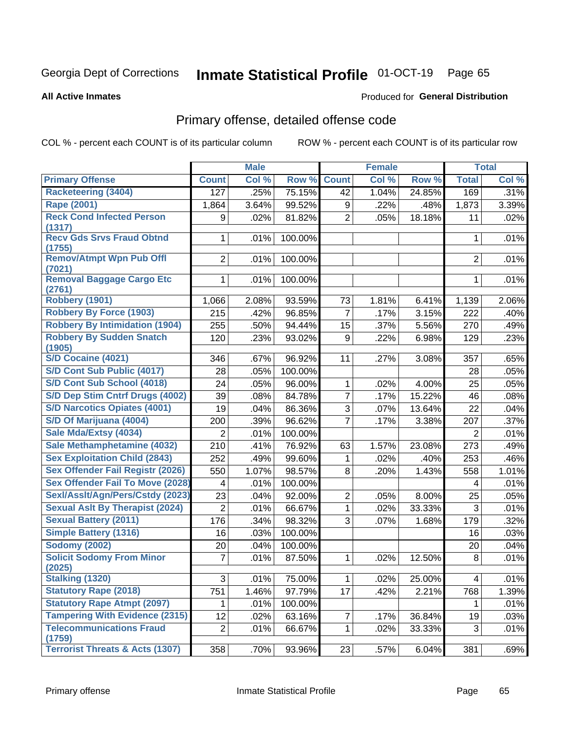Georgia Dept of Corrections **Inmate Statistical Profile** 01-OCT-19

**All Active Inmates**

Produced for **General Distribution**

## Primary offense, detailed offense code

COL % - percent each COUNT is of its particular column

ROW % - percent each COUNT is of its particular row

| | Male | | | Female | | | Total | |
|---|---|---|---|---|---|---|---|---|
| **Primary Offense** | **Count** | **Col %** | **Row %** | **Count** | **Col %** | **Row %** | **Total** | **Col %** |
| Racketeering (3404) | 127 | .25% | 75.15% | 42 | 1.04% | 24.85% | 169 | .31% |
| Rape (2001) | 1,864 | 3.64% | 99.52% | 9 | .22% | .48% | 1,873 | 3.39% |
| Reck Cond Infected Person (1317) | 9 | .02% | 81.82% | 2 | .05% | 18.18% | 11 | .02% |
| Recv Gds Srvs Fraud Obtnd (1755) | 1 | .01% | 100.00% | | | | 1 | .01% |
| Remov/Atmpt Wpn Pub Offl (7021) | 2 | .01% | 100.00% | | | | 2 | .01% |
| Removal Baggage Cargo Etc (2761) | 1 | .01% | 100.00% | | | | 1 | .01% |
| Robbery (1901) | 1,066 | 2.08% | 93.59% | 73 | 1.81% | 6.41% | 1,139 | 2.06% |
| Robbery By Force (1903) | 215 | .42% | 96.85% | 7 | .17% | 3.15% | 222 | .40% |
| Robbery By Intimidation (1904) | 255 | .50% | 94.44% | 15 | .37% | 5.56% | 270 | .49% |
| Robbery By Sudden Snatch (1905) | 120 | .23% | 93.02% | 9 | .22% | 6.98% | 129 | .23% |
| S/D Cocaine (4021) | 346 | .67% | 96.92% | 11 | .27% | 3.08% | 357 | .65% |
| S/D Cont Sub Public (4017) | 28 | .05% | 100.00% | | | | 28 | .05% |
| S/D Cont Sub School (4018) | 24 | .05% | 96.00% | 1 | .02% | 4.00% | 25 | .05% |
| S/D Dep Stim Cntrf Drugs (4002) | 39 | .08% | 84.78% | 7 | .17% | 15.22% | 46 | .08% |
| S/D Narcotics Opiates (4001) | 19 | .04% | 86.36% | 3 | .07% | 13.64% | 22 | .04% |
| S/D Of Marijuana (4004) | 200 | .39% | 96.62% | 7 | .17% | 3.38% | 207 | .37% |
| Sale Mda/Extsy (4034) | 2 | .01% | 100.00% | | | | 2 | .01% |
| Sale Methamphetamine (4032) | 210 | .41% | 76.92% | 63 | 1.57% | 23.08% | 273 | .49% |
| Sex Exploitation Child (2843) | 252 | .49% | 99.60% | 1 | .02% | .40% | 253 | .46% |
| Sex Offender Fail Registr (2026) | 550 | 1.07% | 98.57% | 8 | .20% | 1.43% | 558 | 1.01% |
| Sex Offender Fail To Move (2028) | 4 | .01% | 100.00% | | | | 4 | .01% |
| Sexl/Asslt/Agn/Pers/Cstdy (2023) | 23 | .04% | 92.00% | 2 | .05% | 8.00% | 25 | .05% |
| Sexual Aslt By Therapist (2024) | 2 | .01% | 66.67% | 1 | .02% | 33.33% | 3 | .01% |
| Sexual Battery (2011) | 176 | .34% | 98.32% | 3 | .07% | 1.68% | 179 | .32% |
| Simple Battery (1316) | 16 | .03% | 100.00% | | | | 16 | .03% |
| Sodomy (2002) | 20 | .04% | 100.00% | | | | 20 | .04% |
| Solicit Sodomy From Minor (2025) | 7 | .01% | 87.50% | 1 | .02% | 12.50% | 8 | .01% |
| Stalking (1320) | 3 | .01% | 75.00% | 1 | .02% | 25.00% | 4 | .01% |
| Statutory Rape (2018) | 751 | 1.46% | 97.79% | 17 | .42% | 2.21% | 768 | 1.39% |
| Statutory Rape Atmpt (2097) | 1 | .01% | 100.00% | | | | 1 | .01% |
| Tampering With Evidence (2315) | 12 | .02% | 63.16% | 7 | .17% | 36.84% | 19 | .03% |
| Telecommunications Fraud (1759) | 2 | .01% | 66.67% | 1 | .02% | 33.33% | 3 | .01% |
| Terrorist Threats & Acts (1307) | 358 | .70% | 93.96% | 23 | .57% | 6.04% | 381 | .69% |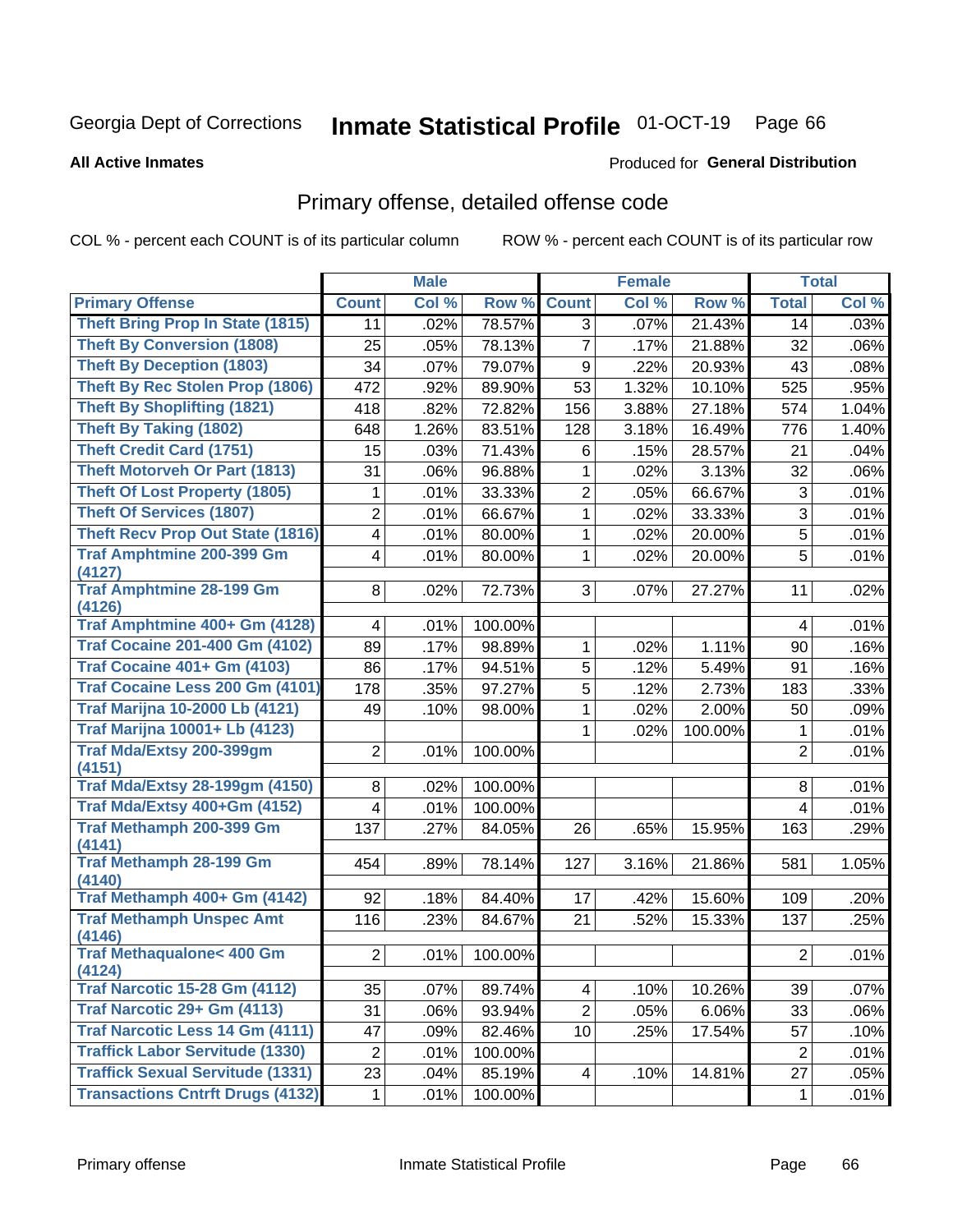Georgia Dept of Corrections **Inmate Statistical Profile** 01-OCT-19 Page 66

**All Active Inmates**

Produced for **General Distribution**

## Primary offense, detailed offense code

COL % - percent each COUNT is of its particular column

ROW % - percent each COUNT is of its particular row

| | Male | | | Female | | | Total | |
|---|---|---|---|---|---|---|---|---|
| **Primary Offense** | **Count** | **Col %** | **Row %** | **Count** | **Col %** | **Row %** | **Total** | **Col %** |
| Theft Bring Prop In State (1815) | 11 | .02% | 78.57% | 3 | .07% | 21.43% | 14 | .03% |
| Theft By Conversion (1808) | 25 | .05% | 78.13% | 7 | .17% | 21.88% | 32 | .06% |
| Theft By Deception (1803) | 34 | .07% | 79.07% | 9 | .22% | 20.93% | 43 | .08% |
| Theft By Rec Stolen Prop (1806) | 472 | .92% | 89.90% | 53 | 1.32% | 10.10% | 525 | .95% |
| Theft By Shoplifting (1821) | 418 | .82% | 72.82% | 156 | 3.88% | 27.18% | 574 | 1.04% |
| Theft By Taking (1802) | 648 | 1.26% | 83.51% | 128 | 3.18% | 16.49% | 776 | 1.40% |
| Theft Credit Card (1751) | 15 | .03% | 71.43% | 6 | .15% | 28.57% | 21 | .04% |
| Theft Motorveh Or Part (1813) | 31 | .06% | 96.88% | 1 | .02% | 3.13% | 32 | .06% |
| Theft Of Lost Property (1805) | 1 | .01% | 33.33% | 2 | .05% | 66.67% | 3 | .01% |
| Theft Of Services (1807) | 2 | .01% | 66.67% | 1 | .02% | 33.33% | 3 | .01% |
| Theft Recv Prop Out State (1816) | 4 | .01% | 80.00% | 1 | .02% | 20.00% | 5 | .01% |
| Traf Amphtmine 200-399 Gm (4127) | 4 | .01% | 80.00% | 1 | .02% | 20.00% | 5 | .01% |
| Traf Amphtmine 28-199 Gm (4126) | 8 | .02% | 72.73% | 3 | .07% | 27.27% | 11 | .02% |
| Traf Amphtmine 400+ Gm (4128) | 4 | .01% | 100.00% | | | | 4 | .01% |
| Traf Cocaine 201-400 Gm (4102) | 89 | .17% | 98.89% | 1 | .02% | 1.11% | 90 | .16% |
| Traf Cocaine 401+ Gm (4103) | 86 | .17% | 94.51% | 5 | .12% | 5.49% | 91 | .16% |
| Traf Cocaine Less 200 Gm (4101) | 178 | .35% | 97.27% | 5 | .12% | 2.73% | 183 | .33% |
| Traf Marijna 10-2000 Lb (4121) | 49 | .10% | 98.00% | 1 | .02% | 2.00% | 50 | .09% |
| Traf Marijna 10001+ Lb (4123) | | | | 1 | .02% | 100.00% | 1 | .01% |
| Traf Mda/Extsy 200-399gm (4151) | 2 | .01% | 100.00% | | | | 2 | .01% |
| Traf Mda/Extsy 28-199gm (4150) | 8 | .02% | 100.00% | | | | 8 | .01% |
| Traf Mda/Extsy 400+Gm (4152) | 4 | .01% | 100.00% | | | | 4 | .01% |
| Traf Methamph 200-399 Gm (4141) | 137 | .27% | 84.05% | 26 | .65% | 15.95% | 163 | .29% |
| Traf Methamph 28-199 Gm (4140) | 454 | .89% | 78.14% | 127 | 3.16% | 21.86% | 581 | 1.05% |
| Traf Methamph 400+ Gm (4142) | 92 | .18% | 84.40% | 17 | .42% | 15.60% | 109 | .20% |
| Traf Methamph Unspec Amt (4146) | 116 | .23% | 84.67% | 21 | .52% | 15.33% | 137 | .25% |
| Traf Methaqualone< 400 Gm (4124) | 2 | .01% | 100.00% | | | | 2 | .01% |
| Traf Narcotic 15-28 Gm (4112) | 35 | .07% | 89.74% | 4 | .10% | 10.26% | 39 | .07% |
| Traf Narcotic 29+ Gm (4113) | 31 | .06% | 93.94% | 2 | .05% | 6.06% | 33 | .06% |
| Traf Narcotic Less 14 Gm (4111) | 47 | .09% | 82.46% | 10 | .25% | 17.54% | 57 | .10% |
| Traffick Labor Servitude (1330) | 2 | .01% | 100.00% | | | | 2 | .01% |
| Traffick Sexual Servitude (1331) | 23 | .04% | 85.19% | 4 | .10% | 14.81% | 27 | .05% |
| Transactions Cntrft Drugs (4132) | 1 | .01% | 100.00% | | | | 1 | .01% |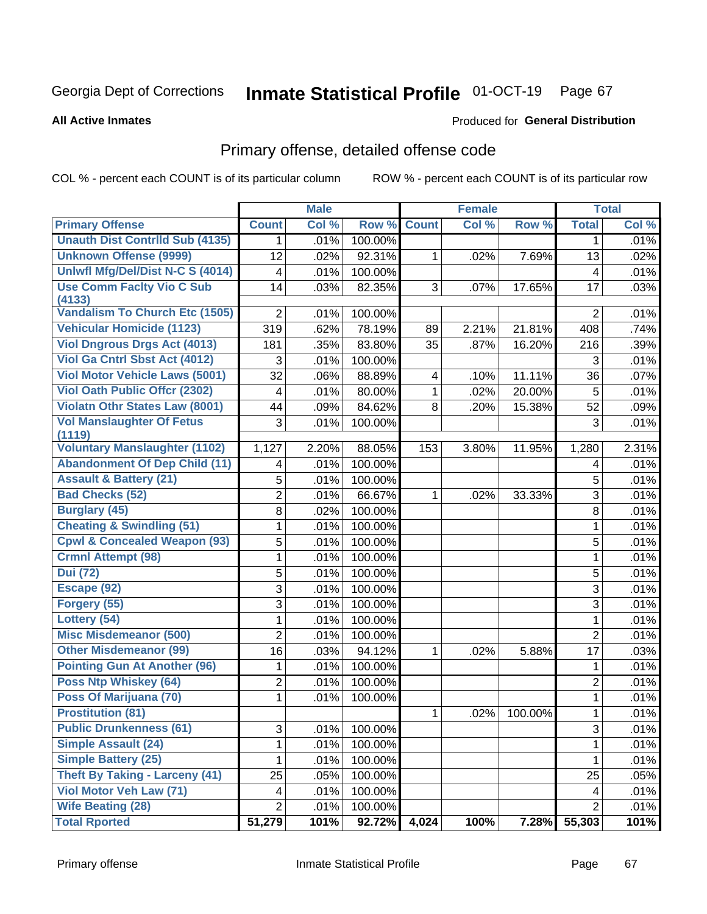Georgia Dept of Corrections **Inmate Statistical Profile** 01-OCT-19 Page 67

**All Active Inmates**

Produced for **General Distribution**

## Primary offense, detailed offense code

COL % - percent each COUNT is of its particular column    ROW % - percent each COUNT is of its particular row

| | Male | | | Female | | | Total | |
|---|---|---|---|---|---|---|---|---|
| **Primary Offense** | **Count** | **Col %** | **Row %** | **Count** | **Col %** | **Row %** | **Total** | **Col %** |
| **Unauth Dist Contrlld Sub (4135)** | 1 | .01% | 100.00% | | | | 1 | .01% |
| **Unknown Offense (9999)** | 12 | .02% | 92.31% | 1 | .02% | 7.69% | 13 | .02% |
| **Unlwfl Mfg/Del/Dist N-C S (4014)** | 4 | .01% | 100.00% | | | | 4 | .01% |
| **Use Comm Faclty Vio C Sub (4133)** | 14 | .03% | 82.35% | 3 | .07% | 17.65% | 17 | .03% |
| **Vandalism To Church Etc (1505)** | 2 | .01% | 100.00% | | | | 2 | .01% |
| **Vehicular Homicide (1123)** | 319 | .62% | 78.19% | 89 | 2.21% | 21.81% | 408 | .74% |
| **Viol Dngrous Drgs Act (4013)** | 181 | .35% | 83.80% | 35 | .87% | 16.20% | 216 | .39% |
| **Viol Ga Cntrl Sbst Act (4012)** | 3 | .01% | 100.00% | | | | 3 | .01% |
| **Viol Motor Vehicle Laws (5001)** | 32 | .06% | 88.89% | 4 | .10% | 11.11% | 36 | .07% |
| **Viol Oath Public Offcr (2302)** | 4 | .01% | 80.00% | 1 | .02% | 20.00% | 5 | .01% |
| **Violatn Othr States Law (8001)** | 44 | .09% | 84.62% | 8 | .20% | 15.38% | 52 | .09% |
| **Vol Manslaughter Of Fetus (1119)** | 3 | .01% | 100.00% | | | | 3 | .01% |
| **Voluntary Manslaughter (1102)** | 1,127 | 2.20% | 88.05% | 153 | 3.80% | 11.95% | 1,280 | 2.31% |
| **Abandonment Of Dep Child (11)** | 4 | .01% | 100.00% | | | | 4 | .01% |
| **Assault & Battery (21)** | 5 | .01% | 100.00% | | | | 5 | .01% |
| **Bad Checks (52)** | 2 | .01% | 66.67% | 1 | .02% | 33.33% | 3 | .01% |
| **Burglary (45)** | 8 | .02% | 100.00% | | | | 8 | .01% |
| **Cheating & Swindling (51)** | 1 | .01% | 100.00% | | | | 1 | .01% |
| **Cpwl & Concealed Weapon (93)** | 5 | .01% | 100.00% | | | | 5 | .01% |
| **Crmnl Attempt (98)** | 1 | .01% | 100.00% | | | | 1 | .01% |
| **Dui (72)** | 5 | .01% | 100.00% | | | | 5 | .01% |
| **Escape (92)** | 3 | .01% | 100.00% | | | | 3 | .01% |
| **Forgery (55)** | 3 | .01% | 100.00% | | | | 3 | .01% |
| **Lottery (54)** | 1 | .01% | 100.00% | | | | 1 | .01% |
| **Misc Misdemeanor (500)** | 2 | .01% | 100.00% | | | | 2 | .01% |
| **Other Misdemeanor (99)** | 16 | .03% | 94.12% | 1 | .02% | 5.88% | 17 | .03% |
| **Pointing Gun At Another (96)** | 1 | .01% | 100.00% | | | | 1 | .01% |
| **Poss Ntp Whiskey (64)** | 2 | .01% | 100.00% | | | | 2 | .01% |
| **Poss Of Marijuana (70)** | 1 | .01% | 100.00% | | | | 1 | .01% |
| **Prostitution (81)** | | | | 1 | .02% | 100.00% | 1 | .01% |
| **Public Drunkenness (61)** | 3 | .01% | 100.00% | | | | 3 | .01% |
| **Simple Assault (24)** | 1 | .01% | 100.00% | | | | 1 | .01% |
| **Simple Battery (25)** | 1 | .01% | 100.00% | | | | 1 | .01% |
| **Theft By Taking - Larceny (41)** | 25 | .05% | 100.00% | | | | 25 | .05% |
| **Viol Motor Veh Law (71)** | 4 | .01% | 100.00% | | | | 4 | .01% |
| **Wife Beating (28)** | 2 | .01% | 100.00% | | | | 2 | .01% |
| **Total Rported** | **51,279** | **101%** | **92.72%** | **4,024** | **100%** | **7.28%** | **55,303** | **101%** |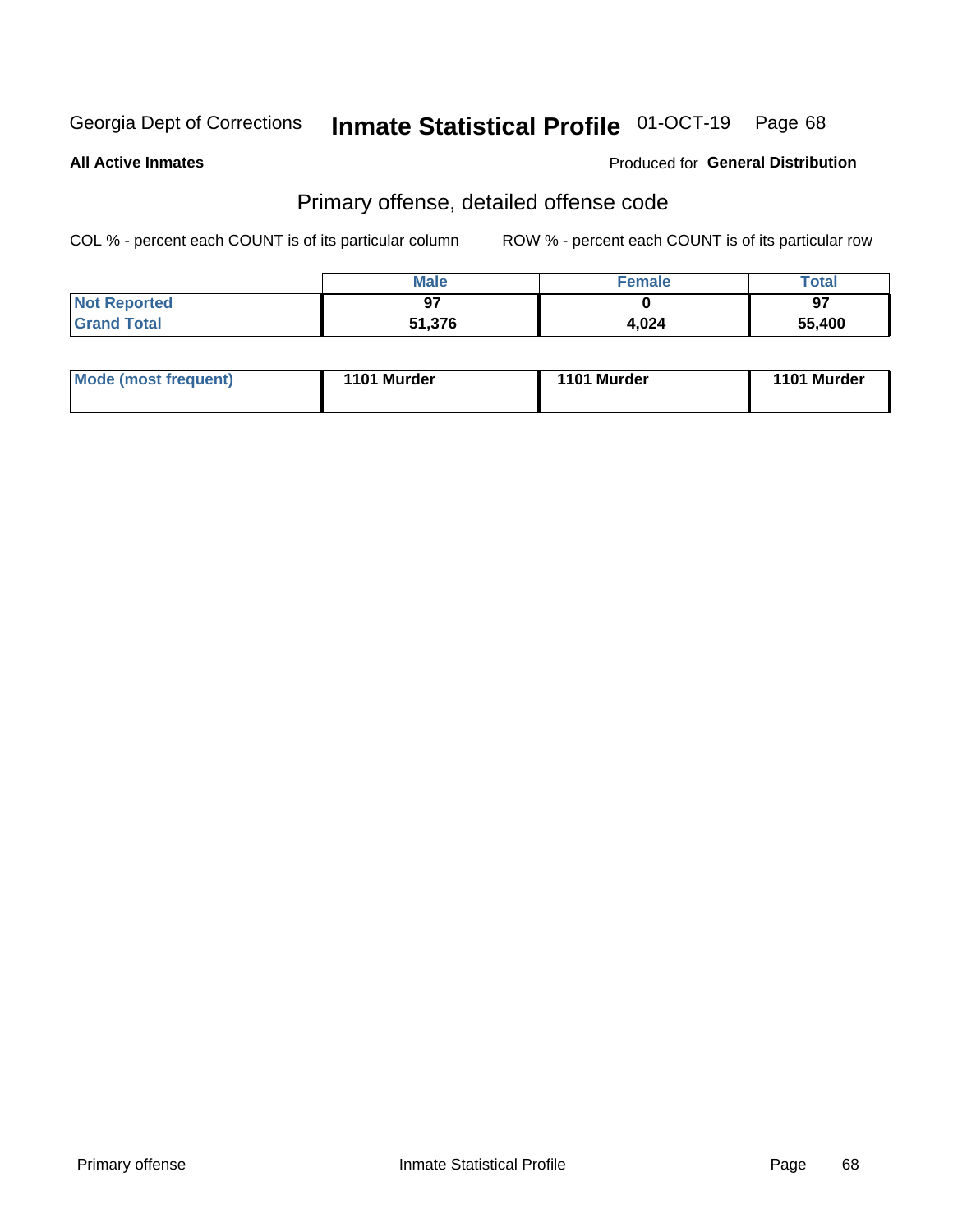Georgia Dept of Corrections **Inmate Statistical Profile** 01-OCT-19

**All Active Inmates**

Produced for **General Distribution**

## Primary offense, detailed offense code

COL % - percent each COUNT is of its particular column ROW % - percent each COUNT is of its particular row

| | Male | Female | Total |
|---|---|---|---|
| **Not Reported** | **97** | **0** | **97** |
| **Grand Total** | **51,376** | **4,024** | **55,400** |

| | | | |
|---|---|---|---|
| **Mode (most frequent)** | **1101 Murder** | **1101 Murder** | **1101 Murder** |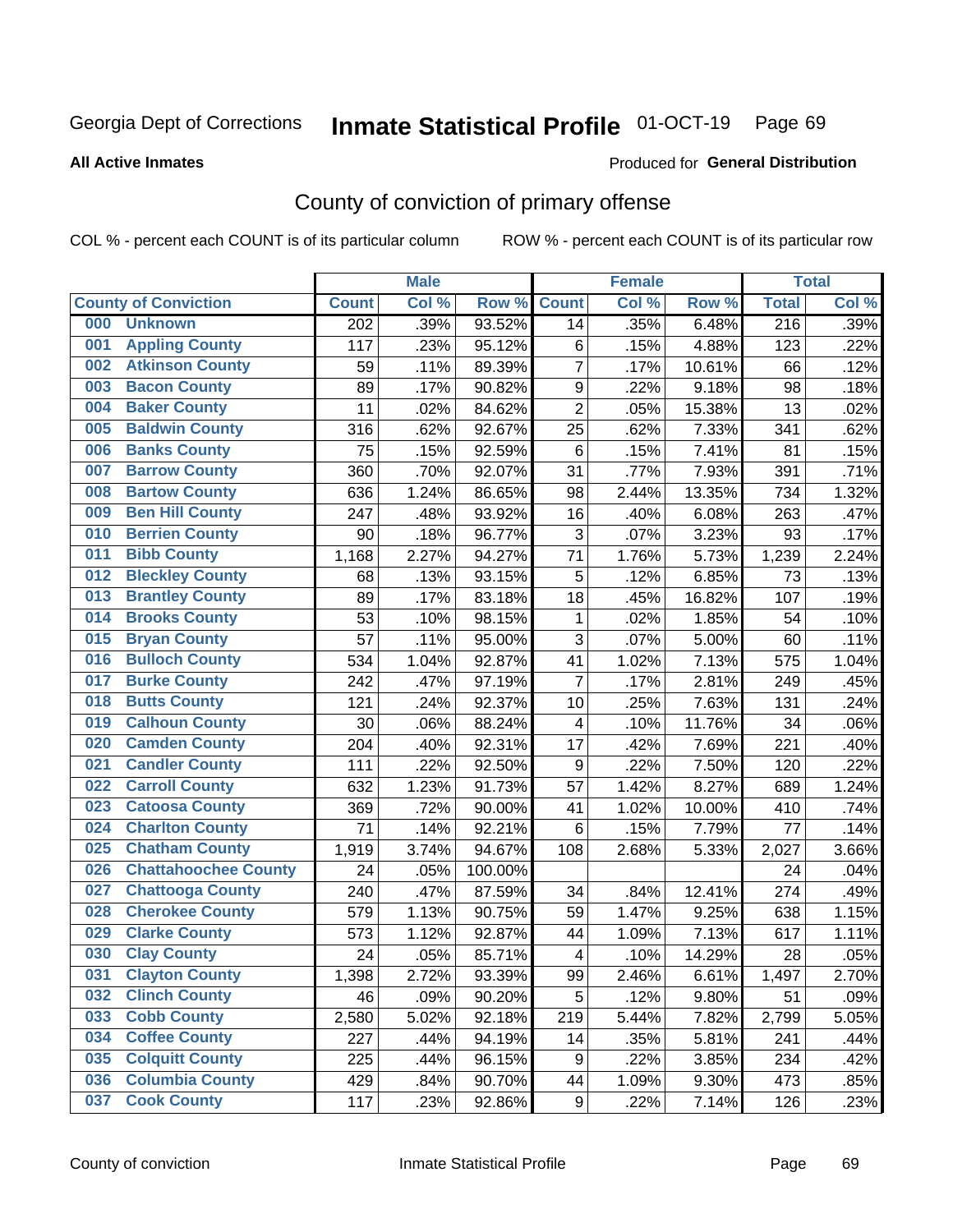Georgia Dept of Corrections **Inmate Statistical Profile** 01-OCT-19

**All Active Inmates**

Produced for **General Distribution**

## County of conviction of primary offense

COL % - percent each COUNT is of its particular column    ROW % - percent each COUNT is of its particular row

| | | Male | | | Female | | | Total | |
|---|---|---|---|---|---|---|---|---|---|
| **County of Conviction** | | **Count** | **Col %** | **Row %** | **Count** | **Col %** | **Row %** | **Total** | **Col %** |
| 000 | Unknown | 202 | .39% | 93.52% | 14 | .35% | 6.48% | 216 | .39% |
| 001 | Appling County | 117 | .23% | 95.12% | 6 | .15% | 4.88% | 123 | .22% |
| 002 | Atkinson County | 59 | .11% | 89.39% | 7 | .17% | 10.61% | 66 | .12% |
| 003 | Bacon County | 89 | .17% | 90.82% | 9 | .22% | 9.18% | 98 | .18% |
| 004 | Baker County | 11 | .02% | 84.62% | 2 | .05% | 15.38% | 13 | .02% |
| 005 | Baldwin County | 316 | .62% | 92.67% | 25 | .62% | 7.33% | 341 | .62% |
| 006 | Banks County | 75 | .15% | 92.59% | 6 | .15% | 7.41% | 81 | .15% |
| 007 | Barrow County | 360 | .70% | 92.07% | 31 | .77% | 7.93% | 391 | .71% |
| 008 | Bartow County | 636 | 1.24% | 86.65% | 98 | 2.44% | 13.35% | 734 | 1.32% |
| 009 | Ben Hill County | 247 | .48% | 93.92% | 16 | .40% | 6.08% | 263 | .47% |
| 010 | Berrien County | 90 | .18% | 96.77% | 3 | .07% | 3.23% | 93 | .17% |
| 011 | Bibb County | 1,168 | 2.27% | 94.27% | 71 | 1.76% | 5.73% | 1,239 | 2.24% |
| 012 | Bleckley County | 68 | .13% | 93.15% | 5 | .12% | 6.85% | 73 | .13% |
| 013 | Brantley County | 89 | .17% | 83.18% | 18 | .45% | 16.82% | 107 | .19% |
| 014 | Brooks County | 53 | .10% | 98.15% | 1 | .02% | 1.85% | 54 | .10% |
| 015 | Bryan County | 57 | .11% | 95.00% | 3 | .07% | 5.00% | 60 | .11% |
| 016 | Bulloch County | 534 | 1.04% | 92.87% | 41 | 1.02% | 7.13% | 575 | 1.04% |
| 017 | Burke County | 242 | .47% | 97.19% | 7 | .17% | 2.81% | 249 | .45% |
| 018 | Butts County | 121 | .24% | 92.37% | 10 | .25% | 7.63% | 131 | .24% |
| 019 | Calhoun County | 30 | .06% | 88.24% | 4 | .10% | 11.76% | 34 | .06% |
| 020 | Camden County | 204 | .40% | 92.31% | 17 | .42% | 7.69% | 221 | .40% |
| 021 | Candler County | 111 | .22% | 92.50% | 9 | .22% | 7.50% | 120 | .22% |
| 022 | Carroll County | 632 | 1.23% | 91.73% | 57 | 1.42% | 8.27% | 689 | 1.24% |
| 023 | Catoosa County | 369 | .72% | 90.00% | 41 | 1.02% | 10.00% | 410 | .74% |
| 024 | Charlton County | 71 | .14% | 92.21% | 6 | .15% | 7.79% | 77 | .14% |
| 025 | Chatham County | 1,919 | 3.74% | 94.67% | 108 | 2.68% | 5.33% | 2,027 | 3.66% |
| 026 | Chattahoochee County | 24 | .05% | 100.00% | | | | 24 | .04% |
| 027 | Chattooga County | 240 | .47% | 87.59% | 34 | .84% | 12.41% | 274 | .49% |
| 028 | Cherokee County | 579 | 1.13% | 90.75% | 59 | 1.47% | 9.25% | 638 | 1.15% |
| 029 | Clarke County | 573 | 1.12% | 92.87% | 44 | 1.09% | 7.13% | 617 | 1.11% |
| 030 | Clay County | 24 | .05% | 85.71% | 4 | .10% | 14.29% | 28 | .05% |
| 031 | Clayton County | 1,398 | 2.72% | 93.39% | 99 | 2.46% | 6.61% | 1,497 | 2.70% |
| 032 | Clinch County | 46 | .09% | 90.20% | 5 | .12% | 9.80% | 51 | .09% |
| 033 | Cobb County | 2,580 | 5.02% | 92.18% | 219 | 5.44% | 7.82% | 2,799 | 5.05% |
| 034 | Coffee County | 227 | .44% | 94.19% | 14 | .35% | 5.81% | 241 | .44% |
| 035 | Colquitt County | 225 | .44% | 96.15% | 9 | .22% | 3.85% | 234 | .42% |
| 036 | Columbia County | 429 | .84% | 90.70% | 44 | 1.09% | 9.30% | 473 | .85% |
| 037 | Cook County | 117 | .23% | 92.86% | 9 | .22% | 7.14% | 126 | .23% |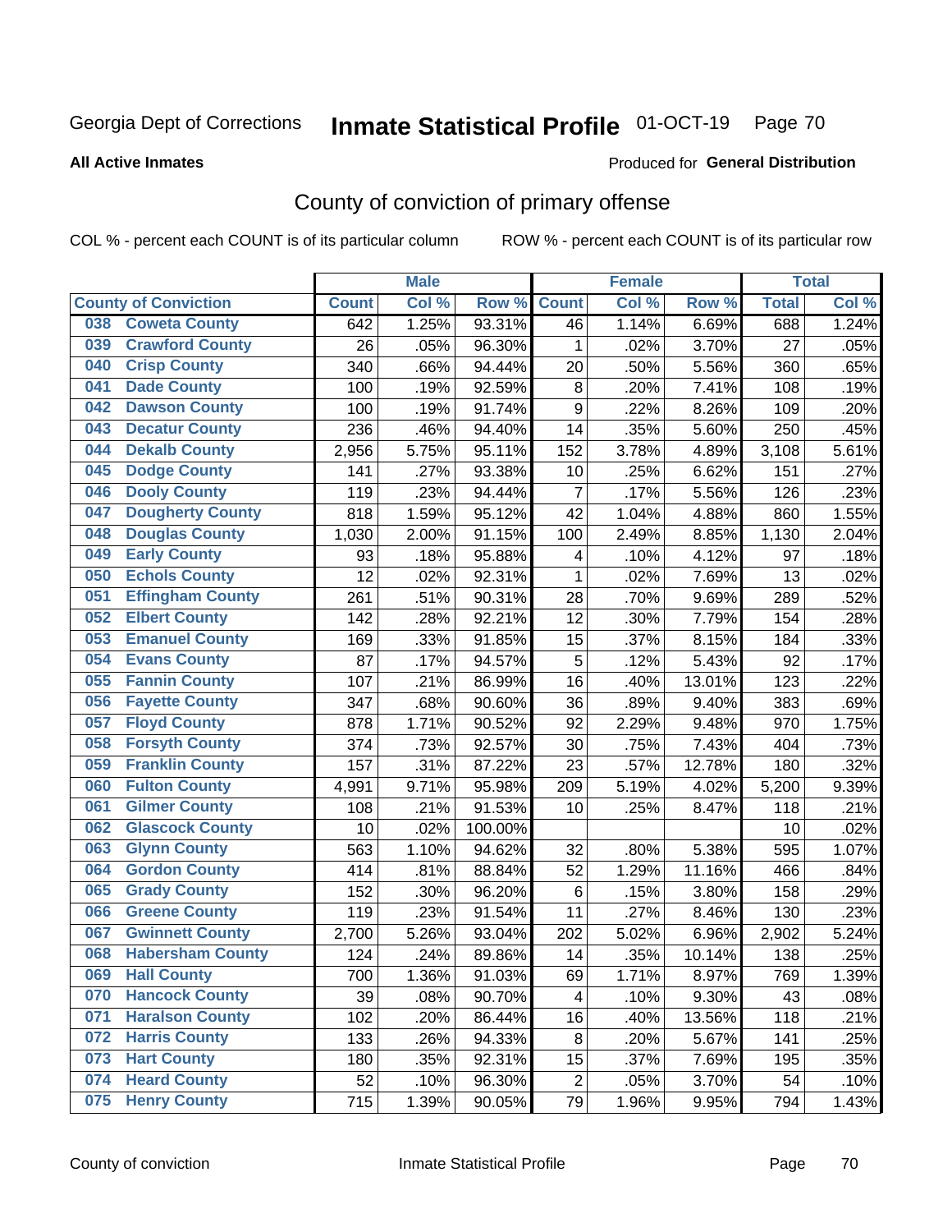Georgia Dept of Corrections **Inmate Statistical Profile** 01-OCT-19

**All Active Inmates**

Produced for **General Distribution**

## County of conviction of primary offense

COL % - percent each COUNT is of its particular column ROW % - percent each COUNT is of its particular row

| County of Conviction | Male | | | Female | | | Total | |
|---|---|---|---|---|---|---|---|---|
| | Count | Col % | Row % | Count | Col % | Row % | Total | Col % |
| 038 Coweta County | 642 | 1.25% | 93.31% | 46 | 1.14% | 6.69% | 688 | 1.24% |
| 039 Crawford County | 26 | .05% | 96.30% | 1 | .02% | 3.70% | 27 | .05% |
| 040 Crisp County | 340 | .66% | 94.44% | 20 | .50% | 5.56% | 360 | .65% |
| 041 Dade County | 100 | .19% | 92.59% | 8 | .20% | 7.41% | 108 | .19% |
| 042 Dawson County | 100 | .19% | 91.74% | 9 | .22% | 8.26% | 109 | .20% |
| 043 Decatur County | 236 | .46% | 94.40% | 14 | .35% | 5.60% | 250 | .45% |
| 044 Dekalb County | 2,956 | 5.75% | 95.11% | 152 | 3.78% | 4.89% | 3,108 | 5.61% |
| 045 Dodge County | 141 | .27% | 93.38% | 10 | .25% | 6.62% | 151 | .27% |
| 046 Dooly County | 119 | .23% | 94.44% | 7 | .17% | 5.56% | 126 | .23% |
| 047 Dougherty County | 818 | 1.59% | 95.12% | 42 | 1.04% | 4.88% | 860 | 1.55% |
| 048 Douglas County | 1,030 | 2.00% | 91.15% | 100 | 2.49% | 8.85% | 1,130 | 2.04% |
| 049 Early County | 93 | .18% | 95.88% | 4 | .10% | 4.12% | 97 | .18% |
| 050 Echols County | 12 | .02% | 92.31% | 1 | .02% | 7.69% | 13 | .02% |
| 051 Effingham County | 261 | .51% | 90.31% | 28 | .70% | 9.69% | 289 | .52% |
| 052 Elbert County | 142 | .28% | 92.21% | 12 | .30% | 7.79% | 154 | .28% |
| 053 Emanuel County | 169 | .33% | 91.85% | 15 | .37% | 8.15% | 184 | .33% |
| 054 Evans County | 87 | .17% | 94.57% | 5 | .12% | 5.43% | 92 | .17% |
| 055 Fannin County | 107 | .21% | 86.99% | 16 | .40% | 13.01% | 123 | .22% |
| 056 Fayette County | 347 | .68% | 90.60% | 36 | .89% | 9.40% | 383 | .69% |
| 057 Floyd County | 878 | 1.71% | 90.52% | 92 | 2.29% | 9.48% | 970 | 1.75% |
| 058 Forsyth County | 374 | .73% | 92.57% | 30 | .75% | 7.43% | 404 | .73% |
| 059 Franklin County | 157 | .31% | 87.22% | 23 | .57% | 12.78% | 180 | .32% |
| 060 Fulton County | 4,991 | 9.71% | 95.98% | 209 | 5.19% | 4.02% | 5,200 | 9.39% |
| 061 Gilmer County | 108 | .21% | 91.53% | 10 | .25% | 8.47% | 118 | .21% |
| 062 Glascock County | 10 | .02% | 100.00% | | | | 10 | .02% |
| 063 Glynn County | 563 | 1.10% | 94.62% | 32 | .80% | 5.38% | 595 | 1.07% |
| 064 Gordon County | 414 | .81% | 88.84% | 52 | 1.29% | 11.16% | 466 | .84% |
| 065 Grady County | 152 | .30% | 96.20% | 6 | .15% | 3.80% | 158 | .29% |
| 066 Greene County | 119 | .23% | 91.54% | 11 | .27% | 8.46% | 130 | .23% |
| 067 Gwinnett County | 2,700 | 5.26% | 93.04% | 202 | 5.02% | 6.96% | 2,902 | 5.24% |
| 068 Habersham County | 124 | .24% | 89.86% | 14 | .35% | 10.14% | 138 | .25% |
| 069 Hall County | 700 | 1.36% | 91.03% | 69 | 1.71% | 8.97% | 769 | 1.39% |
| 070 Hancock County | 39 | .08% | 90.70% | 4 | .10% | 9.30% | 43 | .08% |
| 071 Haralson County | 102 | .20% | 86.44% | 16 | .40% | 13.56% | 118 | .21% |
| 072 Harris County | 133 | .26% | 94.33% | 8 | .20% | 5.67% | 141 | .25% |
| 073 Hart County | 180 | .35% | 92.31% | 15 | .37% | 7.69% | 195 | .35% |
| 074 Heard County | 52 | .10% | 96.30% | 2 | .05% | 3.70% | 54 | .10% |
| 075 Henry County | 715 | 1.39% | 90.05% | 79 | 1.96% | 9.95% | 794 | 1.43% |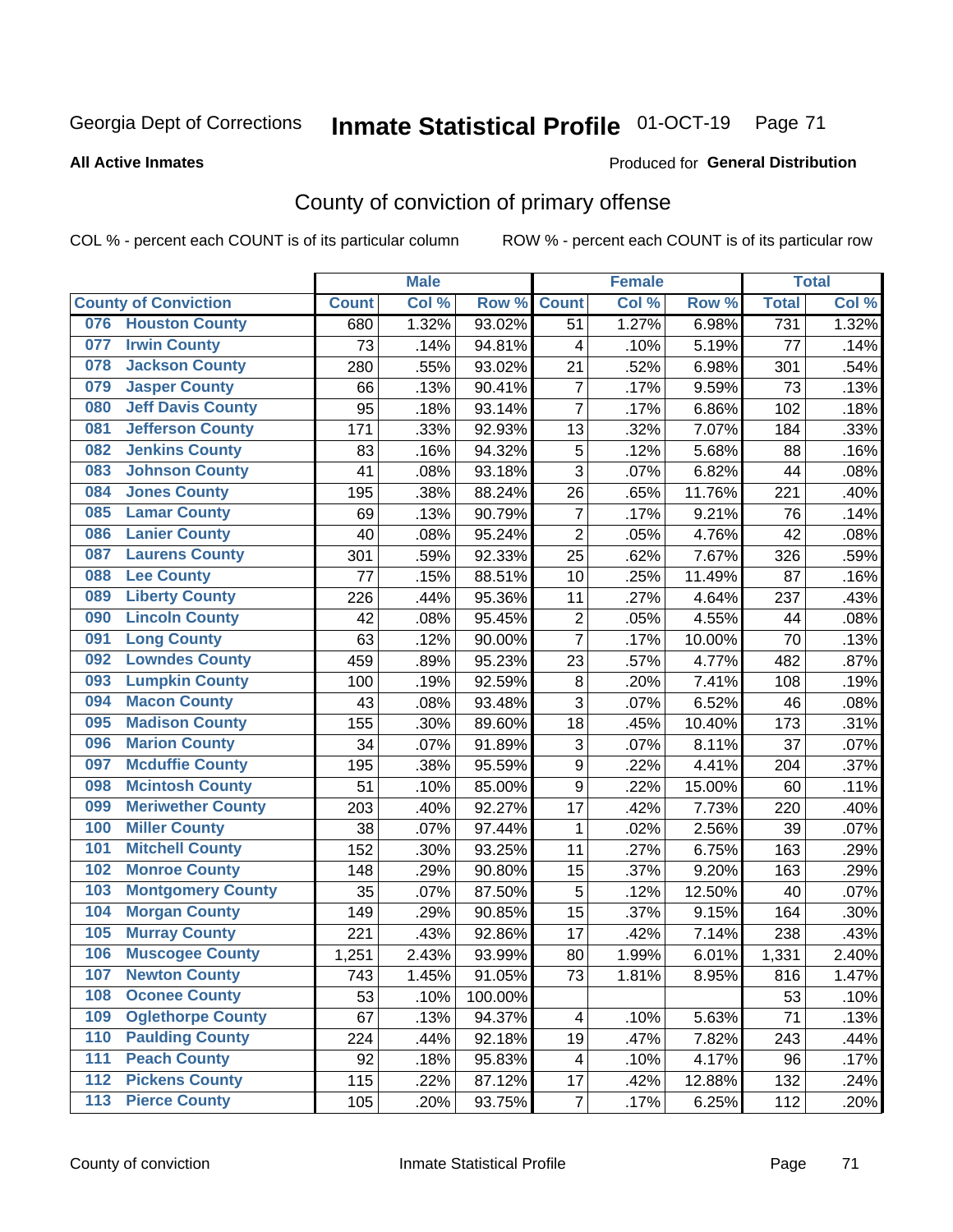Georgia Dept of Corrections **Inmate Statistical Profile** 01-OCT-19

**All Active Inmates**

Produced for **General Distribution**

## County of conviction of primary offense

COL % - percent each COUNT is of its particular column ROW % - percent each COUNT is of its particular row

| County of Conviction | Male | | | Female | | | Total | |
|---|---|---|---|---|---|---|---|---|
| | Count | Col % | Row % | Count | Col % | Row % | Total | Col % |
| 076 Houston County | 680 | 1.32% | 93.02% | 51 | 1.27% | 6.98% | 731 | 1.32% |
| 077 Irwin County | 73 | .14% | 94.81% | 4 | .10% | 5.19% | 77 | .14% |
| 078 Jackson County | 280 | .55% | 93.02% | 21 | .52% | 6.98% | 301 | .54% |
| 079 Jasper County | 66 | .13% | 90.41% | 7 | .17% | 9.59% | 73 | .13% |
| 080 Jeff Davis County | 95 | .18% | 93.14% | 7 | .17% | 6.86% | 102 | .18% |
| 081 Jefferson County | 171 | .33% | 92.93% | 13 | .32% | 7.07% | 184 | .33% |
| 082 Jenkins County | 83 | .16% | 94.32% | 5 | .12% | 5.68% | 88 | .16% |
| 083 Johnson County | 41 | .08% | 93.18% | 3 | .07% | 6.82% | 44 | .08% |
| 084 Jones County | 195 | .38% | 88.24% | 26 | .65% | 11.76% | 221 | .40% |
| 085 Lamar County | 69 | .13% | 90.79% | 7 | .17% | 9.21% | 76 | .14% |
| 086 Lanier County | 40 | .08% | 95.24% | 2 | .05% | 4.76% | 42 | .08% |
| 087 Laurens County | 301 | .59% | 92.33% | 25 | .62% | 7.67% | 326 | .59% |
| 088 Lee County | 77 | .15% | 88.51% | 10 | .25% | 11.49% | 87 | .16% |
| 089 Liberty County | 226 | .44% | 95.36% | 11 | .27% | 4.64% | 237 | .43% |
| 090 Lincoln County | 42 | .08% | 95.45% | 2 | .05% | 4.55% | 44 | .08% |
| 091 Long County | 63 | .12% | 90.00% | 7 | .17% | 10.00% | 70 | .13% |
| 092 Lowndes County | 459 | .89% | 95.23% | 23 | .57% | 4.77% | 482 | .87% |
| 093 Lumpkin County | 100 | .19% | 92.59% | 8 | .20% | 7.41% | 108 | .19% |
| 094 Macon County | 43 | .08% | 93.48% | 3 | .07% | 6.52% | 46 | .08% |
| 095 Madison County | 155 | .30% | 89.60% | 18 | .45% | 10.40% | 173 | .31% |
| 096 Marion County | 34 | .07% | 91.89% | 3 | .07% | 8.11% | 37 | .07% |
| 097 Mcduffie County | 195 | .38% | 95.59% | 9 | .22% | 4.41% | 204 | .37% |
| 098 Mcintosh County | 51 | .10% | 85.00% | 9 | .22% | 15.00% | 60 | .11% |
| 099 Meriwether County | 203 | .40% | 92.27% | 17 | .42% | 7.73% | 220 | .40% |
| 100 Miller County | 38 | .07% | 97.44% | 1 | .02% | 2.56% | 39 | .07% |
| 101 Mitchell County | 152 | .30% | 93.25% | 11 | .27% | 6.75% | 163 | .29% |
| 102 Monroe County | 148 | .29% | 90.80% | 15 | .37% | 9.20% | 163 | .29% |
| 103 Montgomery County | 35 | .07% | 87.50% | 5 | .12% | 12.50% | 40 | .07% |
| 104 Morgan County | 149 | .29% | 90.85% | 15 | .37% | 9.15% | 164 | .30% |
| 105 Murray County | 221 | .43% | 92.86% | 17 | .42% | 7.14% | 238 | .43% |
| 106 Muscogee County | 1,251 | 2.43% | 93.99% | 80 | 1.99% | 6.01% | 1,331 | 2.40% |
| 107 Newton County | 743 | 1.45% | 91.05% | 73 | 1.81% | 8.95% | 816 | 1.47% |
| 108 Oconee County | 53 | .10% | 100.00% | | | | 53 | .10% |
| 109 Oglethorpe County | 67 | .13% | 94.37% | 4 | .10% | 5.63% | 71 | .13% |
| 110 Paulding County | 224 | .44% | 92.18% | 19 | .47% | 7.82% | 243 | .44% |
| 111 Peach County | 92 | .18% | 95.83% | 4 | .10% | 4.17% | 96 | .17% |
| 112 Pickens County | 115 | .22% | 87.12% | 17 | .42% | 12.88% | 132 | .24% |
| 113 Pierce County | 105 | .20% | 93.75% | 7 | .17% | 6.25% | 112 | .20% |

County of conviction Inmate Statistical Profile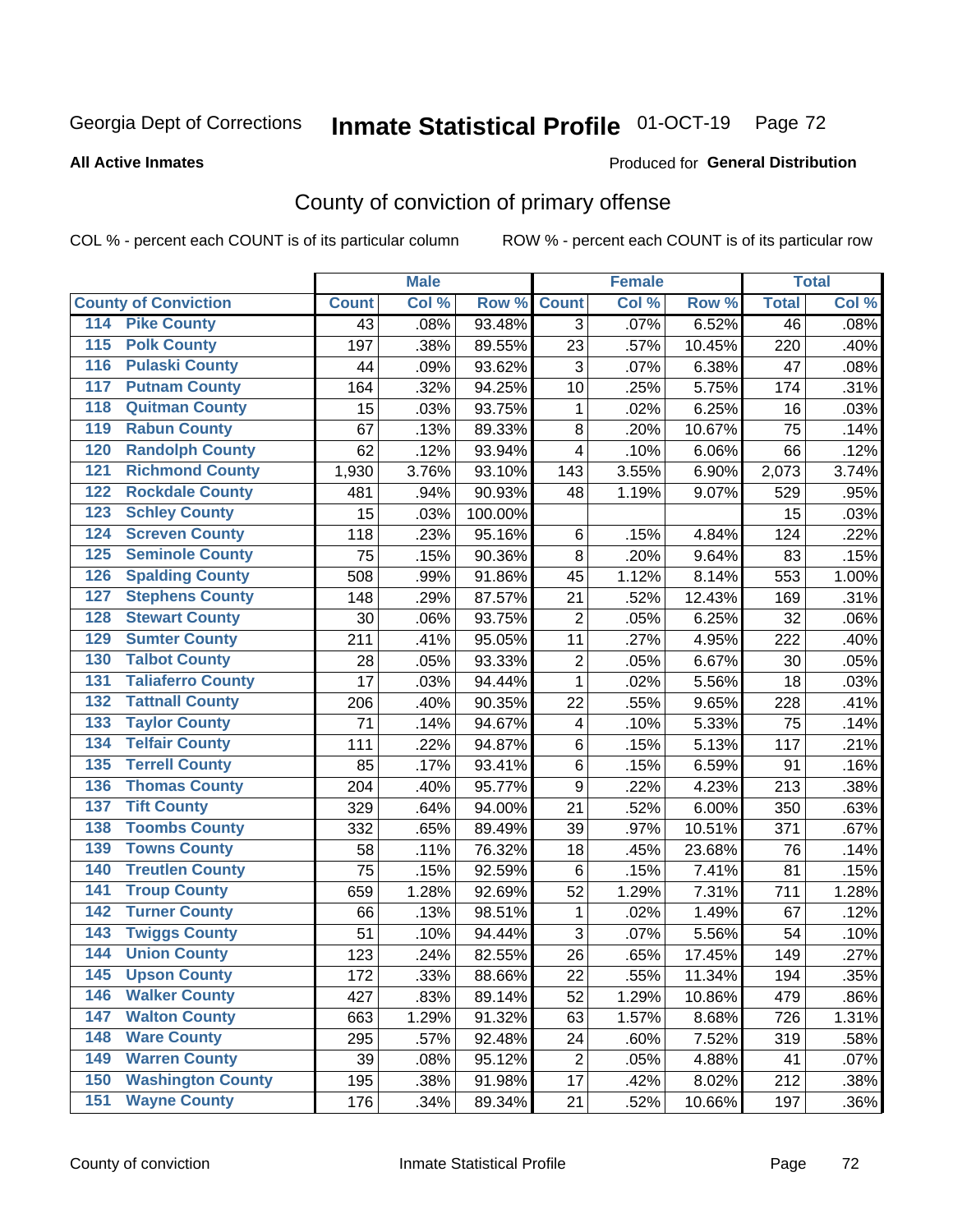Georgia Dept of Corrections **Inmate Statistical Profile** 01-OCT-19

**All Active Inmates**

Produced for **General Distribution**

## County of conviction of primary offense

COL % - percent each COUNT is of its particular column ROW % - percent each COUNT is of its particular row

| County of Conviction | Male | | | Female | | | Total | |
|---|---|---|---|---|---|---|---|---|
| | Count | Col % | Row % | Count | Col % | Row % | Total | Col % |
| 114 Pike County | 43 | .08% | 93.48% | 3 | .07% | 6.52% | 46 | .08% |
| 115 Polk County | 197 | .38% | 89.55% | 23 | .57% | 10.45% | 220 | .40% |
| 116 Pulaski County | 44 | .09% | 93.62% | 3 | .07% | 6.38% | 47 | .08% |
| 117 Putnam County | 164 | .32% | 94.25% | 10 | .25% | 5.75% | 174 | .31% |
| 118 Quitman County | 15 | .03% | 93.75% | 1 | .02% | 6.25% | 16 | .03% |
| 119 Rabun County | 67 | .13% | 89.33% | 8 | .20% | 10.67% | 75 | .14% |
| 120 Randolph County | 62 | .12% | 93.94% | 4 | .10% | 6.06% | 66 | .12% |
| 121 Richmond County | 1,930 | 3.76% | 93.10% | 143 | 3.55% | 6.90% | 2,073 | 3.74% |
| 122 Rockdale County | 481 | .94% | 90.93% | 48 | 1.19% | 9.07% | 529 | .95% |
| 123 Schley County | 15 | .03% | 100.00% | | | | 15 | .03% |
| 124 Screven County | 118 | .23% | 95.16% | 6 | .15% | 4.84% | 124 | .22% |
| 125 Seminole County | 75 | .15% | 90.36% | 8 | .20% | 9.64% | 83 | .15% |
| 126 Spalding County | 508 | .99% | 91.86% | 45 | 1.12% | 8.14% | 553 | 1.00% |
| 127 Stephens County | 148 | .29% | 87.57% | 21 | .52% | 12.43% | 169 | .31% |
| 128 Stewart County | 30 | .06% | 93.75% | 2 | .05% | 6.25% | 32 | .06% |
| 129 Sumter County | 211 | .41% | 95.05% | 11 | .27% | 4.95% | 222 | .40% |
| 130 Talbot County | 28 | .05% | 93.33% | 2 | .05% | 6.67% | 30 | .05% |
| 131 Taliaferro County | 17 | .03% | 94.44% | 1 | .02% | 5.56% | 18 | .03% |
| 132 Tattnall County | 206 | .40% | 90.35% | 22 | .55% | 9.65% | 228 | .41% |
| 133 Taylor County | 71 | .14% | 94.67% | 4 | .10% | 5.33% | 75 | .14% |
| 134 Telfair County | 111 | .22% | 94.87% | 6 | .15% | 5.13% | 117 | .21% |
| 135 Terrell County | 85 | .17% | 93.41% | 6 | .15% | 6.59% | 91 | .16% |
| 136 Thomas County | 204 | .40% | 95.77% | 9 | .22% | 4.23% | 213 | .38% |
| 137 Tift County | 329 | .64% | 94.00% | 21 | .52% | 6.00% | 350 | .63% |
| 138 Toombs County | 332 | .65% | 89.49% | 39 | .97% | 10.51% | 371 | .67% |
| 139 Towns County | 58 | .11% | 76.32% | 18 | .45% | 23.68% | 76 | .14% |
| 140 Treutlen County | 75 | .15% | 92.59% | 6 | .15% | 7.41% | 81 | .15% |
| 141 Troup County | 659 | 1.28% | 92.69% | 52 | 1.29% | 7.31% | 711 | 1.28% |
| 142 Turner County | 66 | .13% | 98.51% | 1 | .02% | 1.49% | 67 | .12% |
| 143 Twiggs County | 51 | .10% | 94.44% | 3 | .07% | 5.56% | 54 | .10% |
| 144 Union County | 123 | .24% | 82.55% | 26 | .65% | 17.45% | 149 | .27% |
| 145 Upson County | 172 | .33% | 88.66% | 22 | .55% | 11.34% | 194 | .35% |
| 146 Walker County | 427 | .83% | 89.14% | 52 | 1.29% | 10.86% | 479 | .86% |
| 147 Walton County | 663 | 1.29% | 91.32% | 63 | 1.57% | 8.68% | 726 | 1.31% |
| 148 Ware County | 295 | .57% | 92.48% | 24 | .60% | 7.52% | 319 | .58% |
| 149 Warren County | 39 | .08% | 95.12% | 2 | .05% | 4.88% | 41 | .07% |
| 150 Washington County | 195 | .38% | 91.98% | 17 | .42% | 8.02% | 212 | .38% |
| 151 Wayne County | 176 | .34% | 89.34% | 21 | .52% | 10.66% | 197 | .36% |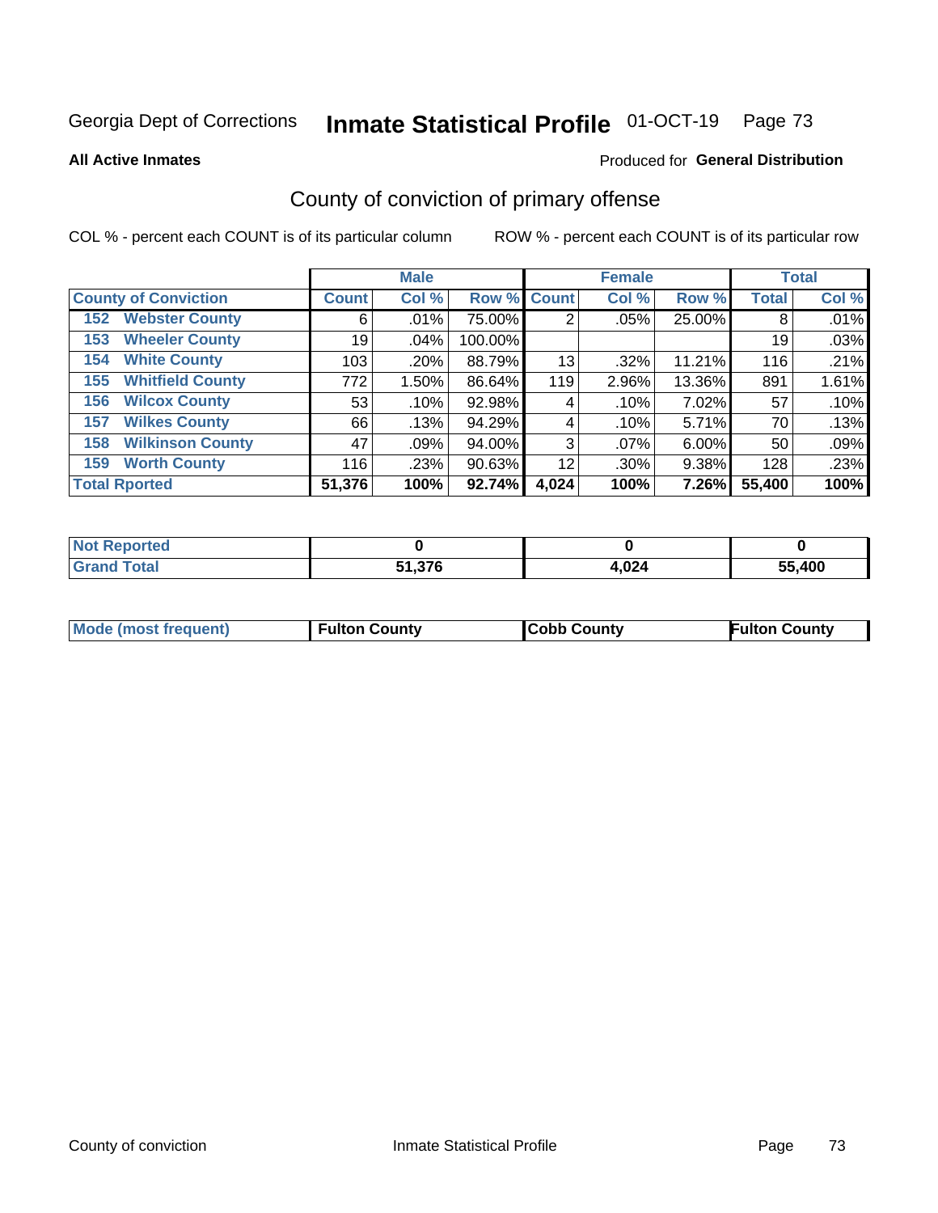Georgia Dept of Corrections **Inmate Statistical Profile** 01-OCT-19

**All Active Inmates**

Produced for **General Distribution**

## County of conviction of primary offense

COL % - percent each COUNT is of its particular column ROW % - percent each COUNT is of its particular row

| | Male | | | Female | | | Total | |
|---|---|---|---|---|---|---|---|---|
| **County of Conviction** | **Count** | **Col %** | **Row %** | **Count** | **Col %** | **Row %** | **Total** | **Col %** |
| 152 Webster County | 6 | .01% | 75.00% | 2 | .05% | 25.00% | 8 | .01% |
| 153 Wheeler County | 19 | .04% | 100.00% | | | | 19 | .03% |
| 154 White County | 103 | .20% | 88.79% | 13 | .32% | 11.21% | 116 | .21% |
| 155 Whitfield County | 772 | 1.50% | 86.64% | 119 | 2.96% | 13.36% | 891 | 1.61% |
| 156 Wilcox County | 53 | .10% | 92.98% | 4 | .10% | 7.02% | 57 | .10% |
| 157 Wilkes County | 66 | .13% | 94.29% | 4 | .10% | 5.71% | 70 | .13% |
| 158 Wilkinson County | 47 | .09% | 94.00% | 3 | .07% | 6.00% | 50 | .09% |
| 159 Worth County | 116 | .23% | 90.63% | 12 | .30% | 9.38% | 128 | .23% |
| **Total Rported** | **51,376** | **100%** | **92.74%** | **4,024** | **100%** | **7.26%** | **55,400** | **100%** |

| | Male | Female | Total |
|---|---|---|---|
| Not Reported | **0** | **0** | **0** |
| Grand Total | **51,376** | **4,024** | **55,400** |

| | Male | Female | Total |
|---|---|---|---|
| Mode (most frequent) | **Fulton County** | **Cobb County** | **Fulton County** |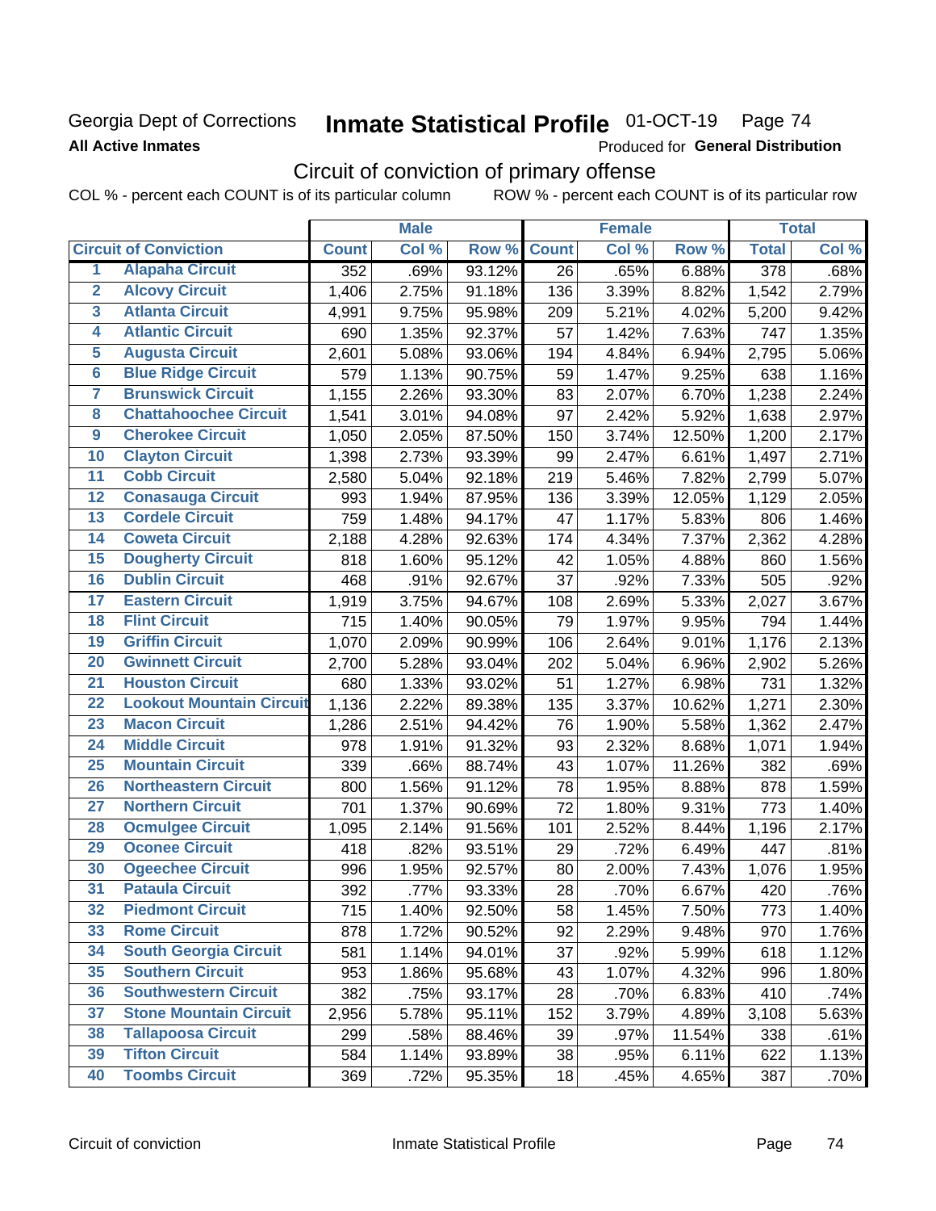Georgia Dept of Corrections **Inmate Statistical Profile** 01-OCT-19

**All Active Inmates** Produced for **General Distribution**

## Circuit of conviction of primary offense

COL % - percent each COUNT is of its particular column    ROW % - percent each COUNT is of its particular row

| Circuit of Conviction | | Male | | | Female | | | Total | |
|---|---|---|---|---|---|---|---|---|---|
| | | Count | Col % | Row % | Count | Col % | Row % | Total | Col % |
| 1 | Alapaha Circuit | 352 | .69% | 93.12% | 26 | .65% | 6.88% | 378 | .68% |
| 2 | Alcovy Circuit | 1,406 | 2.75% | 91.18% | 136 | 3.39% | 8.82% | 1,542 | 2.79% |
| 3 | Atlanta Circuit | 4,991 | 9.75% | 95.98% | 209 | 5.21% | 4.02% | 5,200 | 9.42% |
| 4 | Atlantic Circuit | 690 | 1.35% | 92.37% | 57 | 1.42% | 7.63% | 747 | 1.35% |
| 5 | Augusta Circuit | 2,601 | 5.08% | 93.06% | 194 | 4.84% | 6.94% | 2,795 | 5.06% |
| 6 | Blue Ridge Circuit | 579 | 1.13% | 90.75% | 59 | 1.47% | 9.25% | 638 | 1.16% |
| 7 | Brunswick Circuit | 1,155 | 2.26% | 93.30% | 83 | 2.07% | 6.70% | 1,238 | 2.24% |
| 8 | Chattahoochee Circuit | 1,541 | 3.01% | 94.08% | 97 | 2.42% | 5.92% | 1,638 | 2.97% |
| 9 | Cherokee Circuit | 1,050 | 2.05% | 87.50% | 150 | 3.74% | 12.50% | 1,200 | 2.17% |
| 10 | Clayton Circuit | 1,398 | 2.73% | 93.39% | 99 | 2.47% | 6.61% | 1,497 | 2.71% |
| 11 | Cobb Circuit | 2,580 | 5.04% | 92.18% | 219 | 5.46% | 7.82% | 2,799 | 5.07% |
| 12 | Conasauga Circuit | 993 | 1.94% | 87.95% | 136 | 3.39% | 12.05% | 1,129 | 2.05% |
| 13 | Cordele Circuit | 759 | 1.48% | 94.17% | 47 | 1.17% | 5.83% | 806 | 1.46% |
| 14 | Coweta Circuit | 2,188 | 4.28% | 92.63% | 174 | 4.34% | 7.37% | 2,362 | 4.28% |
| 15 | Dougherty Circuit | 818 | 1.60% | 95.12% | 42 | 1.05% | 4.88% | 860 | 1.56% |
| 16 | Dublin Circuit | 468 | .91% | 92.67% | 37 | .92% | 7.33% | 505 | .92% |
| 17 | Eastern Circuit | 1,919 | 3.75% | 94.67% | 108 | 2.69% | 5.33% | 2,027 | 3.67% |
| 18 | Flint Circuit | 715 | 1.40% | 90.05% | 79 | 1.97% | 9.95% | 794 | 1.44% |
| 19 | Griffin Circuit | 1,070 | 2.09% | 90.99% | 106 | 2.64% | 9.01% | 1,176 | 2.13% |
| 20 | Gwinnett Circuit | 2,700 | 5.28% | 93.04% | 202 | 5.04% | 6.96% | 2,902 | 5.26% |
| 21 | Houston Circuit | 680 | 1.33% | 93.02% | 51 | 1.27% | 6.98% | 731 | 1.32% |
| 22 | Lookout Mountain Circuit | 1,136 | 2.22% | 89.38% | 135 | 3.37% | 10.62% | 1,271 | 2.30% |
| 23 | Macon Circuit | 1,286 | 2.51% | 94.42% | 76 | 1.90% | 5.58% | 1,362 | 2.47% |
| 24 | Middle Circuit | 978 | 1.91% | 91.32% | 93 | 2.32% | 8.68% | 1,071 | 1.94% |
| 25 | Mountain Circuit | 339 | .66% | 88.74% | 43 | 1.07% | 11.26% | 382 | .69% |
| 26 | Northeastern Circuit | 800 | 1.56% | 91.12% | 78 | 1.95% | 8.88% | 878 | 1.59% |
| 27 | Northern Circuit | 701 | 1.37% | 90.69% | 72 | 1.80% | 9.31% | 773 | 1.40% |
| 28 | Ocmulgee Circuit | 1,095 | 2.14% | 91.56% | 101 | 2.52% | 8.44% | 1,196 | 2.17% |
| 29 | Oconee Circuit | 418 | .82% | 93.51% | 29 | .72% | 6.49% | 447 | .81% |
| 30 | Ogeechee Circuit | 996 | 1.95% | 92.57% | 80 | 2.00% | 7.43% | 1,076 | 1.95% |
| 31 | Pataula Circuit | 392 | .77% | 93.33% | 28 | .70% | 6.67% | 420 | .76% |
| 32 | Piedmont Circuit | 715 | 1.40% | 92.50% | 58 | 1.45% | 7.50% | 773 | 1.40% |
| 33 | Rome Circuit | 878 | 1.72% | 90.52% | 92 | 2.29% | 9.48% | 970 | 1.76% |
| 34 | South Georgia Circuit | 581 | 1.14% | 94.01% | 37 | .92% | 5.99% | 618 | 1.12% |
| 35 | Southern Circuit | 953 | 1.86% | 95.68% | 43 | 1.07% | 4.32% | 996 | 1.80% |
| 36 | Southwestern Circuit | 382 | .75% | 93.17% | 28 | .70% | 6.83% | 410 | .74% |
| 37 | Stone Mountain Circuit | 2,956 | 5.78% | 95.11% | 152 | 3.79% | 4.89% | 3,108 | 5.63% |
| 38 | Tallapoosa Circuit | 299 | .58% | 88.46% | 39 | .97% | 11.54% | 338 | .61% |
| 39 | Tifton Circuit | 584 | 1.14% | 93.89% | 38 | .95% | 6.11% | 622 | 1.13% |
| 40 | Toombs Circuit | 369 | .72% | 95.35% | 18 | .45% | 4.65% | 387 | .70% |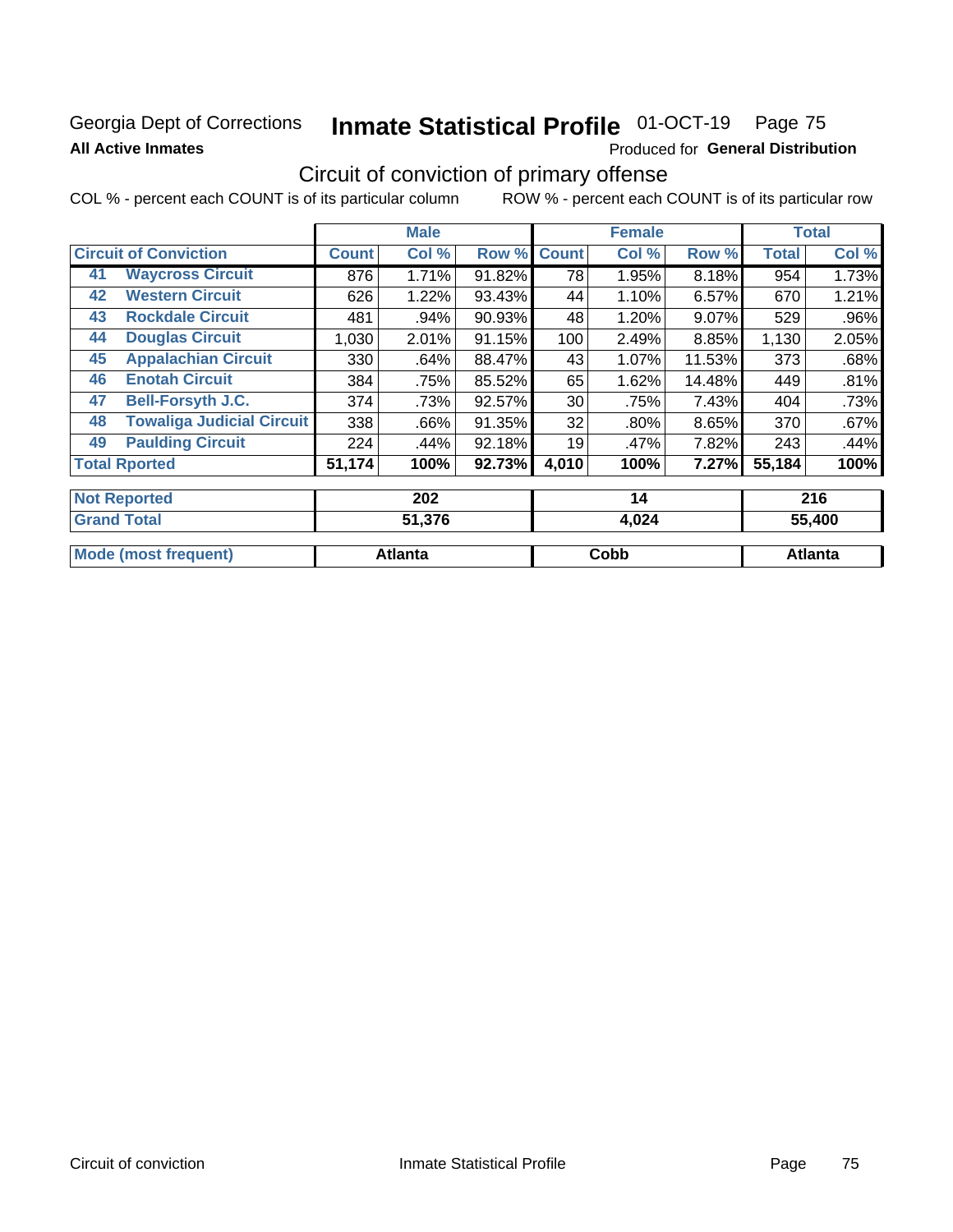Georgia Dept of Corrections **Inmate Statistical Profile** 01-OCT-19 Page 75

**All Active Inmates** Produced for **General Distribution**

## Circuit of conviction of primary offense

COL % - percent each COUNT is of its particular column ROW % - percent each COUNT is of its particular row

| Circuit of Conviction | | Male | | | Female | | | Total | |
|---|---|---|---|---|---|---|---|---|---|
| | | Count | Col % | Row % | Count | Col % | Row % | Total | Col % |
| 41 | Waycross Circuit | 876 | 1.71% | 91.82% | 78 | 1.95% | 8.18% | 954 | 1.73% |
| 42 | Western Circuit | 626 | 1.22% | 93.43% | 44 | 1.10% | 6.57% | 670 | 1.21% |
| 43 | Rockdale Circuit | 481 | .94% | 90.93% | 48 | 1.20% | 9.07% | 529 | .96% |
| 44 | Douglas Circuit | 1,030 | 2.01% | 91.15% | 100 | 2.49% | 8.85% | 1,130 | 2.05% |
| 45 | Appalachian Circuit | 330 | .64% | 88.47% | 43 | 1.07% | 11.53% | 373 | .68% |
| 46 | Enotah Circuit | 384 | .75% | 85.52% | 65 | 1.62% | 14.48% | 449 | .81% |
| 47 | Bell-Forsyth J.C. | 374 | .73% | 92.57% | 30 | .75% | 7.43% | 404 | .73% |
| 48 | Towaliga Judicial Circuit | 338 | .66% | 91.35% | 32 | .80% | 8.65% | 370 | .67% |
| 49 | Paulding Circuit | 224 | .44% | 92.18% | 19 | .47% | 7.82% | 243 | .44% |
| Total Rported | | 51,174 | 100% | 92.73% | 4,010 | 100% | 7.27% | 55,184 | 100% |

| | Male | Female | Total |
|---|---|---|---|
| Not Reported | 202 | 14 | 216 |
| Grand Total | 51,376 | 4,024 | 55,400 |
| Mode (most frequent) | Atlanta | Cobb | Atlanta |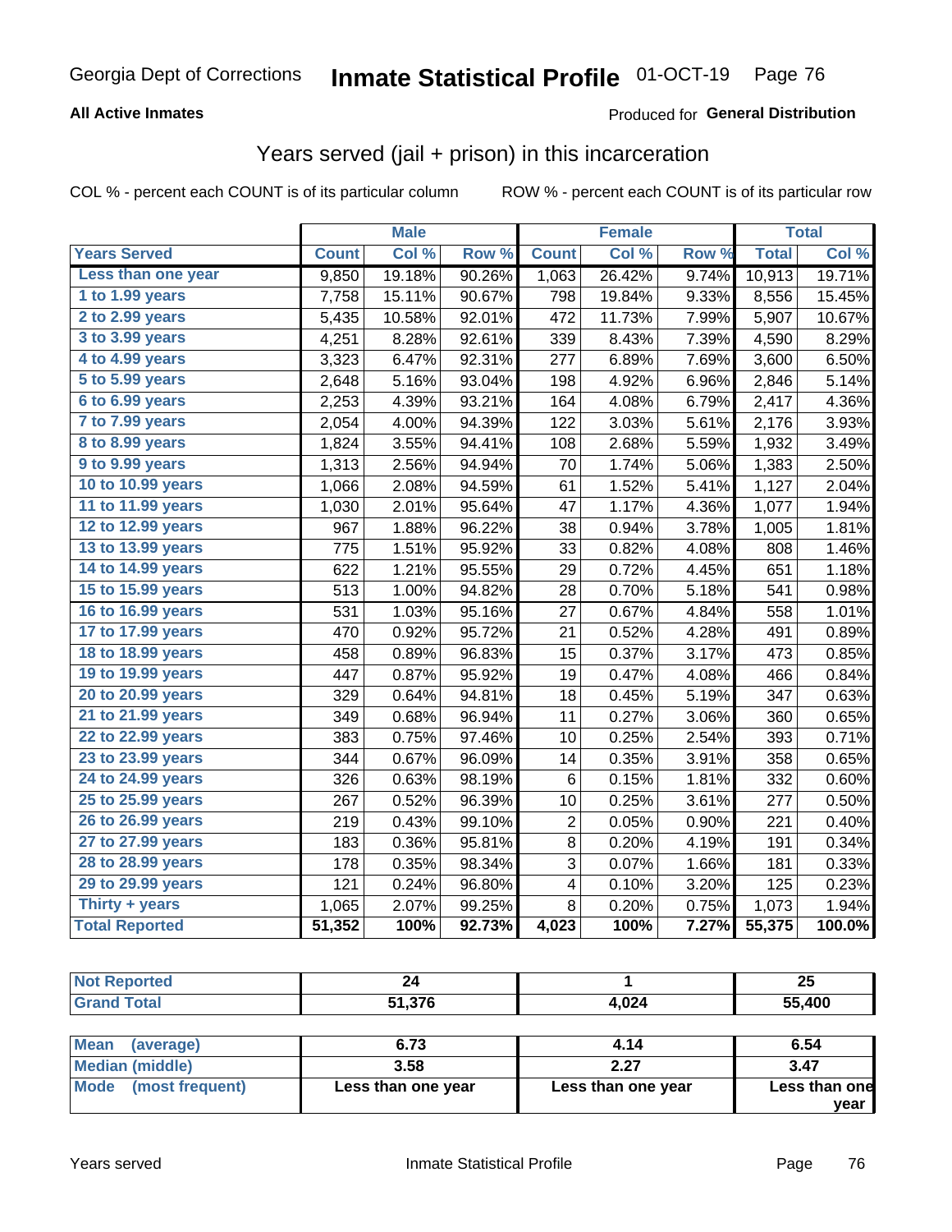Georgia Dept of Corrections **Inmate Statistical Profile** 01-OCT-19

**All Active Inmates**

Produced for **General Distribution**

## Years served (jail + prison) in this incarceration

COL % - percent each COUNT is of its particular column

ROW % - percent each COUNT is of its particular row

| | Male | | | Female | | | Total | |
|---|---|---|---|---|---|---|---|---|
| **Years Served** | **Count** | **Col %** | **Row %** | **Count** | **Col %** | **Row %** | **Total** | **Col %** |
| Less than one year | 9,850 | 19.18% | 90.26% | 1,063 | 26.42% | 9.74% | 10,913 | 19.71% |
| 1 to 1.99 years | 7,758 | 15.11% | 90.67% | 798 | 19.84% | 9.33% | 8,556 | 15.45% |
| 2 to 2.99 years | 5,435 | 10.58% | 92.01% | 472 | 11.73% | 7.99% | 5,907 | 10.67% |
| 3 to 3.99 years | 4,251 | 8.28% | 92.61% | 339 | 8.43% | 7.39% | 4,590 | 8.29% |
| 4 to 4.99 years | 3,323 | 6.47% | 92.31% | 277 | 6.89% | 7.69% | 3,600 | 6.50% |
| 5 to 5.99 years | 2,648 | 5.16% | 93.04% | 198 | 4.92% | 6.96% | 2,846 | 5.14% |
| 6 to 6.99 years | 2,253 | 4.39% | 93.21% | 164 | 4.08% | 6.79% | 2,417 | 4.36% |
| 7 to 7.99 years | 2,054 | 4.00% | 94.39% | 122 | 3.03% | 5.61% | 2,176 | 3.93% |
| 8 to 8.99 years | 1,824 | 3.55% | 94.41% | 108 | 2.68% | 5.59% | 1,932 | 3.49% |
| 9 to 9.99 years | 1,313 | 2.56% | 94.94% | 70 | 1.74% | 5.06% | 1,383 | 2.50% |
| 10 to 10.99 years | 1,066 | 2.08% | 94.59% | 61 | 1.52% | 5.41% | 1,127 | 2.04% |
| 11 to 11.99 years | 1,030 | 2.01% | 95.64% | 47 | 1.17% | 4.36% | 1,077 | 1.94% |
| 12 to 12.99 years | 967 | 1.88% | 96.22% | 38 | 0.94% | 3.78% | 1,005 | 1.81% |
| 13 to 13.99 years | 775 | 1.51% | 95.92% | 33 | 0.82% | 4.08% | 808 | 1.46% |
| 14 to 14.99 years | 622 | 1.21% | 95.55% | 29 | 0.72% | 4.45% | 651 | 1.18% |
| 15 to 15.99 years | 513 | 1.00% | 94.82% | 28 | 0.70% | 5.18% | 541 | 0.98% |
| 16 to 16.99 years | 531 | 1.03% | 95.16% | 27 | 0.67% | 4.84% | 558 | 1.01% |
| 17 to 17.99 years | 470 | 0.92% | 95.72% | 21 | 0.52% | 4.28% | 491 | 0.89% |
| 18 to 18.99 years | 458 | 0.89% | 96.83% | 15 | 0.37% | 3.17% | 473 | 0.85% |
| 19 to 19.99 years | 447 | 0.87% | 95.92% | 19 | 0.47% | 4.08% | 466 | 0.84% |
| 20 to 20.99 years | 329 | 0.64% | 94.81% | 18 | 0.45% | 5.19% | 347 | 0.63% |
| 21 to 21.99 years | 349 | 0.68% | 96.94% | 11 | 0.27% | 3.06% | 360 | 0.65% |
| 22 to 22.99 years | 383 | 0.75% | 97.46% | 10 | 0.25% | 2.54% | 393 | 0.71% |
| 23 to 23.99 years | 344 | 0.67% | 96.09% | 14 | 0.35% | 3.91% | 358 | 0.65% |
| 24 to 24.99 years | 326 | 0.63% | 98.19% | 6 | 0.15% | 1.81% | 332 | 0.60% |
| 25 to 25.99 years | 267 | 0.52% | 96.39% | 10 | 0.25% | 3.61% | 277 | 0.50% |
| 26 to 26.99 years | 219 | 0.43% | 99.10% | 2 | 0.05% | 0.90% | 221 | 0.40% |
| 27 to 27.99 years | 183 | 0.36% | 95.81% | 8 | 0.20% | 4.19% | 191 | 0.34% |
| 28 to 28.99 years | 178 | 0.35% | 98.34% | 3 | 0.07% | 1.66% | 181 | 0.33% |
| 29 to 29.99 years | 121 | 0.24% | 96.80% | 4 | 0.10% | 3.20% | 125 | 0.23% |
| Thirty + years | 1,065 | 2.07% | 99.25% | 8 | 0.20% | 0.75% | 1,073 | 1.94% |
| **Total Reported** | **51,352** | **100%** | **92.73%** | **4,023** | **100%** | **7.27%** | **55,375** | **100.0%** |

| | Male | Female | Total |
|---|---|---|---|
| Not Reported | 24 | 1 | 25 |
| Grand Total | 51,376 | 4,024 | 55,400 |

| | Male | Female | Total |
|---|---|---|---|
| Mean (average) | 6.73 | 4.14 | 6.54 |
| Median (middle) | 3.58 | 2.27 | 3.47 |
| Mode (most frequent) | Less than one year | Less than one year | Less than one year |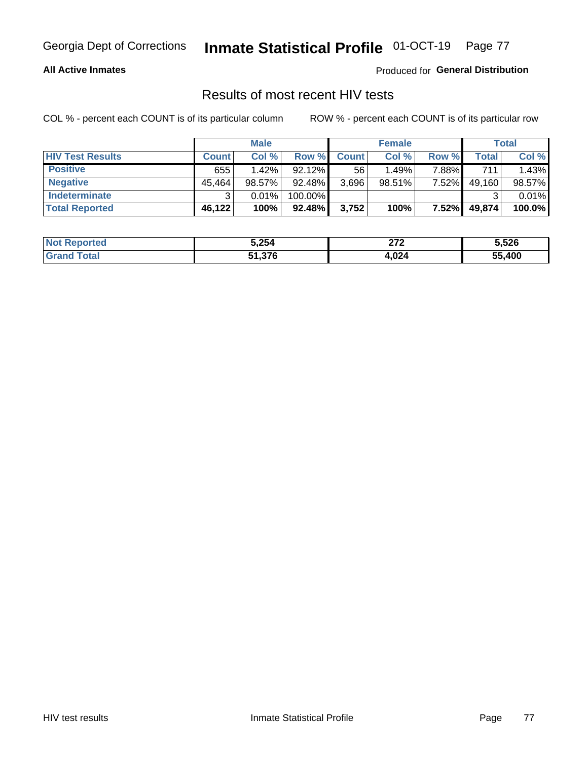## Results of most recent HIV tests

COL % - percent each COUNT is of its particular column ROW % - percent each COUNT is of its particular row

| | Male | | | Female | | | Total | |
|---|---|---|---|---|---|---|---|---|
| **HIV Test Results** | **Count** | **Col %** | **Row %** | **Count** | **Col %** | **Row %** | **Total** | **Col %** |
| **Positive** | 655 | 1.42% | 92.12% | 56 | 1.49% | 7.88% | 711 | 1.43% |
| **Negative** | 45,464 | 98.57% | 92.48% | 3,696 | 98.51% | 7.52% | 49,160 | 98.57% |
| **Indeterminate** | 3 | 0.01% | 100.00% | | | | 3 | 0.01% |
| **Total Reported** | **46,122** | **100%** | **92.48%** | **3,752** | **100%** | **7.52%** | **49,874** | **100.0%** |

| | Male | Female | Total |
|---|---|---|---|
| **Not Reported** | **5,254** | **272** | **5,526** |
| **Grand Total** | **51,376** | **4,024** | **55,400** |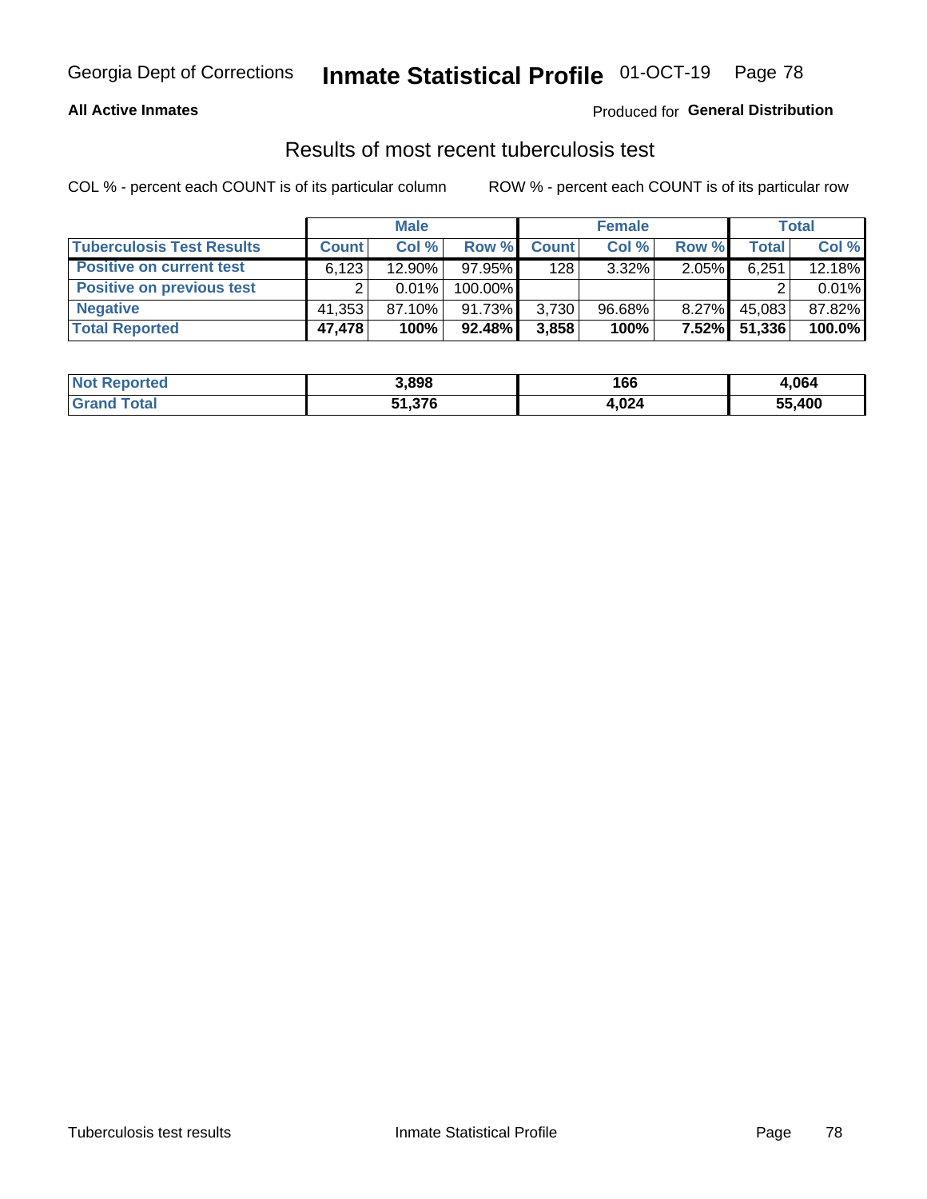Georgia Dept of Corrections **Inmate Statistical Profile** 01-OCT-19

**All Active Inmates**

Produced for **General Distribution**

## Results of most recent tuberculosis test

COL % - percent each COUNT is of its particular column ROW % - percent each COUNT is of its particular row

| | Male | | | Female | | | Total | |
|---|---|---|---|---|---|---|---|---|
| **Tuberculosis Test Results** | **Count** | **Col %** | **Row %** | **Count** | **Col %** | **Row %** | **Total** | **Col %** |
| **Positive on current test** | 6,123 | 12.90% | 97.95% | 128 | 3.32% | 2.05% | 6,251 | 12.18% |
| **Positive on previous test** | 2 | 0.01% | 100.00% | | | | 2 | 0.01% |
| **Negative** | 41,353 | 87.10% | 91.73% | 3,730 | 96.68% | 8.27% | 45,083 | 87.82% |
| **Total Reported** | **47,478** | **100%** | **92.48%** | **3,858** | **100%** | **7.52%** | **51,336** | **100.0%** |

| | Male | Female | Total |
|---|---|---|---|
| **Not Reported** | **3,898** | **166** | **4,064** |
| **Grand Total** | **51,376** | **4,024** | **55,400** |

Tuberculosis test results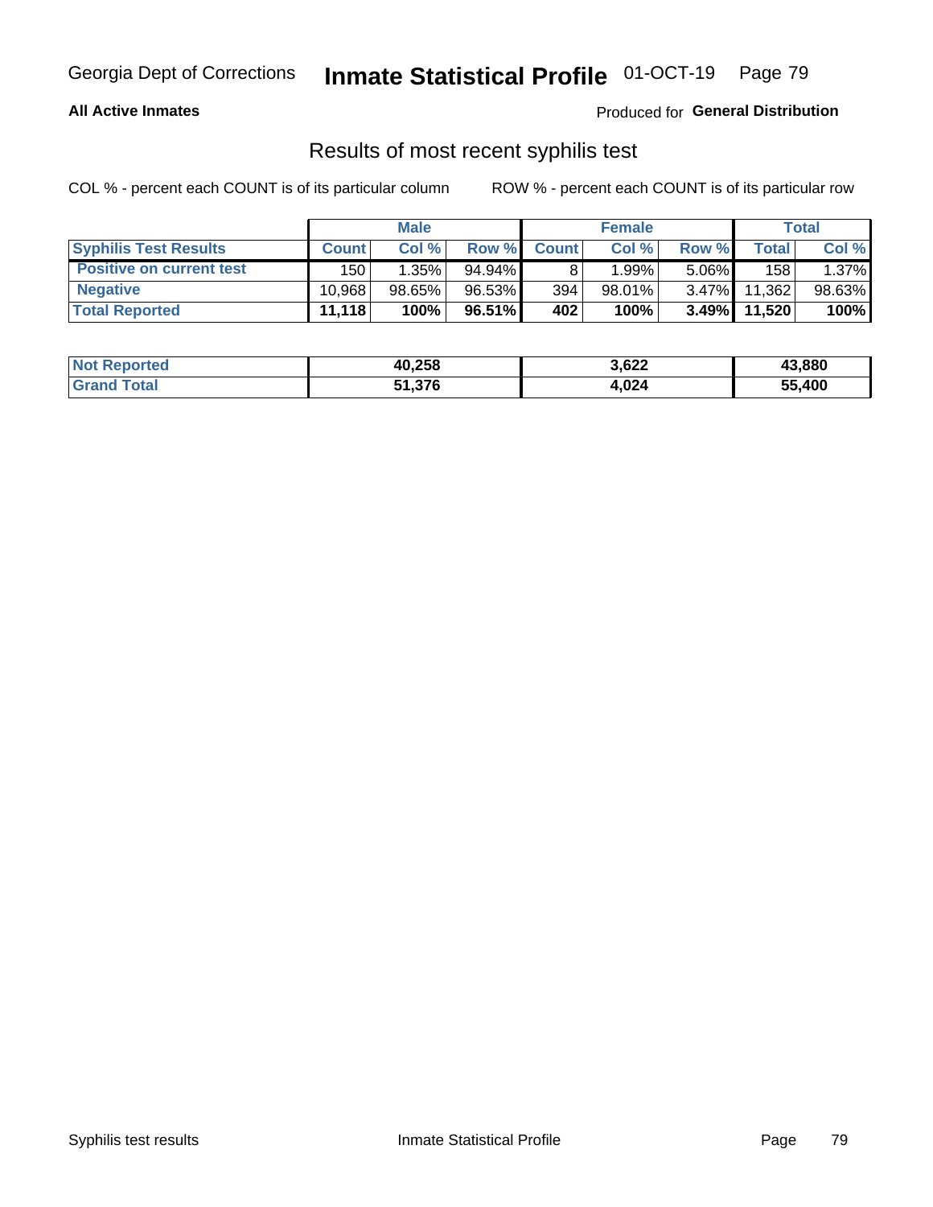Georgia Dept of Corrections **Inmate Statistical Profile** 01-OCT-19

**All Active Inmates**

Produced for **General Distribution**

## Results of most recent syphilis test

COL % - percent each COUNT is of its particular column    ROW % - percent each COUNT is of its particular row

| | Male | | | Female | | | Total | |
|---|---|---|---|---|---|---|---|---|
| **Syphilis Test Results** | **Count** | **Col %** | **Row %** | **Count** | **Col %** | **Row %** | **Total** | **Col %** |
| **Positive on current test** | 150 | 1.35% | 94.94% | 8 | 1.99% | 5.06% | 158 | 1.37% |
| **Negative** | 10,968 | 98.65% | 96.53% | 394 | 98.01% | 3.47% | 11,362 | 98.63% |
| **Total Reported** | **11,118** | **100%** | **96.51%** | **402** | **100%** | **3.49%** | **11,520** | **100%** |

| | Male | Female | Total |
|---|---|---|---|
| **Not Reported** | **40,258** | **3,622** | **43,880** |
| **Grand Total** | **51,376** | **4,024** | **55,400** |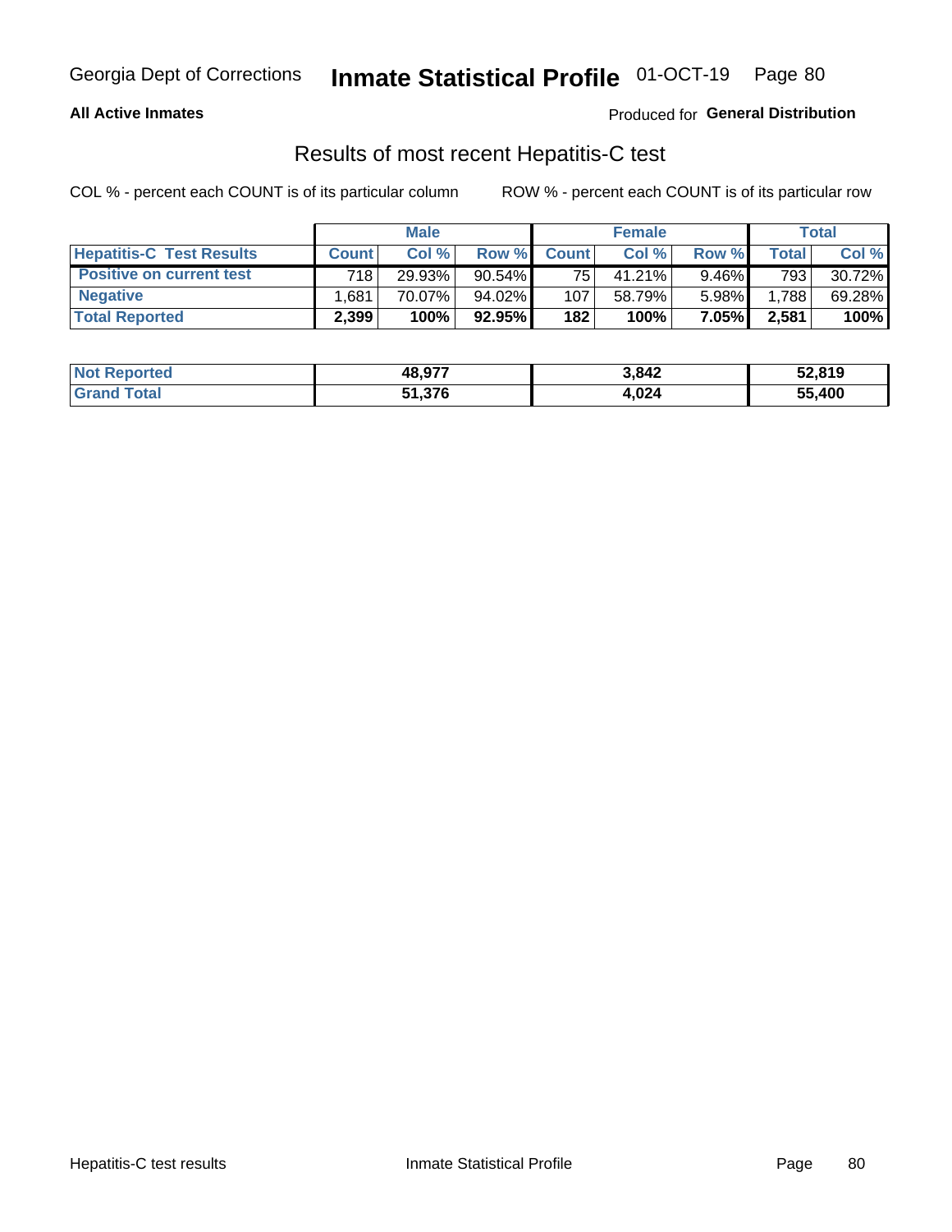**All Active Inmates**

Produced for **General Distribution**

## Results of most recent Hepatitis-C test

COL % - percent each COUNT is of its particular column

ROW % - percent each COUNT is of its particular row

| | Male | | | Female | | | Total | |
|---|---|---|---|---|---|---|---|---|
| **Hepatitis-C Test Results** | **Count** | **Col %** | **Row %** | **Count** | **Col %** | **Row %** | **Total** | **Col %** |
| **Positive on current test** | 718 | 29.93% | 90.54% | 75 | 41.21% | 9.46% | 793 | 30.72% |
| **Negative** | 1,681 | 70.07% | 94.02% | 107 | 58.79% | 5.98% | 1,788 | 69.28% |
| **Total Reported** | **2,399** | **100%** | **92.95%** | **182** | **100%** | **7.05%** | **2,581** | **100%** |

| | Male | Female | Total |
|---|---|---|---|
| **Not Reported** | **48,977** | **3,842** | **52,819** |
| **Grand Total** | **51,376** | **4,024** | **55,400** |